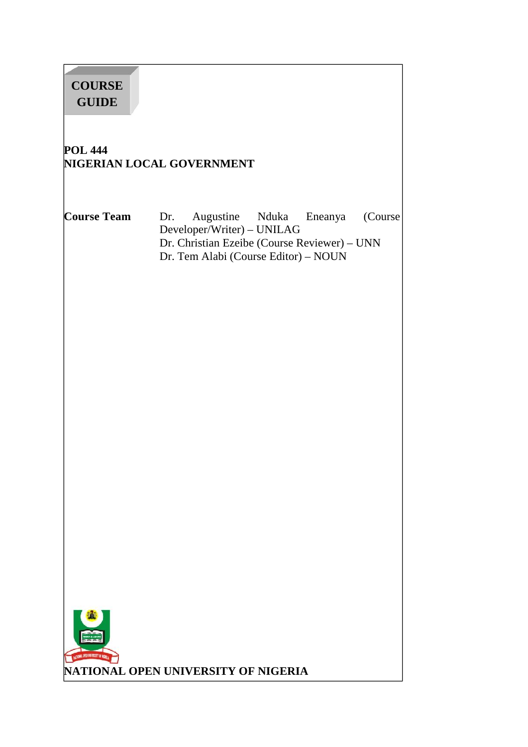**COURSE GUIDE**

**POL 444**
**NIGERIAN LOCAL GOVERNMENT**

**Course Team**
Dr. Augustine Nduka Eneanya (Course Developer/Writer) – UNILAG
Dr. Christian Ezeibe (Course Reviewer) – UNN
Dr. Tem Alabi (Course Editor) – NOUN

**NATIONAL OPEN UNIVERSITY OF NIGERIA**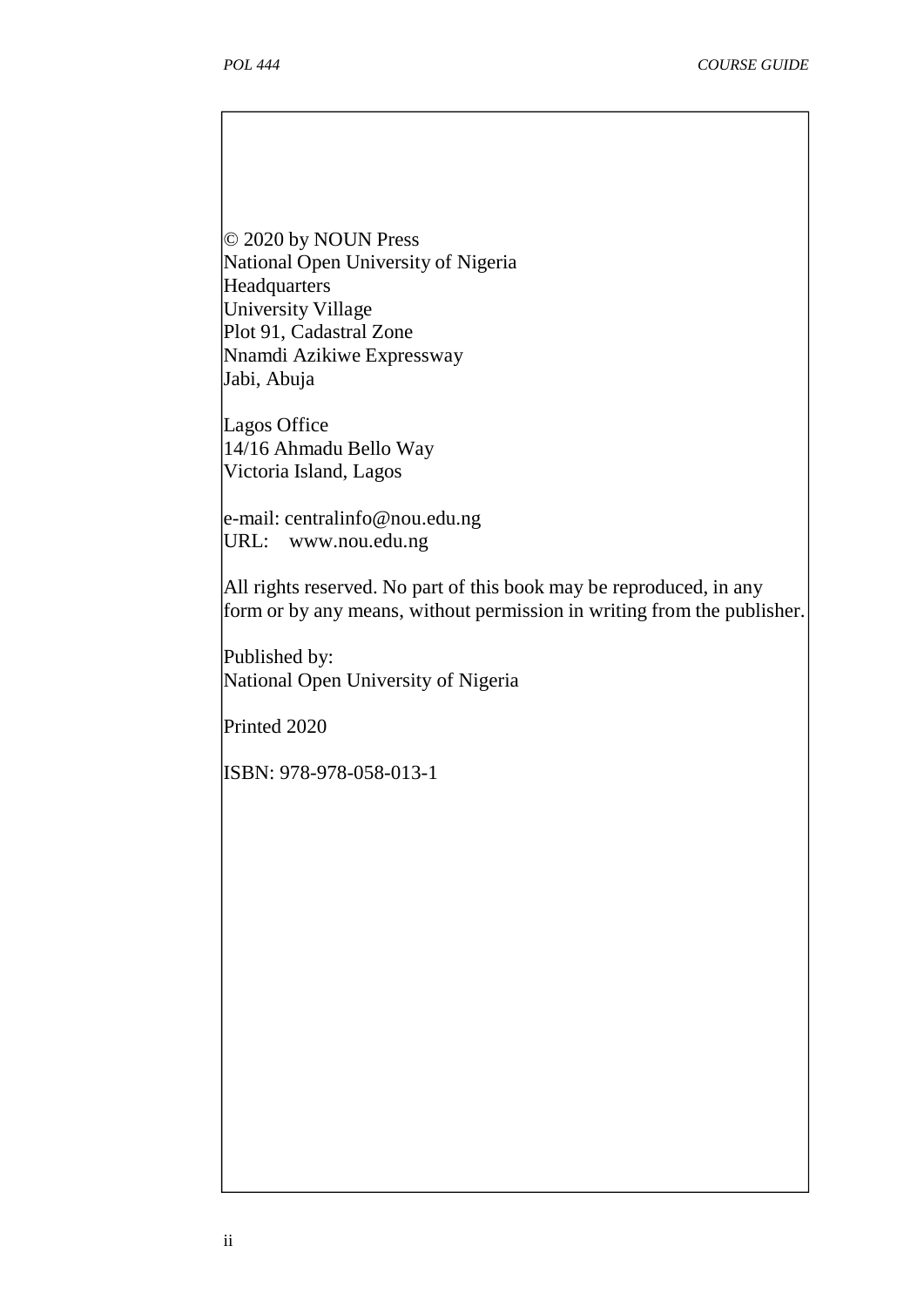© 2020 by NOUN Press
National Open University of Nigeria
Headquarters
University Village
Plot 91, Cadastral Zone
Nnamdi Azikiwe Expressway
Jabi, Abuja

Lagos Office
14/16 Ahmadu Bello Way
Victoria Island, Lagos

e-mail: centralinfo@nou.edu.ng
URL: www.nou.edu.ng

All rights reserved. No part of this book may be reproduced, in any form or by any means, without permission in writing from the publisher.

Published by:
National Open University of Nigeria

Printed 2020

ISBN: 978-978-058-013-1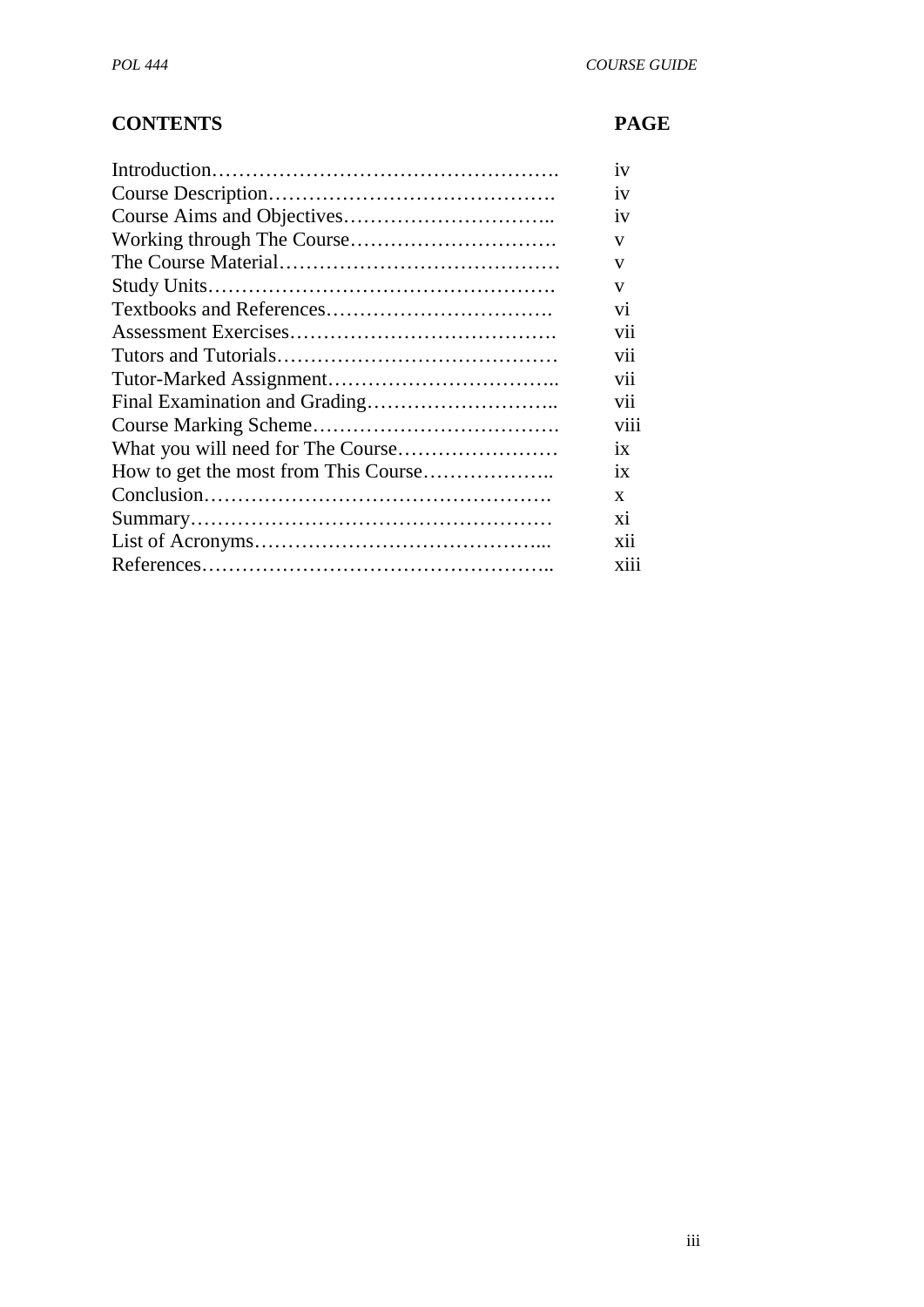| CONTENTS | PAGE |
|---|---|
| Introduction……………………………………………. | iv |
| Course Description……………………………………. | iv |
| Course Aims and Objectives………………………….. | iv |
| Working through The Course…………………………. | v |
| The Course Material…………………………………… | v |
| Study Units……………………………………………. | v |
| Textbooks and References……………………………. | vi |
| Assessment Exercises…………………………………. | vii |
| Tutors and Tutorials…………………………………… | vii |
| Tutor-Marked Assignment…………………………….. | vii |
| Final Examination and Grading……………………….. | vii |
| Course Marking Scheme………………………………. | viii |
| What you will need for The Course…………………… | ix |
| How to get the most from This Course……………….. | ix |
| Conclusion……………………………………………. | x |
| Summary……………………………………………… | xi |
| List of Acronyms……………………………………... | xii |
| References…………………………………………….. | xiii |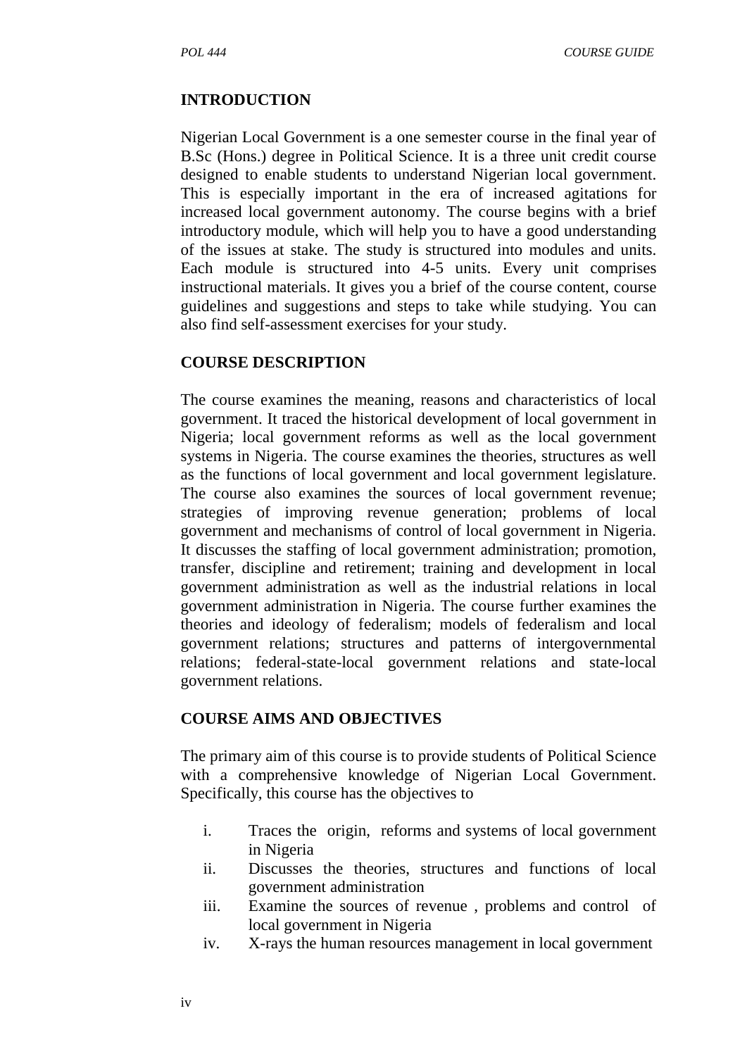## INTRODUCTION

Nigerian Local Government is a one semester course in the final year of B.Sc (Hons.) degree in Political Science. It is a three unit credit course designed to enable students to understand Nigerian local government. This is especially important in the era of increased agitations for increased local government autonomy. The course begins with a brief introductory module, which will help you to have a good understanding of the issues at stake. The study is structured into modules and units. Each module is structured into 4-5 units. Every unit comprises instructional materials. It gives you a brief of the course content, course guidelines and suggestions and steps to take while studying. You can also find self-assessment exercises for your study.

## COURSE DESCRIPTION

The course examines the meaning, reasons and characteristics of local government. It traced the historical development of local government in Nigeria; local government reforms as well as the local government systems in Nigeria. The course examines the theories, structures as well as the functions of local government and local government legislature. The course also examines the sources of local government revenue; strategies of improving revenue generation; problems of local government and mechanisms of control of local government in Nigeria. It discusses the staffing of local government administration; promotion, transfer, discipline and retirement; training and development in local government administration as well as the industrial relations in local government administration in Nigeria. The course further examines the theories and ideology of federalism; models of federalism and local government relations; structures and patterns of intergovernmental relations; federal-state-local government relations and state-local government relations.

## COURSE AIMS AND OBJECTIVES

The primary aim of this course is to provide students of Political Science with a comprehensive knowledge of Nigerian Local Government. Specifically, this course has the objectives to

i. Traces the origin, reforms and systems of local government in Nigeria
ii. Discusses the theories, structures and functions of local government administration
iii. Examine the sources of revenue , problems and control of local government in Nigeria
iv. X-rays the human resources management in local government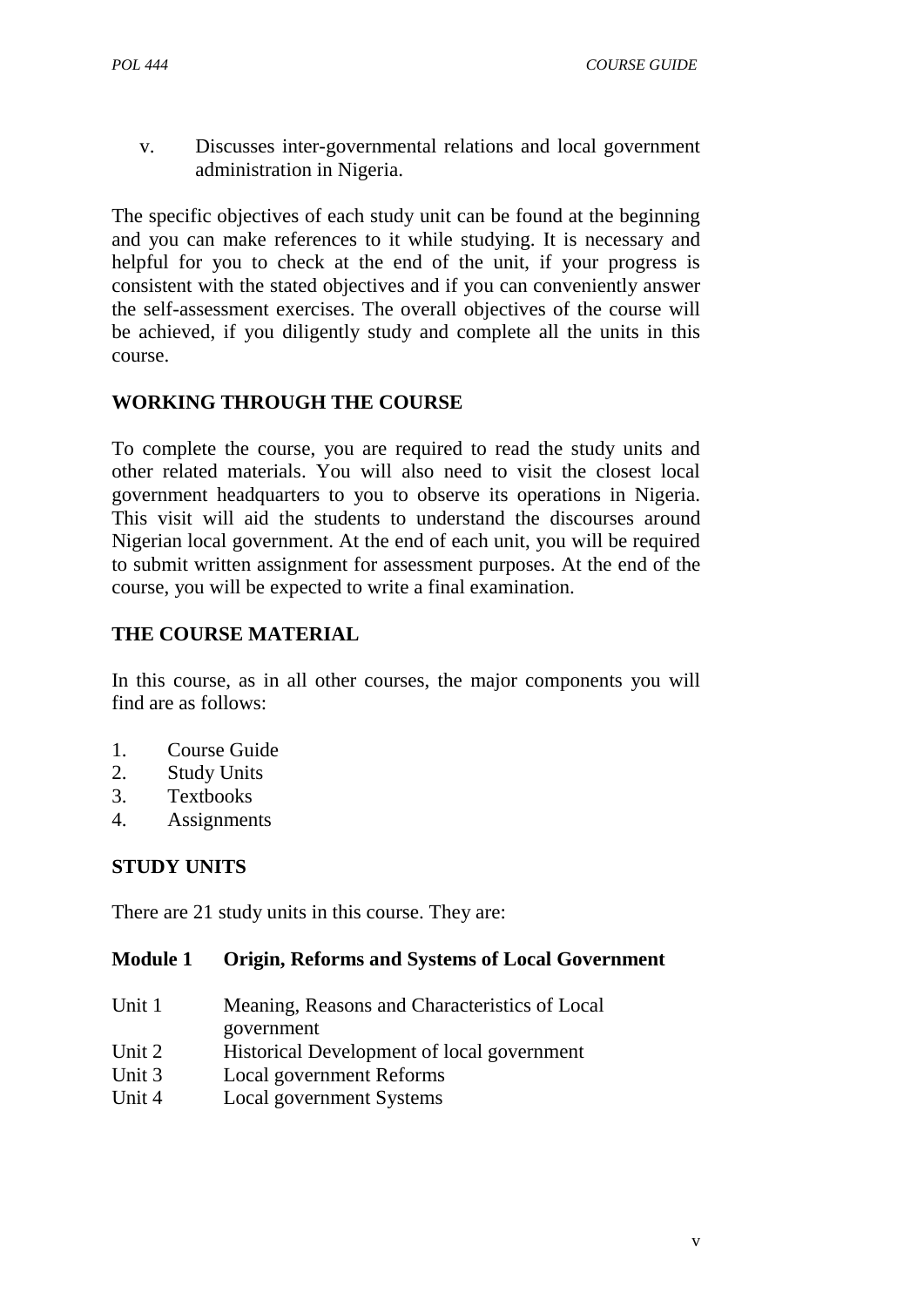v. Discusses inter-governmental relations and local government administration in Nigeria.

The specific objectives of each study unit can be found at the beginning and you can make references to it while studying. It is necessary and helpful for you to check at the end of the unit, if your progress is consistent with the stated objectives and if you can conveniently answer the self-assessment exercises. The overall objectives of the course will be achieved, if you diligently study and complete all the units in this course.

## WORKING THROUGH THE COURSE

To complete the course, you are required to read the study units and other related materials. You will also need to visit the closest local government headquarters to you to observe its operations in Nigeria. This visit will aid the students to understand the discourses around Nigerian local government. At the end of each unit, you will be required to submit written assignment for assessment purposes. At the end of the course, you will be expected to write a final examination.

## THE COURSE MATERIAL

In this course, as in all other courses, the major components you will find are as follows:

1. Course Guide
2. Study Units
3. Textbooks
4. Assignments

## STUDY UNITS

There are 21 study units in this course. They are:

**Module 1 Origin, Reforms and Systems of Local Government**

Unit 1 Meaning, Reasons and Characteristics of Local government
Unit 2 Historical Development of local government
Unit 3 Local government Reforms
Unit 4 Local government Systems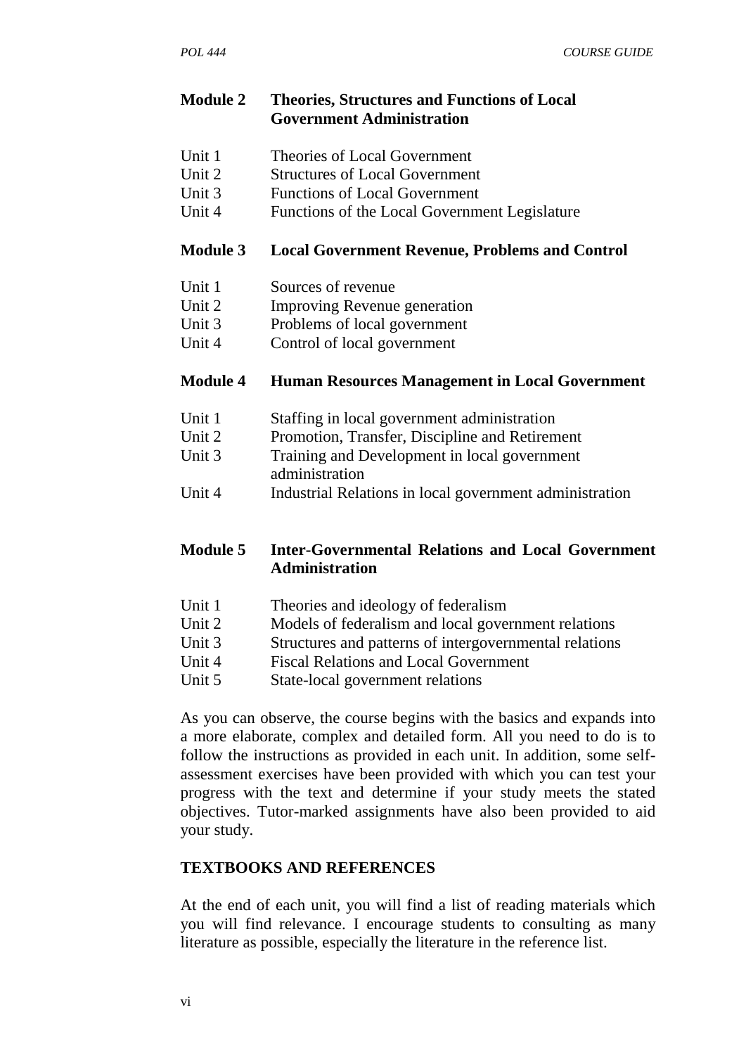**Module 2 Theories, Structures and Functions of Local Government Administration**

Unit 1 Theories of Local Government
Unit 2 Structures of Local Government
Unit 3 Functions of Local Government
Unit 4 Functions of the Local Government Legislature

**Module 3 Local Government Revenue, Problems and Control**

Unit 1 Sources of revenue
Unit 2 Improving Revenue generation
Unit 3 Problems of local government
Unit 4 Control of local government

**Module 4 Human Resources Management in Local Government**

Unit 1 Staffing in local government administration
Unit 2 Promotion, Transfer, Discipline and Retirement
Unit 3 Training and Development in local government administration
Unit 4 Industrial Relations in local government administration

**Module 5 Inter-Governmental Relations and Local Government Administration**

Unit 1 Theories and ideology of federalism
Unit 2 Models of federalism and local government relations
Unit 3 Structures and patterns of intergovernmental relations
Unit 4 Fiscal Relations and Local Government
Unit 5 State-local government relations

As you can observe, the course begins with the basics and expands into a more elaborate, complex and detailed form. All you need to do is to follow the instructions as provided in each unit. In addition, some self-assessment exercises have been provided with which you can test your progress with the text and determine if your study meets the stated objectives. Tutor-marked assignments have also been provided to aid your study.

## TEXTBOOKS AND REFERENCES

At the end of each unit, you will find a list of reading materials which you will find relevance. I encourage students to consulting as many literature as possible, especially the literature in the reference list.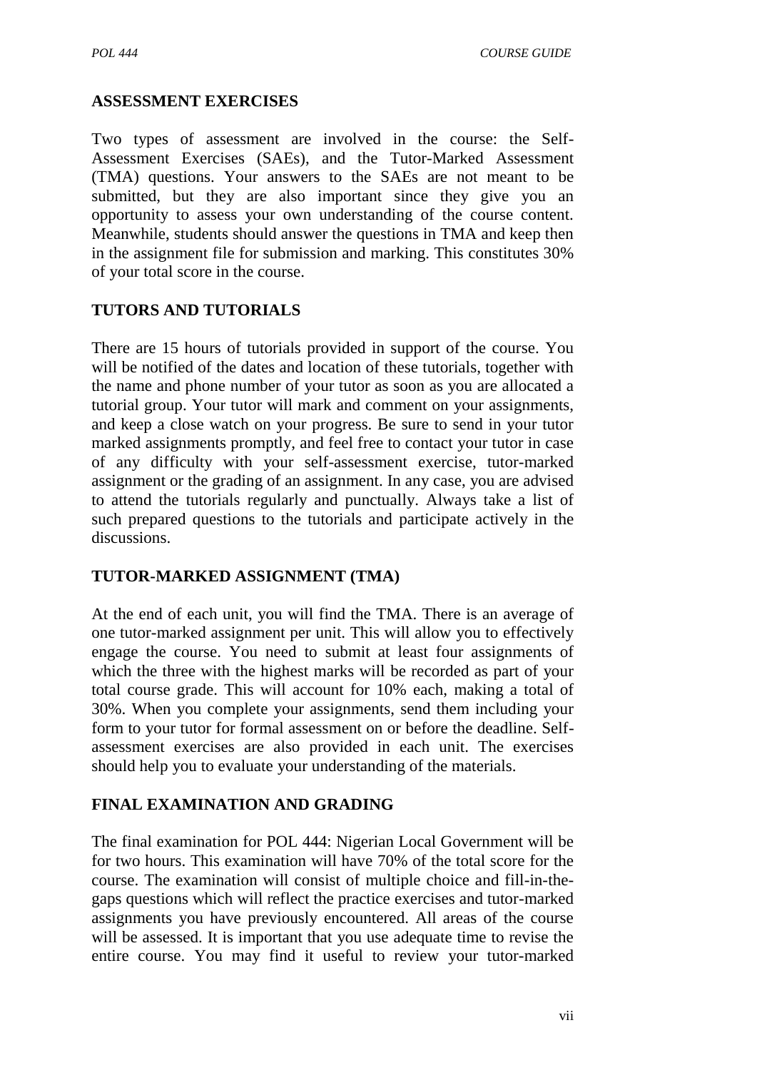## ASSESSMENT EXERCISES

Two types of assessment are involved in the course: the Self-Assessment Exercises (SAEs), and the Tutor-Marked Assessment (TMA) questions. Your answers to the SAEs are not meant to be submitted, but they are also important since they give you an opportunity to assess your own understanding of the course content. Meanwhile, students should answer the questions in TMA and keep then in the assignment file for submission and marking. This constitutes 30% of your total score in the course.

## TUTORS AND TUTORIALS

There are 15 hours of tutorials provided in support of the course. You will be notified of the dates and location of these tutorials, together with the name and phone number of your tutor as soon as you are allocated a tutorial group. Your tutor will mark and comment on your assignments, and keep a close watch on your progress. Be sure to send in your tutor marked assignments promptly, and feel free to contact your tutor in case of any difficulty with your self-assessment exercise, tutor-marked assignment or the grading of an assignment. In any case, you are advised to attend the tutorials regularly and punctually. Always take a list of such prepared questions to the tutorials and participate actively in the discussions.

## TUTOR-MARKED ASSIGNMENT (TMA)

At the end of each unit, you will find the TMA. There is an average of one tutor-marked assignment per unit. This will allow you to effectively engage the course. You need to submit at least four assignments of which the three with the highest marks will be recorded as part of your total course grade. This will account for 10% each, making a total of 30%. When you complete your assignments, send them including your form to your tutor for formal assessment on or before the deadline. Self-assessment exercises are also provided in each unit. The exercises should help you to evaluate your understanding of the materials.

## FINAL EXAMINATION AND GRADING

The final examination for POL 444: Nigerian Local Government will be for two hours. This examination will have 70% of the total score for the course. The examination will consist of multiple choice and fill-in-the-gaps questions which will reflect the practice exercises and tutor-marked assignments you have previously encountered. All areas of the course will be assessed. It is important that you use adequate time to revise the entire course. You may find it useful to review your tutor-marked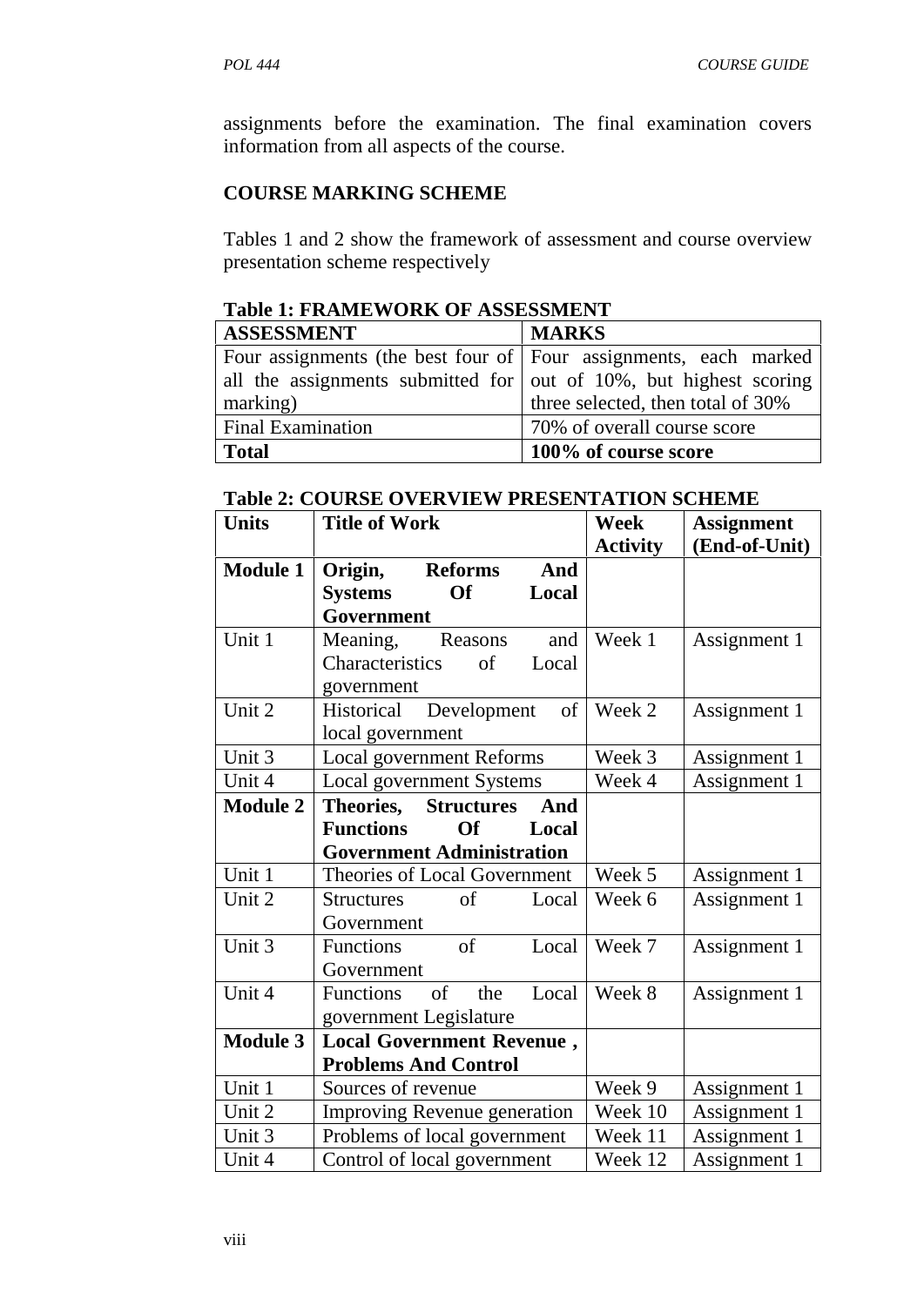assignments before the examination. The final examination covers information from all aspects of the course.

## COURSE MARKING SCHEME

Tables 1 and 2 show the framework of assessment and course overview presentation scheme respectively

**Table 1: FRAMEWORK OF ASSESSMENT**

| ASSESSMENT | MARKS |
|---|---|
| Four assignments (the best four of all the assignments submitted for marking) | Four assignments, each marked out of 10%, but highest scoring three selected, then total of 30% |
| Final Examination | 70% of overall course score |
| **Total** | **100% of course score** |

**Table 2: COURSE OVERVIEW PRESENTATION SCHEME**

| Units | Title of Work | Week Activity | Assignment (End-of-Unit) |
|---|---|---|---|
| **Module 1** | **Origin, Reforms And Systems Of Local Government** | | |
| Unit 1 | Meaning, Reasons and Characteristics of Local government | Week 1 | Assignment 1 |
| Unit 2 | Historical Development of local government | Week 2 | Assignment 1 |
| Unit 3 | Local government Reforms | Week 3 | Assignment 1 |
| Unit 4 | Local government Systems | Week 4 | Assignment 1 |
| **Module 2** | **Theories, Structures And Functions Of Local Government Administration** | | |
| Unit 1 | Theories of Local Government | Week 5 | Assignment 1 |
| Unit 2 | Structures of Local Government | Week 6 | Assignment 1 |
| Unit 3 | Functions of Local Government | Week 7 | Assignment 1 |
| Unit 4 | Functions of the Local government Legislature | Week 8 | Assignment 1 |
| **Module 3** | **Local Government Revenue , Problems And Control** | | |
| Unit 1 | Sources of revenue | Week 9 | Assignment 1 |
| Unit 2 | Improving Revenue generation | Week 10 | Assignment 1 |
| Unit 3 | Problems of local government | Week 11 | Assignment 1 |
| Unit 4 | Control of local government | Week 12 | Assignment 1 |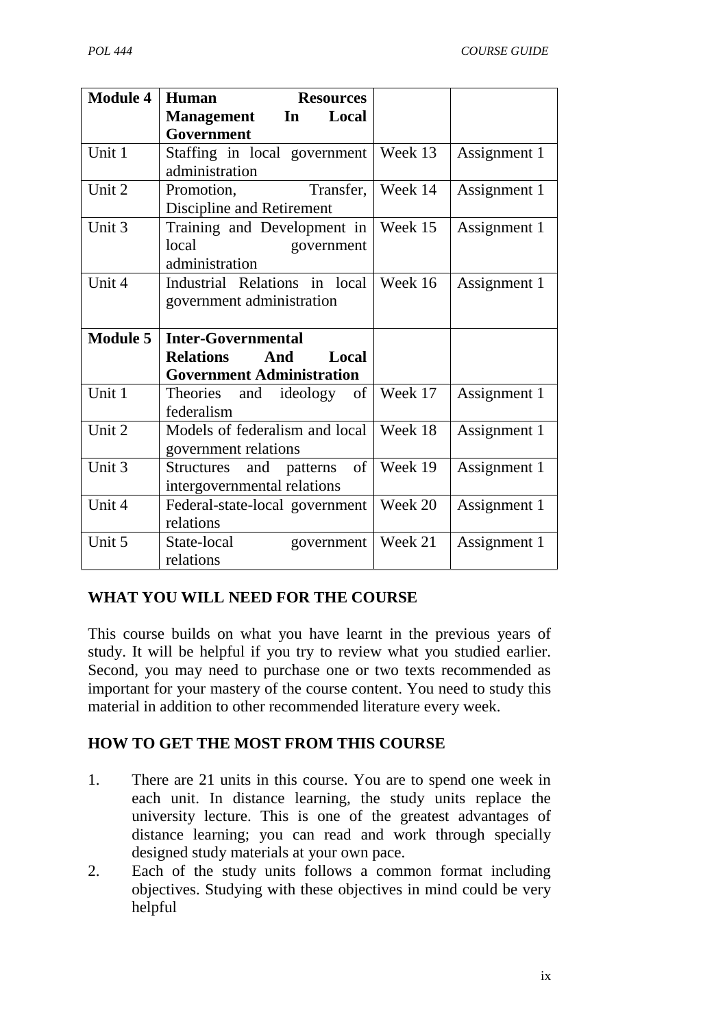| **Module 4** | **Human Resources Management In Local Government** | | |
|---|---|---|---|
| Unit 1 | Staffing in local government administration | Week 13 | Assignment 1 |
| Unit 2 | Promotion, Transfer, Discipline and Retirement | Week 14 | Assignment 1 |
| Unit 3 | Training and Development in local government administration | Week 15 | Assignment 1 |
| Unit 4 | Industrial Relations in local government administration | Week 16 | Assignment 1 |
| **Module 5** | **Inter-Governmental Relations And Local Government Administration** | | |
| Unit 1 | Theories and ideology of federalism | Week 17 | Assignment 1 |
| Unit 2 | Models of federalism and local government relations | Week 18 | Assignment 1 |
| Unit 3 | Structures and patterns of intergovernmental relations | Week 19 | Assignment 1 |
| Unit 4 | Federal-state-local government relations | Week 20 | Assignment 1 |
| Unit 5 | State-local government relations | Week 21 | Assignment 1 |

## WHAT YOU WILL NEED FOR THE COURSE

This course builds on what you have learnt in the previous years of study. It will be helpful if you try to review what you studied earlier. Second, you may need to purchase one or two texts recommended as important for your mastery of the course content. You need to study this material in addition to other recommended literature every week.

## HOW TO GET THE MOST FROM THIS COURSE

1. There are 21 units in this course. You are to spend one week in each unit. In distance learning, the study units replace the university lecture. This is one of the greatest advantages of distance learning; you can read and work through specially designed study materials at your own pace.
2. Each of the study units follows a common format including objectives. Studying with these objectives in mind could be very helpful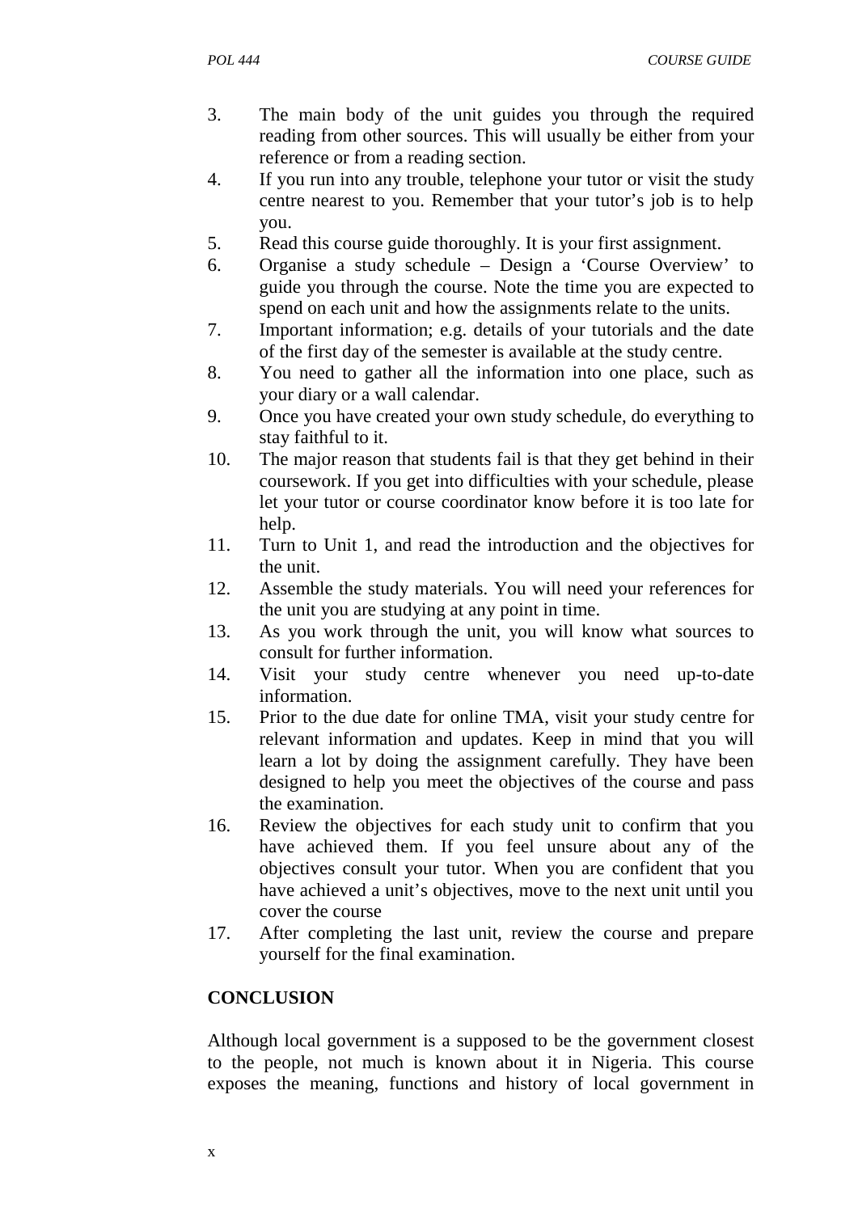3. The main body of the unit guides you through the required reading from other sources. This will usually be either from your reference or from a reading section.
4. If you run into any trouble, telephone your tutor or visit the study centre nearest to you. Remember that your tutor's job is to help you.
5. Read this course guide thoroughly. It is your first assignment.
6. Organise a study schedule – Design a 'Course Overview' to guide you through the course. Note the time you are expected to spend on each unit and how the assignments relate to the units.
7. Important information; e.g. details of your tutorials and the date of the first day of the semester is available at the study centre.
8. You need to gather all the information into one place, such as your diary or a wall calendar.
9. Once you have created your own study schedule, do everything to stay faithful to it.
10. The major reason that students fail is that they get behind in their coursework. If you get into difficulties with your schedule, please let your tutor or course coordinator know before it is too late for help.
11. Turn to Unit 1, and read the introduction and the objectives for the unit.
12. Assemble the study materials. You will need your references for the unit you are studying at any point in time.
13. As you work through the unit, you will know what sources to consult for further information.
14. Visit your study centre whenever you need up-to-date information.
15. Prior to the due date for online TMA, visit your study centre for relevant information and updates. Keep in mind that you will learn a lot by doing the assignment carefully. They have been designed to help you meet the objectives of the course and pass the examination.
16. Review the objectives for each study unit to confirm that you have achieved them. If you feel unsure about any of the objectives consult your tutor. When you are confident that you have achieved a unit's objectives, move to the next unit until you cover the course
17. After completing the last unit, review the course and prepare yourself for the final examination.

## CONCLUSION

Although local government is a supposed to be the government closest to the people, not much is known about it in Nigeria. This course exposes the meaning, functions and history of local government in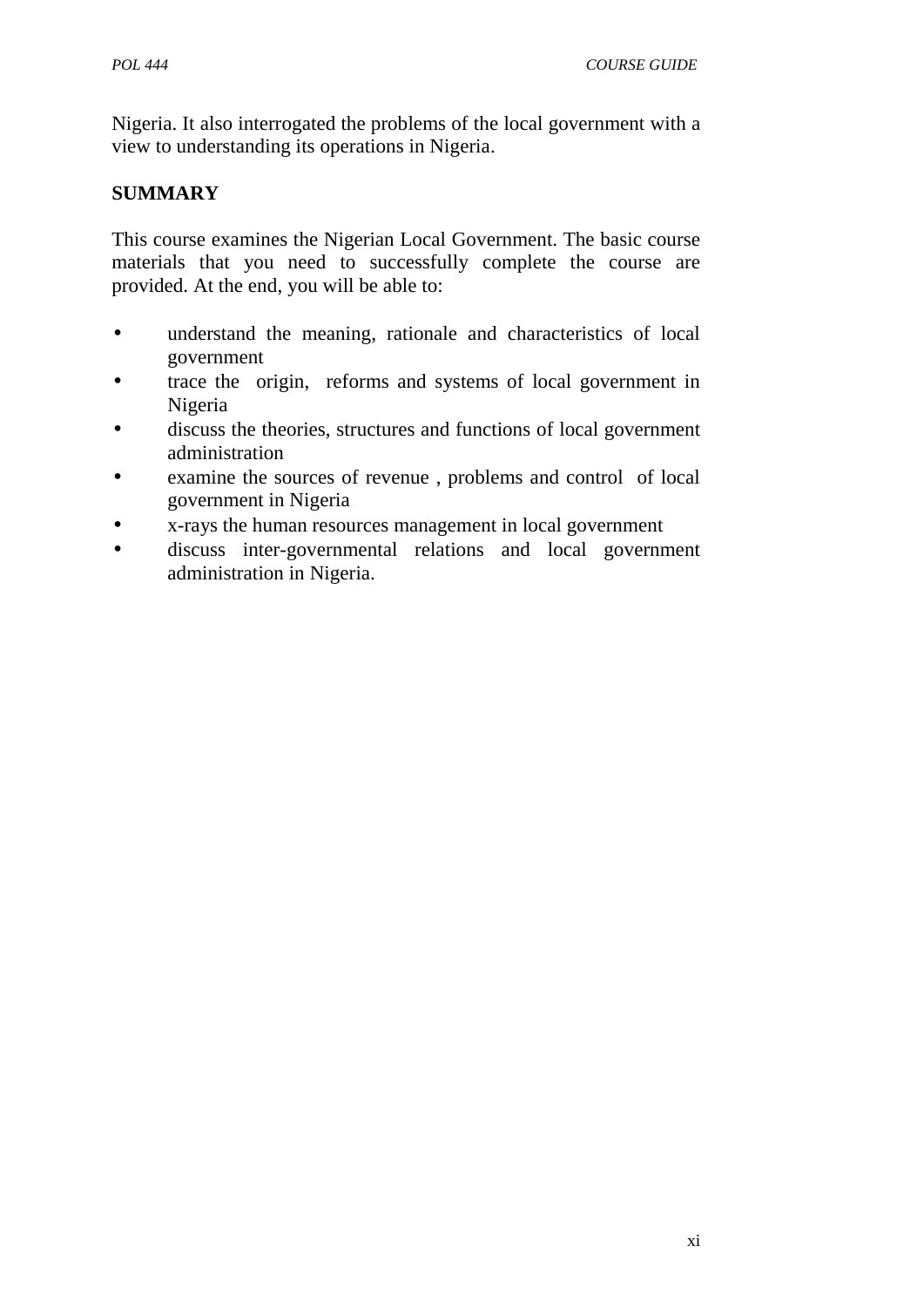Nigeria. It also interrogated the problems of the local government with a view to understanding its operations in Nigeria.

**SUMMARY**

This course examines the Nigerian Local Government. The basic course materials that you need to successfully complete the course are provided. At the end, you will be able to:

- understand the meaning, rationale and characteristics of local government
- trace the origin, reforms and systems of local government in Nigeria
- discuss the theories, structures and functions of local government administration
- examine the sources of revenue , problems and control of local government in Nigeria
- x-rays the human resources management in local government
- discuss inter-governmental relations and local government administration in Nigeria.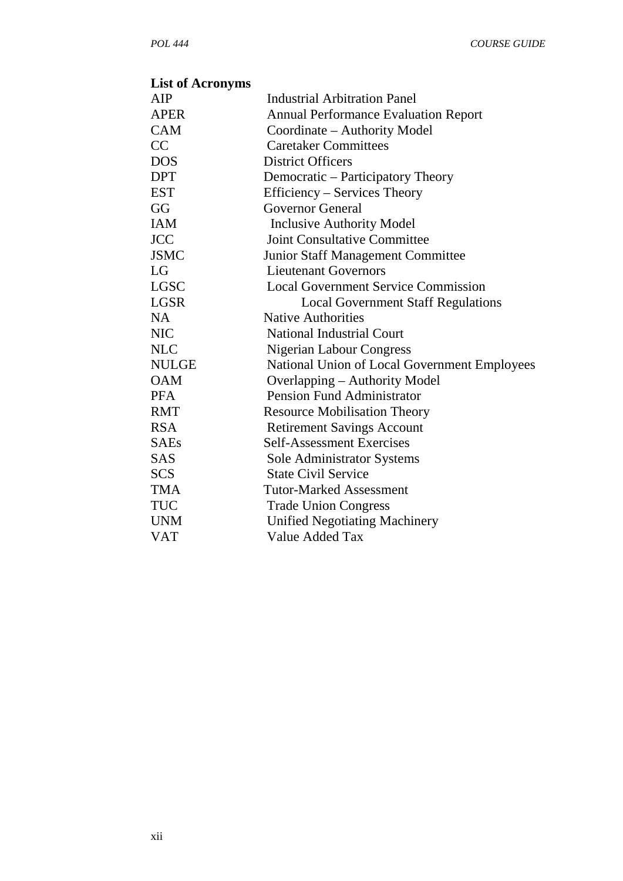## List of Acronyms

| | |
|---|---|
| AIP | Industrial Arbitration Panel |
| APER | Annual Performance Evaluation Report |
| CAM | Coordinate – Authority Model |
| CC | Caretaker Committees |
| DOS | District Officers |
| DPT | Democratic – Participatory Theory |
| EST | Efficiency – Services Theory |
| GG | Governor General |
| IAM | Inclusive Authority Model |
| JCC | Joint Consultative Committee |
| JSMC | Junior Staff Management Committee |
| LG | Lieutenant Governors |
| LGSC | Local Government Service Commission |
| LGSR | Local Government Staff Regulations |
| NA | Native Authorities |
| NIC | National Industrial Court |
| NLC | Nigerian Labour Congress |
| NULGE | National Union of Local Government Employees |
| OAM | Overlapping – Authority Model |
| PFA | Pension Fund Administrator |
| RMT | Resource Mobilisation Theory |
| RSA | Retirement Savings Account |
| SAEs | Self-Assessment Exercises |
| SAS | Sole Administrator Systems |
| SCS | State Civil Service |
| TMA | Tutor-Marked Assessment |
| TUC | Trade Union Congress |
| UNM | Unified Negotiating Machinery |
| VAT | Value Added Tax |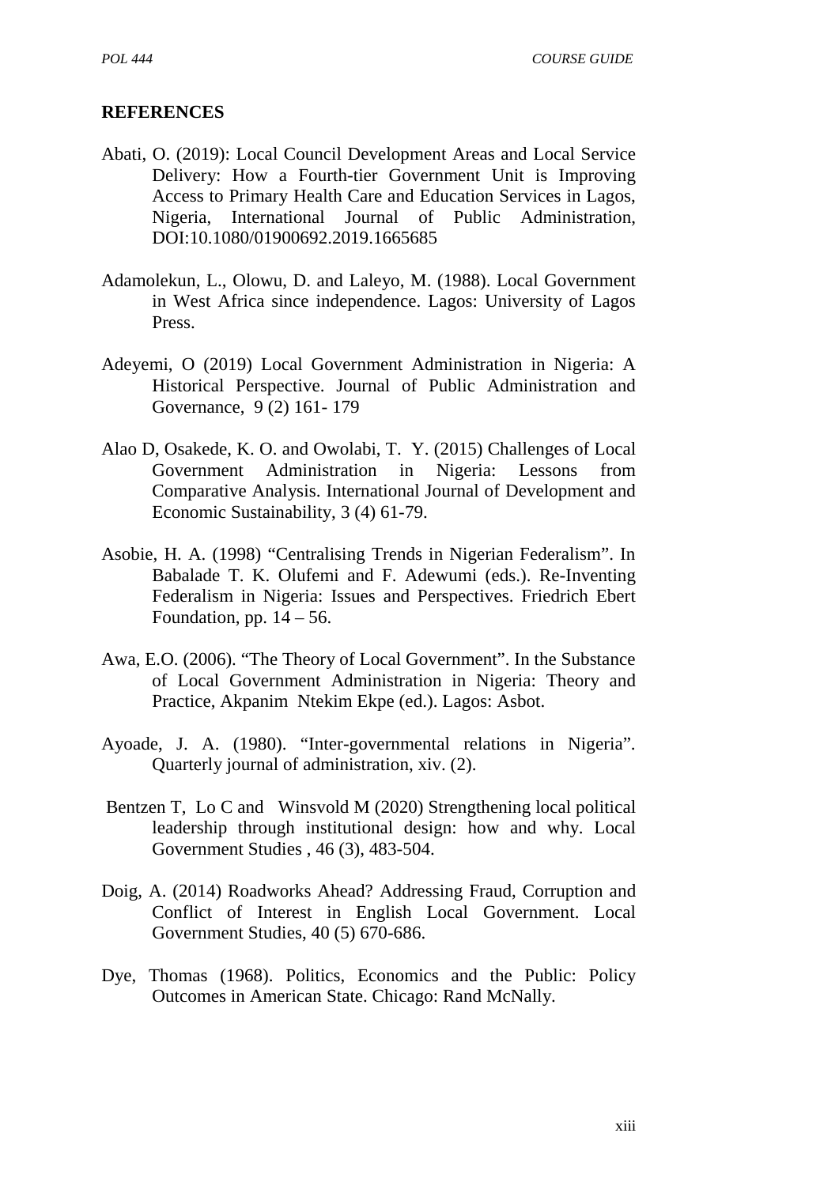## REFERENCES

Abati, O. (2019): Local Council Development Areas and Local Service Delivery: How a Fourth-tier Government Unit is Improving Access to Primary Health Care and Education Services in Lagos, Nigeria, International Journal of Public Administration, DOI:10.1080/01900692.2019.1665685

Adamolekun, L., Olowu, D. and Laleyo, M. (1988). Local Government in West Africa since independence. Lagos: University of Lagos Press.

Adeyemi, O (2019) Local Government Administration in Nigeria: A Historical Perspective. Journal of Public Administration and Governance, 9 (2) 161- 179

Alao D, Osakede, K. O. and Owolabi, T. Y. (2015) Challenges of Local Government Administration in Nigeria: Lessons from Comparative Analysis. International Journal of Development and Economic Sustainability, 3 (4) 61-79.

Asobie, H. A. (1998) "Centralising Trends in Nigerian Federalism". In Babalade T. K. Olufemi and F. Adewumi (eds.). Re-Inventing Federalism in Nigeria: Issues and Perspectives. Friedrich Ebert Foundation, pp. 14 – 56.

Awa, E.O. (2006). "The Theory of Local Government". In the Substance of Local Government Administration in Nigeria: Theory and Practice, Akpanim Ntekim Ekpe (ed.). Lagos: Asbot.

Ayoade, J. A. (1980). "Inter-governmental relations in Nigeria". Quarterly journal of administration, xiv. (2).

Bentzen T, Lo C and Winsvold M (2020) Strengthening local political leadership through institutional design: how and why. Local Government Studies , 46 (3), 483-504.

Doig, A. (2014) Roadworks Ahead? Addressing Fraud, Corruption and Conflict of Interest in English Local Government. Local Government Studies, 40 (5) 670-686.

Dye, Thomas (1968). Politics, Economics and the Public: Policy Outcomes in American State. Chicago: Rand McNally.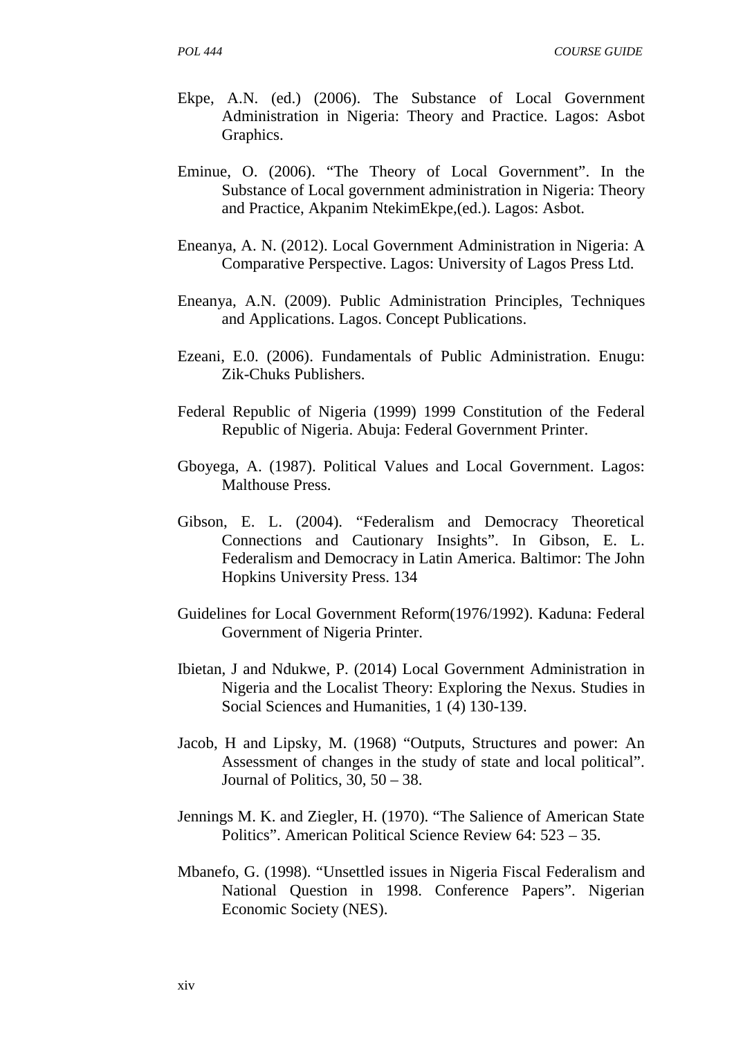Ekpe, A.N. (ed.) (2006). The Substance of Local Government Administration in Nigeria: Theory and Practice. Lagos: Asbot Graphics.

Eminue, O. (2006). "The Theory of Local Government". In the Substance of Local government administration in Nigeria: Theory and Practice, Akpanim NtekimEkpe,(ed.). Lagos: Asbot.

Eneanya, A. N. (2012). Local Government Administration in Nigeria: A Comparative Perspective. Lagos: University of Lagos Press Ltd.

Eneanya, A.N. (2009). Public Administration Principles, Techniques and Applications. Lagos. Concept Publications.

Ezeani, E.0. (2006). Fundamentals of Public Administration. Enugu: Zik-Chuks Publishers.

Federal Republic of Nigeria (1999) 1999 Constitution of the Federal Republic of Nigeria. Abuja: Federal Government Printer.

Gboyega, A. (1987). Political Values and Local Government. Lagos: Malthouse Press.

Gibson, E. L. (2004). "Federalism and Democracy Theoretical Connections and Cautionary Insights". In Gibson, E. L. Federalism and Democracy in Latin America. Baltimor: The John Hopkins University Press. 134

Guidelines for Local Government Reform(1976/1992). Kaduna: Federal Government of Nigeria Printer.

Ibietan, J and Ndukwe, P. (2014) Local Government Administration in Nigeria and the Localist Theory: Exploring the Nexus. Studies in Social Sciences and Humanities, 1 (4) 130-139.

Jacob, H and Lipsky, M. (1968) "Outputs, Structures and power: An Assessment of changes in the study of state and local political". Journal of Politics, 30, 50 – 38.

Jennings M. K. and Ziegler, H. (1970). "The Salience of American State Politics". American Political Science Review 64: 523 – 35.

Mbanefo, G. (1998). "Unsettled issues in Nigeria Fiscal Federalism and National Question in 1998. Conference Papers". Nigerian Economic Society (NES).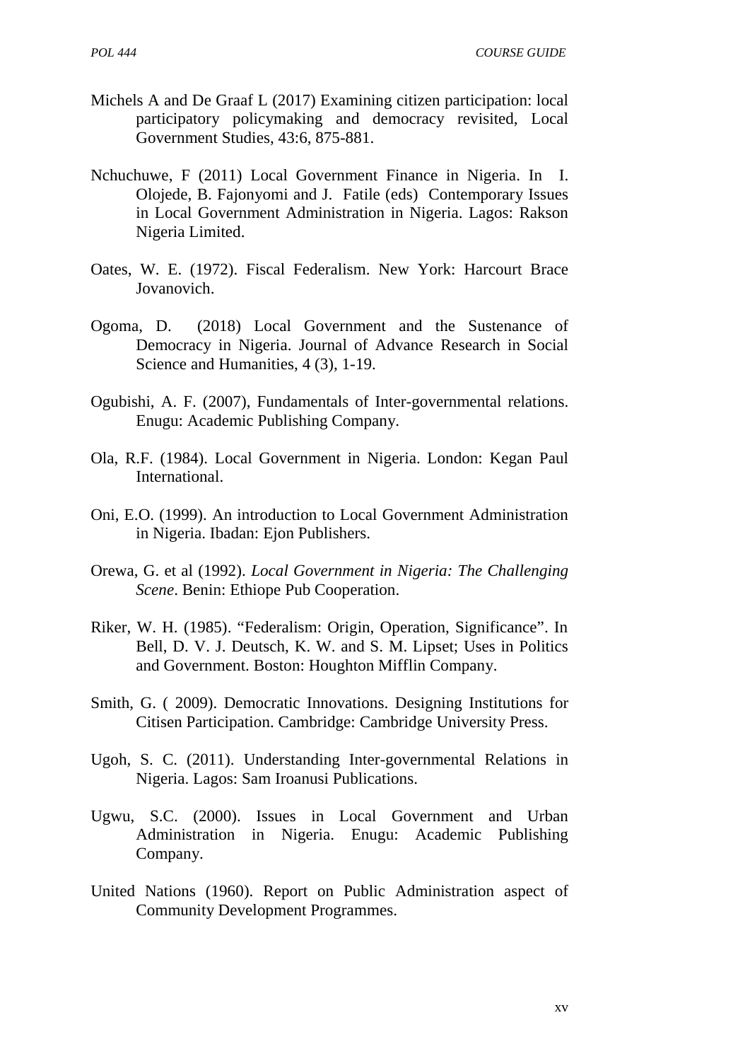Michels A and De Graaf L (2017) Examining citizen participation: local participatory policymaking and democracy revisited, Local Government Studies, 43:6, 875-881.

Nchuchuwe, F (2011) Local Government Finance in Nigeria. In I. Olojede, B. Fajonyomi and J. Fatile (eds) Contemporary Issues in Local Government Administration in Nigeria. Lagos: Rakson Nigeria Limited.

Oates, W. E. (1972). Fiscal Federalism. New York: Harcourt Brace Jovanovich.

Ogoma, D. (2018) Local Government and the Sustenance of Democracy in Nigeria. Journal of Advance Research in Social Science and Humanities, 4 (3), 1-19.

Ogubishi, A. F. (2007), Fundamentals of Inter-governmental relations. Enugu: Academic Publishing Company.

Ola, R.F. (1984). Local Government in Nigeria. London: Kegan Paul International.

Oni, E.O. (1999). An introduction to Local Government Administration in Nigeria. Ibadan: Ejon Publishers.

Orewa, G. et al (1992). *Local Government in Nigeria: The Challenging Scene*. Benin: Ethiope Pub Cooperation.

Riker, W. H. (1985). "Federalism: Origin, Operation, Significance". In Bell, D. V. J. Deutsch, K. W. and S. M. Lipset; Uses in Politics and Government. Boston: Houghton Mifflin Company.

Smith, G. ( 2009). Democratic Innovations. Designing Institutions for Citisen Participation. Cambridge: Cambridge University Press.

Ugoh, S. C. (2011). Understanding Inter-governmental Relations in Nigeria. Lagos: Sam Iroanusi Publications.

Ugwu, S.C. (2000). Issues in Local Government and Urban Administration in Nigeria. Enugu: Academic Publishing Company.

United Nations (1960). Report on Public Administration aspect of Community Development Programmes.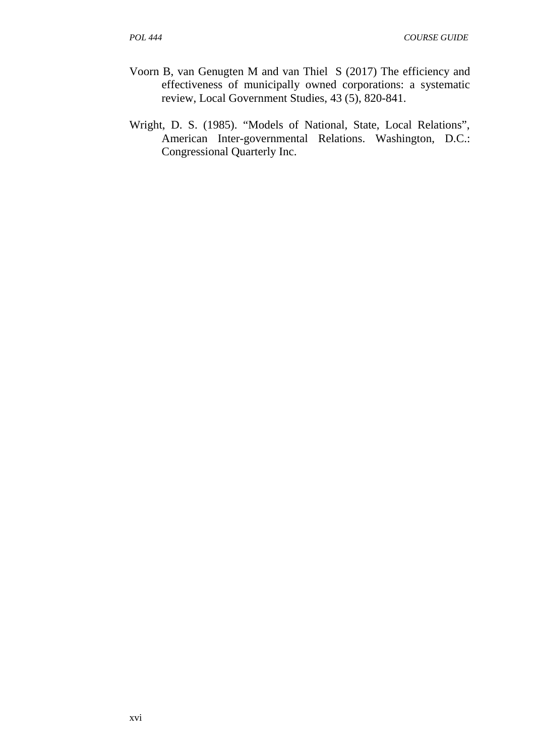Voorn B, van Genugten M and van Thiel S (2017) The efficiency and effectiveness of municipally owned corporations: a systematic review, Local Government Studies, 43 (5), 820-841.

Wright, D. S. (1985). "Models of National, State, Local Relations", American Inter-governmental Relations. Washington, D.C.: Congressional Quarterly Inc.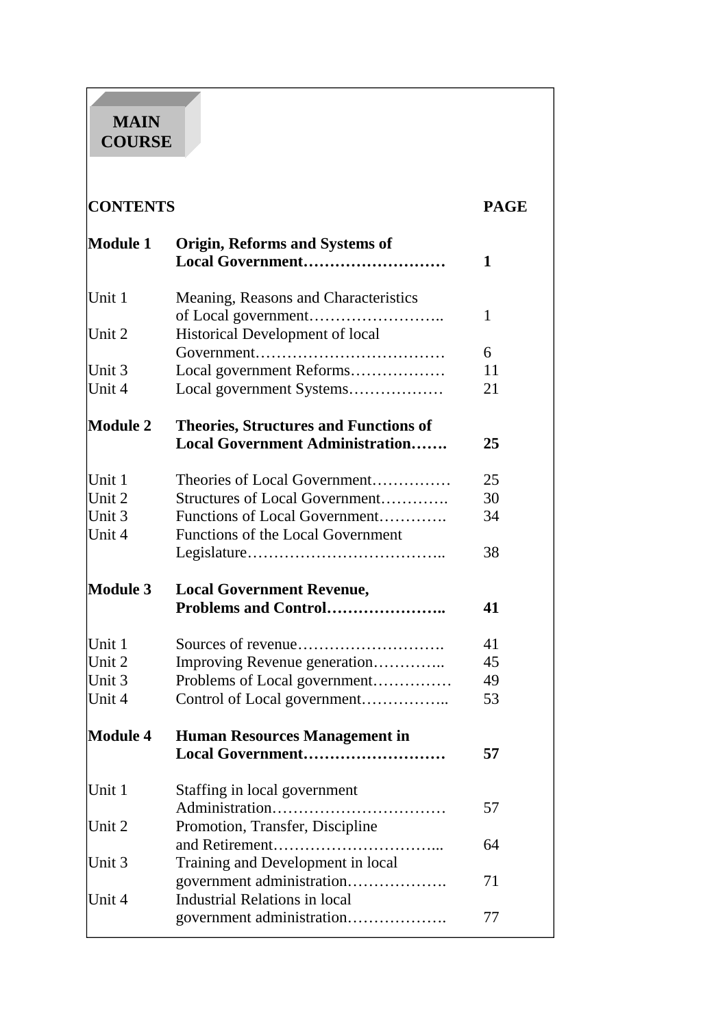# MAIN COURSE

| CONTENTS | | PAGE |
|---|---|---|
| **Module 1** | **Origin, Reforms and Systems of Local Government………………………** | **1** |
| Unit 1 | Meaning, Reasons and Characteristics of Local government…………………….. | 1 |
| Unit 2 | Historical Development of local Government……………………………… | 6 |
| Unit 3 | Local government Reforms……………… | 11 |
| Unit 4 | Local government Systems……………… | 21 |
| **Module 2** | **Theories, Structures and Functions of Local Government Administration…….** | **25** |
| Unit 1 | Theories of Local Government…………… | 25 |
| Unit 2 | Structures of Local Government…………. | 30 |
| Unit 3 | Functions of Local Government…………. | 34 |
| Unit 4 | Functions of the Local Government Legislature……………………………….. | 38 |
| **Module 3** | **Local Government Revenue, Problems and Control…………………..** | **41** |
| Unit 1 | Sources of revenue………………………. | 41 |
| Unit 2 | Improving Revenue generation………….. | 45 |
| Unit 3 | Problems of Local government…………… | 49 |
| Unit 4 | Control of Local government…………….. | 53 |
| **Module 4** | **Human Resources Management in Local Government………………………** | **57** |
| Unit 1 | Staffing in local government Administration…………………………… | 57 |
| Unit 2 | Promotion, Transfer, Discipline and Retirement…………………………... | 64 |
| Unit 3 | Training and Development in local government administration………………. | 71 |
| Unit 4 | Industrial Relations in local government administration………………. | 77 |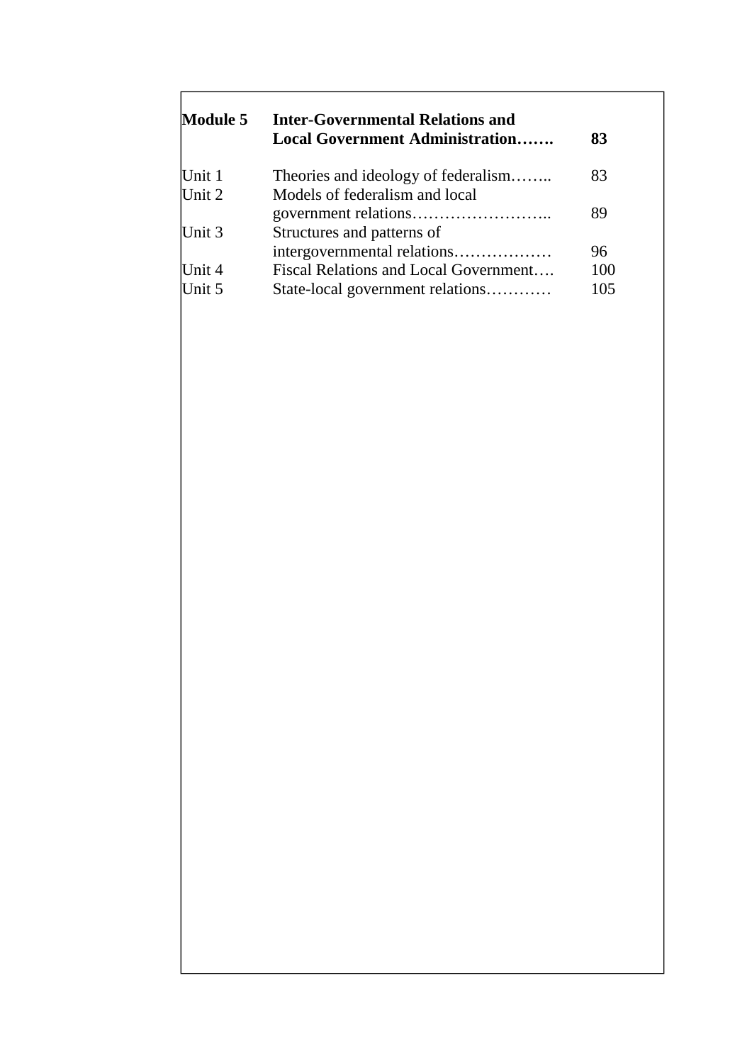| | | |
|---|---|---|
| **Module 5** | **Inter-Governmental Relations and Local Government Administration…….** | **83** |
| Unit 1 | Theories and ideology of federalism…….. | 83 |
| Unit 2 | Models of federalism and local government relations…………………….. | 89 |
| Unit 3 | Structures and patterns of intergovernmental relations……………… | 96 |
| Unit 4 | Fiscal Relations and Local Government…. | 100 |
| Unit 5 | State-local government relations………… | 105 |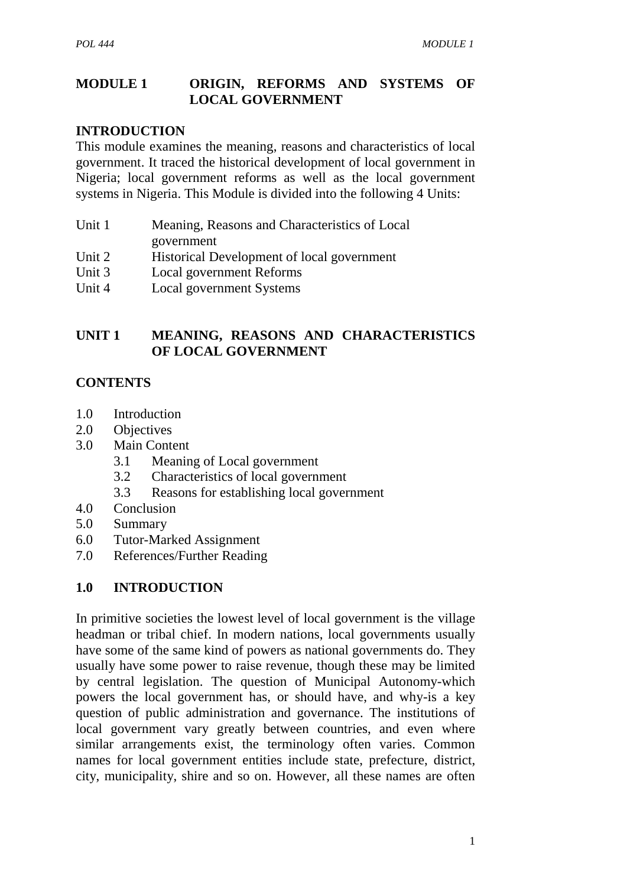# MODULE 1 ORIGIN, REFORMS AND SYSTEMS OF LOCAL GOVERNMENT

## INTRODUCTION

This module examines the meaning, reasons and characteristics of local government. It traced the historical development of local government in Nigeria; local government reforms as well as the local government systems in Nigeria. This Module is divided into the following 4 Units:

- Unit 1 Meaning, Reasons and Characteristics of Local government
- Unit 2 Historical Development of local government
- Unit 3 Local government Reforms
- Unit 4 Local government Systems

## UNIT 1 MEANING, REASONS AND CHARACTERISTICS OF LOCAL GOVERNMENT

### CONTENTS

- 1.0 Introduction
- 2.0 Objectives
- 3.0 Main Content
  - 3.1 Meaning of Local government
  - 3.2 Characteristics of local government
  - 3.3 Reasons for establishing local government
- 4.0 Conclusion
- 5.0 Summary
- 6.0 Tutor-Marked Assignment
- 7.0 References/Further Reading

### 1.0 INTRODUCTION

In primitive societies the lowest level of local government is the village headman or tribal chief. In modern nations, local governments usually have some of the same kind of powers as national governments do. They usually have some power to raise revenue, though these may be limited by central legislation. The question of Municipal Autonomy-which powers the local government has, or should have, and why-is a key question of public administration and governance. The institutions of local government vary greatly between countries, and even where similar arrangements exist, the terminology often varies. Common names for local government entities include state, prefecture, district, city, municipality, shire and so on. However, all these names are often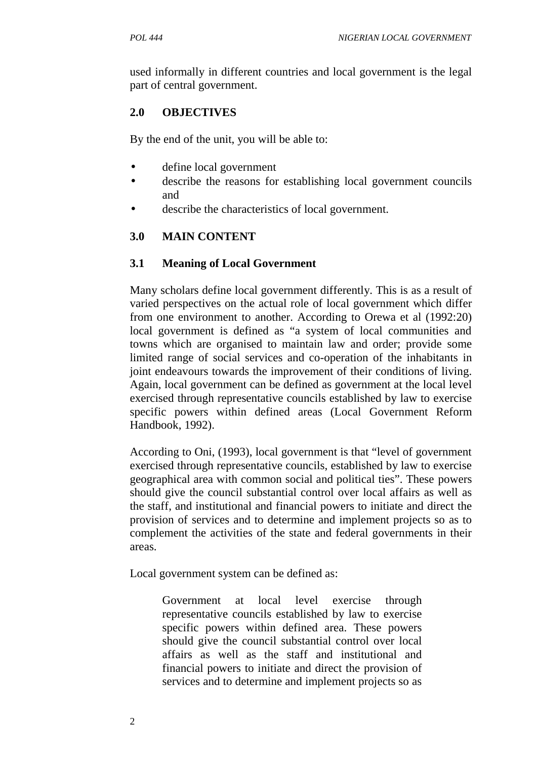used informally in different countries and local government is the legal part of central government.

## 2.0 OBJECTIVES

By the end of the unit, you will be able to:

- define local government
- describe the reasons for establishing local government councils and
- describe the characteristics of local government.

## 3.0 MAIN CONTENT

### 3.1 Meaning of Local Government

Many scholars define local government differently. This is as a result of varied perspectives on the actual role of local government which differ from one environment to another. According to Orewa et al (1992:20) local government is defined as "a system of local communities and towns which are organised to maintain law and order; provide some limited range of social services and co-operation of the inhabitants in joint endeavours towards the improvement of their conditions of living. Again, local government can be defined as government at the local level exercised through representative councils established by law to exercise specific powers within defined areas (Local Government Reform Handbook, 1992).

According to Oni, (1993), local government is that "level of government exercised through representative councils, established by law to exercise geographical area with common social and political ties". These powers should give the council substantial control over local affairs as well as the staff, and institutional and financial powers to initiate and direct the provision of services and to determine and implement projects so as to complement the activities of the state and federal governments in their areas.

Local government system can be defined as:

> Government at local level exercise through representative councils established by law to exercise specific powers within defined area. These powers should give the council substantial control over local affairs as well as the staff and institutional and financial powers to initiate and direct the provision of services and to determine and implement projects so as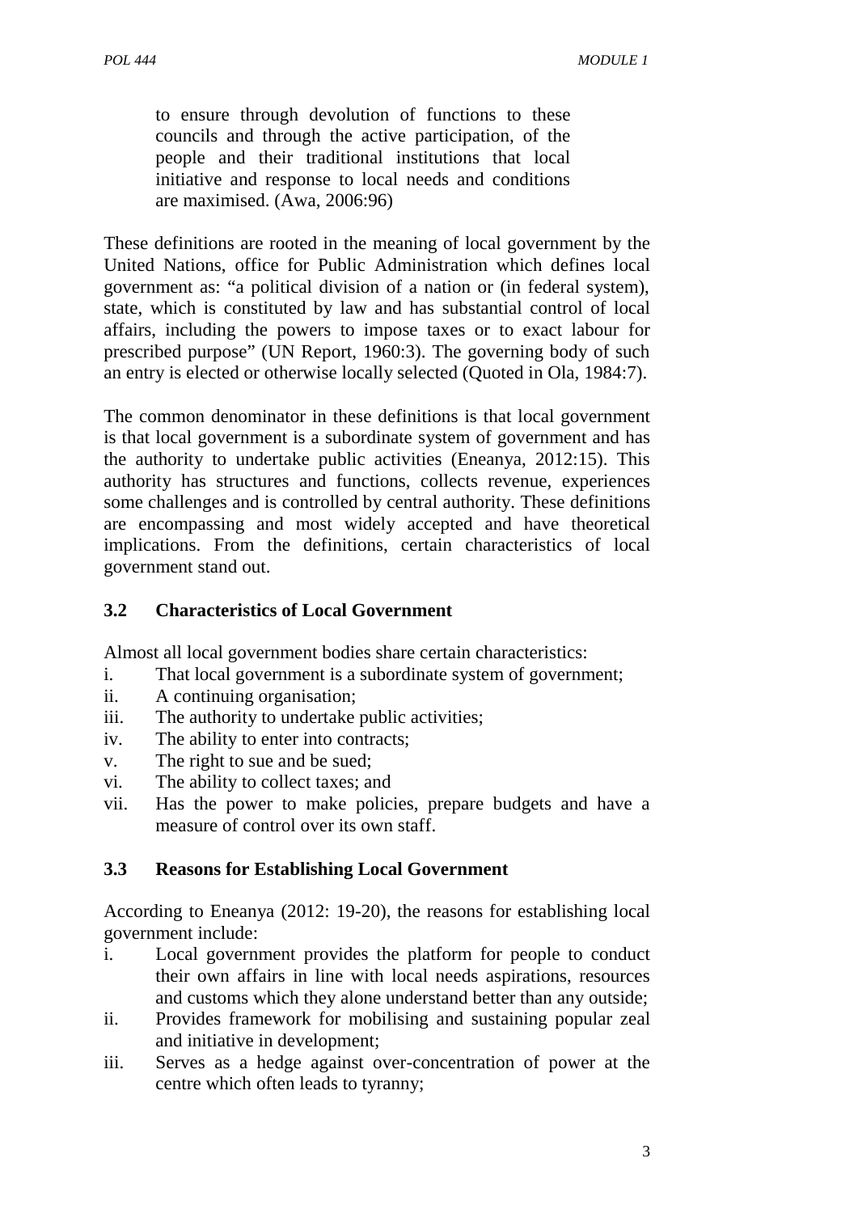> to ensure through devolution of functions to these councils and through the active participation, of the people and their traditional institutions that local initiative and response to local needs and conditions are maximised. (Awa, 2006:96)

These definitions are rooted in the meaning of local government by the United Nations, office for Public Administration which defines local government as: "a political division of a nation or (in federal system), state, which is constituted by law and has substantial control of local affairs, including the powers to impose taxes or to exact labour for prescribed purpose" (UN Report, 1960:3). The governing body of such an entry is elected or otherwise locally selected (Quoted in Ola, 1984:7).

The common denominator in these definitions is that local government is that local government is a subordinate system of government and has the authority to undertake public activities (Eneanya, 2012:15). This authority has structures and functions, collects revenue, experiences some challenges and is controlled by central authority. These definitions are encompassing and most widely accepted and have theoretical implications. From the definitions, certain characteristics of local government stand out.

### 3.2 Characteristics of Local Government

Almost all local government bodies share certain characteristics:

i. That local government is a subordinate system of government;
ii. A continuing organisation;
iii. The authority to undertake public activities;
iv. The ability to enter into contracts;
v. The right to sue and be sued;
vi. The ability to collect taxes; and
vii. Has the power to make policies, prepare budgets and have a measure of control over its own staff.

### 3.3 Reasons for Establishing Local Government

According to Eneanya (2012: 19-20), the reasons for establishing local government include:

i. Local government provides the platform for people to conduct their own affairs in line with local needs aspirations, resources and customs which they alone understand better than any outside;
ii. Provides framework for mobilising and sustaining popular zeal and initiative in development;
iii. Serves as a hedge against over-concentration of power at the centre which often leads to tyranny;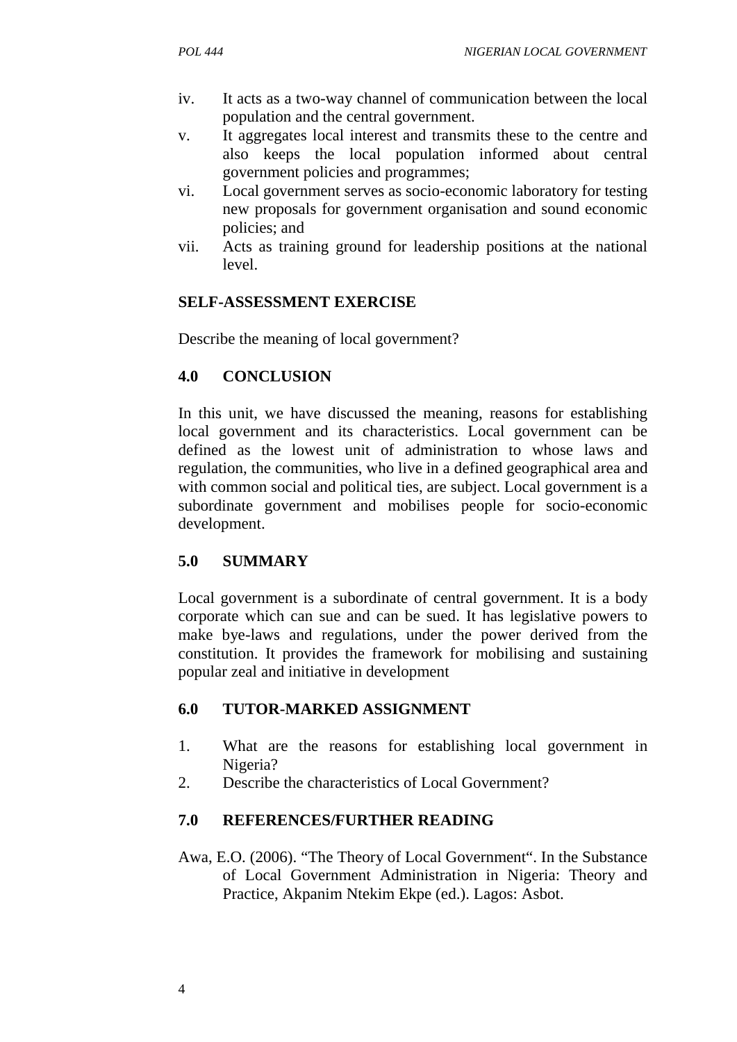iv. It acts as a two-way channel of communication between the local population and the central government.
v. It aggregates local interest and transmits these to the centre and also keeps the local population informed about central government policies and programmes;
vi. Local government serves as socio-economic laboratory for testing new proposals for government organisation and sound economic policies; and
vii. Acts as training ground for leadership positions at the national level.

**SELF-ASSESSMENT EXERCISE**

Describe the meaning of local government?

## 4.0 CONCLUSION

In this unit, we have discussed the meaning, reasons for establishing local government and its characteristics. Local government can be defined as the lowest unit of administration to whose laws and regulation, the communities, who live in a defined geographical area and with common social and political ties, are subject. Local government is a subordinate government and mobilises people for socio-economic development.

## 5.0 SUMMARY

Local government is a subordinate of central government. It is a body corporate which can sue and can be sued. It has legislative powers to make bye-laws and regulations, under the power derived from the constitution. It provides the framework for mobilising and sustaining popular zeal and initiative in development

## 6.0 TUTOR-MARKED ASSIGNMENT

1. What are the reasons for establishing local government in Nigeria?
2. Describe the characteristics of Local Government?

## 7.0 REFERENCES/FURTHER READING

Awa, E.O. (2006). "The Theory of Local Government". In the Substance of Local Government Administration in Nigeria: Theory and Practice, Akpanim Ntekim Ekpe (ed.). Lagos: Asbot.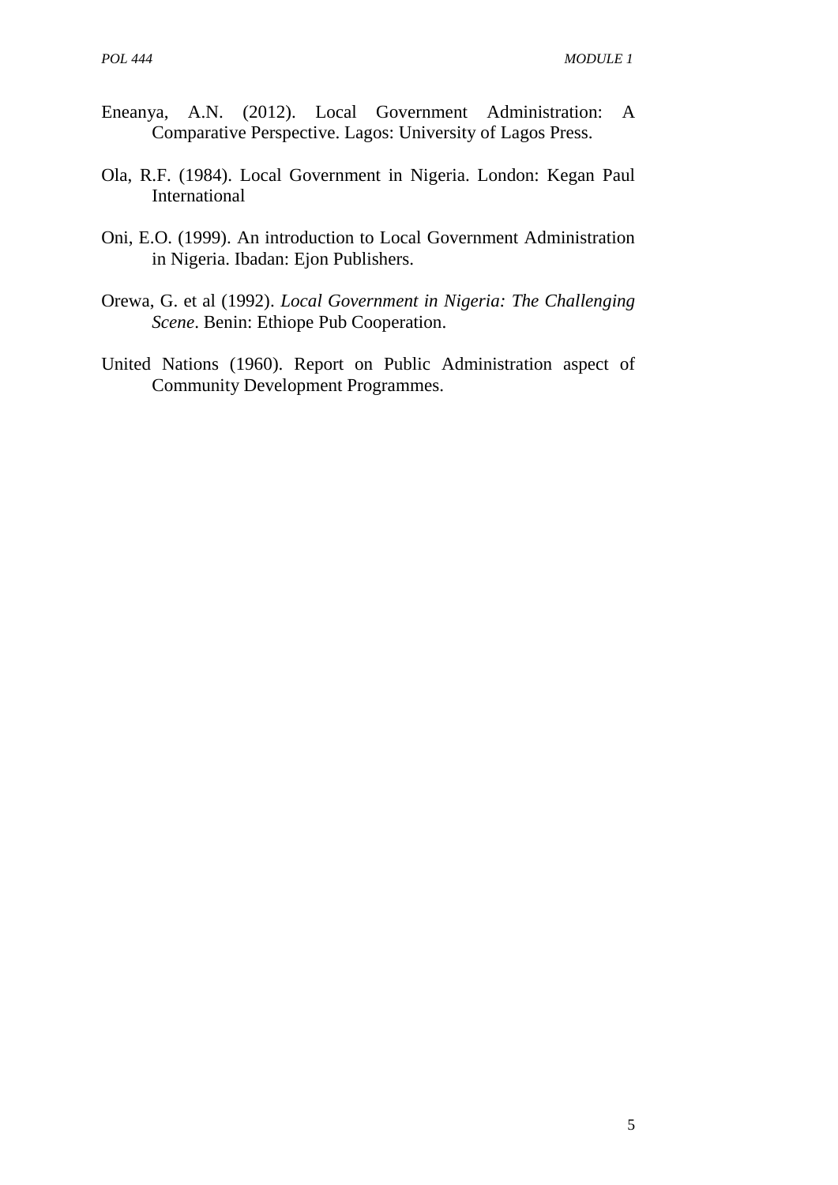Eneanya, A.N. (2012). Local Government Administration: A Comparative Perspective. Lagos: University of Lagos Press.

Ola, R.F. (1984). Local Government in Nigeria. London: Kegan Paul International

Oni, E.O. (1999). An introduction to Local Government Administration in Nigeria. Ibadan: Ejon Publishers.

Orewa, G. et al (1992). *Local Government in Nigeria: The Challenging Scene*. Benin: Ethiope Pub Cooperation.

United Nations (1960). Report on Public Administration aspect of Community Development Programmes.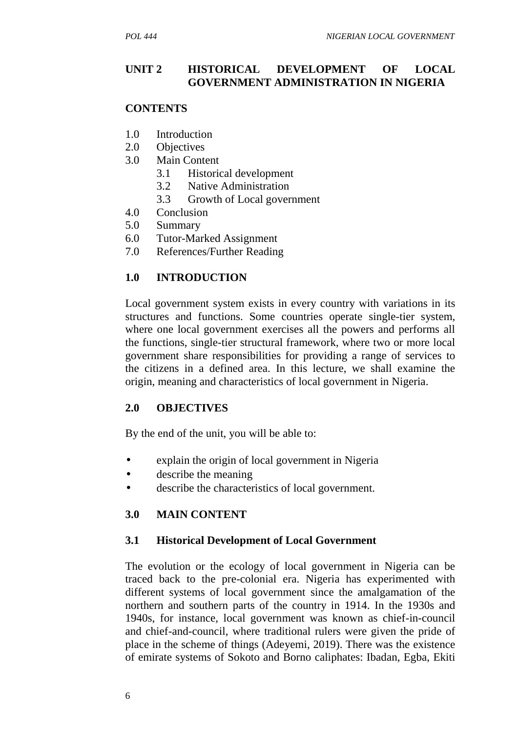## UNIT 2 HISTORICAL DEVELOPMENT OF LOCAL GOVERNMENT ADMINISTRATION IN NIGERIA

**CONTENTS**

1.0 Introduction
2.0 Objectives
3.0 Main Content
  3.1 Historical development
  3.2 Native Administration
  3.3 Growth of Local government
4.0 Conclusion
5.0 Summary
6.0 Tutor-Marked Assignment
7.0 References/Further Reading

### 1.0 INTRODUCTION

Local government system exists in every country with variations in its structures and functions. Some countries operate single-tier system, where one local government exercises all the powers and performs all the functions, single-tier structural framework, where two or more local government share responsibilities for providing a range of services to the citizens in a defined area. In this lecture, we shall examine the origin, meaning and characteristics of local government in Nigeria.

### 2.0 OBJECTIVES

By the end of the unit, you will be able to:

- explain the origin of local government in Nigeria
- describe the meaning
- describe the characteristics of local government.

### 3.0 MAIN CONTENT

#### 3.1 Historical Development of Local Government

The evolution or the ecology of local government in Nigeria can be traced back to the pre-colonial era. Nigeria has experimented with different systems of local government since the amalgamation of the northern and southern parts of the country in 1914. In the 1930s and 1940s, for instance, local government was known as chief-in-council and chief-and-council, where traditional rulers were given the pride of place in the scheme of things (Adeyemi, 2019). There was the existence of emirate systems of Sokoto and Borno caliphates: Ibadan, Egba, Ekiti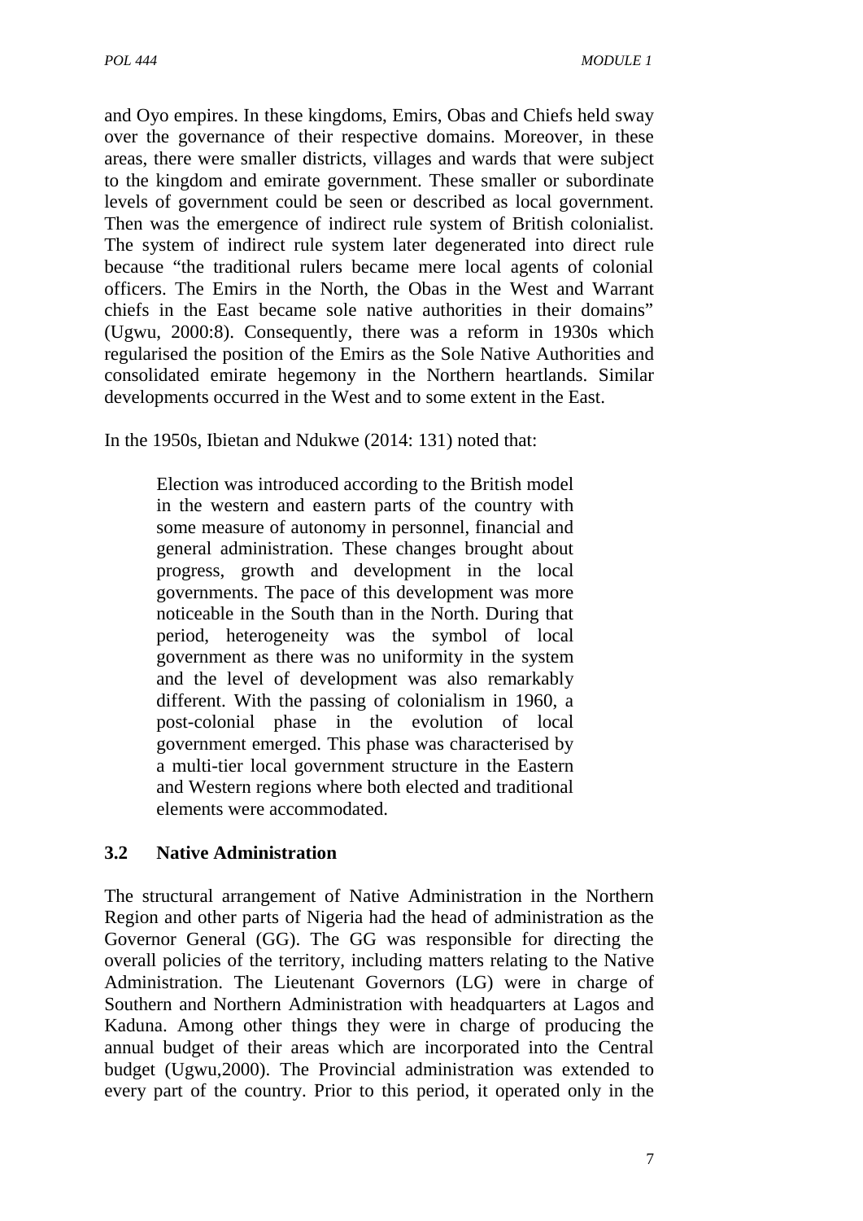and Oyo empires. In these kingdoms, Emirs, Obas and Chiefs held sway over the governance of their respective domains. Moreover, in these areas, there were smaller districts, villages and wards that were subject to the kingdom and emirate government. These smaller or subordinate levels of government could be seen or described as local government. Then was the emergence of indirect rule system of British colonialist. The system of indirect rule system later degenerated into direct rule because "the traditional rulers became mere local agents of colonial officers. The Emirs in the North, the Obas in the West and Warrant chiefs in the East became sole native authorities in their domains" (Ugwu, 2000:8). Consequently, there was a reform in 1930s which regularised the position of the Emirs as the Sole Native Authorities and consolidated emirate hegemony in the Northern heartlands. Similar developments occurred in the West and to some extent in the East.

In the 1950s, Ibietan and Ndukwe (2014: 131) noted that:

> Election was introduced according to the British model in the western and eastern parts of the country with some measure of autonomy in personnel, financial and general administration. These changes brought about progress, growth and development in the local governments. The pace of this development was more noticeable in the South than in the North. During that period, heterogeneity was the symbol of local government as there was no uniformity in the system and the level of development was also remarkably different. With the passing of colonialism in 1960, a post-colonial phase in the evolution of local government emerged. This phase was characterised by a multi-tier local government structure in the Eastern and Western regions where both elected and traditional elements were accommodated.

### 3.2 Native Administration

The structural arrangement of Native Administration in the Northern Region and other parts of Nigeria had the head of administration as the Governor General (GG). The GG was responsible for directing the overall policies of the territory, including matters relating to the Native Administration. The Lieutenant Governors (LG) were in charge of Southern and Northern Administration with headquarters at Lagos and Kaduna. Among other things they were in charge of producing the annual budget of their areas which are incorporated into the Central budget (Ugwu,2000). The Provincial administration was extended to every part of the country. Prior to this period, it operated only in the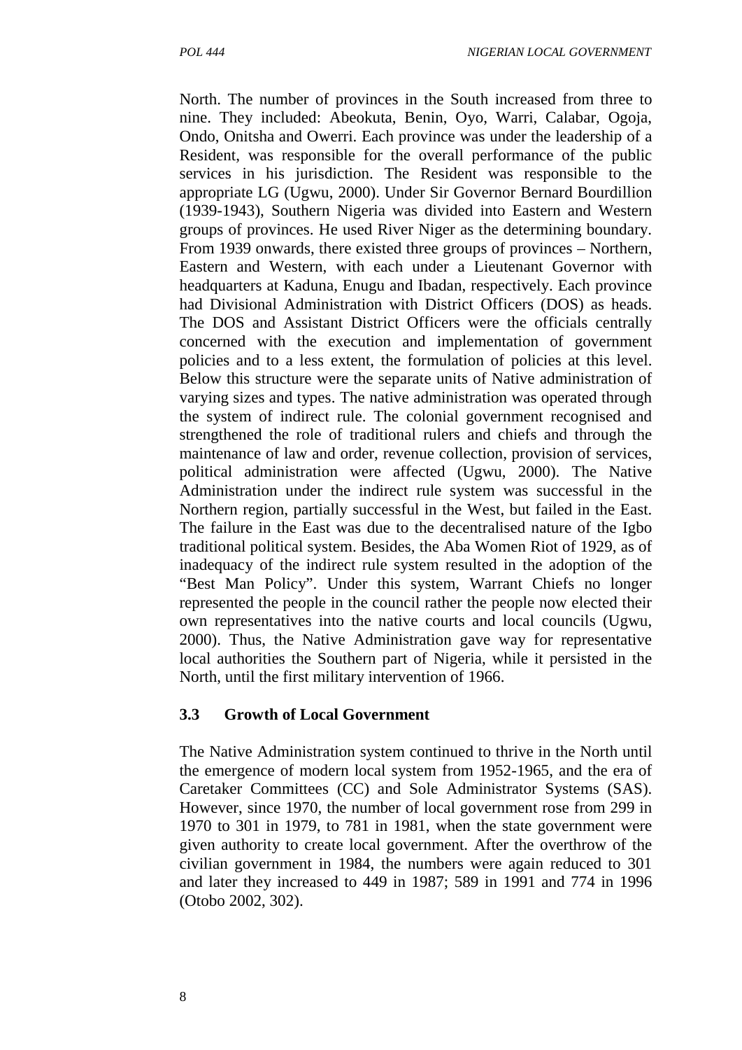North. The number of provinces in the South increased from three to nine. They included: Abeokuta, Benin, Oyo, Warri, Calabar, Ogoja, Ondo, Onitsha and Owerri. Each province was under the leadership of a Resident, was responsible for the overall performance of the public services in his jurisdiction. The Resident was responsible to the appropriate LG (Ugwu, 2000). Under Sir Governor Bernard Bourdillion (1939-1943), Southern Nigeria was divided into Eastern and Western groups of provinces. He used River Niger as the determining boundary. From 1939 onwards, there existed three groups of provinces – Northern, Eastern and Western, with each under a Lieutenant Governor with headquarters at Kaduna, Enugu and Ibadan, respectively. Each province had Divisional Administration with District Officers (DOS) as heads. The DOS and Assistant District Officers were the officials centrally concerned with the execution and implementation of government policies and to a less extent, the formulation of policies at this level. Below this structure were the separate units of Native administration of varying sizes and types. The native administration was operated through the system of indirect rule. The colonial government recognised and strengthened the role of traditional rulers and chiefs and through the maintenance of law and order, revenue collection, provision of services, political administration were affected (Ugwu, 2000). The Native Administration under the indirect rule system was successful in the Northern region, partially successful in the West, but failed in the East. The failure in the East was due to the decentralised nature of the Igbo traditional political system. Besides, the Aba Women Riot of 1929, as of inadequacy of the indirect rule system resulted in the adoption of the "Best Man Policy". Under this system, Warrant Chiefs no longer represented the people in the council rather the people now elected their own representatives into the native courts and local councils (Ugwu, 2000). Thus, the Native Administration gave way for representative local authorities the Southern part of Nigeria, while it persisted in the North, until the first military intervention of 1966.

### 3.3 Growth of Local Government

The Native Administration system continued to thrive in the North until the emergence of modern local system from 1952-1965, and the era of Caretaker Committees (CC) and Sole Administrator Systems (SAS). However, since 1970, the number of local government rose from 299 in 1970 to 301 in 1979, to 781 in 1981, when the state government were given authority to create local government. After the overthrow of the civilian government in 1984, the numbers were again reduced to 301 and later they increased to 449 in 1987; 589 in 1991 and 774 in 1996 (Otobo 2002, 302).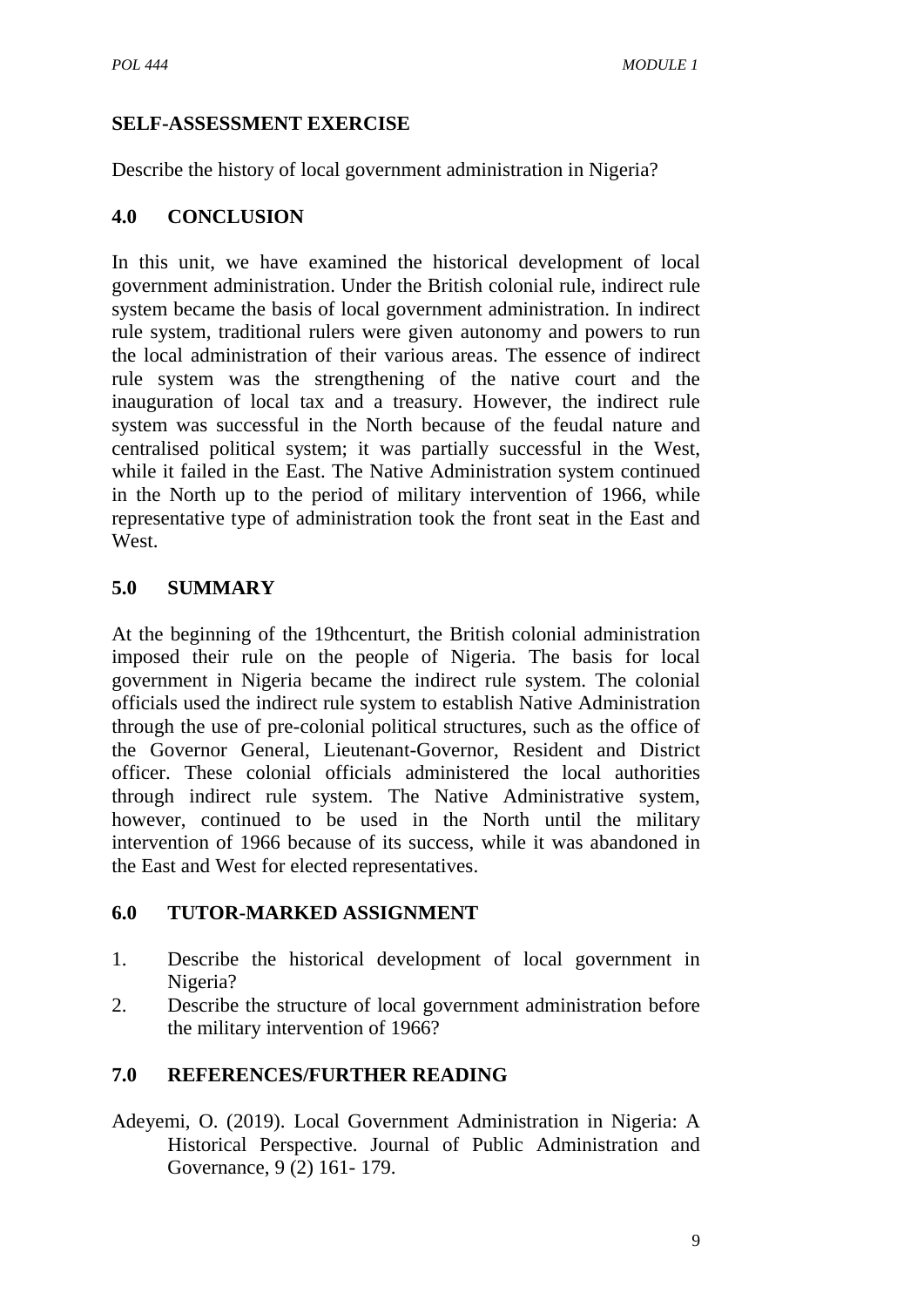## SELF-ASSESSMENT EXERCISE

Describe the history of local government administration in Nigeria?

## 4.0 CONCLUSION

In this unit, we have examined the historical development of local government administration. Under the British colonial rule, indirect rule system became the basis of local government administration. In indirect rule system, traditional rulers were given autonomy and powers to run the local administration of their various areas. The essence of indirect rule system was the strengthening of the native court and the inauguration of local tax and a treasury. However, the indirect rule system was successful in the North because of the feudal nature and centralised political system; it was partially successful in the West, while it failed in the East. The Native Administration system continued in the North up to the period of military intervention of 1966, while representative type of administration took the front seat in the East and West.

## 5.0 SUMMARY

At the beginning of the 19thcenturt, the British colonial administration imposed their rule on the people of Nigeria. The basis for local government in Nigeria became the indirect rule system. The colonial officials used the indirect rule system to establish Native Administration through the use of pre-colonial political structures, such as the office of the Governor General, Lieutenant-Governor, Resident and District officer. These colonial officials administered the local authorities through indirect rule system. The Native Administrative system, however, continued to be used in the North until the military intervention of 1966 because of its success, while it was abandoned in the East and West for elected representatives.

## 6.0 TUTOR-MARKED ASSIGNMENT

1. Describe the historical development of local government in Nigeria?
2. Describe the structure of local government administration before the military intervention of 1966?

## 7.0 REFERENCES/FURTHER READING

Adeyemi, O. (2019). Local Government Administration in Nigeria: A Historical Perspective. Journal of Public Administration and Governance, 9 (2) 161- 179.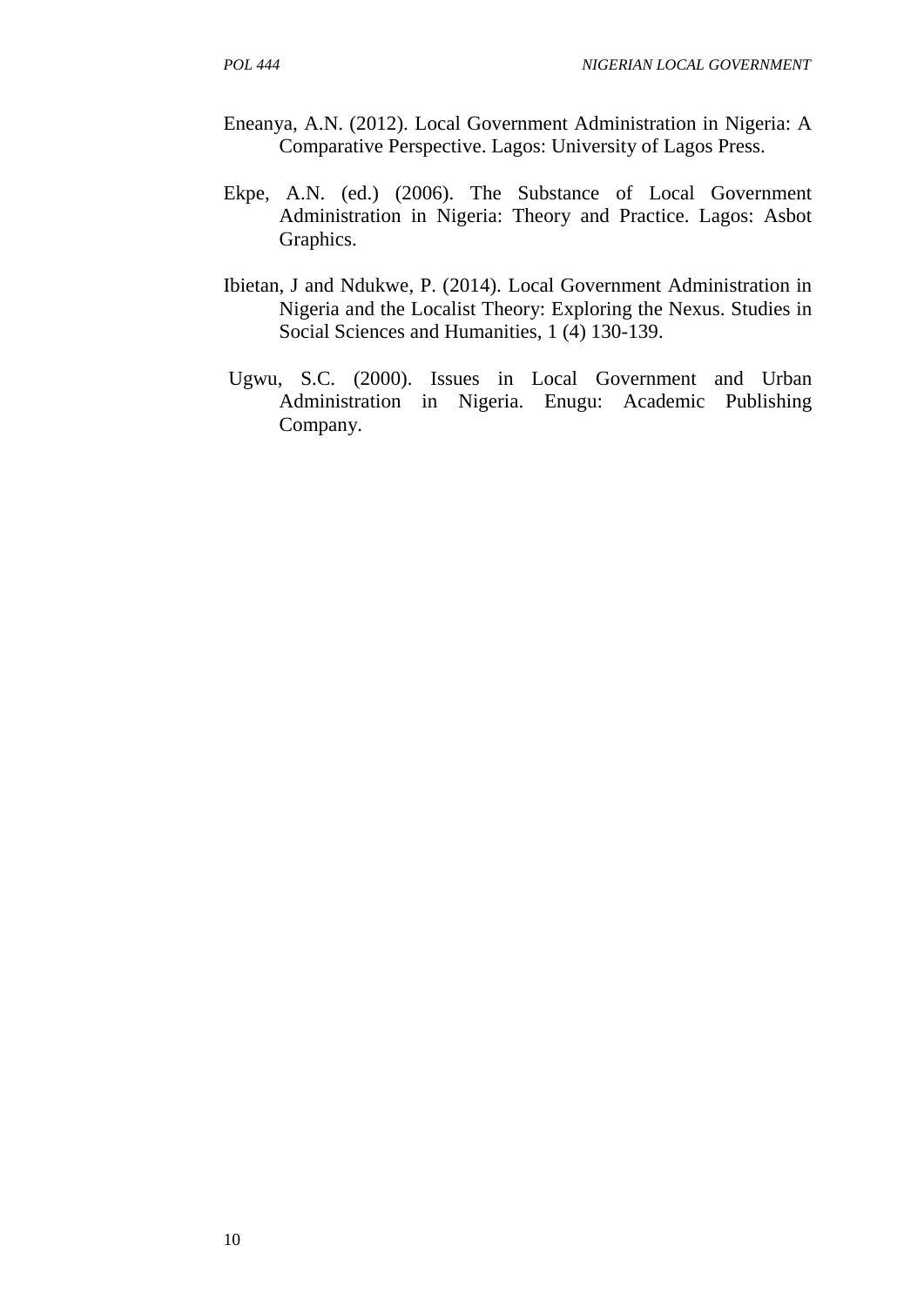Eneanya, A.N. (2012). Local Government Administration in Nigeria: A Comparative Perspective. Lagos: University of Lagos Press.

Ekpe, A.N. (ed.) (2006). The Substance of Local Government Administration in Nigeria: Theory and Practice. Lagos: Asbot Graphics.

Ibietan, J and Ndukwe, P. (2014). Local Government Administration in Nigeria and the Localist Theory: Exploring the Nexus. Studies in Social Sciences and Humanities, 1 (4) 130-139.

Ugwu, S.C. (2000). Issues in Local Government and Urban Administration in Nigeria. Enugu: Academic Publishing Company.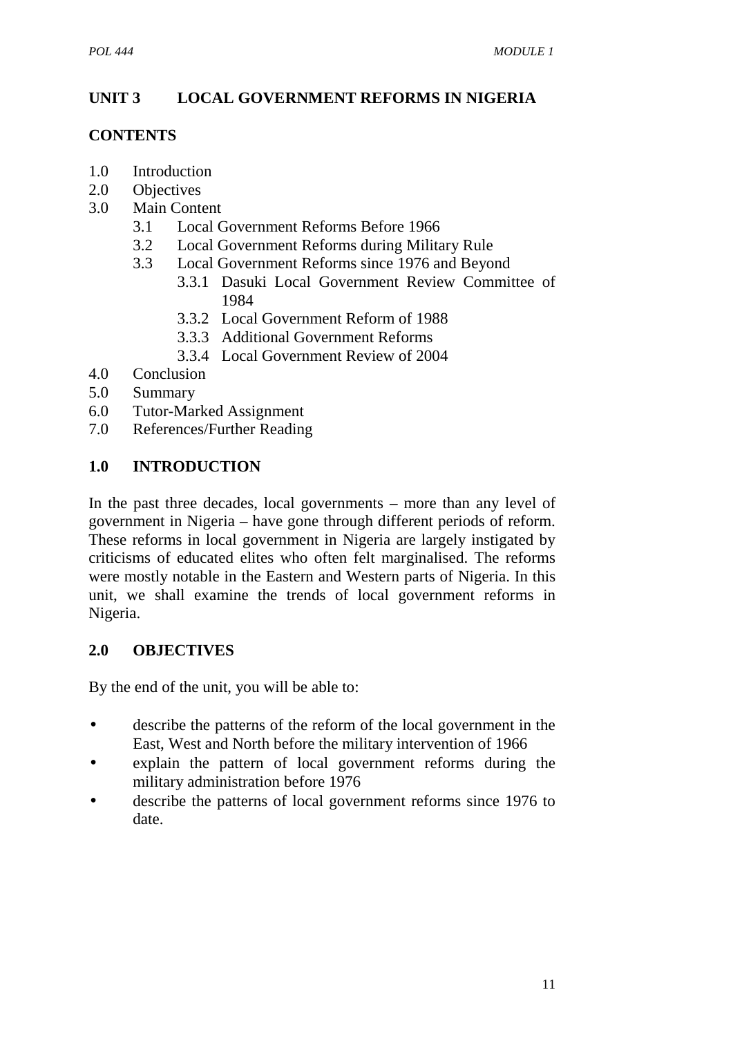## UNIT 3 LOCAL GOVERNMENT REFORMS IN NIGERIA

### CONTENTS

1.0 Introduction
2.0 Objectives
3.0 Main Content
   3.1 Local Government Reforms Before 1966
   3.2 Local Government Reforms during Military Rule
   3.3 Local Government Reforms since 1976 and Beyond
      3.3.1 Dasuki Local Government Review Committee of 1984
      3.3.2 Local Government Reform of 1988
      3.3.3 Additional Government Reforms
      3.3.4 Local Government Review of 2004
4.0 Conclusion
5.0 Summary
6.0 Tutor-Marked Assignment
7.0 References/Further Reading

### 1.0 INTRODUCTION

In the past three decades, local governments – more than any level of government in Nigeria – have gone through different periods of reform. These reforms in local government in Nigeria are largely instigated by criticisms of educated elites who often felt marginalised. The reforms were mostly notable in the Eastern and Western parts of Nigeria. In this unit, we shall examine the trends of local government reforms in Nigeria.

### 2.0 OBJECTIVES

By the end of the unit, you will be able to:

- describe the patterns of the reform of the local government in the East, West and North before the military intervention of 1966
- explain the pattern of local government reforms during the military administration before 1976
- describe the patterns of local government reforms since 1976 to date.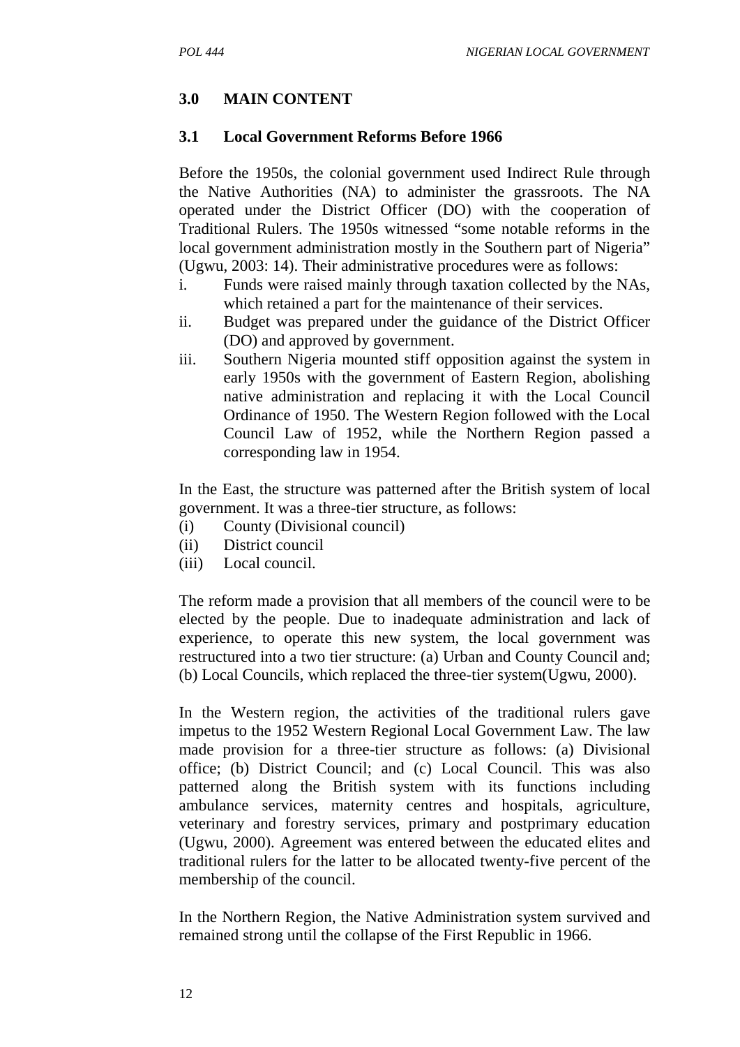## 3.0 MAIN CONTENT

### 3.1 Local Government Reforms Before 1966

Before the 1950s, the colonial government used Indirect Rule through the Native Authorities (NA) to administer the grassroots. The NA operated under the District Officer (DO) with the cooperation of Traditional Rulers. The 1950s witnessed "some notable reforms in the local government administration mostly in the Southern part of Nigeria" (Ugwu, 2003: 14). Their administrative procedures were as follows:

i. Funds were raised mainly through taxation collected by the NAs, which retained a part for the maintenance of their services.
ii. Budget was prepared under the guidance of the District Officer (DO) and approved by government.
iii. Southern Nigeria mounted stiff opposition against the system in early 1950s with the government of Eastern Region, abolishing native administration and replacing it with the Local Council Ordinance of 1950. The Western Region followed with the Local Council Law of 1952, while the Northern Region passed a corresponding law in 1954.

In the East, the structure was patterned after the British system of local government. It was a three-tier structure, as follows:

(i) County (Divisional council)
(ii) District council
(iii) Local council.

The reform made a provision that all members of the council were to be elected by the people. Due to inadequate administration and lack of experience, to operate this new system, the local government was restructured into a two tier structure: (a) Urban and County Council and; (b) Local Councils, which replaced the three-tier system(Ugwu, 2000).

In the Western region, the activities of the traditional rulers gave impetus to the 1952 Western Regional Local Government Law. The law made provision for a three-tier structure as follows: (a) Divisional office; (b) District Council; and (c) Local Council. This was also patterned along the British system with its functions including ambulance services, maternity centres and hospitals, agriculture, veterinary and forestry services, primary and postprimary education (Ugwu, 2000). Agreement was entered between the educated elites and traditional rulers for the latter to be allocated twenty-five percent of the membership of the council.

In the Northern Region, the Native Administration system survived and remained strong until the collapse of the First Republic in 1966.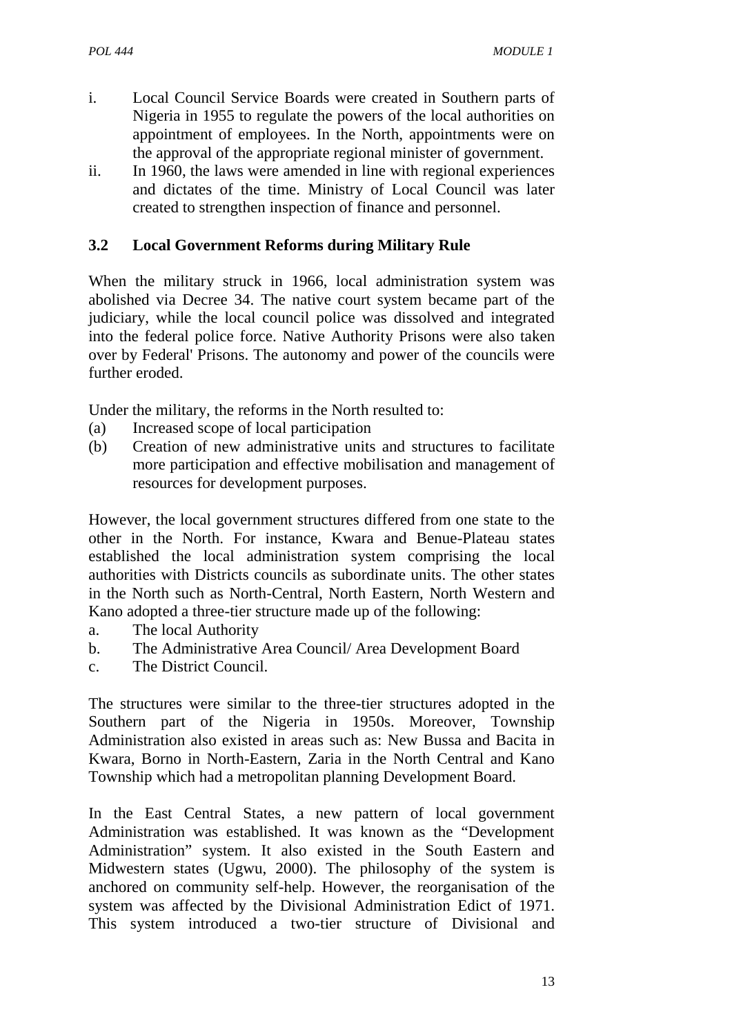i. Local Council Service Boards were created in Southern parts of Nigeria in 1955 to regulate the powers of the local authorities on appointment of employees. In the North, appointments were on the approval of the appropriate regional minister of government.
ii. In 1960, the laws were amended in line with regional experiences and dictates of the time. Ministry of Local Council was later created to strengthen inspection of finance and personnel.

### 3.2 Local Government Reforms during Military Rule

When the military struck in 1966, local administration system was abolished via Decree 34. The native court system became part of the judiciary, while the local council police was dissolved and integrated into the federal police force. Native Authority Prisons were also taken over by Federal' Prisons. The autonomy and power of the councils were further eroded.

Under the military, the reforms in the North resulted to:
(a) Increased scope of local participation
(b) Creation of new administrative units and structures to facilitate more participation and effective mobilisation and management of resources for development purposes.

However, the local government structures differed from one state to the other in the North. For instance, Kwara and Benue-Plateau states established the local administration system comprising the local authorities with Districts councils as subordinate units. The other states in the North such as North-Central, North Eastern, North Western and Kano adopted a three-tier structure made up of the following:

a. The local Authority
b. The Administrative Area Council/ Area Development Board
c. The District Council.

The structures were similar to the three-tier structures adopted in the Southern part of the Nigeria in 1950s. Moreover, Township Administration also existed in areas such as: New Bussa and Bacita in Kwara, Borno in North-Eastern, Zaria in the North Central and Kano Township which had a metropolitan planning Development Board.

In the East Central States, a new pattern of local government Administration was established. It was known as the "Development Administration" system. It also existed in the South Eastern and Midwestern states (Ugwu, 2000). The philosophy of the system is anchored on community self-help. However, the reorganisation of the system was affected by the Divisional Administration Edict of 1971. This system introduced a two-tier structure of Divisional and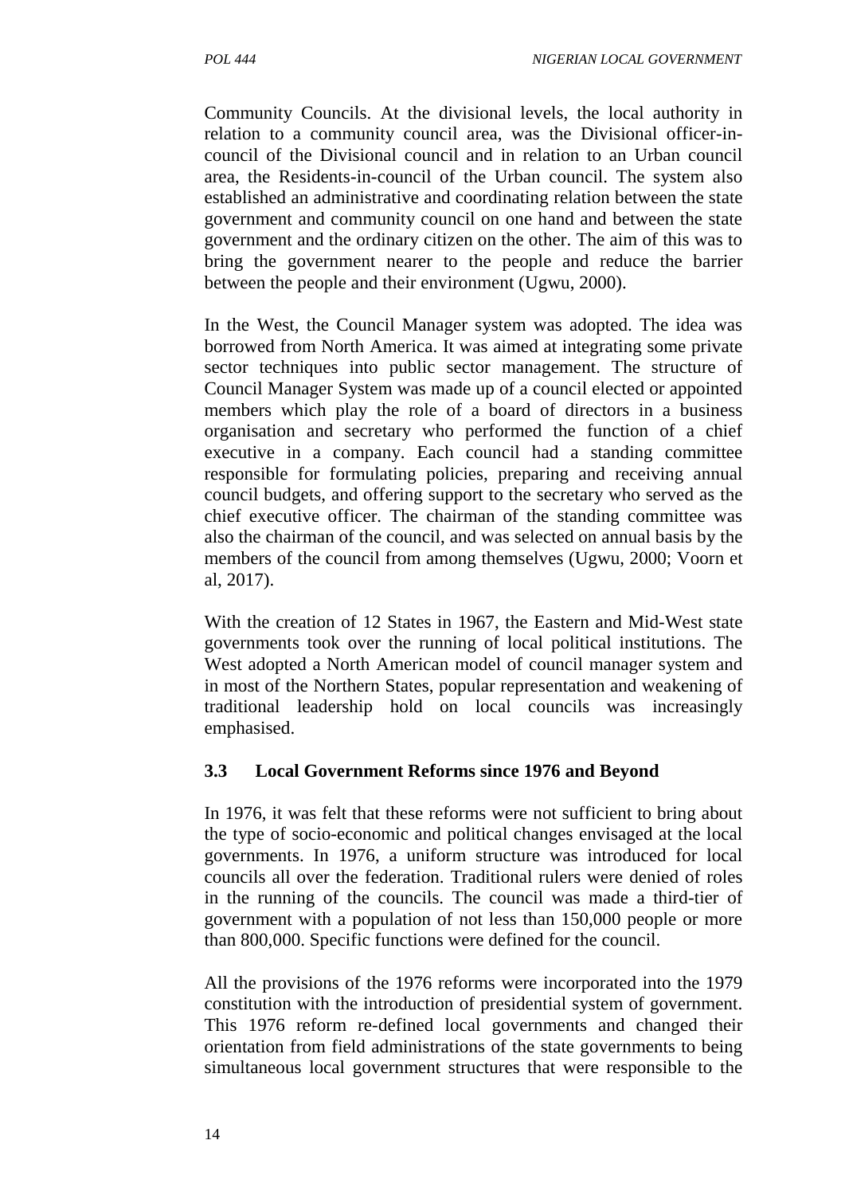Community Councils. At the divisional levels, the local authority in relation to a community council area, was the Divisional officer-in-council of the Divisional council and in relation to an Urban council area, the Residents-in-council of the Urban council. The system also established an administrative and coordinating relation between the state government and community council on one hand and between the state government and the ordinary citizen on the other. The aim of this was to bring the government nearer to the people and reduce the barrier between the people and their environment (Ugwu, 2000).

In the West, the Council Manager system was adopted. The idea was borrowed from North America. It was aimed at integrating some private sector techniques into public sector management. The structure of Council Manager System was made up of a council elected or appointed members which play the role of a board of directors in a business organisation and secretary who performed the function of a chief executive in a company. Each council had a standing committee responsible for formulating policies, preparing and receiving annual council budgets, and offering support to the secretary who served as the chief executive officer. The chairman of the standing committee was also the chairman of the council, and was selected on annual basis by the members of the council from among themselves (Ugwu, 2000; Voorn et al, 2017).

With the creation of 12 States in 1967, the Eastern and Mid-West state governments took over the running of local political institutions. The West adopted a North American model of council manager system and in most of the Northern States, popular representation and weakening of traditional leadership hold on local councils was increasingly emphasised.

### 3.3 Local Government Reforms since 1976 and Beyond

In 1976, it was felt that these reforms were not sufficient to bring about the type of socio-economic and political changes envisaged at the local governments. In 1976, a uniform structure was introduced for local councils all over the federation. Traditional rulers were denied of roles in the running of the councils. The council was made a third-tier of government with a population of not less than 150,000 people or more than 800,000. Specific functions were defined for the council.

All the provisions of the 1976 reforms were incorporated into the 1979 constitution with the introduction of presidential system of government. This 1976 reform re-defined local governments and changed their orientation from field administrations of the state governments to being simultaneous local government structures that were responsible to the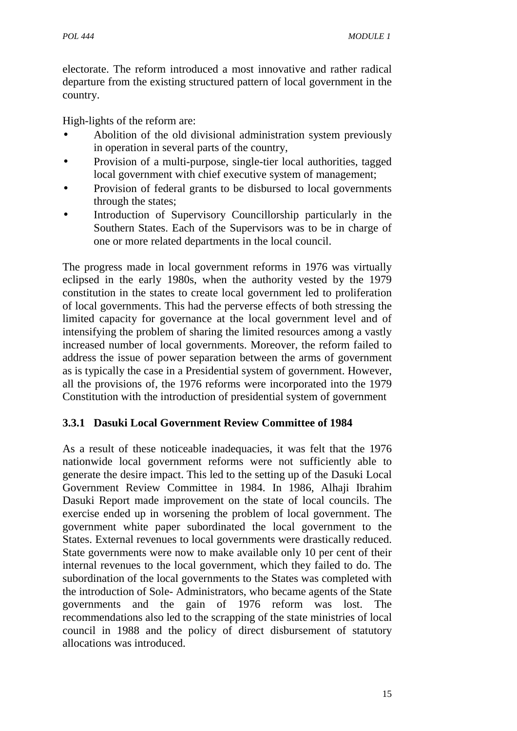electorate. The reform introduced a most innovative and rather radical departure from the existing structured pattern of local government in the country.

High-lights of the reform are:

- Abolition of the old divisional administration system previously in operation in several parts of the country,
- Provision of a multi-purpose, single-tier local authorities, tagged local government with chief executive system of management;
- Provision of federal grants to be disbursed to local governments through the states;
- Introduction of Supervisory Councillorship particularly in the Southern States. Each of the Supervisors was to be in charge of one or more related departments in the local council.

The progress made in local government reforms in 1976 was virtually eclipsed in the early 1980s, when the authority vested by the 1979 constitution in the states to create local government led to proliferation of local governments. This had the perverse effects of both stressing the limited capacity for governance at the local government level and of intensifying the problem of sharing the limited resources among a vastly increased number of local governments. Moreover, the reform failed to address the issue of power separation between the arms of government as is typically the case in a Presidential system of government. However, all the provisions of, the 1976 reforms were incorporated into the 1979 Constitution with the introduction of presidential system of government

### 3.3.1 Dasuki Local Government Review Committee of 1984

As a result of these noticeable inadequacies, it was felt that the 1976 nationwide local government reforms were not sufficiently able to generate the desire impact. This led to the setting up of the Dasuki Local Government Review Committee in 1984. In 1986, Alhaji Ibrahim Dasuki Report made improvement on the state of local councils. The exercise ended up in worsening the problem of local government. The government white paper subordinated the local government to the States. External revenues to local governments were drastically reduced. State governments were now to make available only 10 per cent of their internal revenues to the local government, which they failed to do. The subordination of the local governments to the States was completed with the introduction of Sole- Administrators, who became agents of the State governments and the gain of 1976 reform was lost. The recommendations also led to the scrapping of the state ministries of local council in 1988 and the policy of direct disbursement of statutory allocations was introduced.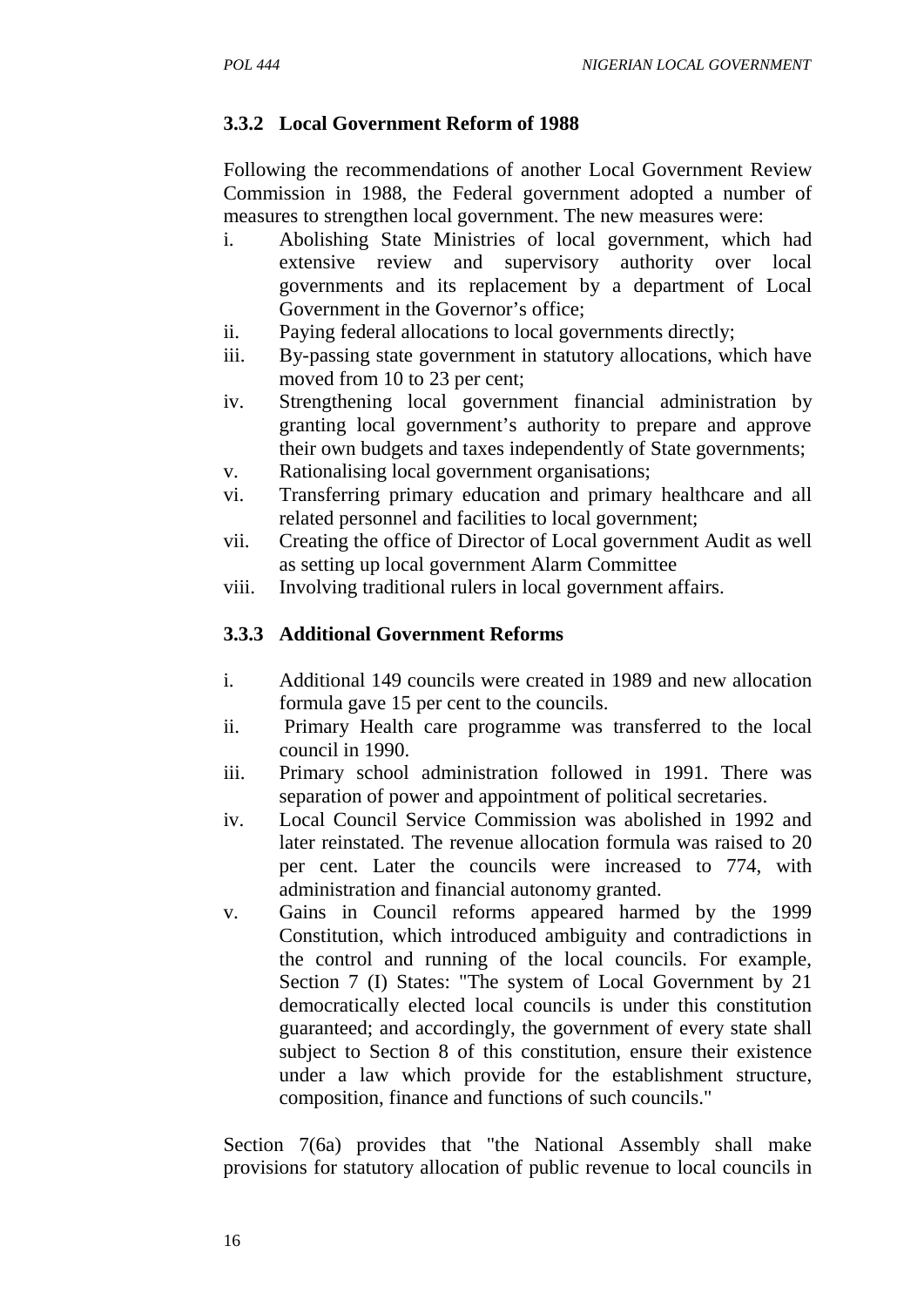### 3.3.2 Local Government Reform of 1988

Following the recommendations of another Local Government Review Commission in 1988, the Federal government adopted a number of measures to strengthen local government. The new measures were:

i. Abolishing State Ministries of local government, which had extensive review and supervisory authority over local governments and its replacement by a department of Local Government in the Governor's office;
ii. Paying federal allocations to local governments directly;
iii. By-passing state government in statutory allocations, which have moved from 10 to 23 per cent;
iv. Strengthening local government financial administration by granting local government's authority to prepare and approve their own budgets and taxes independently of State governments;
v. Rationalising local government organisations;
vi. Transferring primary education and primary healthcare and all related personnel and facilities to local government;
vii. Creating the office of Director of Local government Audit as well as setting up local government Alarm Committee
viii. Involving traditional rulers in local government affairs.

### 3.3.3 Additional Government Reforms

i. Additional 149 councils were created in 1989 and new allocation formula gave 15 per cent to the councils.
ii. Primary Health care programme was transferred to the local council in 1990.
iii. Primary school administration followed in 1991. There was separation of power and appointment of political secretaries.
iv. Local Council Service Commission was abolished in 1992 and later reinstated. The revenue allocation formula was raised to 20 per cent. Later the councils were increased to 774, with administration and financial autonomy granted.
v. Gains in Council reforms appeared harmed by the 1999 Constitution, which introduced ambiguity and contradictions in the control and running of the local councils. For example, Section 7 (I) States: "The system of Local Government by 21 democratically elected local councils is under this constitution guaranteed; and accordingly, the government of every state shall subject to Section 8 of this constitution, ensure their existence under a law which provide for the establishment structure, composition, finance and functions of such councils."

Section 7(6a) provides that "the National Assembly shall make provisions for statutory allocation of public revenue to local councils in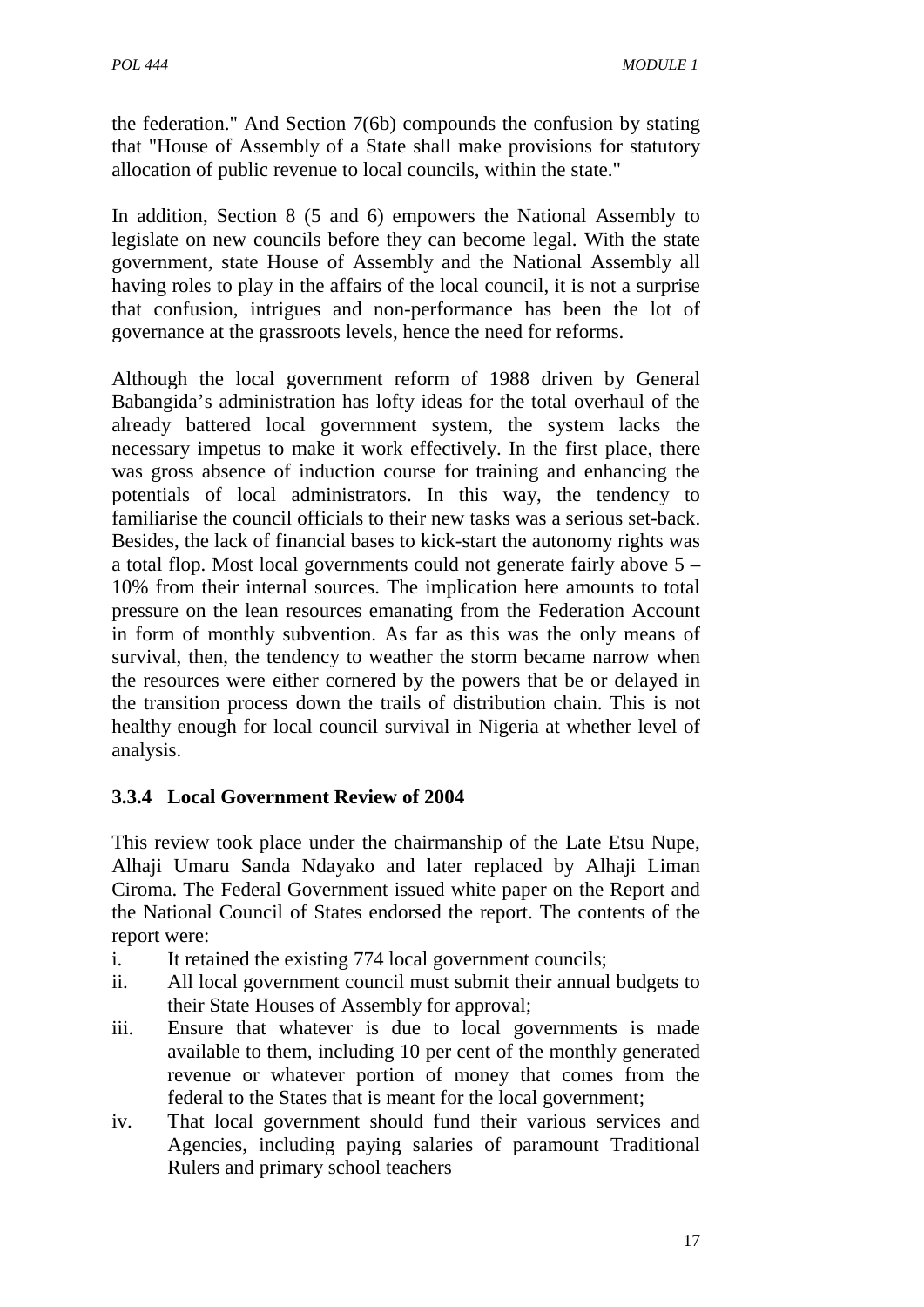the federation." And Section 7(6b) compounds the confusion by stating that "House of Assembly of a State shall make provisions for statutory allocation of public revenue to local councils, within the state."

In addition, Section 8 (5 and 6) empowers the National Assembly to legislate on new councils before they can become legal. With the state government, state House of Assembly and the National Assembly all having roles to play in the affairs of the local council, it is not a surprise that confusion, intrigues and non-performance has been the lot of governance at the grassroots levels, hence the need for reforms.

Although the local government reform of 1988 driven by General Babangida's administration has lofty ideas for the total overhaul of the already battered local government system, the system lacks the necessary impetus to make it work effectively. In the first place, there was gross absence of induction course for training and enhancing the potentials of local administrators. In this way, the tendency to familiarise the council officials to their new tasks was a serious set-back. Besides, the lack of financial bases to kick-start the autonomy rights was a total flop. Most local governments could not generate fairly above 5 – 10% from their internal sources. The implication here amounts to total pressure on the lean resources emanating from the Federation Account in form of monthly subvention. As far as this was the only means of survival, then, the tendency to weather the storm became narrow when the resources were either cornered by the powers that be or delayed in the transition process down the trails of distribution chain. This is not healthy enough for local council survival in Nigeria at whether level of analysis.

### 3.3.4 Local Government Review of 2004

This review took place under the chairmanship of the Late Etsu Nupe, Alhaji Umaru Sanda Ndayako and later replaced by Alhaji Liman Ciroma. The Federal Government issued white paper on the Report and the National Council of States endorsed the report. The contents of the report were:

i. It retained the existing 774 local government councils;
ii. All local government council must submit their annual budgets to their State Houses of Assembly for approval;
iii. Ensure that whatever is due to local governments is made available to them, including 10 per cent of the monthly generated revenue or whatever portion of money that comes from the federal to the States that is meant for the local government;
iv. That local government should fund their various services and Agencies, including paying salaries of paramount Traditional Rulers and primary school teachers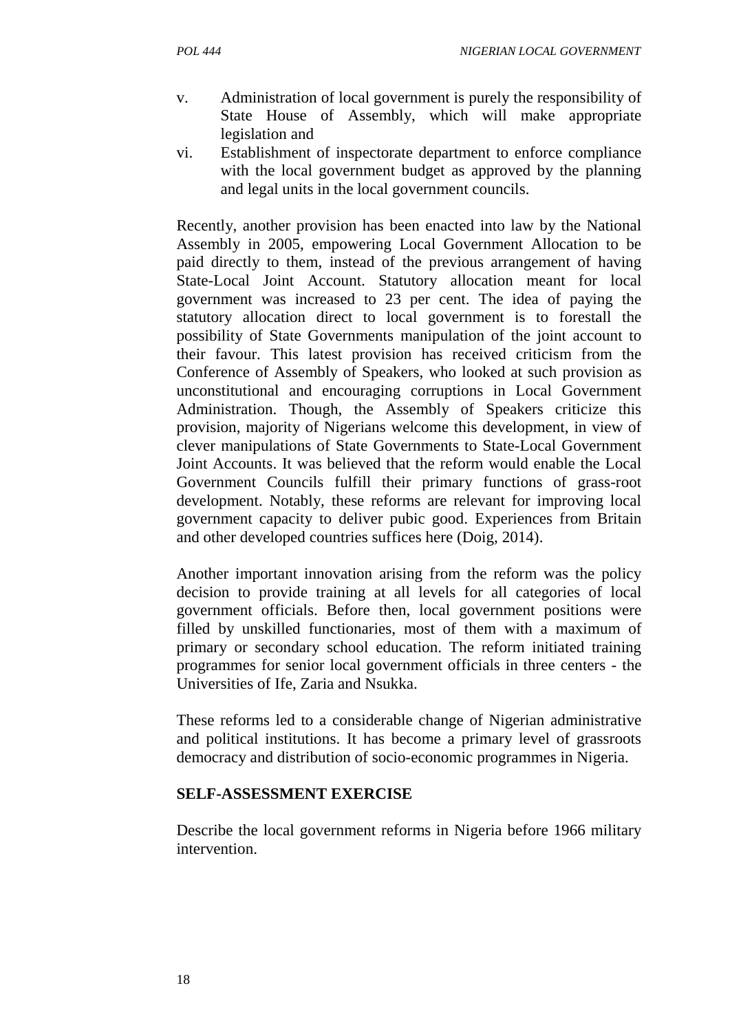v. Administration of local government is purely the responsibility of State House of Assembly, which will make appropriate legislation and
vi. Establishment of inspectorate department to enforce compliance with the local government budget as approved by the planning and legal units in the local government councils.

Recently, another provision has been enacted into law by the National Assembly in 2005, empowering Local Government Allocation to be paid directly to them, instead of the previous arrangement of having State-Local Joint Account. Statutory allocation meant for local government was increased to 23 per cent. The idea of paying the statutory allocation direct to local government is to forestall the possibility of State Governments manipulation of the joint account to their favour. This latest provision has received criticism from the Conference of Assembly of Speakers, who looked at such provision as unconstitutional and encouraging corruptions in Local Government Administration. Though, the Assembly of Speakers criticize this provision, majority of Nigerians welcome this development, in view of clever manipulations of State Governments to State-Local Government Joint Accounts. It was believed that the reform would enable the Local Government Councils fulfill their primary functions of grass-root development. Notably, these reforms are relevant for improving local government capacity to deliver pubic good. Experiences from Britain and other developed countries suffices here (Doig, 2014).

Another important innovation arising from the reform was the policy decision to provide training at all levels for all categories of local government officials. Before then, local government positions were filled by unskilled functionaries, most of them with a maximum of primary or secondary school education. The reform initiated training programmes for senior local government officials in three centers - the Universities of Ife, Zaria and Nsukka.

These reforms led to a considerable change of Nigerian administrative and political institutions. It has become a primary level of grassroots democracy and distribution of socio-economic programmes in Nigeria.

**SELF-ASSESSMENT EXERCISE**

Describe the local government reforms in Nigeria before 1966 military intervention.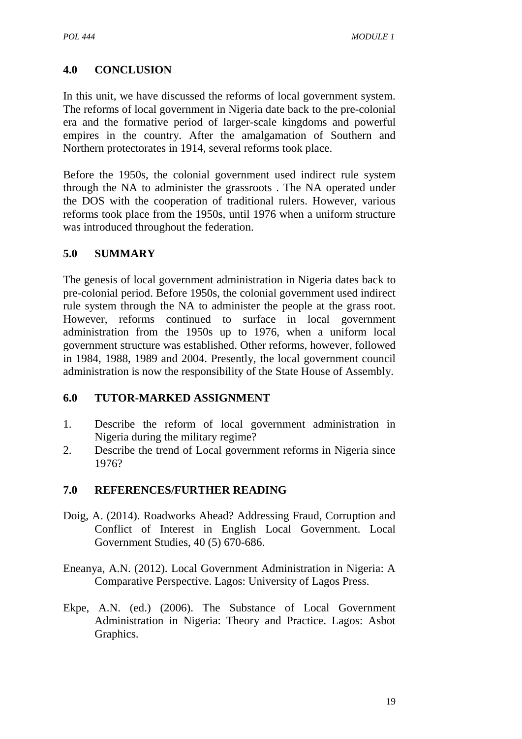## 4.0 CONCLUSION

In this unit, we have discussed the reforms of local government system. The reforms of local government in Nigeria date back to the pre-colonial era and the formative period of larger-scale kingdoms and powerful empires in the country. After the amalgamation of Southern and Northern protectorates in 1914, several reforms took place.

Before the 1950s, the colonial government used indirect rule system through the NA to administer the grassroots . The NA operated under the DOS with the cooperation of traditional rulers. However, various reforms took place from the 1950s, until 1976 when a uniform structure was introduced throughout the federation.

## 5.0 SUMMARY

The genesis of local government administration in Nigeria dates back to pre-colonial period. Before 1950s, the colonial government used indirect rule system through the NA to administer the people at the grass root. However, reforms continued to surface in local government administration from the 1950s up to 1976, when a uniform local government structure was established. Other reforms, however, followed in 1984, 1988, 1989 and 2004. Presently, the local government council administration is now the responsibility of the State House of Assembly.

## 6.0 TUTOR-MARKED ASSIGNMENT

1. Describe the reform of local government administration in Nigeria during the military regime?
2. Describe the trend of Local government reforms in Nigeria since 1976?

## 7.0 REFERENCES/FURTHER READING

Doig, A. (2014). Roadworks Ahead? Addressing Fraud, Corruption and Conflict of Interest in English Local Government. Local Government Studies, 40 (5) 670-686.

Eneanya, A.N. (2012). Local Government Administration in Nigeria: A Comparative Perspective. Lagos: University of Lagos Press.

Ekpe, A.N. (ed.) (2006). The Substance of Local Government Administration in Nigeria: Theory and Practice. Lagos: Asbot Graphics.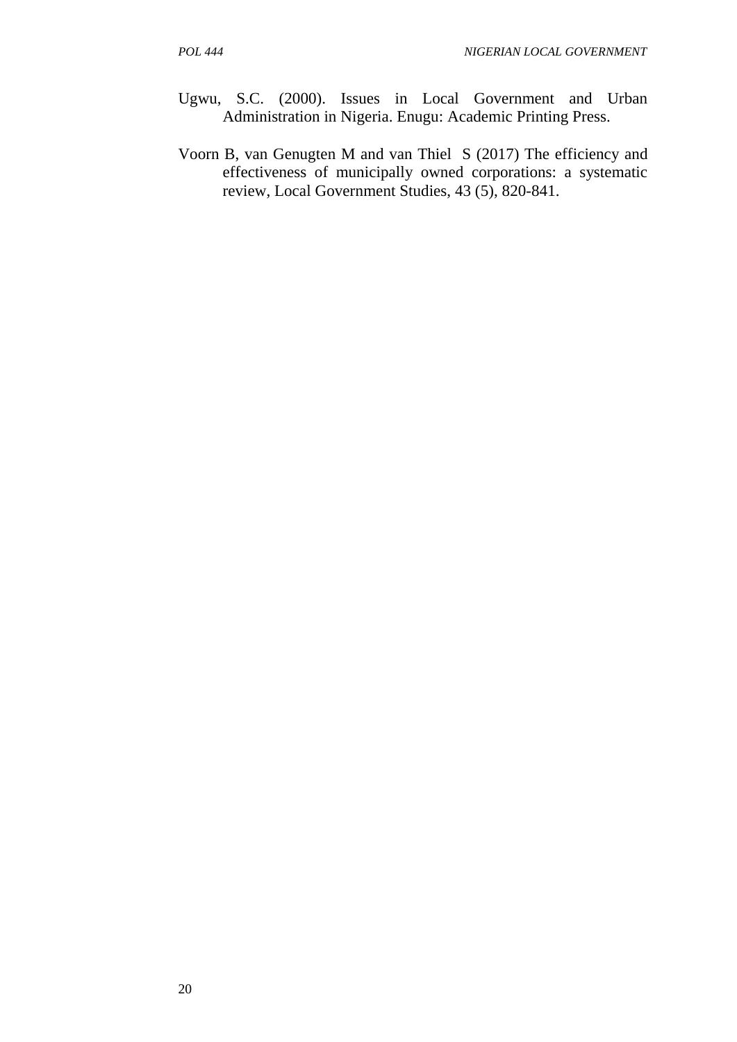Ugwu, S.C. (2000). Issues in Local Government and Urban Administration in Nigeria. Enugu: Academic Printing Press.

Voorn B, van Genugten M and van Thiel S (2017) The efficiency and effectiveness of municipally owned corporations: a systematic review, Local Government Studies, 43 (5), 820-841.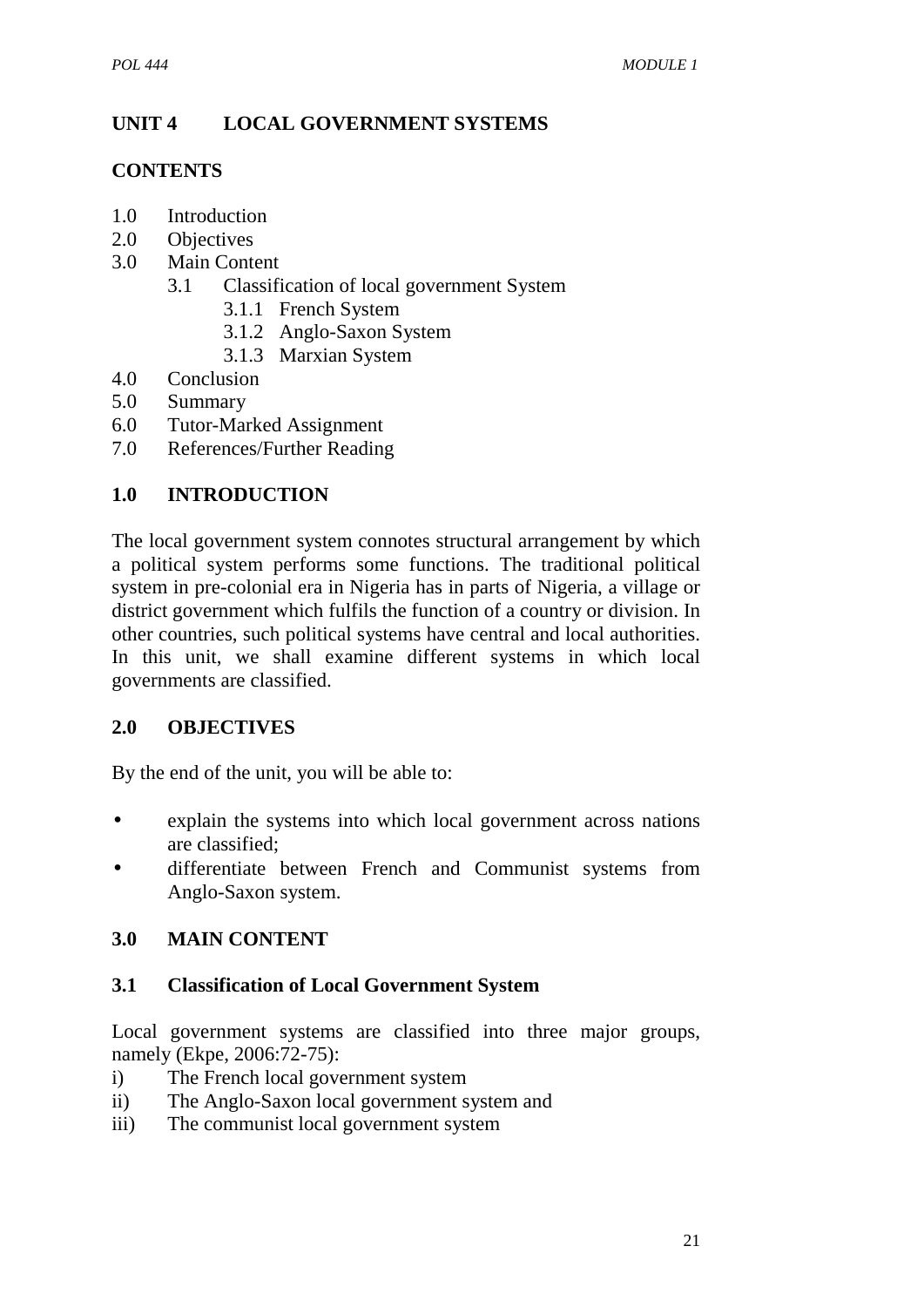## UNIT 4 LOCAL GOVERNMENT SYSTEMS

### CONTENTS

- 1.0 Introduction
- 2.0 Objectives
- 3.0 Main Content
  - 3.1 Classification of local government System
    - 3.1.1 French System
    - 3.1.2 Anglo-Saxon System
    - 3.1.3 Marxian System
- 4.0 Conclusion
- 5.0 Summary
- 6.0 Tutor-Marked Assignment
- 7.0 References/Further Reading

### 1.0 INTRODUCTION

The local government system connotes structural arrangement by which a political system performs some functions. The traditional political system in pre-colonial era in Nigeria has in parts of Nigeria, a village or district government which fulfils the function of a country or division. In other countries, such political systems have central and local authorities. In this unit, we shall examine different systems in which local governments are classified.

### 2.0 OBJECTIVES

By the end of the unit, you will be able to:

- explain the systems into which local government across nations are classified;
- differentiate between French and Communist systems from Anglo-Saxon system.

### 3.0 MAIN CONTENT

#### 3.1 Classification of Local Government System

Local government systems are classified into three major groups, namely (Ekpe, 2006:72-75):

i) The French local government system
ii) The Anglo-Saxon local government system and
iii) The communist local government system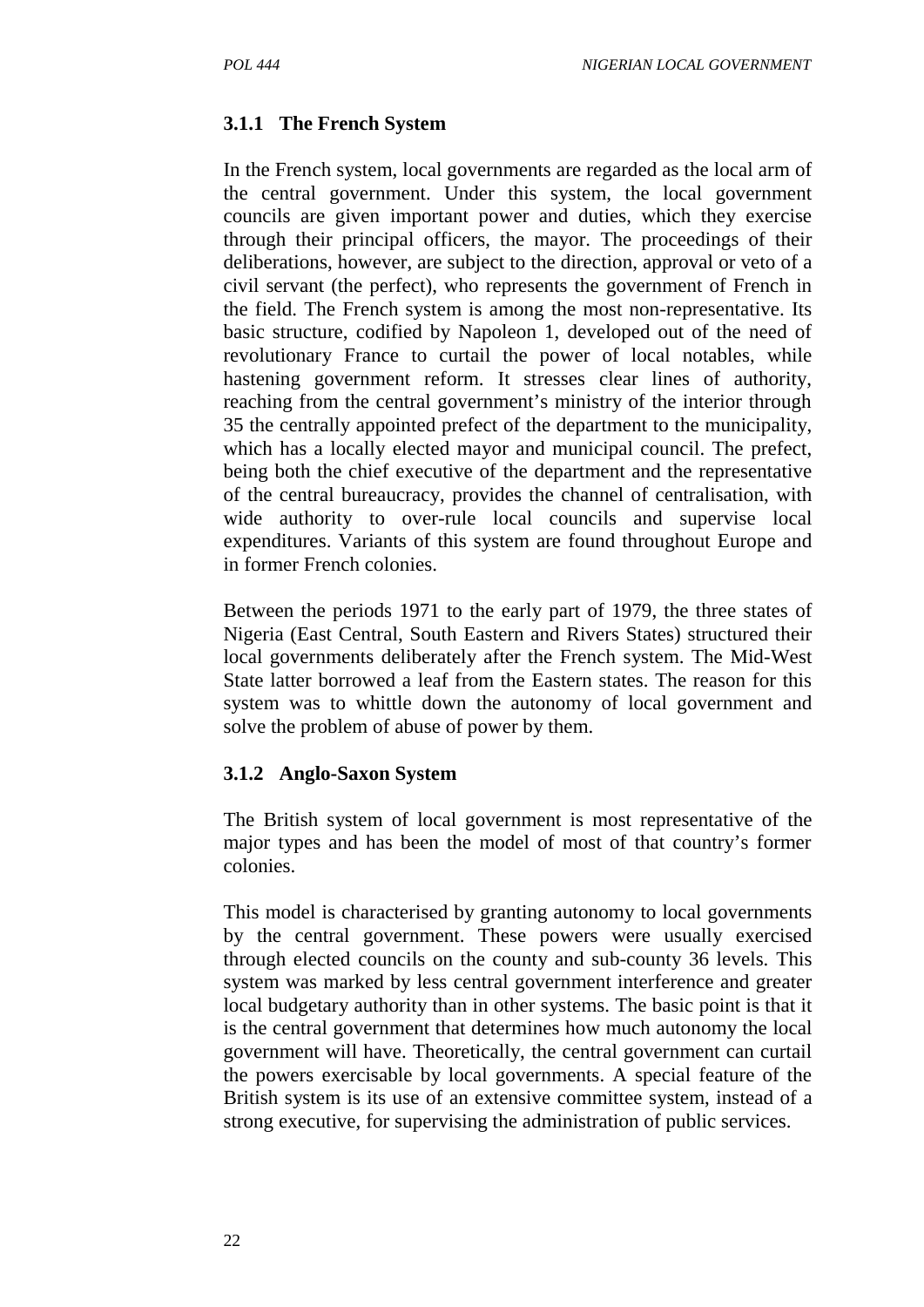### 3.1.1 The French System

In the French system, local governments are regarded as the local arm of the central government. Under this system, the local government councils are given important power and duties, which they exercise through their principal officers, the mayor. The proceedings of their deliberations, however, are subject to the direction, approval or veto of a civil servant (the perfect), who represents the government of French in the field. The French system is among the most non-representative. Its basic structure, codified by Napoleon 1, developed out of the need of revolutionary France to curtail the power of local notables, while hastening government reform. It stresses clear lines of authority, reaching from the central government's ministry of the interior through 35 the centrally appointed prefect of the department to the municipality, which has a locally elected mayor and municipal council. The prefect, being both the chief executive of the department and the representative of the central bureaucracy, provides the channel of centralisation, with wide authority to over-rule local councils and supervise local expenditures. Variants of this system are found throughout Europe and in former French colonies.

Between the periods 1971 to the early part of 1979, the three states of Nigeria (East Central, South Eastern and Rivers States) structured their local governments deliberately after the French system. The Mid-West State latter borrowed a leaf from the Eastern states. The reason for this system was to whittle down the autonomy of local government and solve the problem of abuse of power by them.

### 3.1.2 Anglo-Saxon System

The British system of local government is most representative of the major types and has been the model of most of that country's former colonies.

This model is characterised by granting autonomy to local governments by the central government. These powers were usually exercised through elected councils on the county and sub-county 36 levels. This system was marked by less central government interference and greater local budgetary authority than in other systems. The basic point is that it is the central government that determines how much autonomy the local government will have. Theoretically, the central government can curtail the powers exercisable by local governments. A special feature of the British system is its use of an extensive committee system, instead of a strong executive, for supervising the administration of public services.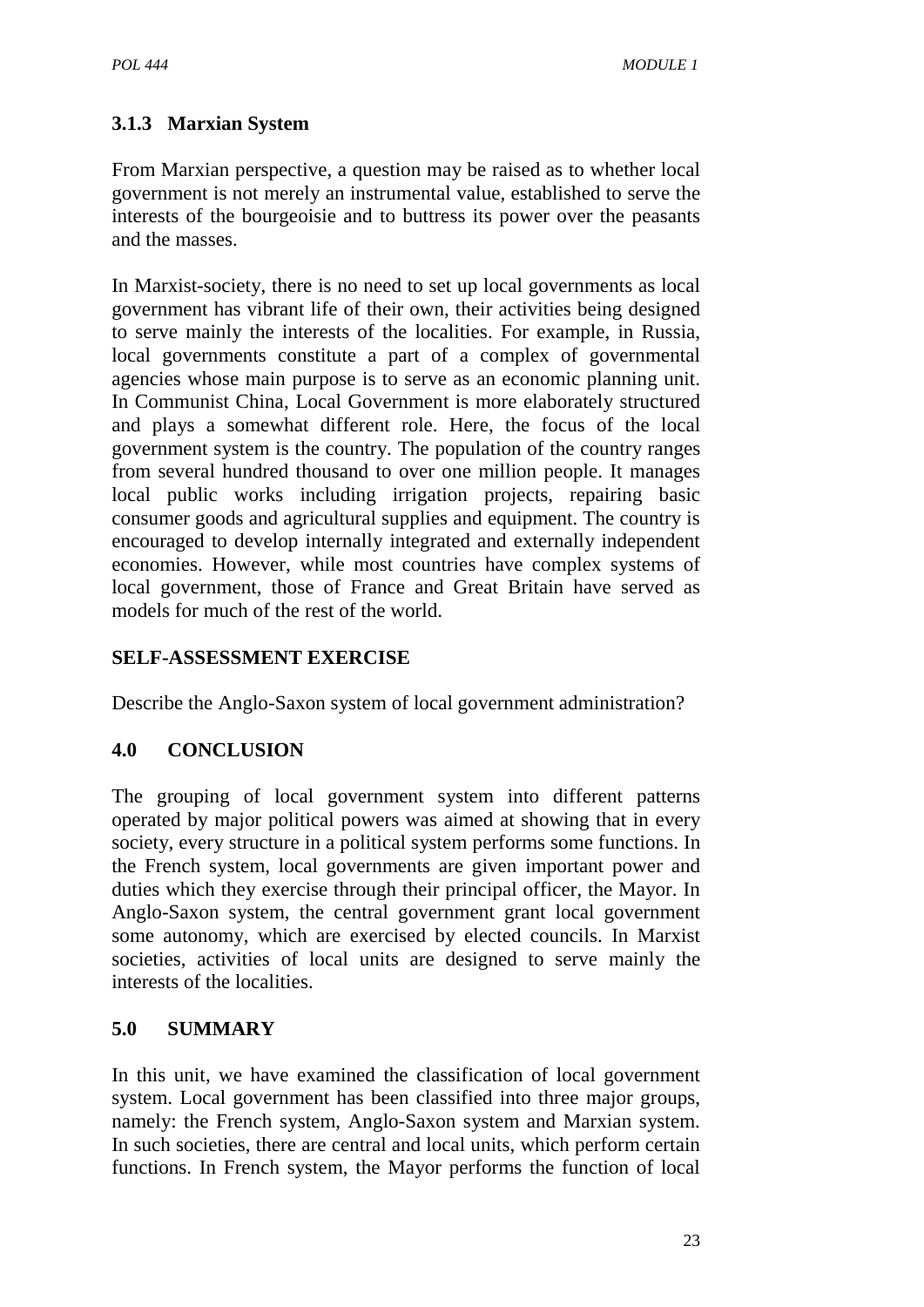### 3.1.3 Marxian System

From Marxian perspective, a question may be raised as to whether local government is not merely an instrumental value, established to serve the interests of the bourgeoisie and to buttress its power over the peasants and the masses.

In Marxist-society, there is no need to set up local governments as local government has vibrant life of their own, their activities being designed to serve mainly the interests of the localities. For example, in Russia, local governments constitute a part of a complex of governmental agencies whose main purpose is to serve as an economic planning unit. In Communist China, Local Government is more elaborately structured and plays a somewhat different role. Here, the focus of the local government system is the country. The population of the country ranges from several hundred thousand to over one million people. It manages local public works including irrigation projects, repairing basic consumer goods and agricultural supplies and equipment. The country is encouraged to develop internally integrated and externally independent economies. However, while most countries have complex systems of local government, those of France and Great Britain have served as models for much of the rest of the world.

## SELF-ASSESSMENT EXERCISE

Describe the Anglo-Saxon system of local government administration?

## 4.0 CONCLUSION

The grouping of local government system into different patterns operated by major political powers was aimed at showing that in every society, every structure in a political system performs some functions. In the French system, local governments are given important power and duties which they exercise through their principal officer, the Mayor. In Anglo-Saxon system, the central government grant local government some autonomy, which are exercised by elected councils. In Marxist societies, activities of local units are designed to serve mainly the interests of the localities.

## 5.0 SUMMARY

In this unit, we have examined the classification of local government system. Local government has been classified into three major groups, namely: the French system, Anglo-Saxon system and Marxian system. In such societies, there are central and local units, which perform certain functions. In French system, the Mayor performs the function of local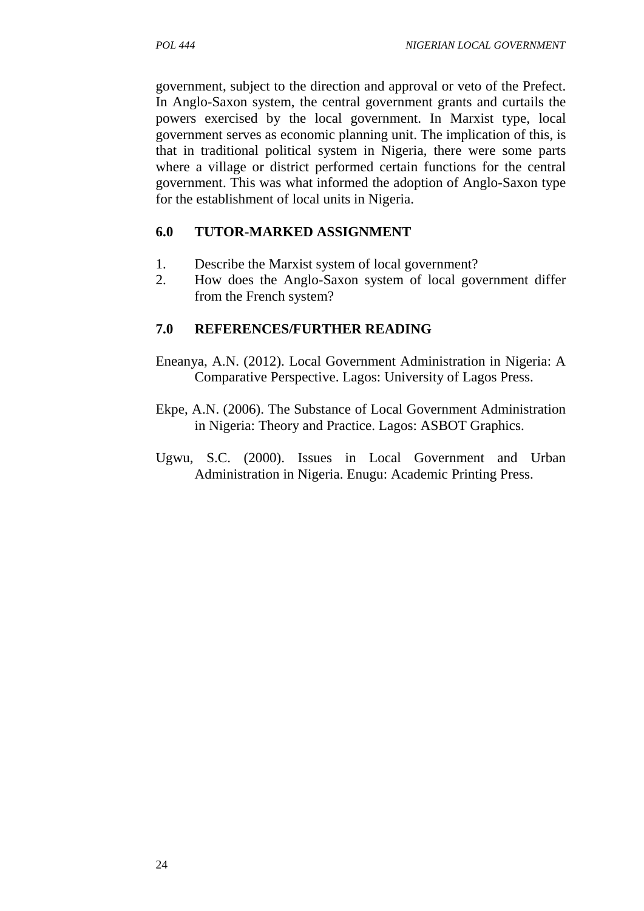government, subject to the direction and approval or veto of the Prefect. In Anglo-Saxon system, the central government grants and curtails the powers exercised by the local government. In Marxist type, local government serves as economic planning unit. The implication of this, is that in traditional political system in Nigeria, there were some parts where a village or district performed certain functions for the central government. This was what informed the adoption of Anglo-Saxon type for the establishment of local units in Nigeria.

## 6.0 TUTOR-MARKED ASSIGNMENT

1. Describe the Marxist system of local government?
2. How does the Anglo-Saxon system of local government differ from the French system?

## 7.0 REFERENCES/FURTHER READING

Eneanya, A.N. (2012). Local Government Administration in Nigeria: A Comparative Perspective. Lagos: University of Lagos Press.

Ekpe, A.N. (2006). The Substance of Local Government Administration in Nigeria: Theory and Practice. Lagos: ASBOT Graphics.

Ugwu, S.C. (2000). Issues in Local Government and Urban Administration in Nigeria. Enugu: Academic Printing Press.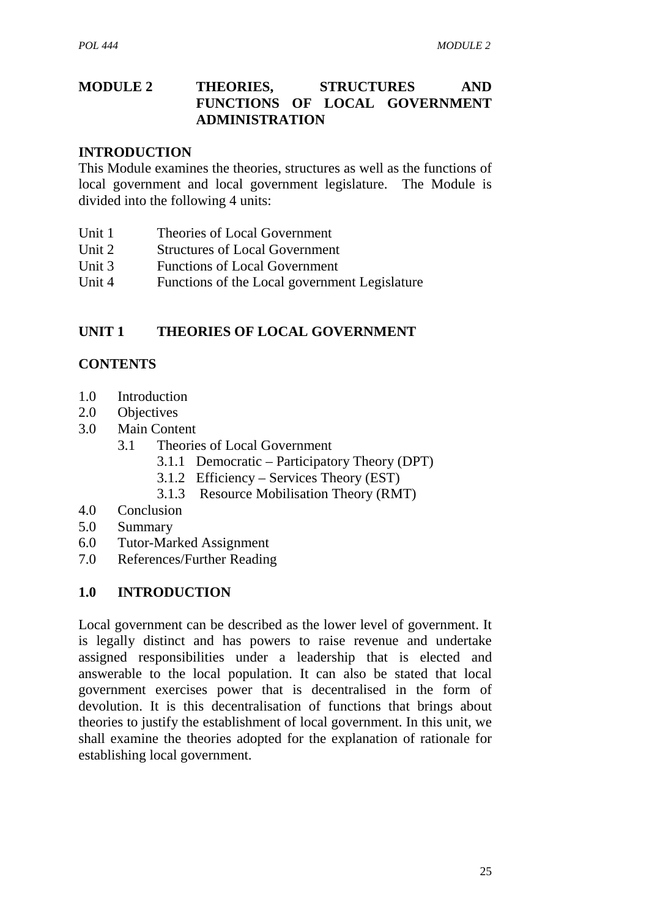# MODULE 2 THEORIES, STRUCTURES AND FUNCTIONS OF LOCAL GOVERNMENT ADMINISTRATION

## INTRODUCTION

This Module examines the theories, structures as well as the functions of local government and local government legislature. The Module is divided into the following 4 units:

- Unit 1 Theories of Local Government
- Unit 2 Structures of Local Government
- Unit 3 Functions of Local Government
- Unit 4 Functions of the Local government Legislature

## UNIT 1 THEORIES OF LOCAL GOVERNMENT

### CONTENTS

- 1.0 Introduction
- 2.0 Objectives
- 3.0 Main Content
    - 3.1 Theories of Local Government
        - 3.1.1 Democratic – Participatory Theory (DPT)
        - 3.1.2 Efficiency – Services Theory (EST)
        - 3.1.3 Resource Mobilisation Theory (RMT)
- 4.0 Conclusion
- 5.0 Summary
- 6.0 Tutor-Marked Assignment
- 7.0 References/Further Reading

### 1.0 INTRODUCTION

Local government can be described as the lower level of government. It is legally distinct and has powers to raise revenue and undertake assigned responsibilities under a leadership that is elected and answerable to the local population. It can also be stated that local government exercises power that is decentralised in the form of devolution. It is this decentralisation of functions that brings about theories to justify the establishment of local government. In this unit, we shall examine the theories adopted for the explanation of rationale for establishing local government.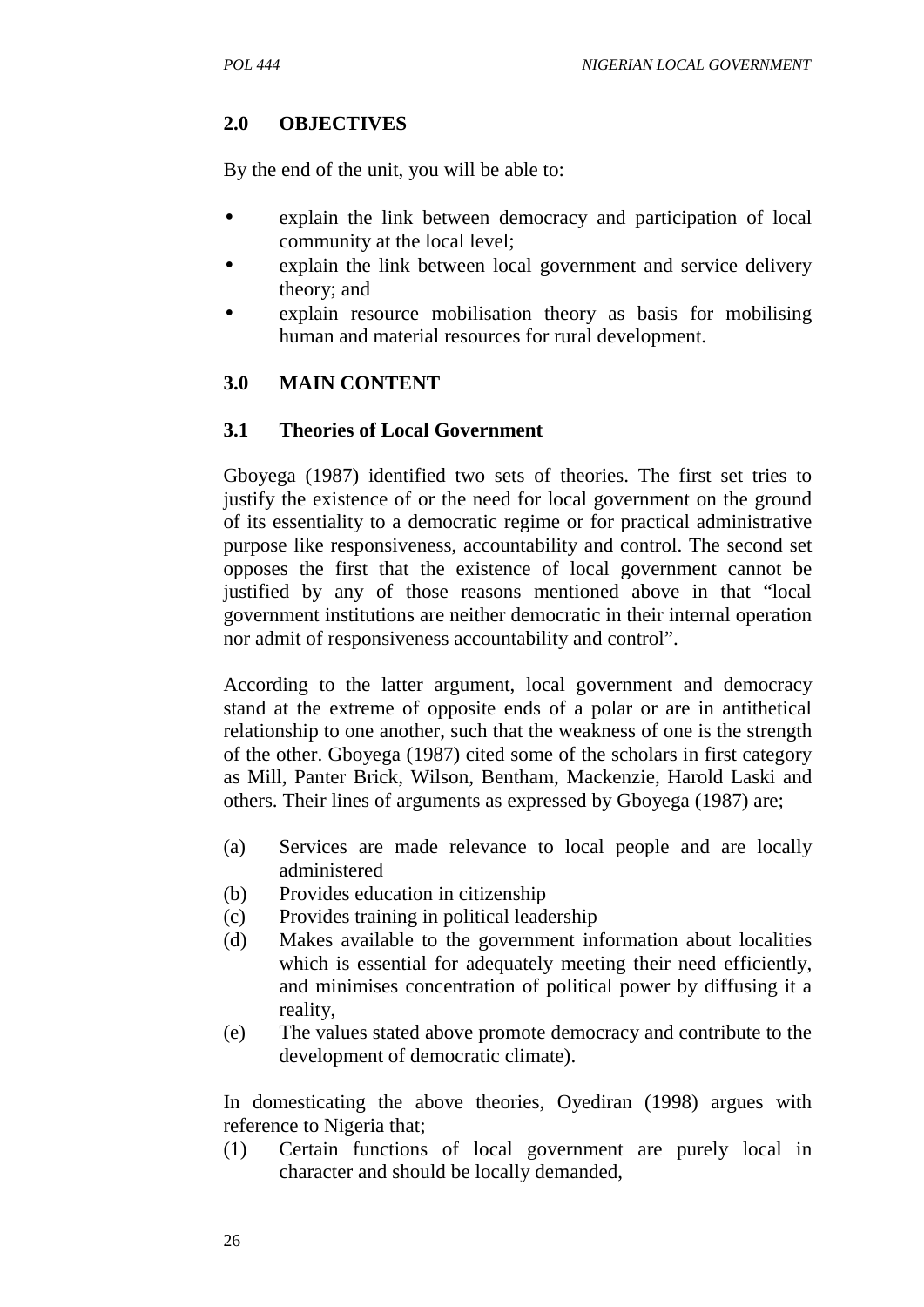## 2.0 OBJECTIVES

By the end of the unit, you will be able to:

- explain the link between democracy and participation of local community at the local level;
- explain the link between local government and service delivery theory; and
- explain resource mobilisation theory as basis for mobilising human and material resources for rural development.

## 3.0 MAIN CONTENT

### 3.1 Theories of Local Government

Gboyega (1987) identified two sets of theories. The first set tries to justify the existence of or the need for local government on the ground of its essentiality to a democratic regime or for practical administrative purpose like responsiveness, accountability and control. The second set opposes the first that the existence of local government cannot be justified by any of those reasons mentioned above in that "local government institutions are neither democratic in their internal operation nor admit of responsiveness accountability and control".

According to the latter argument, local government and democracy stand at the extreme of opposite ends of a polar or are in antithetical relationship to one another, such that the weakness of one is the strength of the other. Gboyega (1987) cited some of the scholars in first category as Mill, Panter Brick, Wilson, Bentham, Mackenzie, Harold Laski and others. Their lines of arguments as expressed by Gboyega (1987) are;

(a) Services are made relevance to local people and are locally administered
(b) Provides education in citizenship
(c) Provides training in political leadership
(d) Makes available to the government information about localities which is essential for adequately meeting their need efficiently, and minimises concentration of political power by diffusing it a reality,
(e) The values stated above promote democracy and contribute to the development of democratic climate).

In domesticating the above theories, Oyediran (1998) argues with reference to Nigeria that;

(1) Certain functions of local government are purely local in character and should be locally demanded,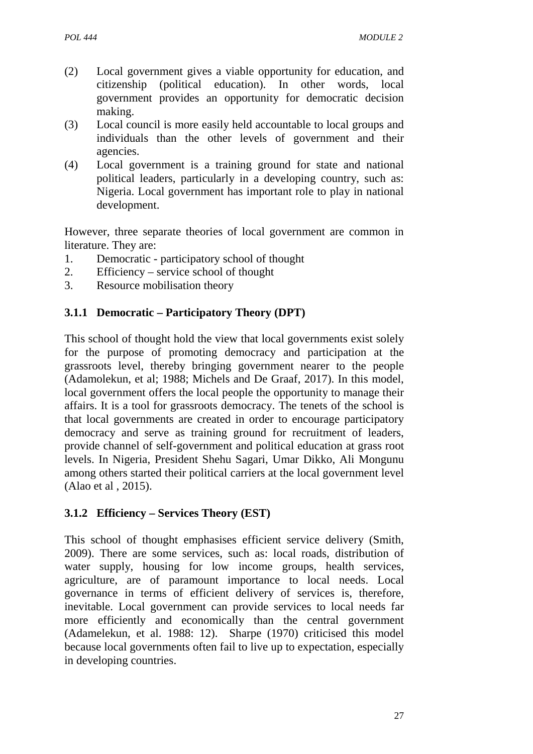(2) Local government gives a viable opportunity for education, and citizenship (political education). In other words, local government provides an opportunity for democratic decision making.
(3) Local council is more easily held accountable to local groups and individuals than the other levels of government and their agencies.
(4) Local government is a training ground for state and national political leaders, particularly in a developing country, such as: Nigeria. Local government has important role to play in national development.

However, three separate theories of local government are common in literature. They are:

1. Democratic - participatory school of thought
2. Efficiency – service school of thought
3. Resource mobilisation theory

### 3.1.1 Democratic – Participatory Theory (DPT)

This school of thought hold the view that local governments exist solely for the purpose of promoting democracy and participation at the grassroots level, thereby bringing government nearer to the people (Adamolekun, et al; 1988; Michels and De Graaf, 2017). In this model, local government offers the local people the opportunity to manage their affairs. It is a tool for grassroots democracy. The tenets of the school is that local governments are created in order to encourage participatory democracy and serve as training ground for recruitment of leaders, provide channel of self-government and political education at grass root levels. In Nigeria, President Shehu Sagari, Umar Dikko, Ali Mongunu among others started their political carriers at the local government level (Alao et al , 2015).

### 3.1.2 Efficiency – Services Theory (EST)

This school of thought emphasises efficient service delivery (Smith, 2009). There are some services, such as: local roads, distribution of water supply, housing for low income groups, health services, agriculture, are of paramount importance to local needs. Local governance in terms of efficient delivery of services is, therefore, inevitable. Local government can provide services to local needs far more efficiently and economically than the central government (Adamelekun, et al. 1988: 12). Sharpe (1970) criticised this model because local governments often fail to live up to expectation, especially in developing countries.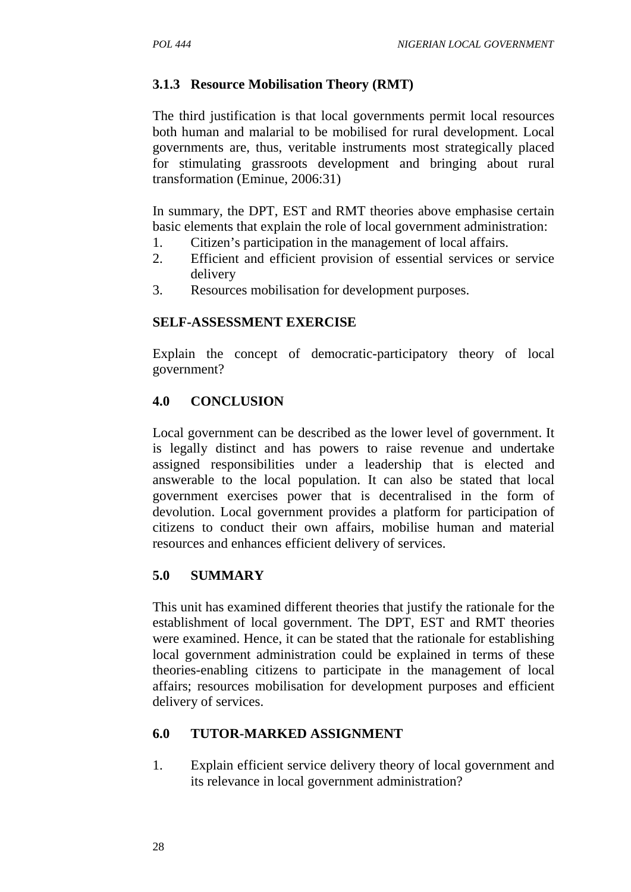### 3.1.3 Resource Mobilisation Theory (RMT)

The third justification is that local governments permit local resources both human and malarial to be mobilised for rural development. Local governments are, thus, veritable instruments most strategically placed for stimulating grassroots development and bringing about rural transformation (Eminue, 2006:31)

In summary, the DPT, EST and RMT theories above emphasise certain basic elements that explain the role of local government administration:

1. Citizen's participation in the management of local affairs.
2. Efficient and efficient provision of essential services or service delivery
3. Resources mobilisation for development purposes.

#### SELF-ASSESSMENT EXERCISE

Explain the concept of democratic-participatory theory of local government?

## 4.0 CONCLUSION

Local government can be described as the lower level of government. It is legally distinct and has powers to raise revenue and undertake assigned responsibilities under a leadership that is elected and answerable to the local population. It can also be stated that local government exercises power that is decentralised in the form of devolution. Local government provides a platform for participation of citizens to conduct their own affairs, mobilise human and material resources and enhances efficient delivery of services.

## 5.0 SUMMARY

This unit has examined different theories that justify the rationale for the establishment of local government. The DPT, EST and RMT theories were examined. Hence, it can be stated that the rationale for establishing local government administration could be explained in terms of these theories-enabling citizens to participate in the management of local affairs; resources mobilisation for development purposes and efficient delivery of services.

## 6.0 TUTOR-MARKED ASSIGNMENT

1. Explain efficient service delivery theory of local government and its relevance in local government administration?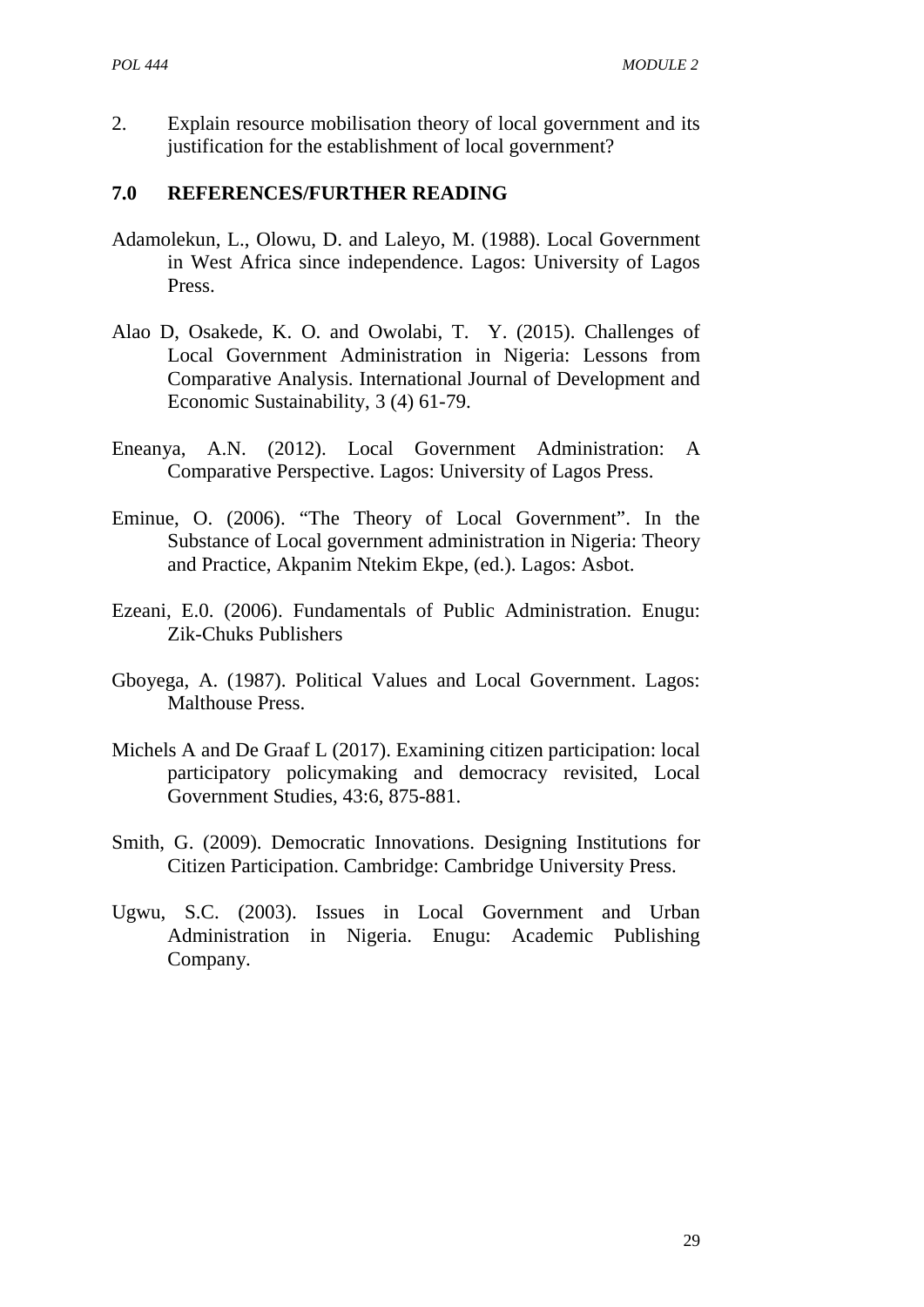2. Explain resource mobilisation theory of local government and its justification for the establishment of local government?

## 7.0 REFERENCES/FURTHER READING

Adamolekun, L., Olowu, D. and Laleyo, M. (1988). Local Government in West Africa since independence. Lagos: University of Lagos Press.

Alao D, Osakede, K. O. and Owolabi, T. Y. (2015). Challenges of Local Government Administration in Nigeria: Lessons from Comparative Analysis. International Journal of Development and Economic Sustainability, 3 (4) 61-79.

Eneanya, A.N. (2012). Local Government Administration: A Comparative Perspective. Lagos: University of Lagos Press.

Eminue, O. (2006). “The Theory of Local Government”. In the Substance of Local government administration in Nigeria: Theory and Practice, Akpanim Ntekim Ekpe, (ed.). Lagos: Asbot.

Ezeani, E.0. (2006). Fundamentals of Public Administration. Enugu: Zik-Chuks Publishers

Gboyega, A. (1987). Political Values and Local Government. Lagos: Malthouse Press.

Michels A and De Graaf L (2017). Examining citizen participation: local participatory policymaking and democracy revisited, Local Government Studies, 43:6, 875-881.

Smith, G. (2009). Democratic Innovations. Designing Institutions for Citizen Participation. Cambridge: Cambridge University Press.

Ugwu, S.C. (2003). Issues in Local Government and Urban Administration in Nigeria. Enugu: Academic Publishing Company.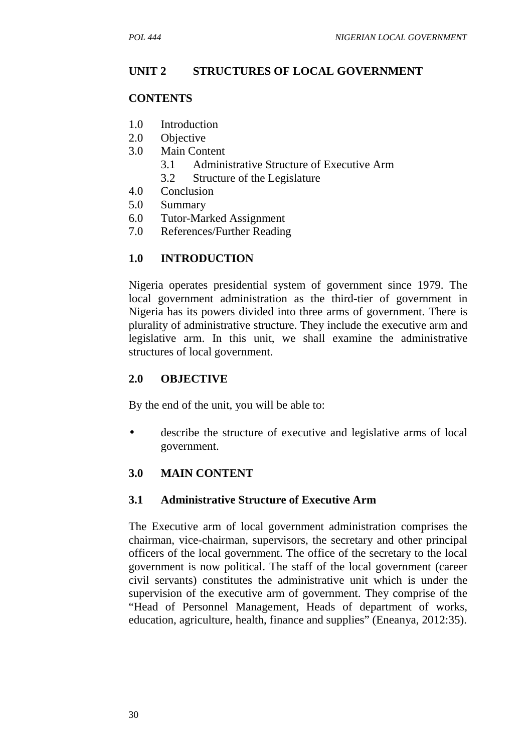## UNIT 2 STRUCTURES OF LOCAL GOVERNMENT

**CONTENTS**

1.0 Introduction
2.0 Objective
3.0 Main Content
  3.1 Administrative Structure of Executive Arm
  3.2 Structure of the Legislature
4.0 Conclusion
5.0 Summary
6.0 Tutor-Marked Assignment
7.0 References/Further Reading

### 1.0 INTRODUCTION

Nigeria operates presidential system of government since 1979. The local government administration as the third-tier of government in Nigeria has its powers divided into three arms of government. There is plurality of administrative structure. They include the executive arm and legislative arm. In this unit, we shall examine the administrative structures of local government.

### 2.0 OBJECTIVE

By the end of the unit, you will be able to:

- describe the structure of executive and legislative arms of local government.

### 3.0 MAIN CONTENT

#### 3.1 Administrative Structure of Executive Arm

The Executive arm of local government administration comprises the chairman, vice-chairman, supervisors, the secretary and other principal officers of the local government. The office of the secretary to the local government is now political. The staff of the local government (career civil servants) constitutes the administrative unit which is under the supervision of the executive arm of government. They comprise of the "Head of Personnel Management, Heads of department of works, education, agriculture, health, finance and supplies" (Eneanya, 2012:35).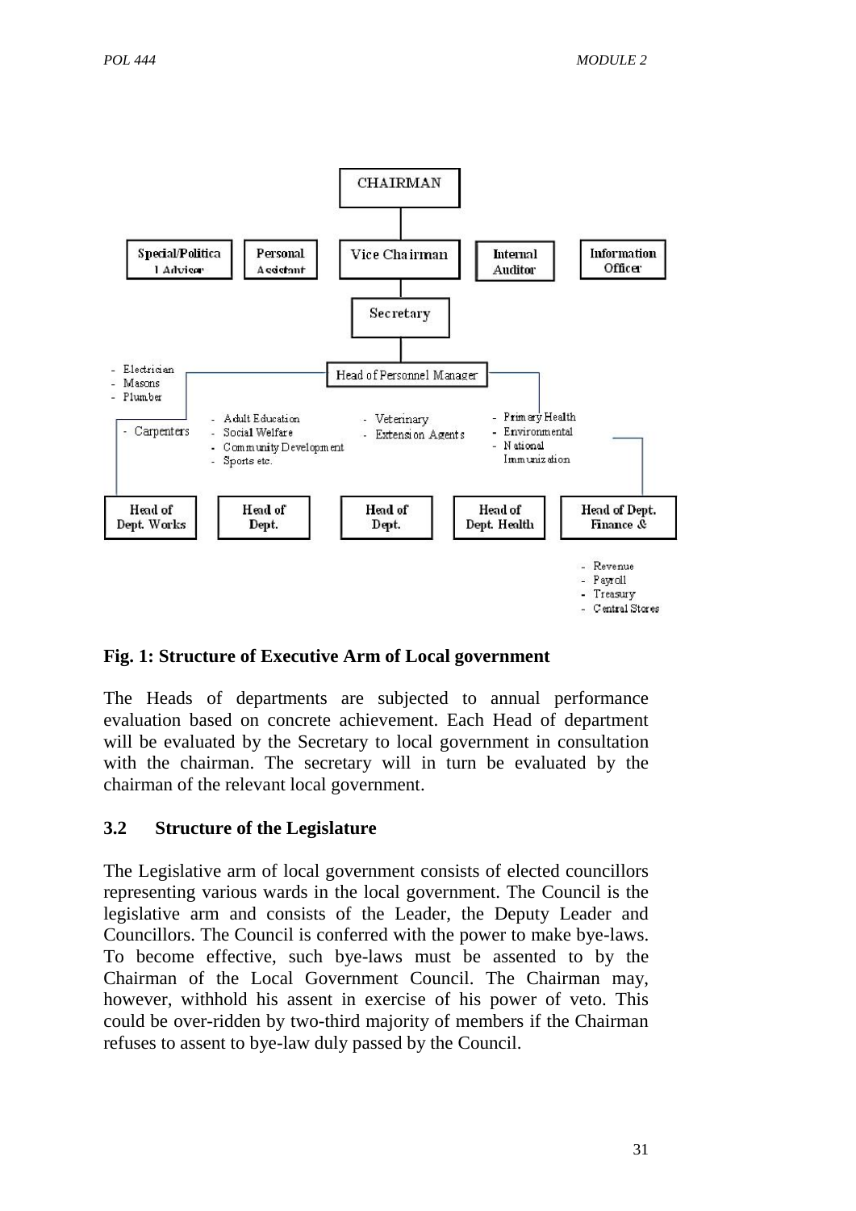CHAIRMAN

Special/Political Advisor | Personal Assistant | Vice Chairman | Internal Auditor | Information Officer

Secretary

Head of Personnel Manager

- Electrician
- Masons
- Plumber
- Carpenters

- Adult Education
- Social Welfare
- Community Development
- Sports etc.

- Veterinary
- Extension Agents

- Primary Health
- Environmental
- National Immunization

Head of Dept. Works | Head of Dept. | Head of Dept. | Head of Dept. Health | Head of Dept. Finance &

- Revenue
- Payroll
- Treasury
- Central Stores

**Fig. 1: Structure of Executive Arm of Local government**

The Heads of departments are subjected to annual performance evaluation based on concrete achievement. Each Head of department will be evaluated by the Secretary to local government in consultation with the chairman. The secretary will in turn be evaluated by the chairman of the relevant local government.

### 3.2 Structure of the Legislature

The Legislative arm of local government consists of elected councillors representing various wards in the local government. The Council is the legislative arm and consists of the Leader, the Deputy Leader and Councillors. The Council is conferred with the power to make bye-laws. To become effective, such bye-laws must be assented to by the Chairman of the Local Government Council. The Chairman may, however, withhold his assent in exercise of his power of veto. This could be over-ridden by two-third majority of members if the Chairman refuses to assent to bye-law duly passed by the Council.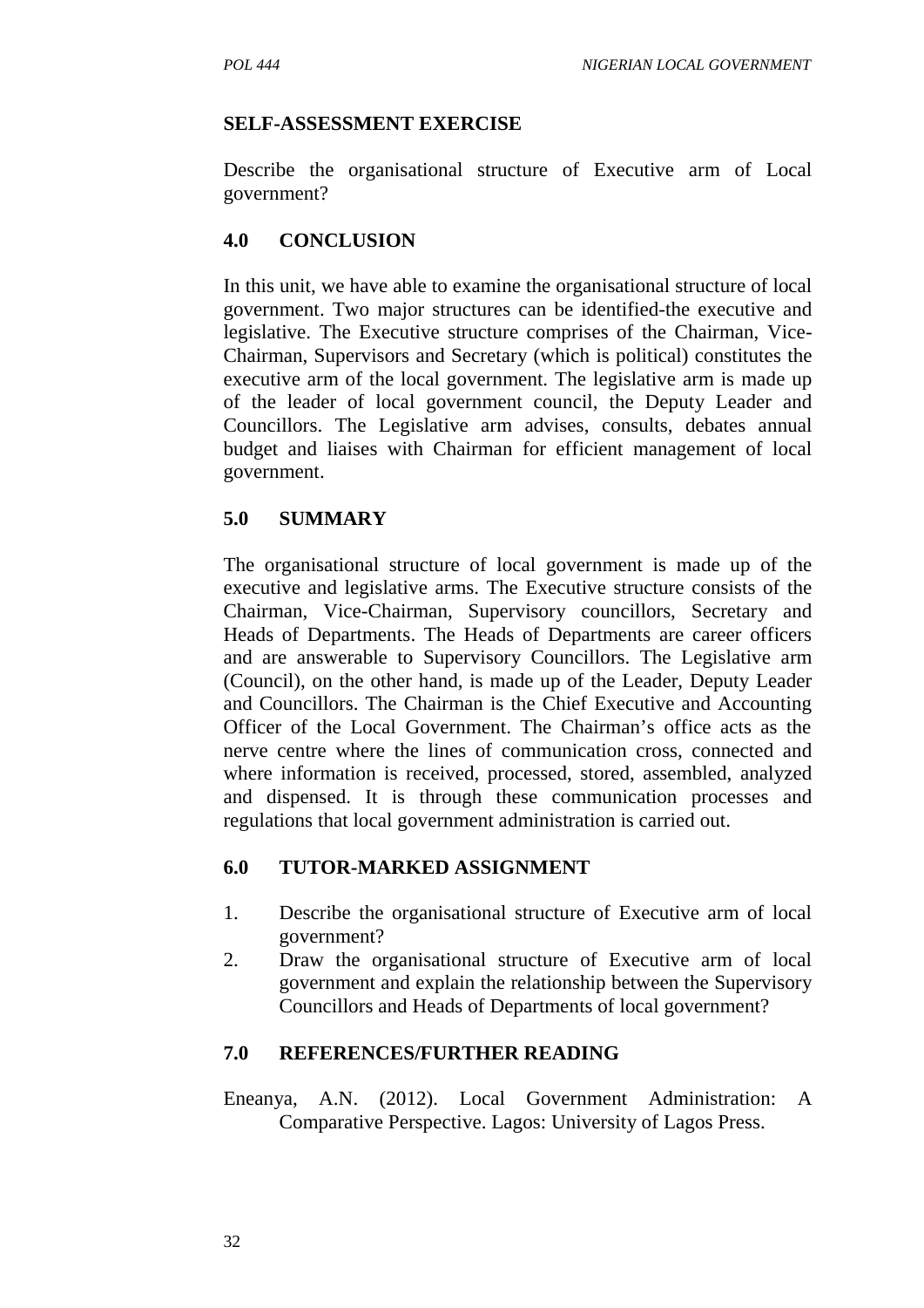## SELF-ASSESSMENT EXERCISE

Describe the organisational structure of Executive arm of Local government?

## 4.0 CONCLUSION

In this unit, we have able to examine the organisational structure of local government. Two major structures can be identified-the executive and legislative. The Executive structure comprises of the Chairman, Vice-Chairman, Supervisors and Secretary (which is political) constitutes the executive arm of the local government. The legislative arm is made up of the leader of local government council, the Deputy Leader and Councillors. The Legislative arm advises, consults, debates annual budget and liaises with Chairman for efficient management of local government.

## 5.0 SUMMARY

The organisational structure of local government is made up of the executive and legislative arms. The Executive structure consists of the Chairman, Vice-Chairman, Supervisory councillors, Secretary and Heads of Departments. The Heads of Departments are career officers and are answerable to Supervisory Councillors. The Legislative arm (Council), on the other hand, is made up of the Leader, Deputy Leader and Councillors. The Chairman is the Chief Executive and Accounting Officer of the Local Government. The Chairman's office acts as the nerve centre where the lines of communication cross, connected and where information is received, processed, stored, assembled, analyzed and dispensed. It is through these communication processes and regulations that local government administration is carried out.

## 6.0 TUTOR-MARKED ASSIGNMENT

1. Describe the organisational structure of Executive arm of local government?
2. Draw the organisational structure of Executive arm of local government and explain the relationship between the Supervisory Councillors and Heads of Departments of local government?

## 7.0 REFERENCES/FURTHER READING

Eneanya, A.N. (2012). Local Government Administration: A Comparative Perspective. Lagos: University of Lagos Press.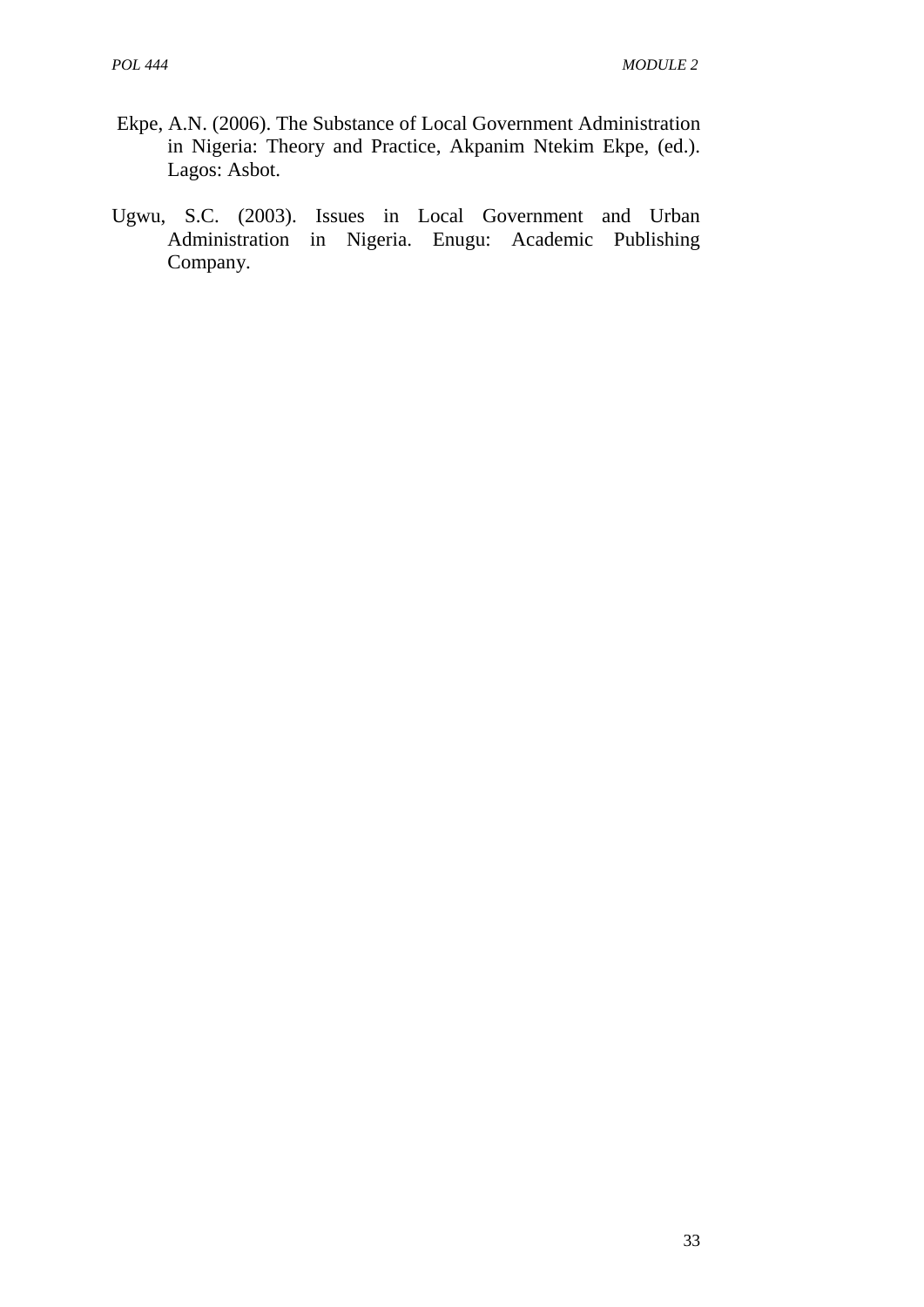Ekpe, A.N. (2006). The Substance of Local Government Administration in Nigeria: Theory and Practice, Akpanim Ntekim Ekpe, (ed.). Lagos: Asbot.

Ugwu, S.C. (2003). Issues in Local Government and Urban Administration in Nigeria. Enugu: Academic Publishing Company.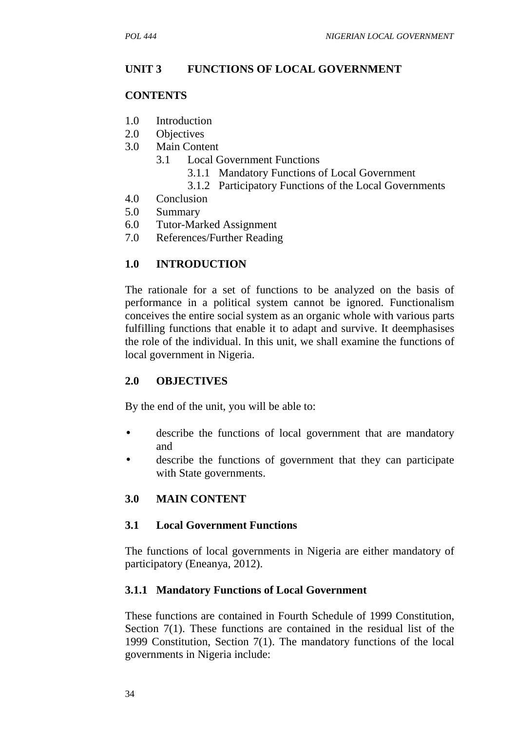## UNIT 3 FUNCTIONS OF LOCAL GOVERNMENT

### CONTENTS

1.0 Introduction
2.0 Objectives
3.0 Main Content
 3.1 Local Government Functions
  3.1.1 Mandatory Functions of Local Government
  3.1.2 Participatory Functions of the Local Governments
4.0 Conclusion
5.0 Summary
6.0 Tutor-Marked Assignment
7.0 References/Further Reading

### 1.0 INTRODUCTION

The rationale for a set of functions to be analyzed on the basis of performance in a political system cannot be ignored. Functionalism conceives the entire social system as an organic whole with various parts fulfilling functions that enable it to adapt and survive. It deemphasises the role of the individual. In this unit, we shall examine the functions of local government in Nigeria.

### 2.0 OBJECTIVES

By the end of the unit, you will be able to:

- describe the functions of local government that are mandatory and
- describe the functions of government that they can participate with State governments.

### 3.0 MAIN CONTENT

### 3.1 Local Government Functions

The functions of local governments in Nigeria are either mandatory of participatory (Eneanya, 2012).

#### 3.1.1 Mandatory Functions of Local Government

These functions are contained in Fourth Schedule of 1999 Constitution, Section 7(1). These functions are contained in the residual list of the 1999 Constitution, Section 7(1). The mandatory functions of the local governments in Nigeria include: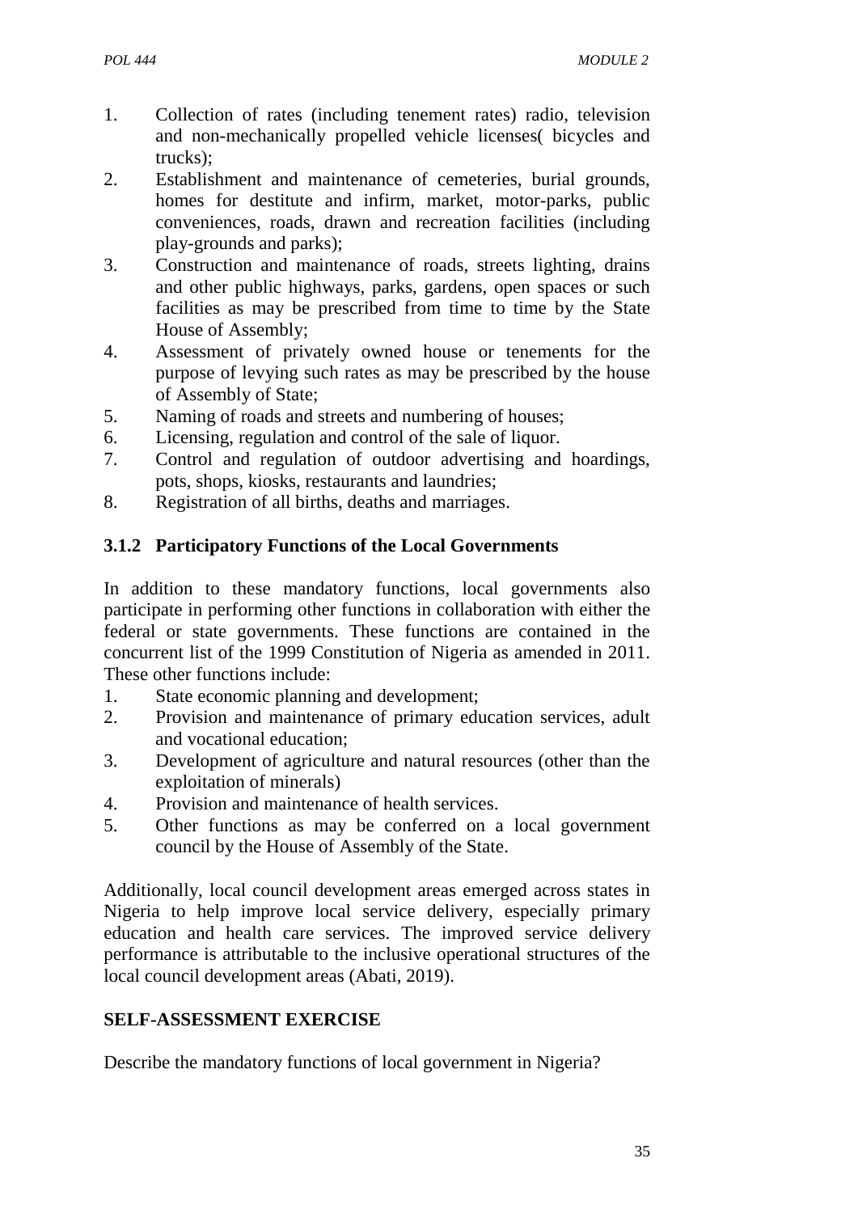1. Collection of rates (including tenement rates) radio, television and non-mechanically propelled vehicle licenses( bicycles and trucks);
2. Establishment and maintenance of cemeteries, burial grounds, homes for destitute and infirm, market, motor-parks, public conveniences, roads, drawn and recreation facilities (including play-grounds and parks);
3. Construction and maintenance of roads, streets lighting, drains and other public highways, parks, gardens, open spaces or such facilities as may be prescribed from time to time by the State House of Assembly;
4. Assessment of privately owned house or tenements for the purpose of levying such rates as may be prescribed by the house of Assembly of State;
5. Naming of roads and streets and numbering of houses;
6. Licensing, regulation and control of the sale of liquor.
7. Control and regulation of outdoor advertising and hoardings, pots, shops, kiosks, restaurants and laundries;
8. Registration of all births, deaths and marriages.

### 3.1.2 Participatory Functions of the Local Governments

In addition to these mandatory functions, local governments also participate in performing other functions in collaboration with either the federal or state governments. These functions are contained in the concurrent list of the 1999 Constitution of Nigeria as amended in 2011. These other functions include:

1. State economic planning and development;
2. Provision and maintenance of primary education services, adult and vocational education;
3. Development of agriculture and natural resources (other than the exploitation of minerals)
4. Provision and maintenance of health services.
5. Other functions as may be conferred on a local government council by the House of Assembly of the State.

Additionally, local council development areas emerged across states in Nigeria to help improve local service delivery, especially primary education and health care services. The improved service delivery performance is attributable to the inclusive operational structures of the local council development areas (Abati, 2019).

**SELF-ASSESSMENT EXERCISE**

Describe the mandatory functions of local government in Nigeria?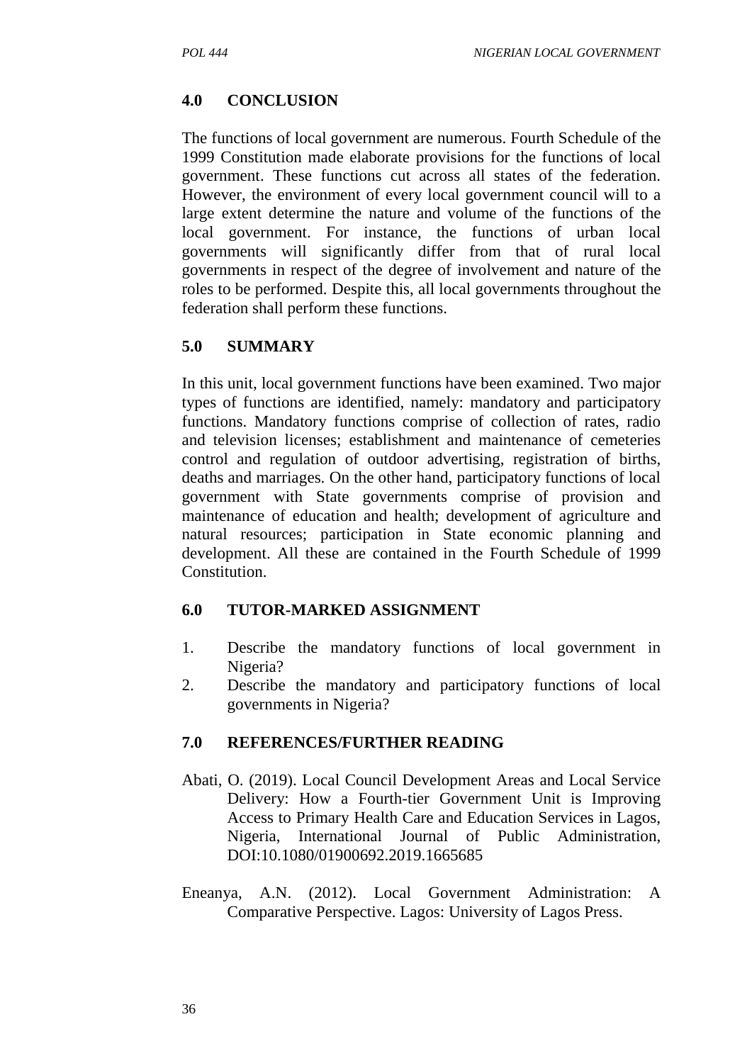## 4.0 CONCLUSION

The functions of local government are numerous. Fourth Schedule of the 1999 Constitution made elaborate provisions for the functions of local government. These functions cut across all states of the federation. However, the environment of every local government council will to a large extent determine the nature and volume of the functions of the local government. For instance, the functions of urban local governments will significantly differ from that of rural local governments in respect of the degree of involvement and nature of the roles to be performed. Despite this, all local governments throughout the federation shall perform these functions.

## 5.0 SUMMARY

In this unit, local government functions have been examined. Two major types of functions are identified, namely: mandatory and participatory functions. Mandatory functions comprise of collection of rates, radio and television licenses; establishment and maintenance of cemeteries control and regulation of outdoor advertising, registration of births, deaths and marriages. On the other hand, participatory functions of local government with State governments comprise of provision and maintenance of education and health; development of agriculture and natural resources; participation in State economic planning and development. All these are contained in the Fourth Schedule of 1999 Constitution.

## 6.0 TUTOR-MARKED ASSIGNMENT

1. Describe the mandatory functions of local government in Nigeria?
2. Describe the mandatory and participatory functions of local governments in Nigeria?

## 7.0 REFERENCES/FURTHER READING

Abati, O. (2019). Local Council Development Areas and Local Service Delivery: How a Fourth-tier Government Unit is Improving Access to Primary Health Care and Education Services in Lagos, Nigeria, International Journal of Public Administration, DOI:10.1080/01900692.2019.1665685

Eneanya, A.N. (2012). Local Government Administration: A Comparative Perspective. Lagos: University of Lagos Press.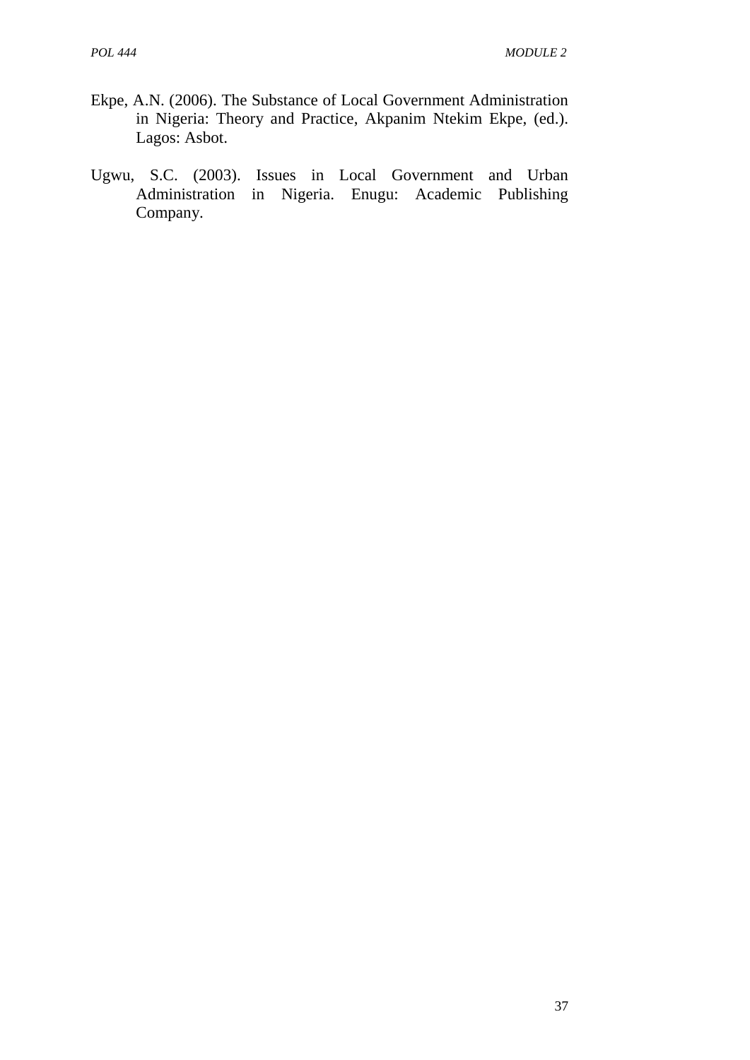Ekpe, A.N. (2006). The Substance of Local Government Administration in Nigeria: Theory and Practice, Akpanim Ntekim Ekpe, (ed.). Lagos: Asbot.

Ugwu, S.C. (2003). Issues in Local Government and Urban Administration in Nigeria. Enugu: Academic Publishing Company.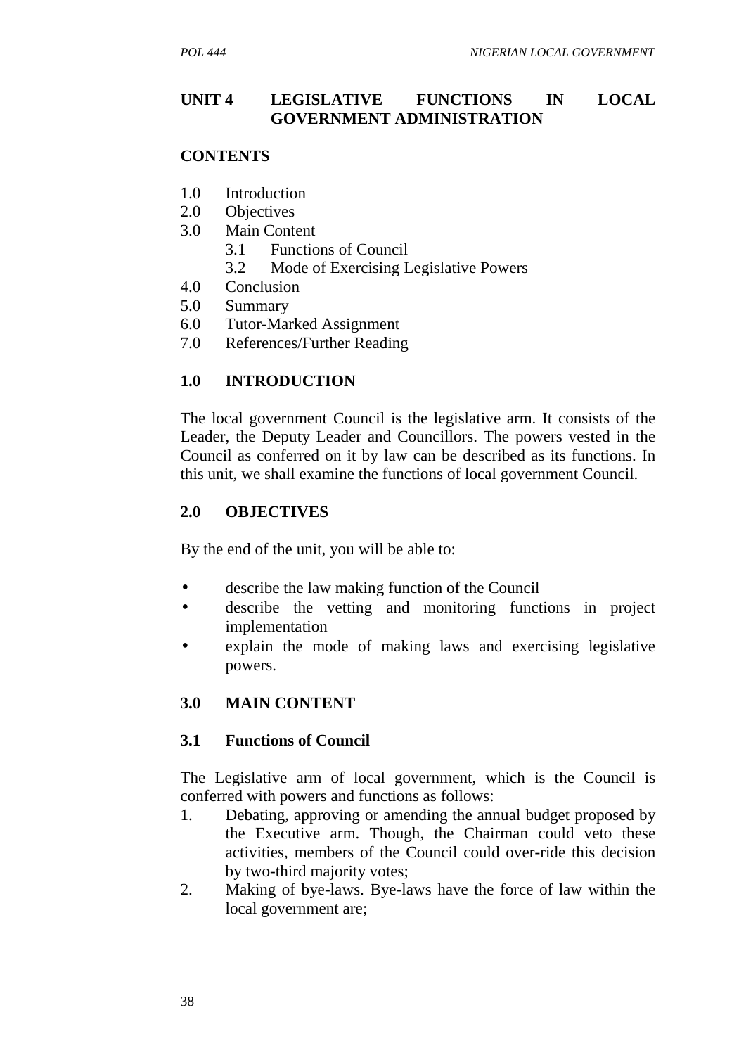## UNIT 4 LEGISLATIVE FUNCTIONS IN LOCAL GOVERNMENT ADMINISTRATION

**CONTENTS**

1.0 Introduction
2.0 Objectives
3.0 Main Content
   3.1 Functions of Council
   3.2 Mode of Exercising Legislative Powers
4.0 Conclusion
5.0 Summary
6.0 Tutor-Marked Assignment
7.0 References/Further Reading

## 1.0 INTRODUCTION

The local government Council is the legislative arm. It consists of the Leader, the Deputy Leader and Councillors. The powers vested in the Council as conferred on it by law can be described as its functions. In this unit, we shall examine the functions of local government Council.

## 2.0 OBJECTIVES

By the end of the unit, you will be able to:

- describe the law making function of the Council
- describe the vetting and monitoring functions in project implementation
- explain the mode of making laws and exercising legislative powers.

## 3.0 MAIN CONTENT

### 3.1 Functions of Council

The Legislative arm of local government, which is the Council is conferred with powers and functions as follows:

1. Debating, approving or amending the annual budget proposed by the Executive arm. Though, the Chairman could veto these activities, members of the Council could over-ride this decision by two-third majority votes;
2. Making of bye-laws. Bye-laws have the force of law within the local government are;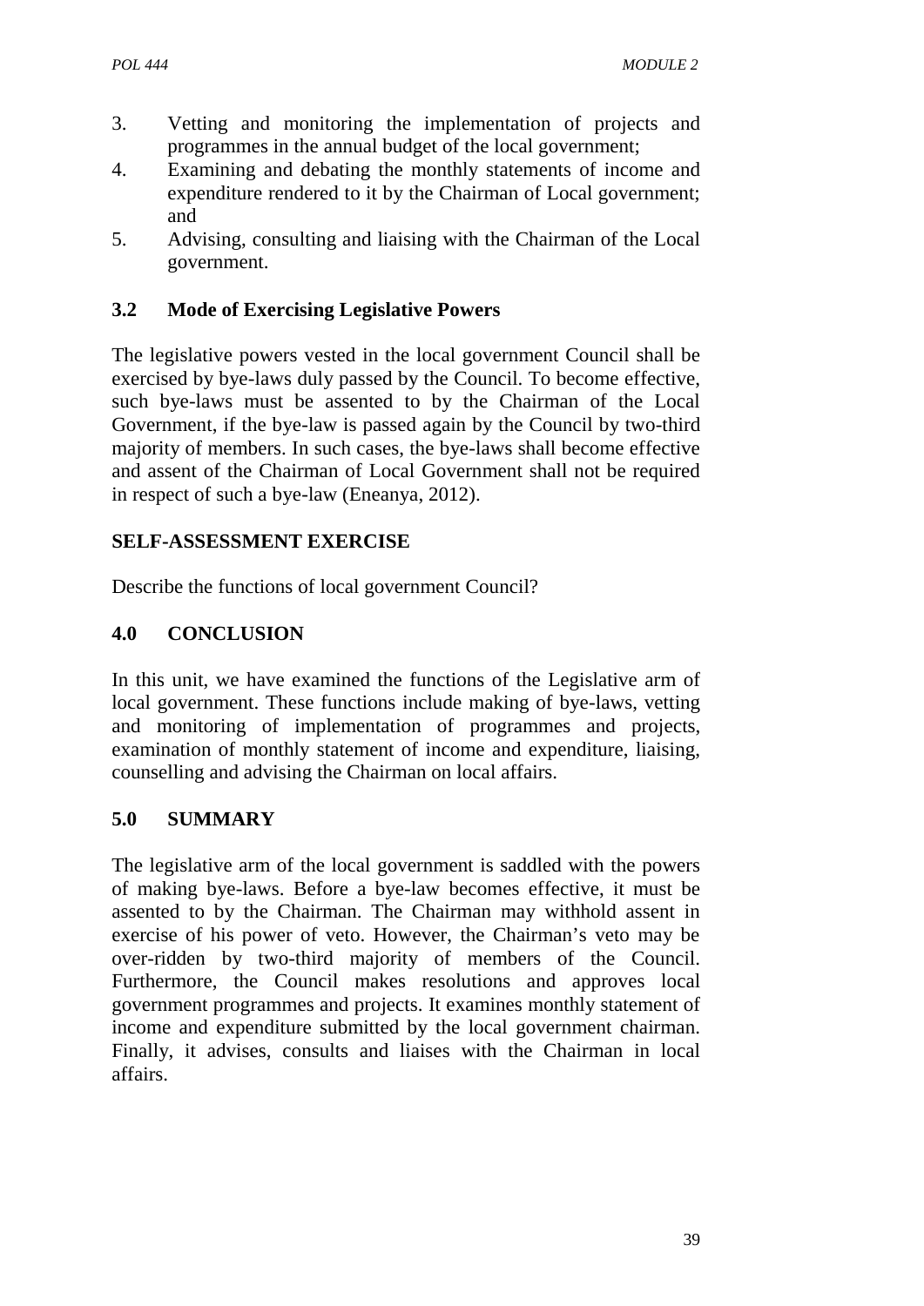3. Vetting and monitoring the implementation of projects and programmes in the annual budget of the local government;
4. Examining and debating the monthly statements of income and expenditure rendered to it by the Chairman of Local government; and
5. Advising, consulting and liaising with the Chairman of the Local government.

### 3.2 Mode of Exercising Legislative Powers

The legislative powers vested in the local government Council shall be exercised by bye-laws duly passed by the Council. To become effective, such bye-laws must be assented to by the Chairman of the Local Government, if the bye-law is passed again by the Council by two-third majority of members. In such cases, the bye-laws shall become effective and assent of the Chairman of Local Government shall not be required in respect of such a bye-law (Eneanya, 2012).

### SELF-ASSESSMENT EXERCISE

Describe the functions of local government Council?

## 4.0 CONCLUSION

In this unit, we have examined the functions of the Legislative arm of local government. These functions include making of bye-laws, vetting and monitoring of implementation of programmes and projects, examination of monthly statement of income and expenditure, liaising, counselling and advising the Chairman on local affairs.

## 5.0 SUMMARY

The legislative arm of the local government is saddled with the powers of making bye-laws. Before a bye-law becomes effective, it must be assented to by the Chairman. The Chairman may withhold assent in exercise of his power of veto. However, the Chairman's veto may be over-ridden by two-third majority of members of the Council. Furthermore, the Council makes resolutions and approves local government programmes and projects. It examines monthly statement of income and expenditure submitted by the local government chairman. Finally, it advises, consults and liaises with the Chairman in local affairs.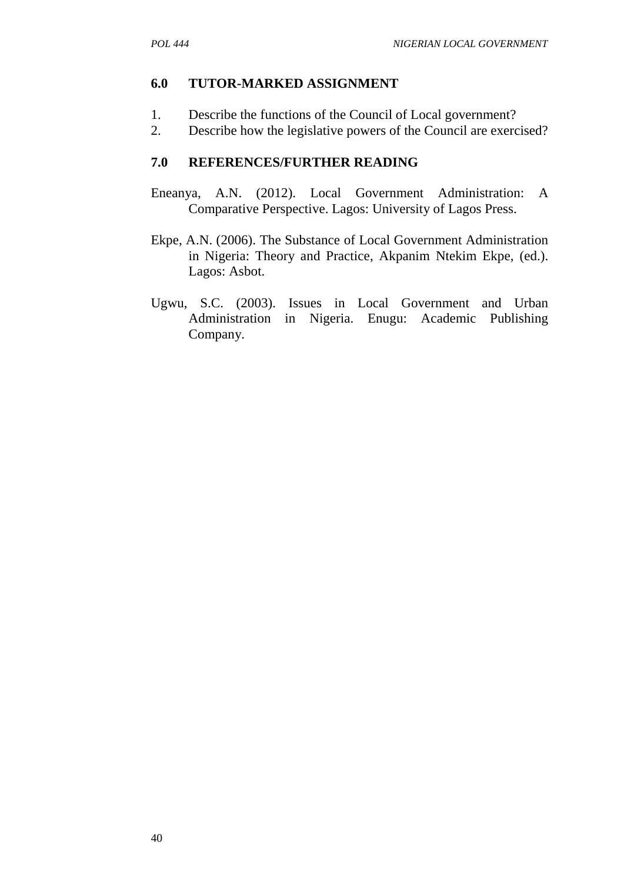## 6.0 TUTOR-MARKED ASSIGNMENT

1. Describe the functions of the Council of Local government?
2. Describe how the legislative powers of the Council are exercised?

## 7.0 REFERENCES/FURTHER READING

Eneanya, A.N. (2012). Local Government Administration: A Comparative Perspective. Lagos: University of Lagos Press.

Ekpe, A.N. (2006). The Substance of Local Government Administration in Nigeria: Theory and Practice, Akpanim Ntekim Ekpe, (ed.). Lagos: Asbot.

Ugwu, S.C. (2003). Issues in Local Government and Urban Administration in Nigeria. Enugu: Academic Publishing Company.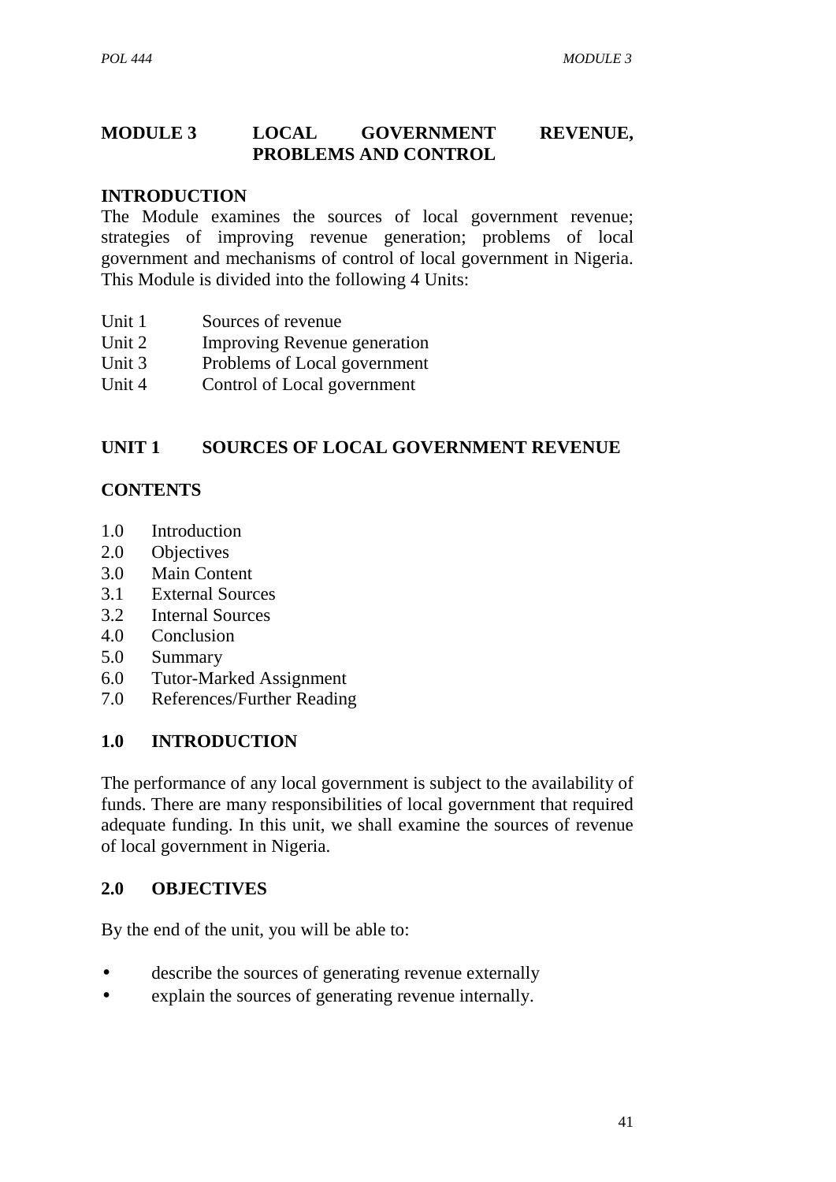# MODULE 3 LOCAL GOVERNMENT REVENUE, PROBLEMS AND CONTROL

## INTRODUCTION

The Module examines the sources of local government revenue; strategies of improving revenue generation; problems of local government and mechanisms of control of local government in Nigeria. This Module is divided into the following 4 Units:

Unit 1 Sources of revenue
Unit 2 Improving Revenue generation
Unit 3 Problems of Local government
Unit 4 Control of Local government

## UNIT 1 SOURCES OF LOCAL GOVERNMENT REVENUE

### CONTENTS

1.0 Introduction
2.0 Objectives
3.0 Main Content
3.1 External Sources
3.2 Internal Sources
4.0 Conclusion
5.0 Summary
6.0 Tutor-Marked Assignment
7.0 References/Further Reading

### 1.0 INTRODUCTION

The performance of any local government is subject to the availability of funds. There are many responsibilities of local government that required adequate funding. In this unit, we shall examine the sources of revenue of local government in Nigeria.

### 2.0 OBJECTIVES

By the end of the unit, you will be able to:

- describe the sources of generating revenue externally
- explain the sources of generating revenue internally.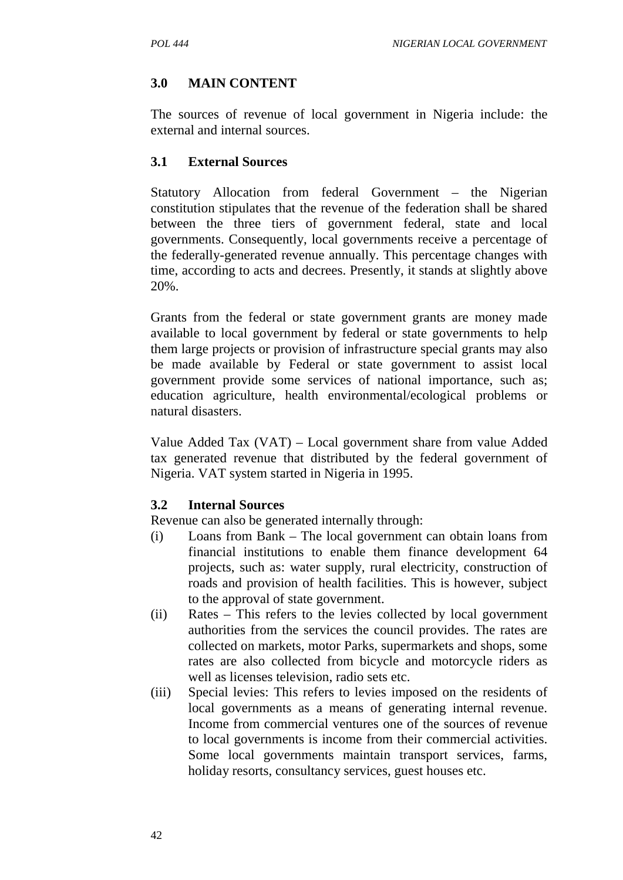## 3.0 MAIN CONTENT

The sources of revenue of local government in Nigeria include: the external and internal sources.

### 3.1 External Sources

Statutory Allocation from federal Government – the Nigerian constitution stipulates that the revenue of the federation shall be shared between the three tiers of government federal, state and local governments. Consequently, local governments receive a percentage of the federally-generated revenue annually. This percentage changes with time, according to acts and decrees. Presently, it stands at slightly above 20%.

Grants from the federal or state government grants are money made available to local government by federal or state governments to help them large projects or provision of infrastructure special grants may also be made available by Federal or state government to assist local government provide some services of national importance, such as; education agriculture, health environmental/ecological problems or natural disasters.

Value Added Tax (VAT) – Local government share from value Added tax generated revenue that distributed by the federal government of Nigeria. VAT system started in Nigeria in 1995.

### 3.2 Internal Sources

Revenue can also be generated internally through:

(i) Loans from Bank – The local government can obtain loans from financial institutions to enable them finance development 64 projects, such as: water supply, rural electricity, construction of roads and provision of health facilities. This is however, subject to the approval of state government.

(ii) Rates – This refers to the levies collected by local government authorities from the services the council provides. The rates are collected on markets, motor Parks, supermarkets and shops, some rates are also collected from bicycle and motorcycle riders as well as licenses television, radio sets etc.

(iii) Special levies: This refers to levies imposed on the residents of local governments as a means of generating internal revenue. Income from commercial ventures one of the sources of revenue to local governments is income from their commercial activities. Some local governments maintain transport services, farms, holiday resorts, consultancy services, guest houses etc.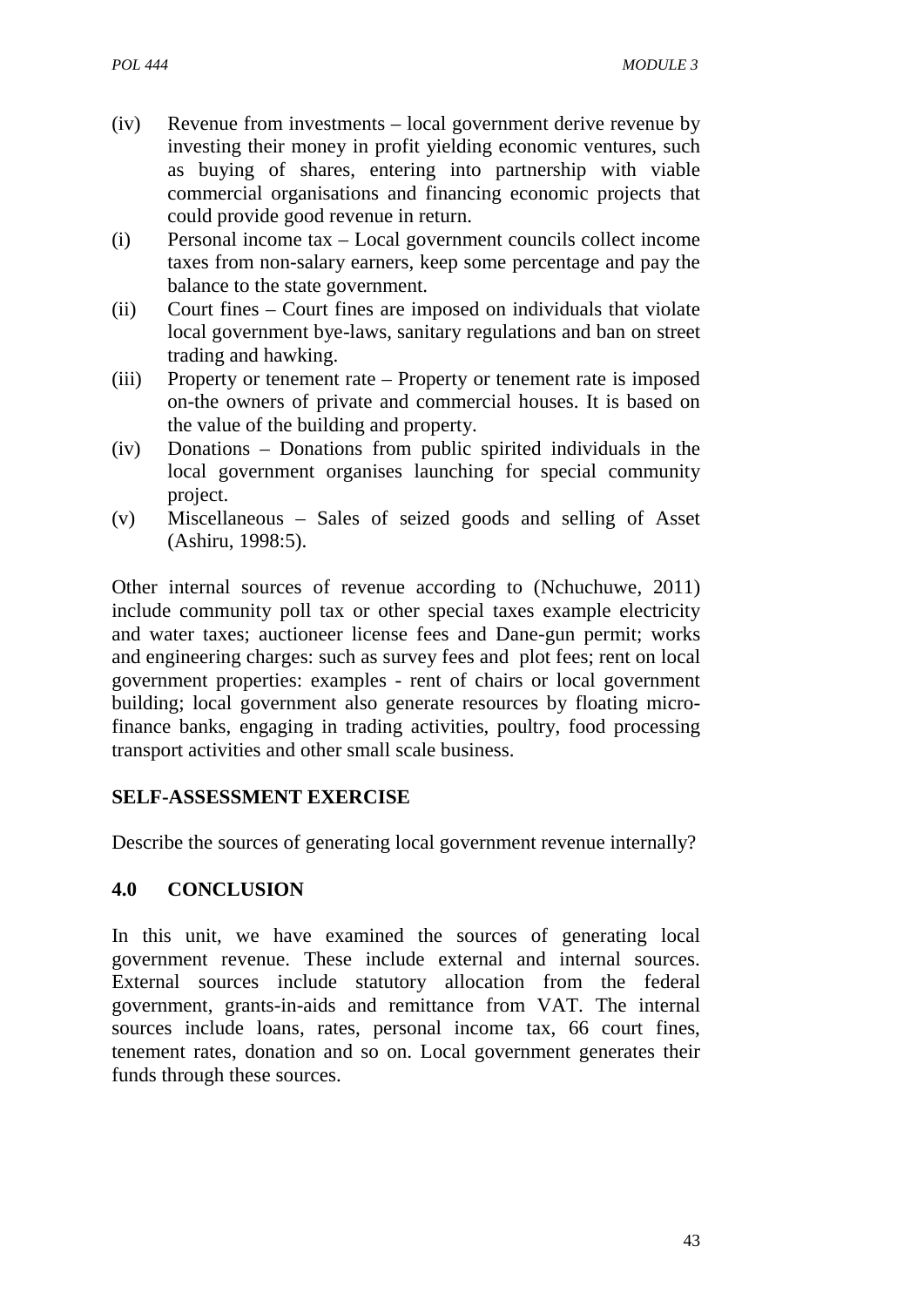(iv) Revenue from investments – local government derive revenue by investing their money in profit yielding economic ventures, such as buying of shares, entering into partnership with viable commercial organisations and financing economic projects that could provide good revenue in return.

(i) Personal income tax – Local government councils collect income taxes from non-salary earners, keep some percentage and pay the balance to the state government.

(ii) Court fines – Court fines are imposed on individuals that violate local government bye-laws, sanitary regulations and ban on street trading and hawking.

(iii) Property or tenement rate – Property or tenement rate is imposed on-the owners of private and commercial houses. It is based on the value of the building and property.

(iv) Donations – Donations from public spirited individuals in the local government organises launching for special community project.

(v) Miscellaneous – Sales of seized goods and selling of Asset (Ashiru, 1998:5).

Other internal sources of revenue according to (Nchuchuwe, 2011) include community poll tax or other special taxes example electricity and water taxes; auctioneer license fees and Dane-gun permit; works and engineering charges: such as survey fees and plot fees; rent on local government properties: examples - rent of chairs or local government building; local government also generate resources by floating micro-finance banks, engaging in trading activities, poultry, food processing transport activities and other small scale business.

**SELF-ASSESSMENT EXERCISE**

Describe the sources of generating local government revenue internally?

## 4.0 CONCLUSION

In this unit, we have examined the sources of generating local government revenue. These include external and internal sources. External sources include statutory allocation from the federal government, grants-in-aids and remittance from VAT. The internal sources include loans, rates, personal income tax, 66 court fines, tenement rates, donation and so on. Local government generates their funds through these sources.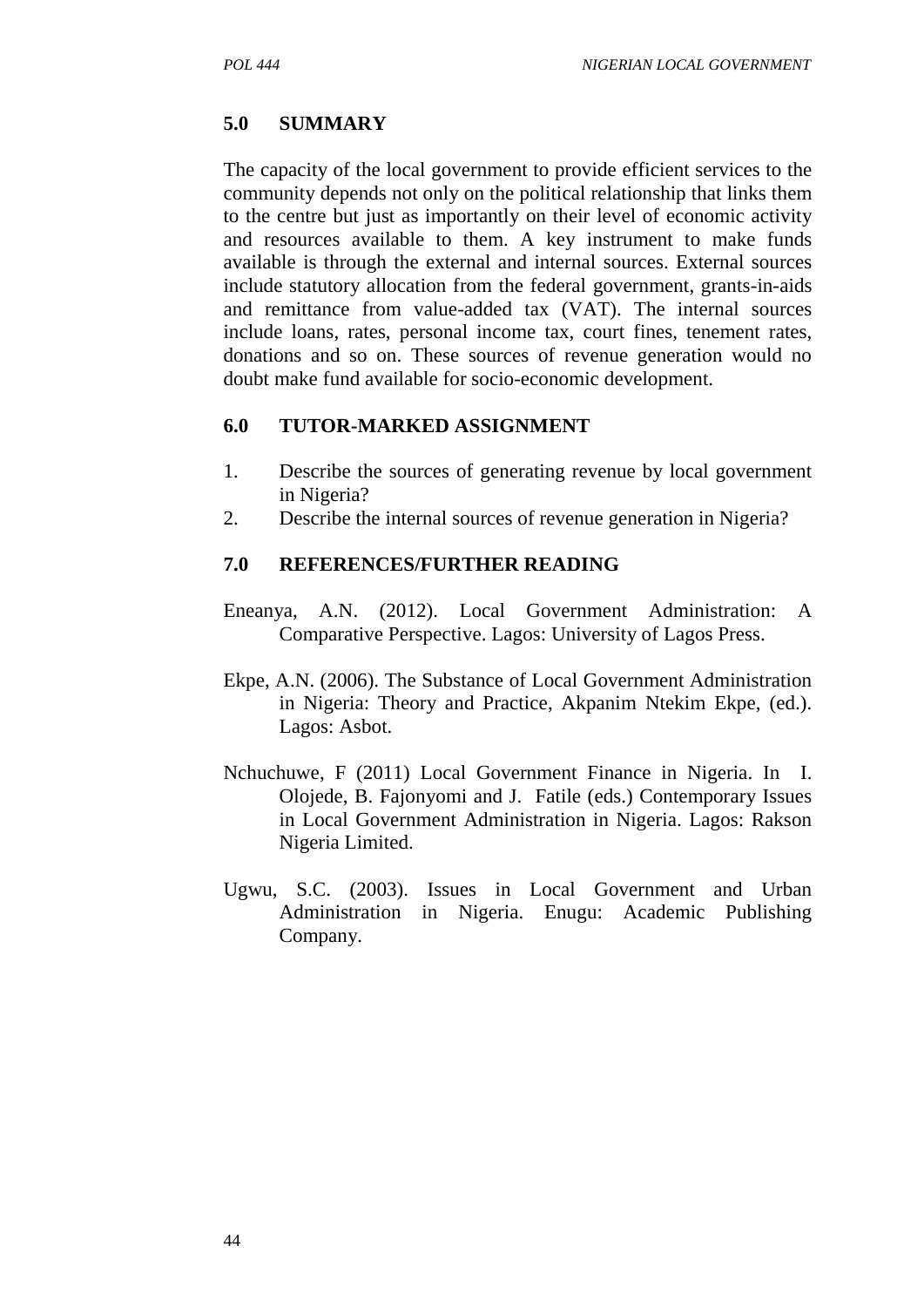## 5.0 SUMMARY

The capacity of the local government to provide efficient services to the community depends not only on the political relationship that links them to the centre but just as importantly on their level of economic activity and resources available to them. A key instrument to make funds available is through the external and internal sources. External sources include statutory allocation from the federal government, grants-in-aids and remittance from value-added tax (VAT). The internal sources include loans, rates, personal income tax, court fines, tenement rates, donations and so on. These sources of revenue generation would no doubt make fund available for socio-economic development.

## 6.0 TUTOR-MARKED ASSIGNMENT

1. Describe the sources of generating revenue by local government in Nigeria?
2. Describe the internal sources of revenue generation in Nigeria?

## 7.0 REFERENCES/FURTHER READING

Eneanya, A.N. (2012). Local Government Administration: A Comparative Perspective. Lagos: University of Lagos Press.

Ekpe, A.N. (2006). The Substance of Local Government Administration in Nigeria: Theory and Practice, Akpanim Ntekim Ekpe, (ed.). Lagos: Asbot.

Nchuchuwe, F (2011) Local Government Finance in Nigeria. In I. Olojede, B. Fajonyomi and J. Fatile (eds.) Contemporary Issues in Local Government Administration in Nigeria. Lagos: Rakson Nigeria Limited.

Ugwu, S.C. (2003). Issues in Local Government and Urban Administration in Nigeria. Enugu: Academic Publishing Company.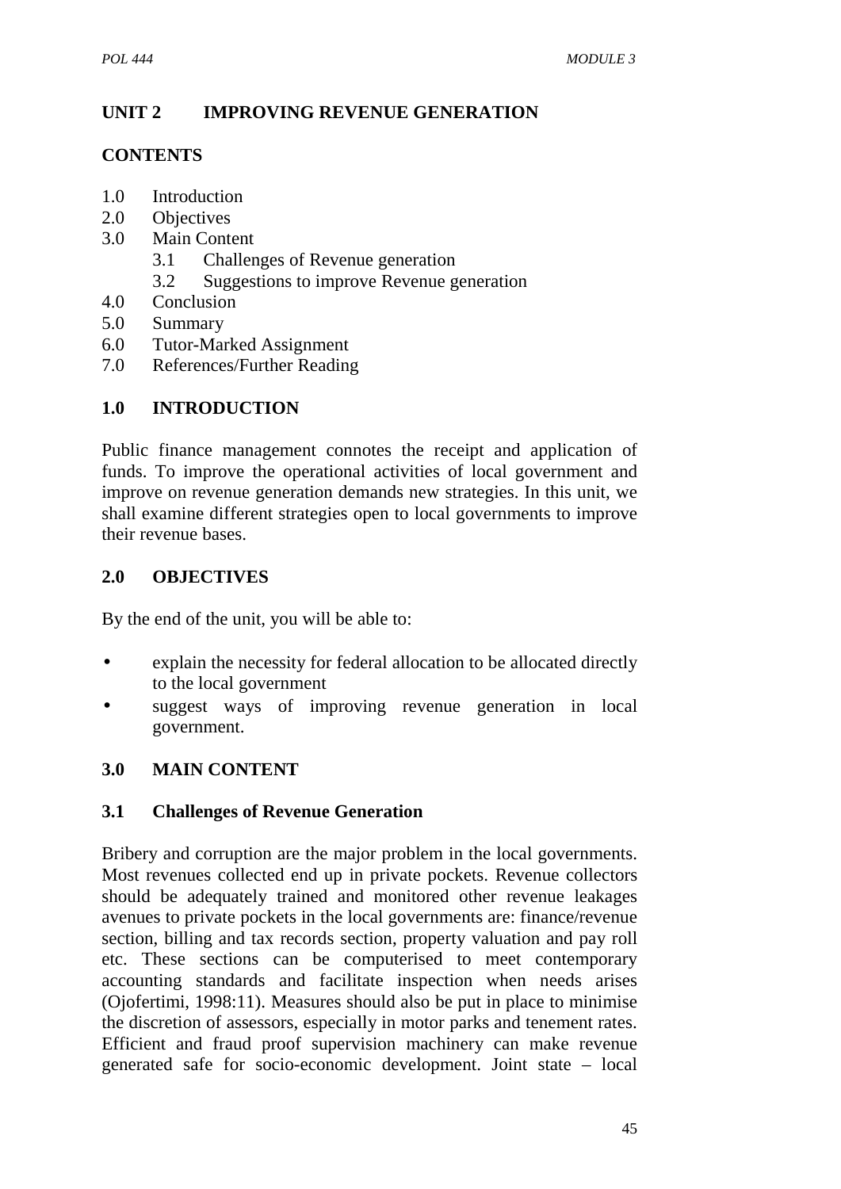## UNIT 2 IMPROVING REVENUE GENERATION

### CONTENTS

1.0 Introduction
2.0 Objectives
3.0 Main Content
  3.1 Challenges of Revenue generation
  3.2 Suggestions to improve Revenue generation
4.0 Conclusion
5.0 Summary
6.0 Tutor-Marked Assignment
7.0 References/Further Reading

### 1.0 INTRODUCTION

Public finance management connotes the receipt and application of funds. To improve the operational activities of local government and improve on revenue generation demands new strategies. In this unit, we shall examine different strategies open to local governments to improve their revenue bases.

### 2.0 OBJECTIVES

By the end of the unit, you will be able to:

- explain the necessity for federal allocation to be allocated directly to the local government
- suggest ways of improving revenue generation in local government.

### 3.0 MAIN CONTENT

#### 3.1 Challenges of Revenue Generation

Bribery and corruption are the major problem in the local governments. Most revenues collected end up in private pockets. Revenue collectors should be adequately trained and monitored other revenue leakages avenues to private pockets in the local governments are: finance/revenue section, billing and tax records section, property valuation and pay roll etc. These sections can be computerised to meet contemporary accounting standards and facilitate inspection when needs arises (Ojofertimi, 1998:11). Measures should also be put in place to minimise the discretion of assessors, especially in motor parks and tenement rates. Efficient and fraud proof supervision machinery can make revenue generated safe for socio-economic development. Joint state – local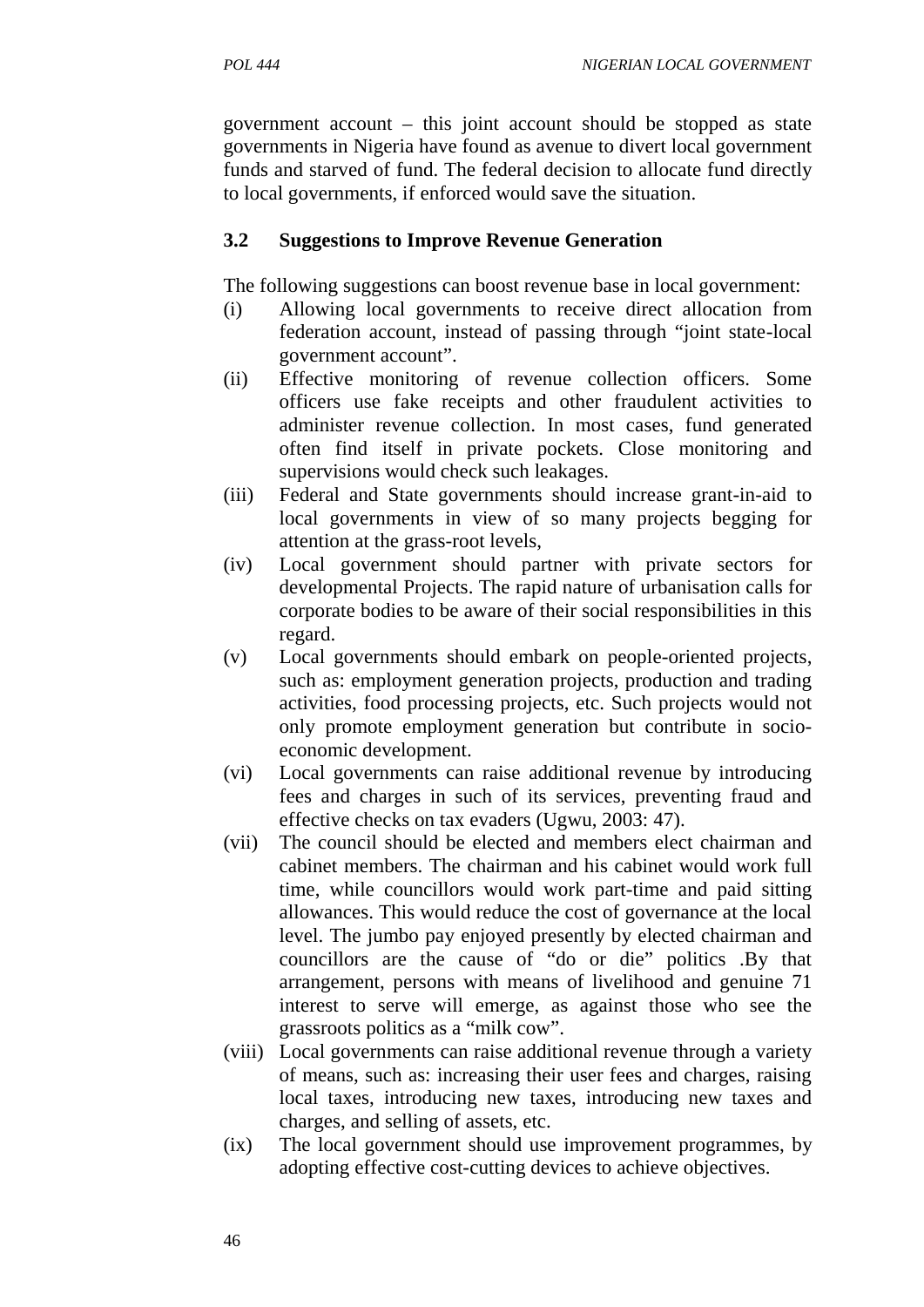government account – this joint account should be stopped as state governments in Nigeria have found as avenue to divert local government funds and starved of fund. The federal decision to allocate fund directly to local governments, if enforced would save the situation.

### 3.2 Suggestions to Improve Revenue Generation

The following suggestions can boost revenue base in local government:

(i) Allowing local governments to receive direct allocation from federation account, instead of passing through "joint state-local government account".

(ii) Effective monitoring of revenue collection officers. Some officers use fake receipts and other fraudulent activities to administer revenue collection. In most cases, fund generated often find itself in private pockets. Close monitoring and supervisions would check such leakages.

(iii) Federal and State governments should increase grant-in-aid to local governments in view of so many projects begging for attention at the grass-root levels,

(iv) Local government should partner with private sectors for developmental Projects. The rapid nature of urbanisation calls for corporate bodies to be aware of their social responsibilities in this regard.

(v) Local governments should embark on people-oriented projects, such as: employment generation projects, production and trading activities, food processing projects, etc. Such projects would not only promote employment generation but contribute in socio-economic development.

(vi) Local governments can raise additional revenue by introducing fees and charges in such of its services, preventing fraud and effective checks on tax evaders (Ugwu, 2003: 47).

(vii) The council should be elected and members elect chairman and cabinet members. The chairman and his cabinet would work full time, while councillors would work part-time and paid sitting allowances. This would reduce the cost of governance at the local level. The jumbo pay enjoyed presently by elected chairman and councillors are the cause of "do or die" politics .By that arrangement, persons with means of livelihood and genuine 71 interest to serve will emerge, as against those who see the grassroots politics as a "milk cow".

(viii) Local governments can raise additional revenue through a variety of means, such as: increasing their user fees and charges, raising local taxes, introducing new taxes, introducing new taxes and charges, and selling of assets, etc.

(ix) The local government should use improvement programmes, by adopting effective cost-cutting devices to achieve objectives.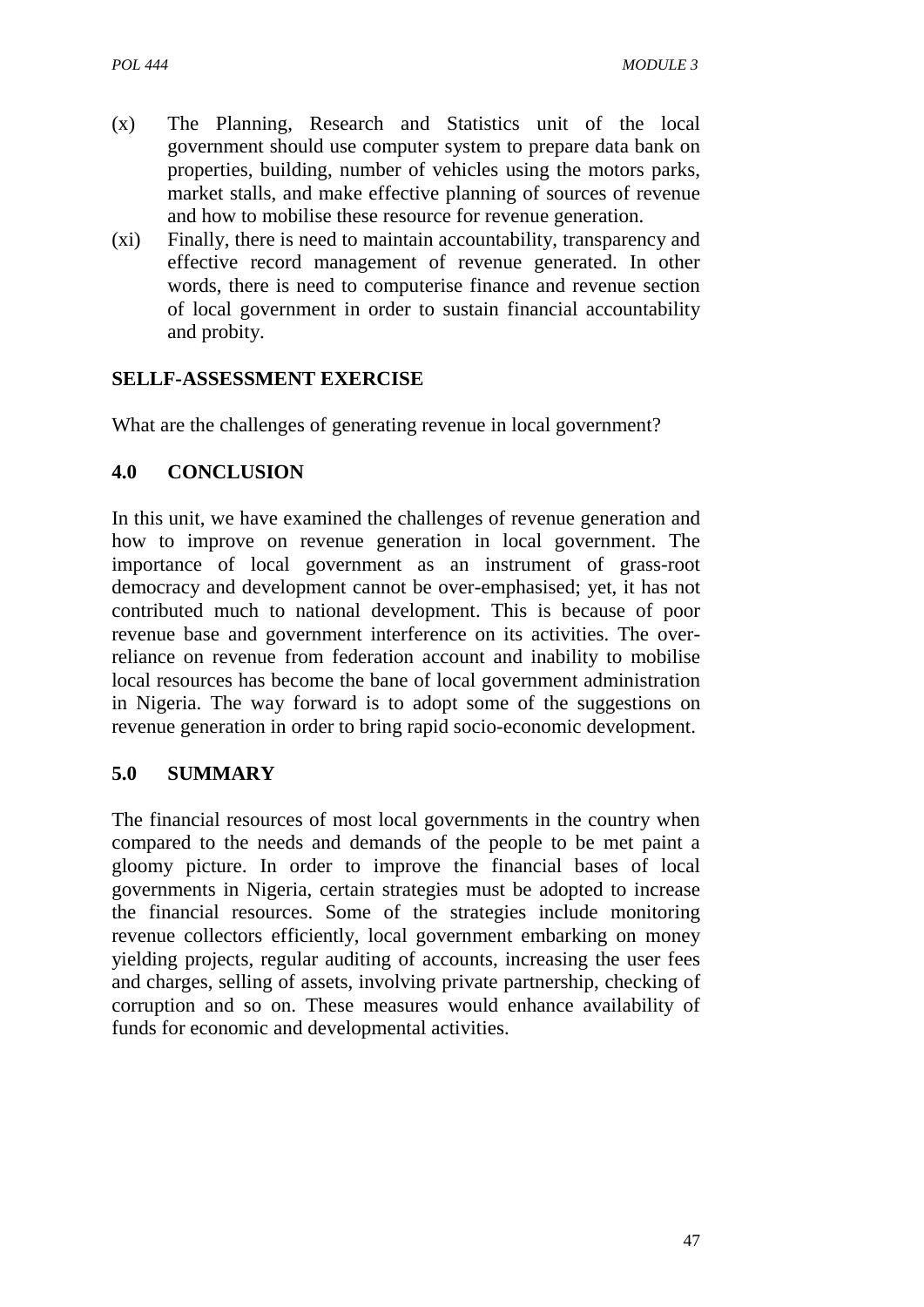(x) The Planning, Research and Statistics unit of the local government should use computer system to prepare data bank on properties, building, number of vehicles using the motors parks, market stalls, and make effective planning of sources of revenue and how to mobilise these resource for revenue generation.

(xi) Finally, there is need to maintain accountability, transparency and effective record management of revenue generated. In other words, there is need to computerise finance and revenue section of local government in order to sustain financial accountability and probity.

**SELLF-ASSESSMENT EXERCISE**

What are the challenges of generating revenue in local government?

## 4.0 CONCLUSION

In this unit, we have examined the challenges of revenue generation and how to improve on revenue generation in local government. The importance of local government as an instrument of grass-root democracy and development cannot be over-emphasised; yet, it has not contributed much to national development. This is because of poor revenue base and government interference on its activities. The over-reliance on revenue from federation account and inability to mobilise local resources has become the bane of local government administration in Nigeria. The way forward is to adopt some of the suggestions on revenue generation in order to bring rapid socio-economic development.

## 5.0 SUMMARY

The financial resources of most local governments in the country when compared to the needs and demands of the people to be met paint a gloomy picture. In order to improve the financial bases of local governments in Nigeria, certain strategies must be adopted to increase the financial resources. Some of the strategies include monitoring revenue collectors efficiently, local government embarking on money yielding projects, regular auditing of accounts, increasing the user fees and charges, selling of assets, involving private partnership, checking of corruption and so on. These measures would enhance availability of funds for economic and developmental activities.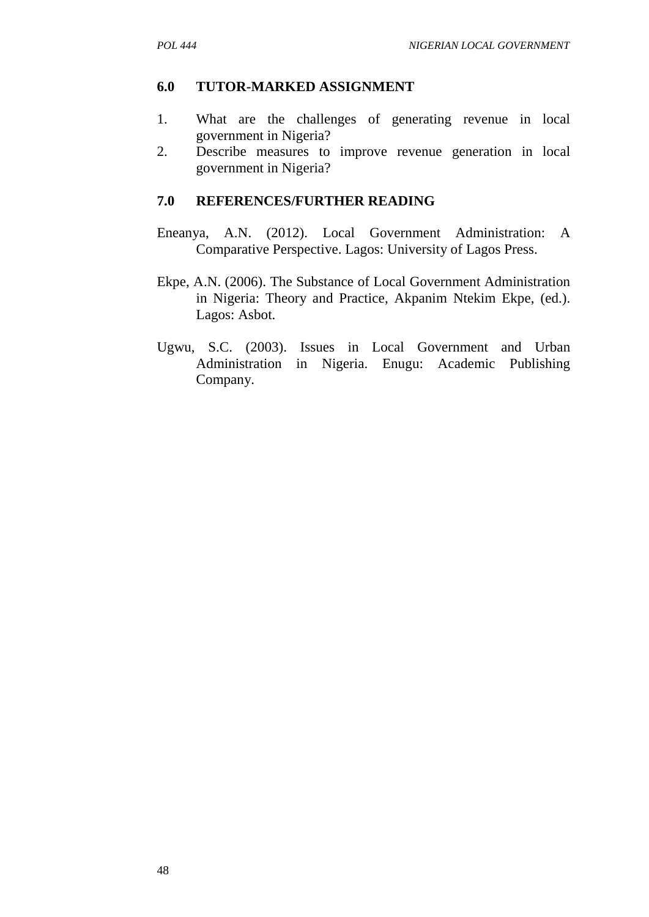## 6.0 TUTOR-MARKED ASSIGNMENT

1. What are the challenges of generating revenue in local government in Nigeria?
2. Describe measures to improve revenue generation in local government in Nigeria?

## 7.0 REFERENCES/FURTHER READING

Eneanya, A.N. (2012). Local Government Administration: A Comparative Perspective. Lagos: University of Lagos Press.

Ekpe, A.N. (2006). The Substance of Local Government Administration in Nigeria: Theory and Practice, Akpanim Ntekim Ekpe, (ed.). Lagos: Asbot.

Ugwu, S.C. (2003). Issues in Local Government and Urban Administration in Nigeria. Enugu: Academic Publishing Company.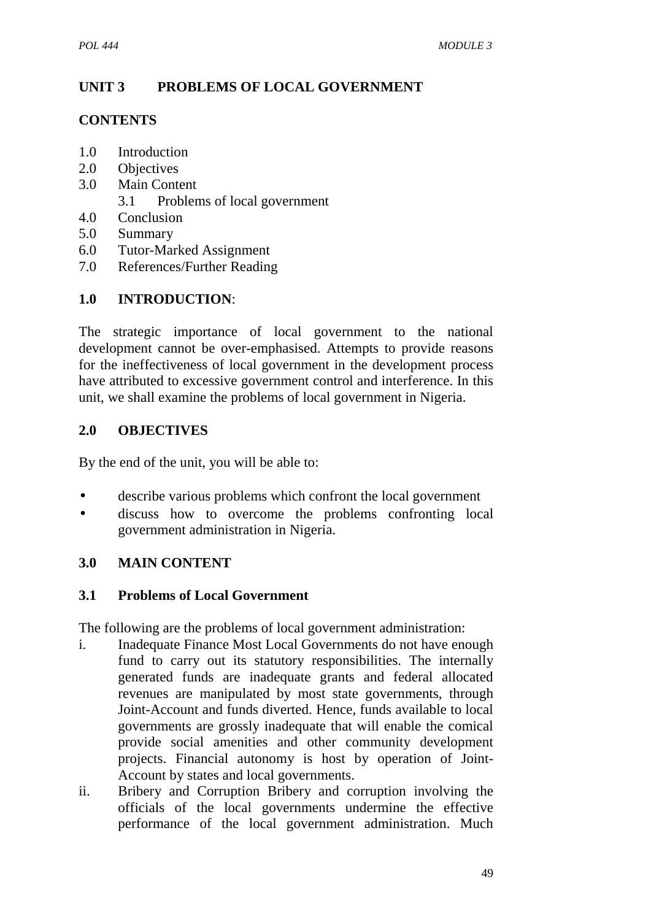## UNIT 3 PROBLEMS OF LOCAL GOVERNMENT

**CONTENTS**

1.0 Introduction
2.0 Objectives
3.0 Main Content
    3.1 Problems of local government
4.0 Conclusion
5.0 Summary
6.0 Tutor-Marked Assignment
7.0 References/Further Reading

### 1.0 INTRODUCTION:

The strategic importance of local government to the national development cannot be over-emphasised. Attempts to provide reasons for the ineffectiveness of local government in the development process have attributed to excessive government control and interference. In this unit, we shall examine the problems of local government in Nigeria.

### 2.0 OBJECTIVES

By the end of the unit, you will be able to:

- describe various problems which confront the local government
- discuss how to overcome the problems confronting local government administration in Nigeria.

### 3.0 MAIN CONTENT

### 3.1 Problems of Local Government

The following are the problems of local government administration:

i. Inadequate Finance Most Local Governments do not have enough fund to carry out its statutory responsibilities. The internally generated funds are inadequate grants and federal allocated revenues are manipulated by most state governments, through Joint-Account and funds diverted. Hence, funds available to local governments are grossly inadequate that will enable the comical provide social amenities and other community development projects. Financial autonomy is host by operation of Joint-Account by states and local governments.

ii. Bribery and Corruption Bribery and corruption involving the officials of the local governments undermine the effective performance of the local government administration. Much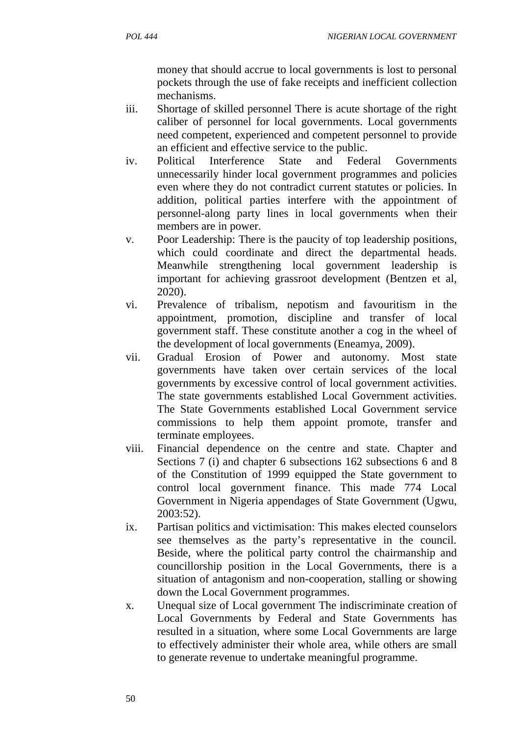money that should accrue to local governments is lost to personal pockets through the use of fake receipts and inefficient collection mechanisms.

iii. Shortage of skilled personnel There is acute shortage of the right caliber of personnel for local governments. Local governments need competent, experienced and competent personnel to provide an efficient and effective service to the public.

iv. Political Interference State and Federal Governments unnecessarily hinder local government programmes and policies even where they do not contradict current statutes or policies. In addition, political parties interfere with the appointment of personnel-along party lines in local governments when their members are in power.

v. Poor Leadership: There is the paucity of top leadership positions, which could coordinate and direct the departmental heads. Meanwhile strengthening local government leadership is important for achieving grassroot development (Bentzen et al, 2020).

vi. Prevalence of tribalism, nepotism and favouritism in the appointment, promotion, discipline and transfer of local government staff. These constitute another a cog in the wheel of the development of local governments (Eneamya, 2009).

vii. Gradual Erosion of Power and autonomy. Most state governments have taken over certain services of the local governments by excessive control of local government activities. The state governments established Local Government activities. The State Governments established Local Government service commissions to help them appoint promote, transfer and terminate employees.

viii. Financial dependence on the centre and state. Chapter and Sections 7 (i) and chapter 6 subsections 162 subsections 6 and 8 of the Constitution of 1999 equipped the State government to control local government finance. This made 774 Local Government in Nigeria appendages of State Government (Ugwu, 2003:52).

ix. Partisan politics and victimisation: This makes elected counselors see themselves as the party's representative in the council. Beside, where the political party control the chairmanship and councillorship position in the Local Governments, there is a situation of antagonism and non-cooperation, stalling or showing down the Local Government programmes.

x. Unequal size of Local government The indiscriminate creation of Local Governments by Federal and State Governments has resulted in a situation, where some Local Governments are large to effectively administer their whole area, while others are small to generate revenue to undertake meaningful programme.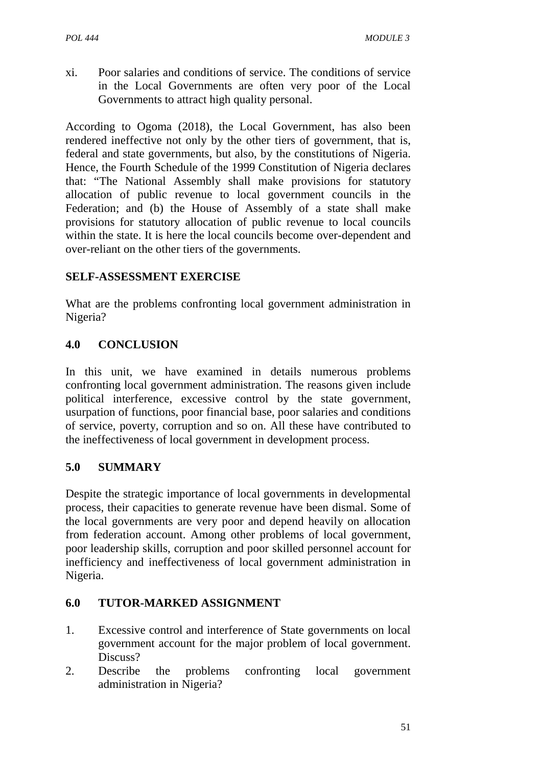xi. Poor salaries and conditions of service. The conditions of service in the Local Governments are often very poor of the Local Governments to attract high quality personal.

According to Ogoma (2018), the Local Government, has also been rendered ineffective not only by the other tiers of government, that is, federal and state governments, but also, by the constitutions of Nigeria. Hence, the Fourth Schedule of the 1999 Constitution of Nigeria declares that: "The National Assembly shall make provisions for statutory allocation of public revenue to local government councils in the Federation; and (b) the House of Assembly of a state shall make provisions for statutory allocation of public revenue to local councils within the state. It is here the local councils become over-dependent and over-reliant on the other tiers of the governments.

**SELF-ASSESSMENT EXERCISE**

What are the problems confronting local government administration in Nigeria?

## 4.0 CONCLUSION

In this unit, we have examined in details numerous problems confronting local government administration. The reasons given include political interference, excessive control by the state government, usurpation of functions, poor financial base, poor salaries and conditions of service, poverty, corruption and so on. All these have contributed to the ineffectiveness of local government in development process.

## 5.0 SUMMARY

Despite the strategic importance of local governments in developmental process, their capacities to generate revenue have been dismal. Some of the local governments are very poor and depend heavily on allocation from federation account. Among other problems of local government, poor leadership skills, corruption and poor skilled personnel account for inefficiency and ineffectiveness of local government administration in Nigeria.

## 6.0 TUTOR-MARKED ASSIGNMENT

1. Excessive control and interference of State governments on local government account for the major problem of local government. Discuss?
2. Describe the problems confronting local government administration in Nigeria?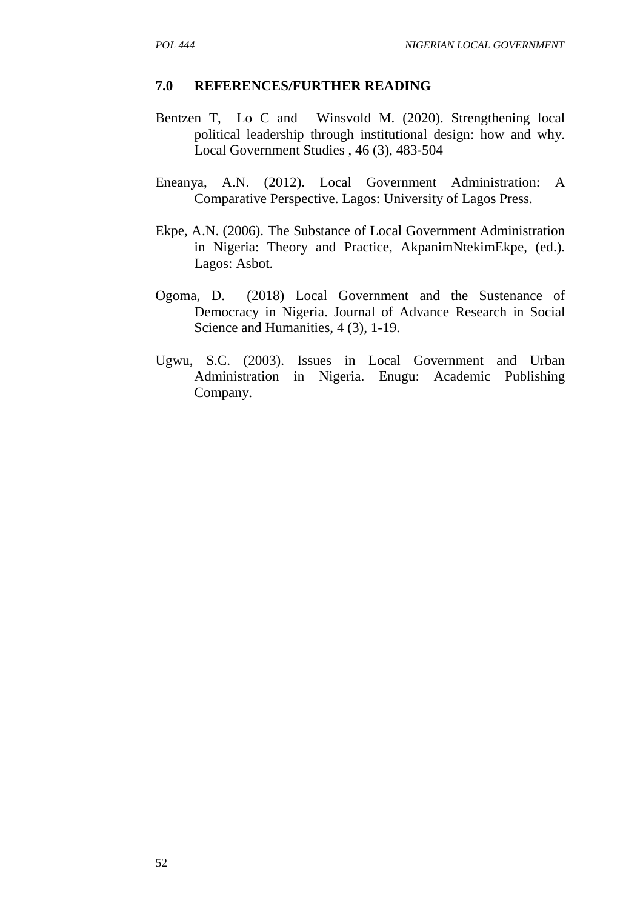## 7.0 REFERENCES/FURTHER READING

Bentzen T, Lo C and Winsvold M. (2020). Strengthening local political leadership through institutional design: how and why. Local Government Studies , 46 (3), 483-504

Eneanya, A.N. (2012). Local Government Administration: A Comparative Perspective. Lagos: University of Lagos Press.

Ekpe, A.N. (2006). The Substance of Local Government Administration in Nigeria: Theory and Practice, AkpanimNtekimEkpe, (ed.). Lagos: Asbot.

Ogoma, D. (2018) Local Government and the Sustenance of Democracy in Nigeria. Journal of Advance Research in Social Science and Humanities, 4 (3), 1-19.

Ugwu, S.C. (2003). Issues in Local Government and Urban Administration in Nigeria. Enugu: Academic Publishing Company.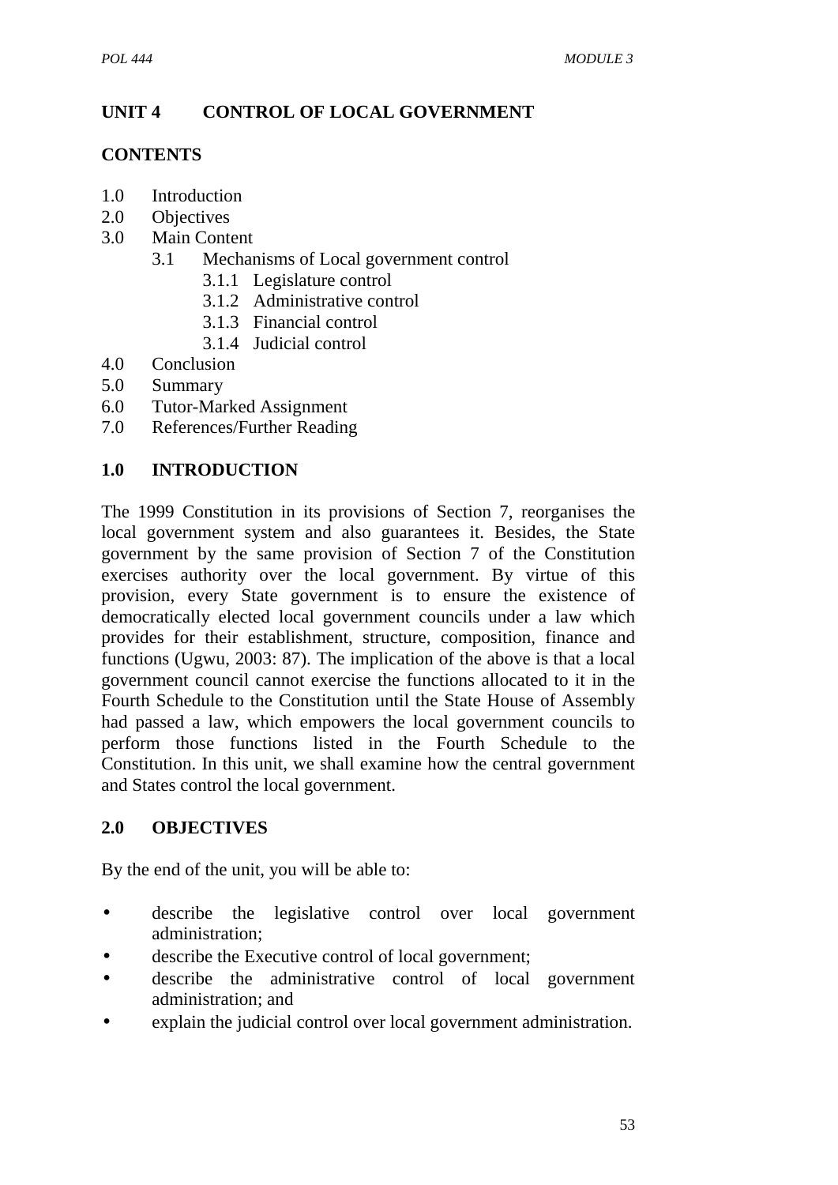## UNIT 4 CONTROL OF LOCAL GOVERNMENT

### CONTENTS

1.0 Introduction
2.0 Objectives
3.0 Main Content
  3.1 Mechanisms of Local government control
    3.1.1 Legislature control
    3.1.2 Administrative control
    3.1.3 Financial control
    3.1.4 Judicial control
4.0 Conclusion
5.0 Summary
6.0 Tutor-Marked Assignment
7.0 References/Further Reading

### 1.0 INTRODUCTION

The 1999 Constitution in its provisions of Section 7, reorganises the local government system and also guarantees it. Besides, the State government by the same provision of Section 7 of the Constitution exercises authority over the local government. By virtue of this provision, every State government is to ensure the existence of democratically elected local government councils under a law which provides for their establishment, structure, composition, finance and functions (Ugwu, 2003: 87). The implication of the above is that a local government council cannot exercise the functions allocated to it in the Fourth Schedule to the Constitution until the State House of Assembly had passed a law, which empowers the local government councils to perform those functions listed in the Fourth Schedule to the Constitution. In this unit, we shall examine how the central government and States control the local government.

### 2.0 OBJECTIVES

By the end of the unit, you will be able to:

- describe the legislative control over local government administration;
- describe the Executive control of local government;
- describe the administrative control of local government administration; and
- explain the judicial control over local government administration.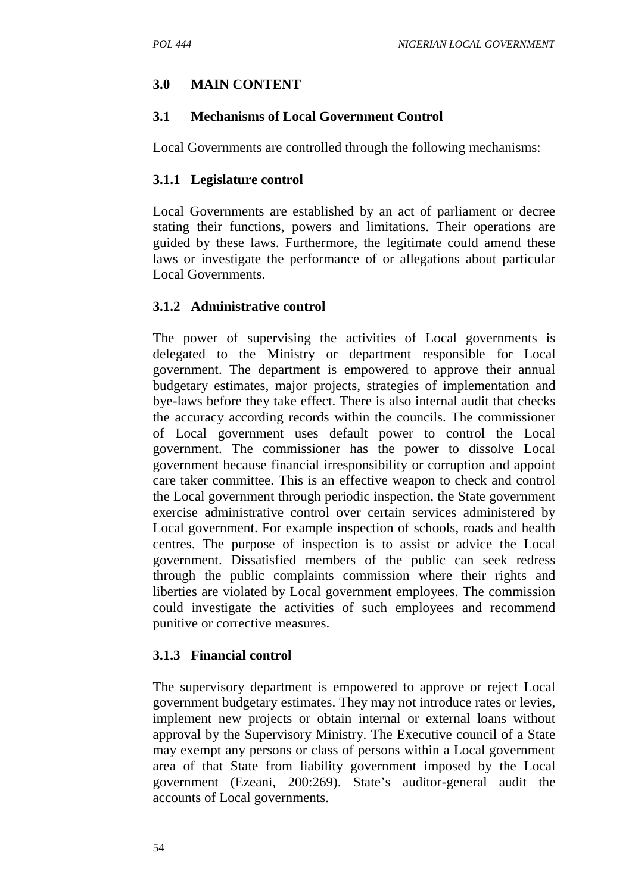## 3.0 MAIN CONTENT

### 3.1 Mechanisms of Local Government Control

Local Governments are controlled through the following mechanisms:

#### 3.1.1 Legislature control

Local Governments are established by an act of parliament or decree stating their functions, powers and limitations. Their operations are guided by these laws. Furthermore, the legitimate could amend these laws or investigate the performance of or allegations about particular Local Governments.

#### 3.1.2 Administrative control

The power of supervising the activities of Local governments is delegated to the Ministry or department responsible for Local government. The department is empowered to approve their annual budgetary estimates, major projects, strategies of implementation and bye-laws before they take effect. There is also internal audit that checks the accuracy according records within the councils. The commissioner of Local government uses default power to control the Local government. The commissioner has the power to dissolve Local government because financial irresponsibility or corruption and appoint care taker committee. This is an effective weapon to check and control the Local government through periodic inspection, the State government exercise administrative control over certain services administered by Local government. For example inspection of schools, roads and health centres. The purpose of inspection is to assist or advice the Local government. Dissatisfied members of the public can seek redress through the public complaints commission where their rights and liberties are violated by Local government employees. The commission could investigate the activities of such employees and recommend punitive or corrective measures.

#### 3.1.3 Financial control

The supervisory department is empowered to approve or reject Local government budgetary estimates. They may not introduce rates or levies, implement new projects or obtain internal or external loans without approval by the Supervisory Ministry. The Executive council of a State may exempt any persons or class of persons within a Local government area of that State from liability government imposed by the Local government (Ezeani, 200:269). State's auditor-general audit the accounts of Local governments.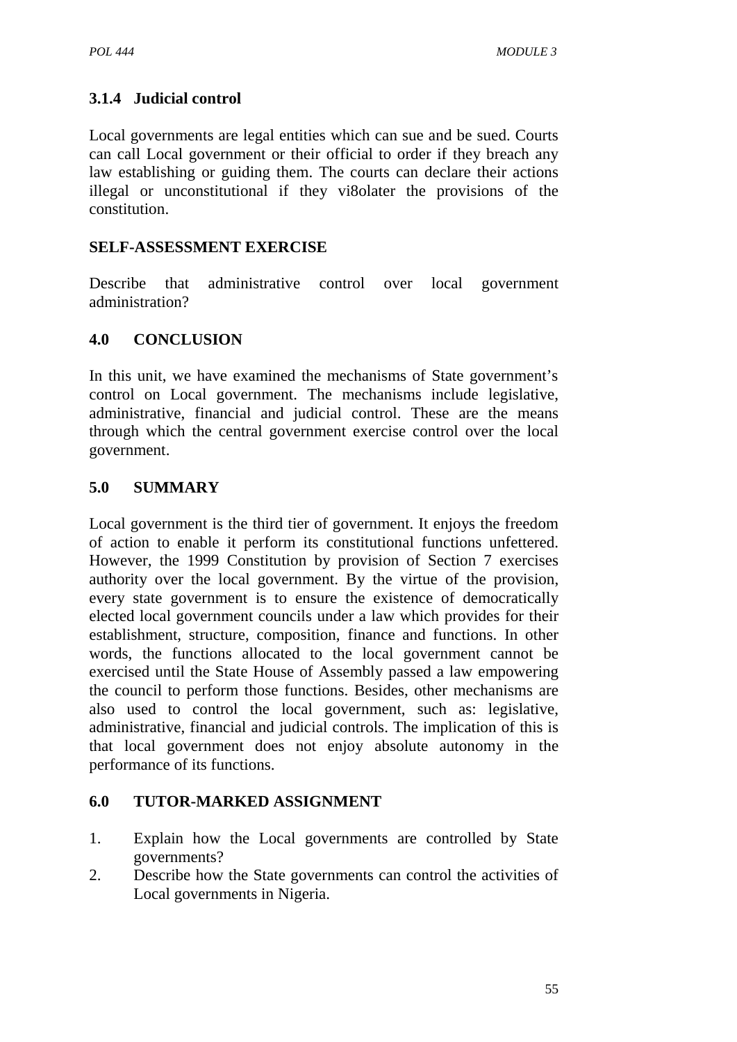### 3.1.4 Judicial control

Local governments are legal entities which can sue and be sued. Courts can call Local government or their official to order if they breach any law establishing or guiding them. The courts can declare their actions illegal or unconstitutional if they vi8olater the provisions of the constitution.

**SELF-ASSESSMENT EXERCISE**

Describe that administrative control over local government administration?

## 4.0 CONCLUSION

In this unit, we have examined the mechanisms of State government's control on Local government. The mechanisms include legislative, administrative, financial and judicial control. These are the means through which the central government exercise control over the local government.

## 5.0 SUMMARY

Local government is the third tier of government. It enjoys the freedom of action to enable it perform its constitutional functions unfettered. However, the 1999 Constitution by provision of Section 7 exercises authority over the local government. By the virtue of the provision, every state government is to ensure the existence of democratically elected local government councils under a law which provides for their establishment, structure, composition, finance and functions. In other words, the functions allocated to the local government cannot be exercised until the State House of Assembly passed a law empowering the council to perform those functions. Besides, other mechanisms are also used to control the local government, such as: legislative, administrative, financial and judicial controls. The implication of this is that local government does not enjoy absolute autonomy in the performance of its functions.

## 6.0 TUTOR-MARKED ASSIGNMENT

1. Explain how the Local governments are controlled by State governments?
2. Describe how the State governments can control the activities of Local governments in Nigeria.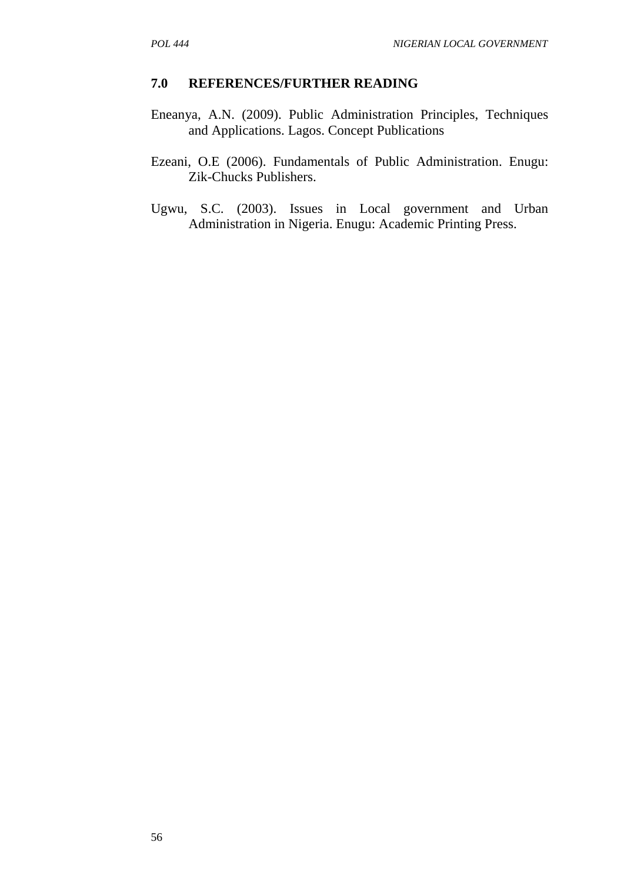## 7.0 REFERENCES/FURTHER READING

Eneanya, A.N. (2009). Public Administration Principles, Techniques and Applications. Lagos. Concept Publications

Ezeani, O.E (2006). Fundamentals of Public Administration. Enugu: Zik-Chucks Publishers.

Ugwu, S.C. (2003). Issues in Local government and Urban Administration in Nigeria. Enugu: Academic Printing Press.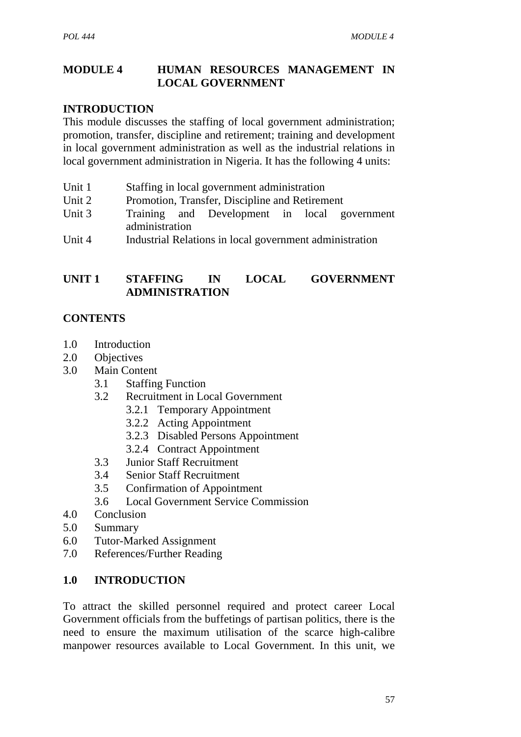# MODULE 4 HUMAN RESOURCES MANAGEMENT IN LOCAL GOVERNMENT

## INTRODUCTION

This module discusses the staffing of local government administration; promotion, transfer, discipline and retirement; training and development in local government administration as well as the industrial relations in local government administration in Nigeria. It has the following 4 units:

| | |
|---|---|
| Unit 1 | Staffing in local government administration |
| Unit 2 | Promotion, Transfer, Discipline and Retirement |
| Unit 3 | Training and Development in local government administration |
| Unit 4 | Industrial Relations in local government administration |

## UNIT 1 STAFFING IN LOCAL GOVERNMENT ADMINISTRATION

### CONTENTS

- 1.0 Introduction
- 2.0 Objectives
- 3.0 Main Content
  - 3.1 Staffing Function
  - 3.2 Recruitment in Local Government
    - 3.2.1 Temporary Appointment
    - 3.2.2 Acting Appointment
    - 3.2.3 Disabled Persons Appointment
    - 3.2.4 Contract Appointment
  - 3.3 Junior Staff Recruitment
  - 3.4 Senior Staff Recruitment
  - 3.5 Confirmation of Appointment
  - 3.6 Local Government Service Commission
- 4.0 Conclusion
- 5.0 Summary
- 6.0 Tutor-Marked Assignment
- 7.0 References/Further Reading

### 1.0 INTRODUCTION

To attract the skilled personnel required and protect career Local Government officials from the buffetings of partisan politics, there is the need to ensure the maximum utilisation of the scarce high-calibre manpower resources available to Local Government. In this unit, we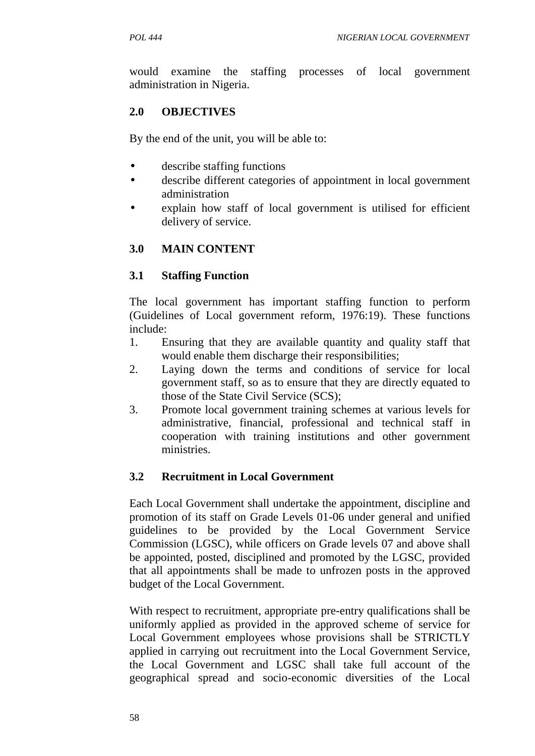would examine the staffing processes of local government administration in Nigeria.

## 2.0 OBJECTIVES

By the end of the unit, you will be able to:

- describe staffing functions
- describe different categories of appointment in local government administration
- explain how staff of local government is utilised for efficient delivery of service.

## 3.0 MAIN CONTENT

### 3.1 Staffing Function

The local government has important staffing function to perform (Guidelines of Local government reform, 1976:19). These functions include:

1. Ensuring that they are available quantity and quality staff that would enable them discharge their responsibilities;
2. Laying down the terms and conditions of service for local government staff, so as to ensure that they are directly equated to those of the State Civil Service (SCS);
3. Promote local government training schemes at various levels for administrative, financial, professional and technical staff in cooperation with training institutions and other government ministries.

### 3.2 Recruitment in Local Government

Each Local Government shall undertake the appointment, discipline and promotion of its staff on Grade Levels 01-06 under general and unified guidelines to be provided by the Local Government Service Commission (LGSC), while officers on Grade levels 07 and above shall be appointed, posted, disciplined and promoted by the LGSC, provided that all appointments shall be made to unfrozen posts in the approved budget of the Local Government.

With respect to recruitment, appropriate pre-entry qualifications shall be uniformly applied as provided in the approved scheme of service for Local Government employees whose provisions shall be STRICTLY applied in carrying out recruitment into the Local Government Service, the Local Government and LGSC shall take full account of the geographical spread and socio-economic diversities of the Local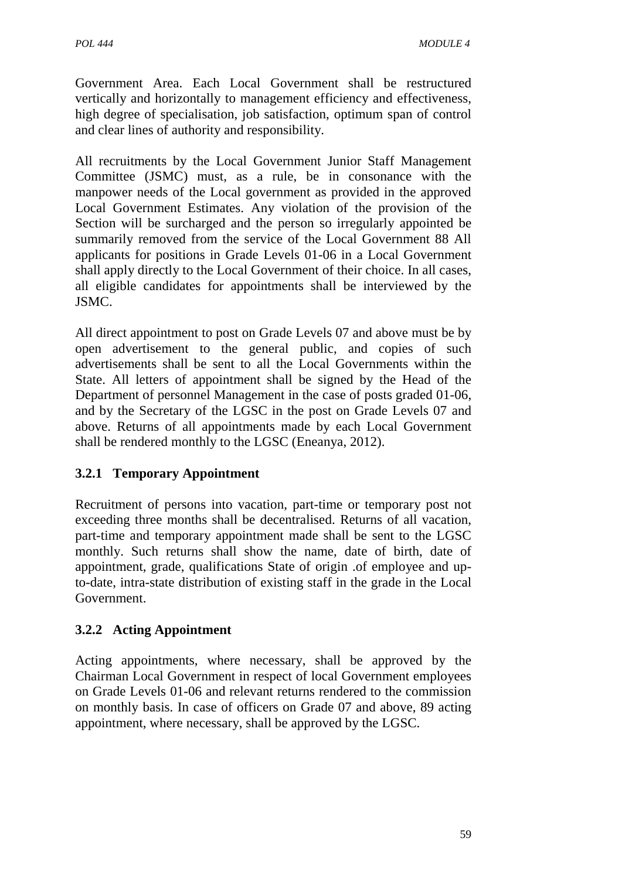Government Area. Each Local Government shall be restructured vertically and horizontally to management efficiency and effectiveness, high degree of specialisation, job satisfaction, optimum span of control and clear lines of authority and responsibility.

All recruitments by the Local Government Junior Staff Management Committee (JSMC) must, as a rule, be in consonance with the manpower needs of the Local government as provided in the approved Local Government Estimates. Any violation of the provision of the Section will be surcharged and the person so irregularly appointed be summarily removed from the service of the Local Government 88 All applicants for positions in Grade Levels 01-06 in a Local Government shall apply directly to the Local Government of their choice. In all cases, all eligible candidates for appointments shall be interviewed by the JSMC.

All direct appointment to post on Grade Levels 07 and above must be by open advertisement to the general public, and copies of such advertisements shall be sent to all the Local Governments within the State. All letters of appointment shall be signed by the Head of the Department of personnel Management in the case of posts graded 01-06, and by the Secretary of the LGSC in the post on Grade Levels 07 and above. Returns of all appointments made by each Local Government shall be rendered monthly to the LGSC (Eneanya, 2012).

### 3.2.1 Temporary Appointment

Recruitment of persons into vacation, part-time or temporary post not exceeding three months shall be decentralised. Returns of all vacation, part-time and temporary appointment made shall be sent to the LGSC monthly. Such returns shall show the name, date of birth, date of appointment, grade, qualifications State of origin .of employee and up-to-date, intra-state distribution of existing staff in the grade in the Local Government.

### 3.2.2 Acting Appointment

Acting appointments, where necessary, shall be approved by the Chairman Local Government in respect of local Government employees on Grade Levels 01-06 and relevant returns rendered to the commission on monthly basis. In case of officers on Grade 07 and above, 89 acting appointment, where necessary, shall be approved by the LGSC.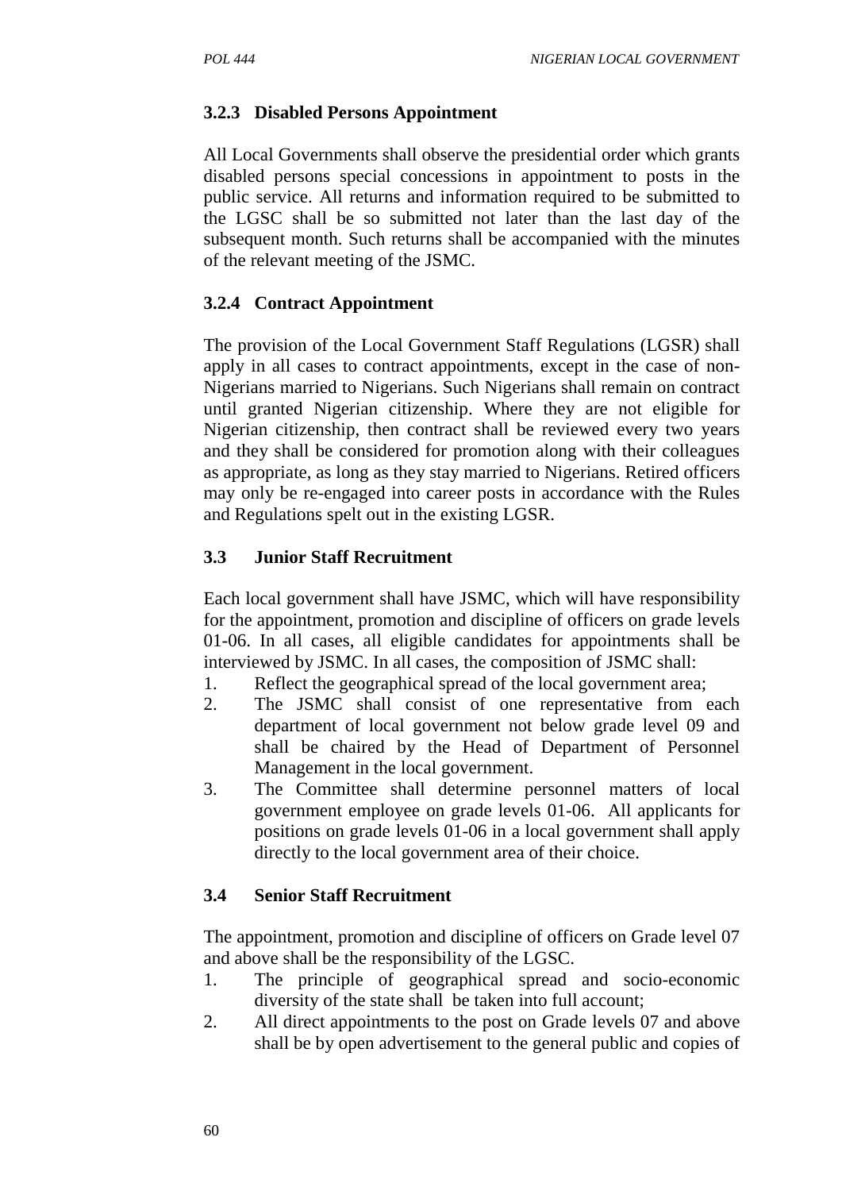### 3.2.3 Disabled Persons Appointment

All Local Governments shall observe the presidential order which grants disabled persons special concessions in appointment to posts in the public service. All returns and information required to be submitted to the LGSC shall be so submitted not later than the last day of the subsequent month. Such returns shall be accompanied with the minutes of the relevant meeting of the JSMC.

### 3.2.4 Contract Appointment

The provision of the Local Government Staff Regulations (LGSR) shall apply in all cases to contract appointments, except in the case of non-Nigerians married to Nigerians. Such Nigerians shall remain on contract until granted Nigerian citizenship. Where they are not eligible for Nigerian citizenship, then contract shall be reviewed every two years and they shall be considered for promotion along with their colleagues as appropriate, as long as they stay married to Nigerians. Retired officers may only be re-engaged into career posts in accordance with the Rules and Regulations spelt out in the existing LGSR.

## 3.3 Junior Staff Recruitment

Each local government shall have JSMC, which will have responsibility for the appointment, promotion and discipline of officers on grade levels 01-06. In all cases, all eligible candidates for appointments shall be interviewed by JSMC. In all cases, the composition of JSMC shall:

1. Reflect the geographical spread of the local government area;
2. The JSMC shall consist of one representative from each department of local government not below grade level 09 and shall be chaired by the Head of Department of Personnel Management in the local government.
3. The Committee shall determine personnel matters of local government employee on grade levels 01-06. All applicants for positions on grade levels 01-06 in a local government shall apply directly to the local government area of their choice.

## 3.4 Senior Staff Recruitment

The appointment, promotion and discipline of officers on Grade level 07 and above shall be the responsibility of the LGSC.

1. The principle of geographical spread and socio-economic diversity of the state shall be taken into full account;
2. All direct appointments to the post on Grade levels 07 and above shall be by open advertisement to the general public and copies of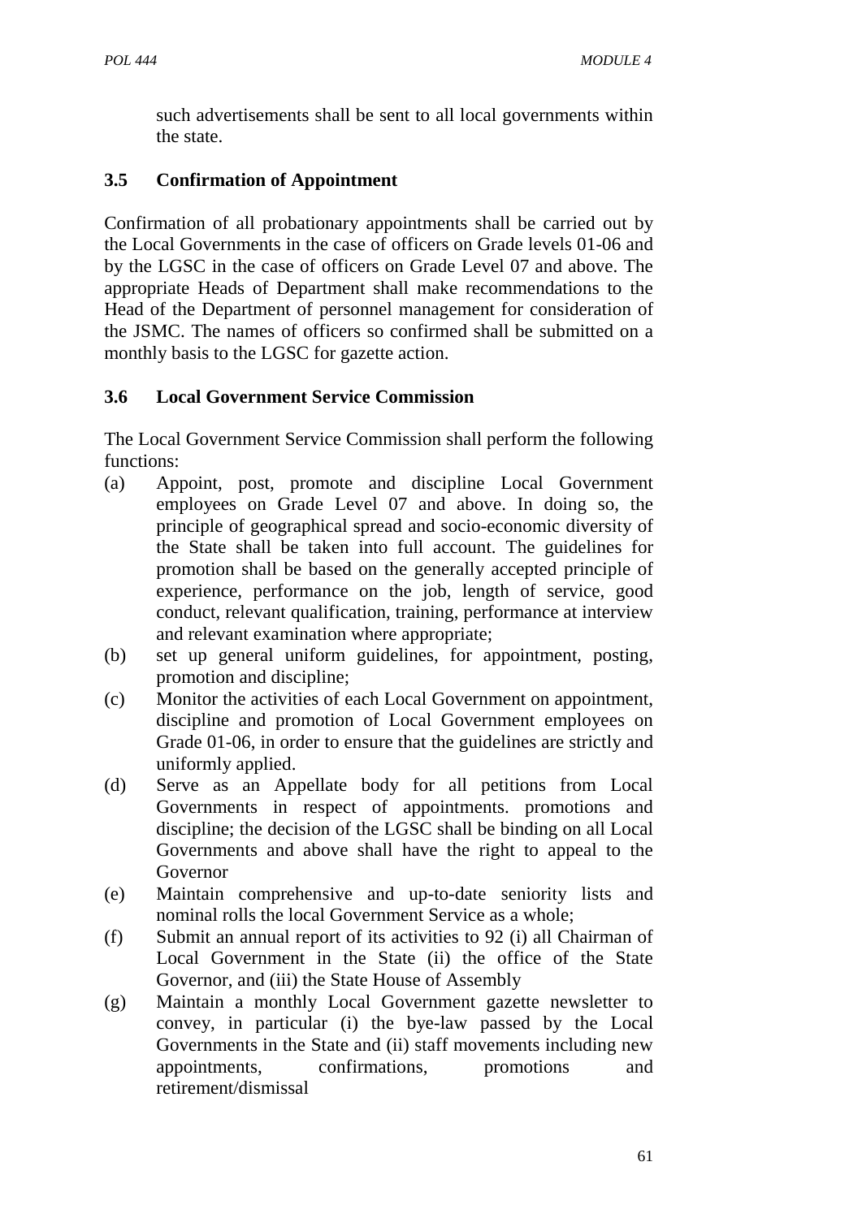such advertisements shall be sent to all local governments within the state.

### 3.5 Confirmation of Appointment

Confirmation of all probationary appointments shall be carried out by the Local Governments in the case of officers on Grade levels 01-06 and by the LGSC in the case of officers on Grade Level 07 and above. The appropriate Heads of Department shall make recommendations to the Head of the Department of personnel management for consideration of the JSMC. The names of officers so confirmed shall be submitted on a monthly basis to the LGSC for gazette action.

### 3.6 Local Government Service Commission

The Local Government Service Commission shall perform the following functions:

(a) Appoint, post, promote and discipline Local Government employees on Grade Level 07 and above. In doing so, the principle of geographical spread and socio-economic diversity of the State shall be taken into full account. The guidelines for promotion shall be based on the generally accepted principle of experience, performance on the job, length of service, good conduct, relevant qualification, training, performance at interview and relevant examination where appropriate;

(b) set up general uniform guidelines, for appointment, posting, promotion and discipline;

(c) Monitor the activities of each Local Government on appointment, discipline and promotion of Local Government employees on Grade 01-06, in order to ensure that the guidelines are strictly and uniformly applied.

(d) Serve as an Appellate body for all petitions from Local Governments in respect of appointments. promotions and discipline; the decision of the LGSC shall be binding on all Local Governments and above shall have the right to appeal to the Governor

(e) Maintain comprehensive and up-to-date seniority lists and nominal rolls the local Government Service as a whole;

(f) Submit an annual report of its activities to 92 (i) all Chairman of Local Government in the State (ii) the office of the State Governor, and (iii) the State House of Assembly

(g) Maintain a monthly Local Government gazette newsletter to convey, in particular (i) the bye-law passed by the Local Governments in the State and (ii) staff movements including new appointments, confirmations, promotions and retirement/dismissal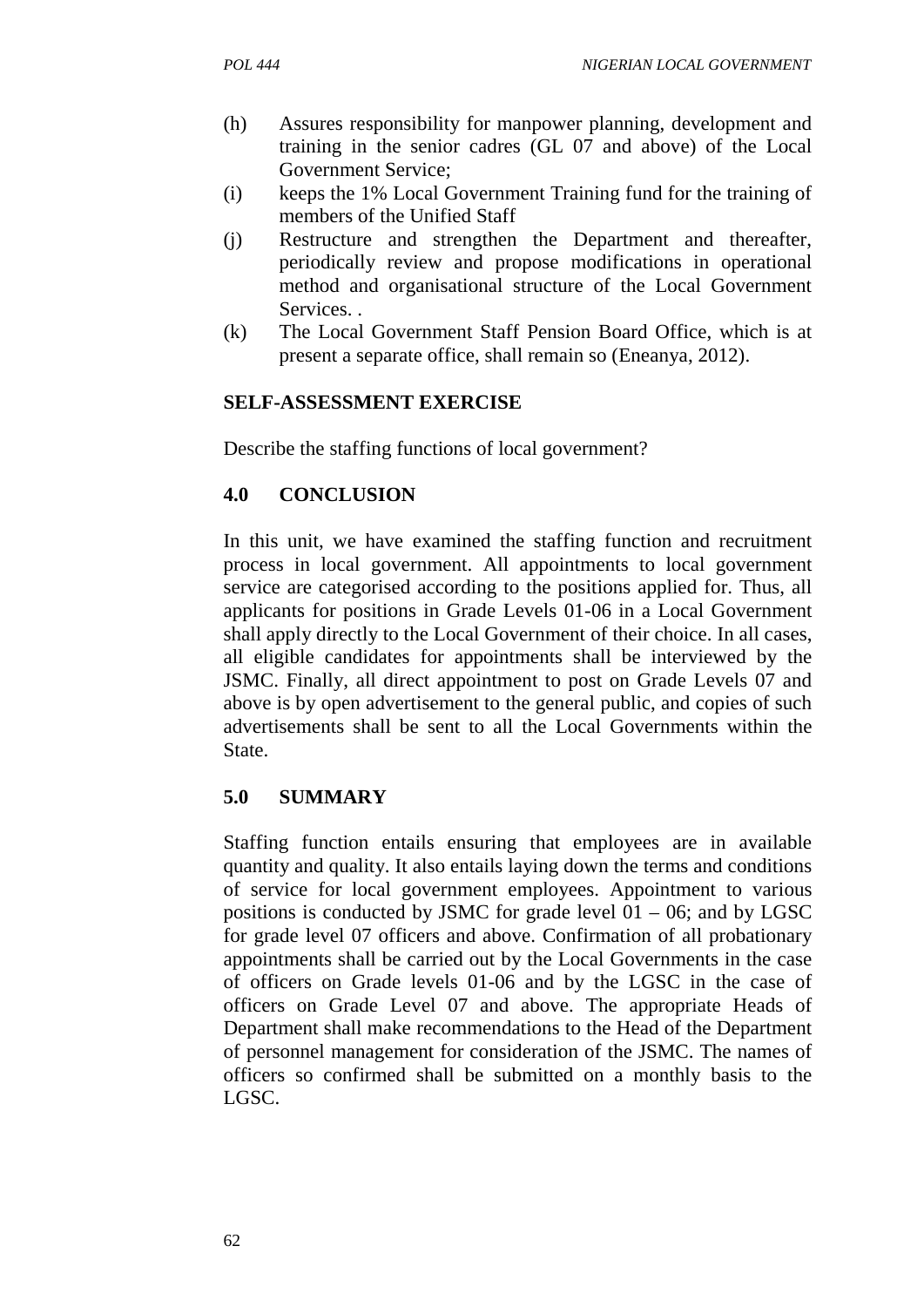(h) Assures responsibility for manpower planning, development and training in the senior cadres (GL 07 and above) of the Local Government Service;

(i) keeps the 1% Local Government Training fund for the training of members of the Unified Staff

(j) Restructure and strengthen the Department and thereafter, periodically review and propose modifications in operational method and organisational structure of the Local Government Services. .

(k) The Local Government Staff Pension Board Office, which is at present a separate office, shall remain so (Eneanya, 2012).

**SELF-ASSESSMENT EXERCISE**

Describe the staffing functions of local government?

## 4.0 CONCLUSION

In this unit, we have examined the staffing function and recruitment process in local government. All appointments to local government service are categorised according to the positions applied for. Thus, all applicants for positions in Grade Levels 01-06 in a Local Government shall apply directly to the Local Government of their choice. In all cases, all eligible candidates for appointments shall be interviewed by the JSMC. Finally, all direct appointment to post on Grade Levels 07 and above is by open advertisement to the general public, and copies of such advertisements shall be sent to all the Local Governments within the State.

## 5.0 SUMMARY

Staffing function entails ensuring that employees are in available quantity and quality. It also entails laying down the terms and conditions of service for local government employees. Appointment to various positions is conducted by JSMC for grade level 01 – 06; and by LGSC for grade level 07 officers and above. Confirmation of all probationary appointments shall be carried out by the Local Governments in the case of officers on Grade levels 01-06 and by the LGSC in the case of officers on Grade Level 07 and above. The appropriate Heads of Department shall make recommendations to the Head of the Department of personnel management for consideration of the JSMC. The names of officers so confirmed shall be submitted on a monthly basis to the LGSC.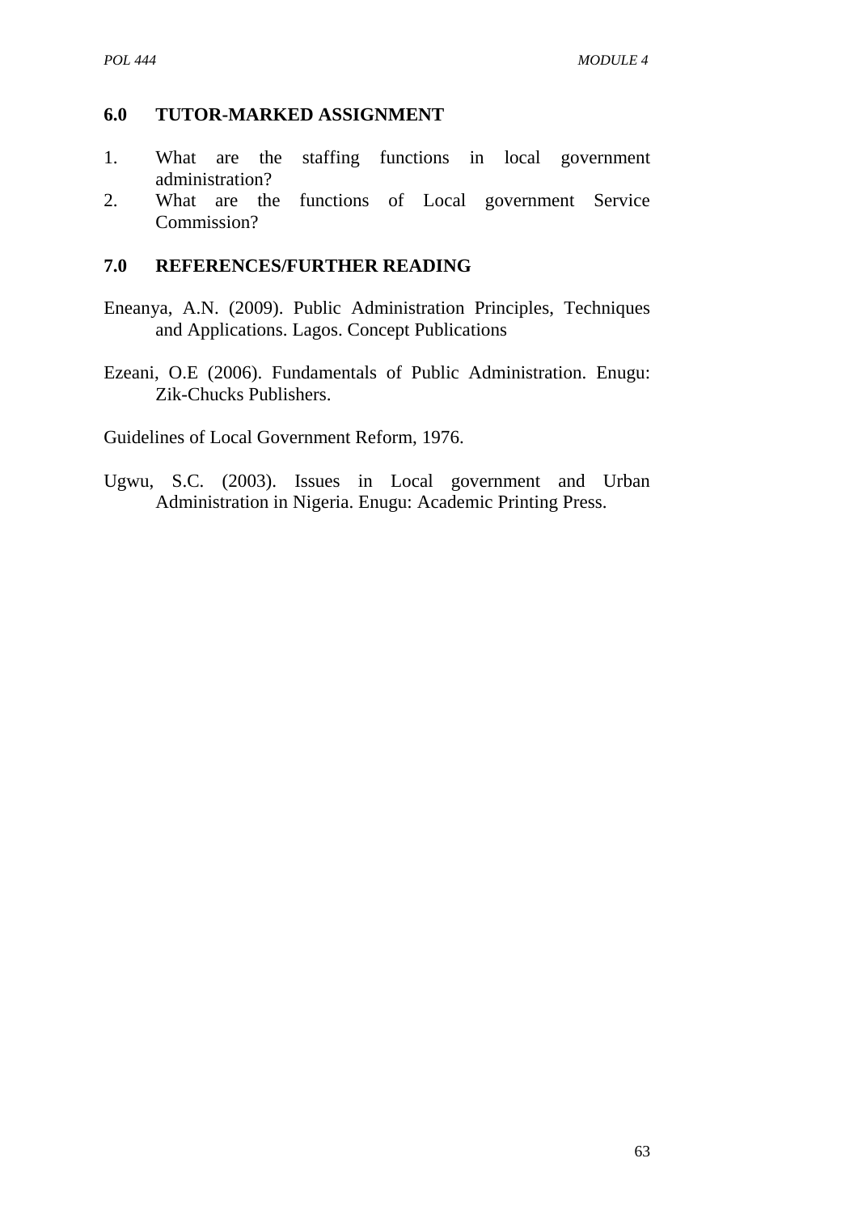## 6.0 TUTOR-MARKED ASSIGNMENT

1. What are the staffing functions in local government administration?
2. What are the functions of Local government Service Commission?

## 7.0 REFERENCES/FURTHER READING

Eneanya, A.N. (2009). Public Administration Principles, Techniques and Applications. Lagos. Concept Publications

Ezeani, O.E (2006). Fundamentals of Public Administration. Enugu: Zik-Chucks Publishers.

Guidelines of Local Government Reform, 1976.

Ugwu, S.C. (2003). Issues in Local government and Urban Administration in Nigeria. Enugu: Academic Printing Press.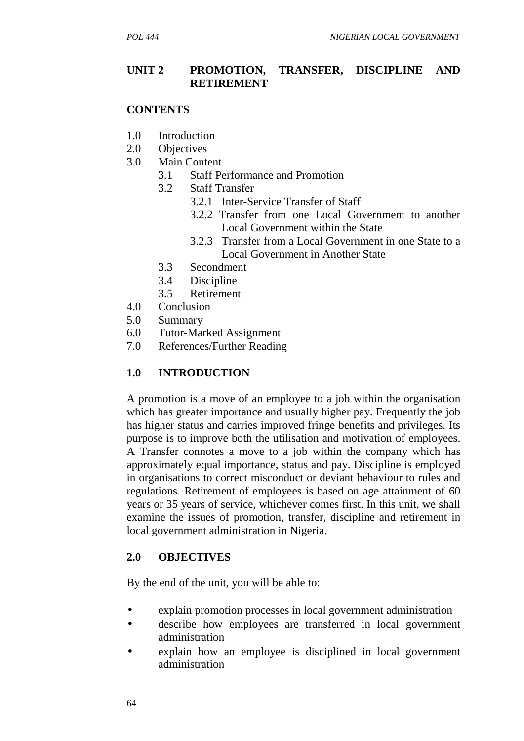## UNIT 2 PROMOTION, TRANSFER, DISCIPLINE AND RETIREMENT

**CONTENTS**

1.0 Introduction
2.0 Objectives
3.0 Main Content
  3.1 Staff Performance and Promotion
  3.2 Staff Transfer
    3.2.1 Inter-Service Transfer of Staff
    3.2.2 Transfer from one Local Government to another Local Government within the State
    3.2.3 Transfer from a Local Government in one State to a Local Government in Another State
  3.3 Secondment
  3.4 Discipline
  3.5 Retirement
4.0 Conclusion
5.0 Summary
6.0 Tutor-Marked Assignment
7.0 References/Further Reading

### 1.0 INTRODUCTION

A promotion is a move of an employee to a job within the organisation which has greater importance and usually higher pay. Frequently the job has higher status and carries improved fringe benefits and privileges. Its purpose is to improve both the utilisation and motivation of employees. A Transfer connotes a move to a job within the company which has approximately equal importance, status and pay. Discipline is employed in organisations to correct misconduct or deviant behaviour to rules and regulations. Retirement of employees is based on age attainment of 60 years or 35 years of service, whichever comes first. In this unit, we shall examine the issues of promotion, transfer, discipline and retirement in local government administration in Nigeria.

### 2.0 OBJECTIVES

By the end of the unit, you will be able to:

- explain promotion processes in local government administration
- describe how employees are transferred in local government administration
- explain how an employee is disciplined in local government administration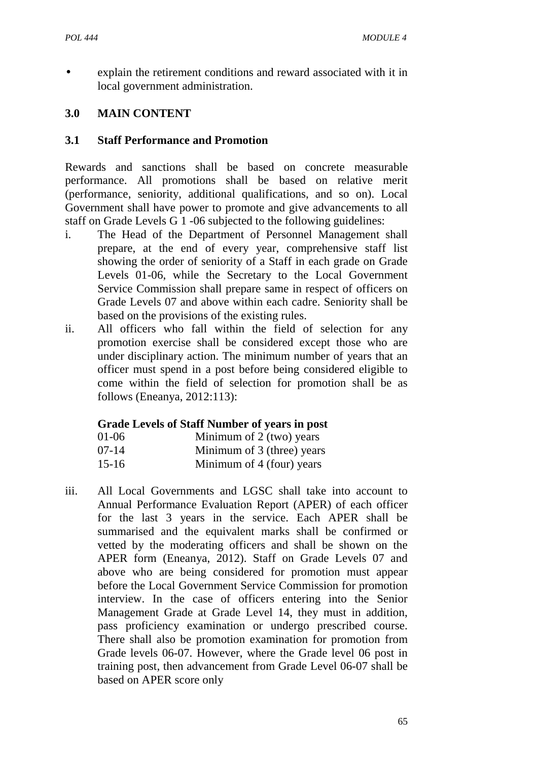- explain the retirement conditions and reward associated with it in local government administration.

## 3.0 MAIN CONTENT

### 3.1 Staff Performance and Promotion

Rewards and sanctions shall be based on concrete measurable performance. All promotions shall be based on relative merit (performance, seniority, additional qualifications, and so on). Local Government shall have power to promote and give advancements to all staff on Grade Levels G 1 -06 subjected to the following guidelines:

i. The Head of the Department of Personnel Management shall prepare, at the end of every year, comprehensive staff list showing the order of seniority of a Staff in each grade on Grade Levels 01-06, while the Secretary to the Local Government Service Commission shall prepare same in respect of officers on Grade Levels 07 and above within each cadre. Seniority shall be based on the provisions of the existing rules.

ii. All officers who fall within the field of selection for any promotion exercise shall be considered except those who are under disciplinary action. The minimum number of years that an officer must spend in a post before being considered eligible to come within the field of selection for promotion shall be as follows (Eneanya, 2012:113):

| Grade Levels of Staff | Number of years in post |
|---|---|
| 01-06 | Minimum of 2 (two) years |
| 07-14 | Minimum of 3 (three) years |
| 15-16 | Minimum of 4 (four) years |

iii. All Local Governments and LGSC shall take into account to Annual Performance Evaluation Report (APER) of each officer for the last 3 years in the service. Each APER shall be summarised and the equivalent marks shall be confirmed or vetted by the moderating officers and shall be shown on the APER form (Eneanya, 2012). Staff on Grade Levels 07 and above who are being considered for promotion must appear before the Local Government Service Commission for promotion interview. In the case of officers entering into the Senior Management Grade at Grade Level 14, they must in addition, pass proficiency examination or undergo prescribed course. There shall also be promotion examination for promotion from Grade levels 06-07. However, where the Grade level 06 post in training post, then advancement from Grade Level 06-07 shall be based on APER score only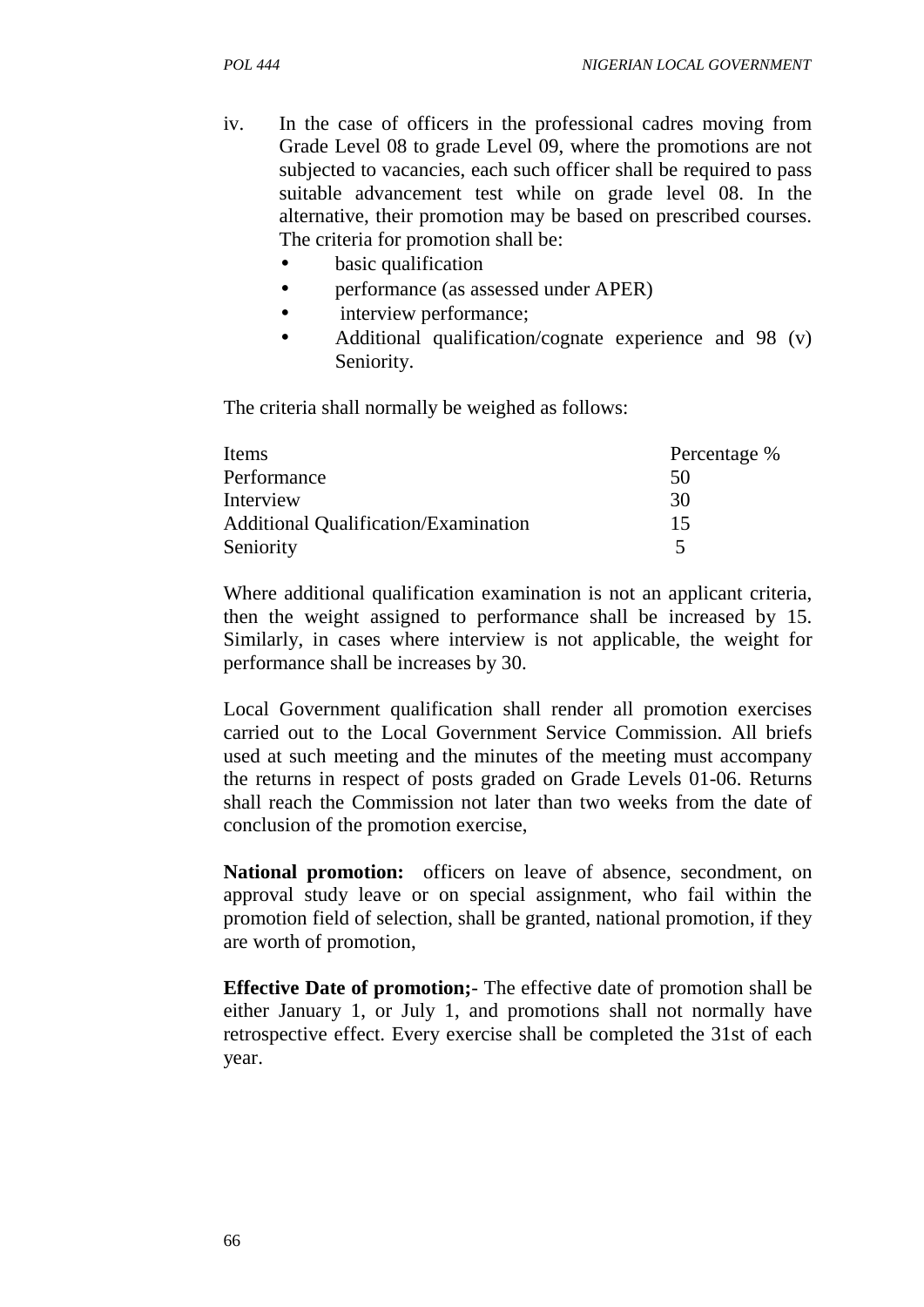iv. In the case of officers in the professional cadres moving from Grade Level 08 to grade Level 09, where the promotions are not subjected to vacancies, each such officer shall be required to pass suitable advancement test while on grade level 08. In the alternative, their promotion may be based on prescribed courses. The criteria for promotion shall be:
   - basic qualification
   - performance (as assessed under APER)
   - interview performance;
   - Additional qualification/cognate experience and 98 (v) Seniority.

The criteria shall normally be weighed as follows:

| Items | Percentage % |
|---|---|
| Performance | 50 |
| Interview | 30 |
| Additional Qualification/Examination | 15 |
| Seniority | 5 |

Where additional qualification examination is not an applicant criteria, then the weight assigned to performance shall be increased by 15. Similarly, in cases where interview is not applicable, the weight for performance shall be increases by 30.

Local Government qualification shall render all promotion exercises carried out to the Local Government Service Commission. All briefs used at such meeting and the minutes of the meeting must accompany the returns in respect of posts graded on Grade Levels 01-06. Returns shall reach the Commission not later than two weeks from the date of conclusion of the promotion exercise,

**National promotion:** officers on leave of absence, secondment, on approval study leave or on special assignment, who fail within the promotion field of selection, shall be granted, national promotion, if they are worth of promotion,

**Effective Date of promotion;-** The effective date of promotion shall be either January 1, or July 1, and promotions shall not normally have retrospective effect. Every exercise shall be completed the 31st of each year.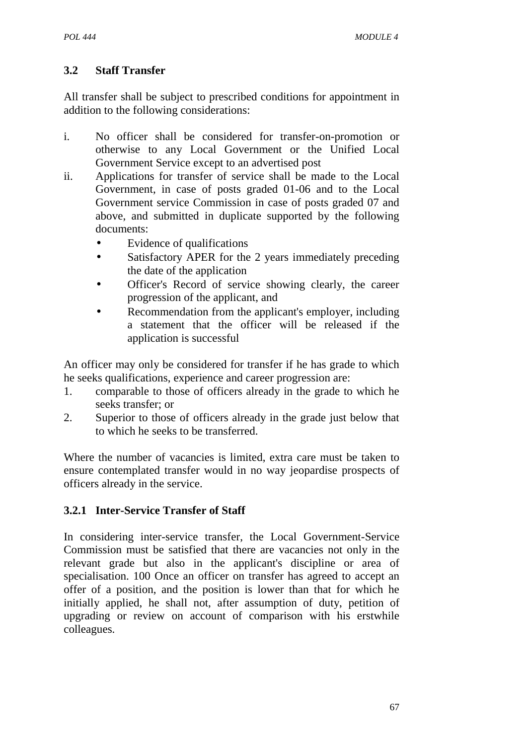### 3.2 Staff Transfer

All transfer shall be subject to prescribed conditions for appointment in addition to the following considerations:

i. No officer shall be considered for transfer-on-promotion or otherwise to any Local Government or the Unified Local Government Service except to an advertised post
ii. Applications for transfer of service shall be made to the Local Government, in case of posts graded 01-06 and to the Local Government service Commission in case of posts graded 07 and above, and submitted in duplicate supported by the following documents:
   - Evidence of qualifications
   - Satisfactory APER for the 2 years immediately preceding the date of the application
   - Officer's Record of service showing clearly, the career progression of the applicant, and
   - Recommendation from the applicant's employer, including a statement that the officer will be released if the application is successful

An officer may only be considered for transfer if he has grade to which he seeks qualifications, experience and career progression are:

1. comparable to those of officers already in the grade to which he seeks transfer; or
2. Superior to those of officers already in the grade just below that to which he seeks to be transferred.

Where the number of vacancies is limited, extra care must be taken to ensure contemplated transfer would in no way jeopardise prospects of officers already in the service.

#### 3.2.1 Inter-Service Transfer of Staff

In considering inter-service transfer, the Local Government-Service Commission must be satisfied that there are vacancies not only in the relevant grade but also in the applicant's discipline or area of specialisation. 100 Once an officer on transfer has agreed to accept an offer of a position, and the position is lower than that for which he initially applied, he shall not, after assumption of duty, petition of upgrading or review on account of comparison with his erstwhile colleagues.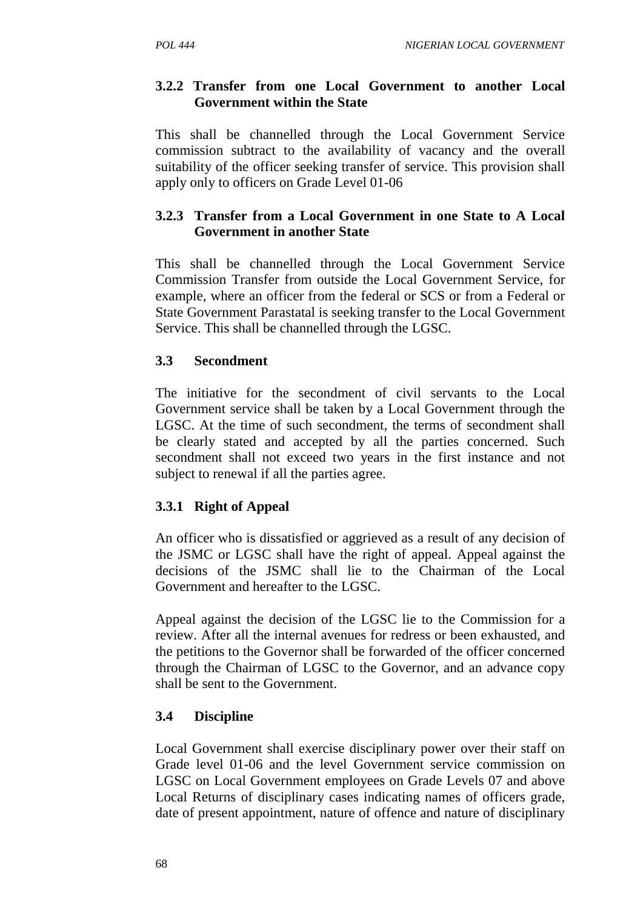### 3.2.2 Transfer from one Local Government to another Local Government within the State

This shall be channelled through the Local Government Service commission subtract to the availability of vacancy and the overall suitability of the officer seeking transfer of service. This provision shall apply only to officers on Grade Level 01-06

### 3.2.3 Transfer from a Local Government in one State to A Local Government in another State

This shall be channelled through the Local Government Service Commission Transfer from outside the Local Government Service, for example, where an officer from the federal or SCS or from a Federal or State Government Parastatal is seeking transfer to the Local Government Service. This shall be channelled through the LGSC.

### 3.3 Secondment

The initiative for the secondment of civil servants to the Local Government service shall be taken by a Local Government through the LGSC. At the time of such secondment, the terms of secondment shall be clearly stated and accepted by all the parties concerned. Such secondment shall not exceed two years in the first instance and not subject to renewal if all the parties agree.

### 3.3.1 Right of Appeal

An officer who is dissatisfied or aggrieved as a result of any decision of the JSMC or LGSC shall have the right of appeal. Appeal against the decisions of the JSMC shall lie to the Chairman of the Local Government and hereafter to the LGSC.

Appeal against the decision of the LGSC lie to the Commission for a review. After all the internal avenues for redress or been exhausted, and the petitions to the Governor shall be forwarded of the officer concerned through the Chairman of LGSC to the Governor, and an advance copy shall be sent to the Government.

### 3.4 Discipline

Local Government shall exercise disciplinary power over their staff on Grade level 01-06 and the level Government service commission on LGSC on Local Government employees on Grade Levels 07 and above Local Returns of disciplinary cases indicating names of officers grade, date of present appointment, nature of offence and nature of disciplinary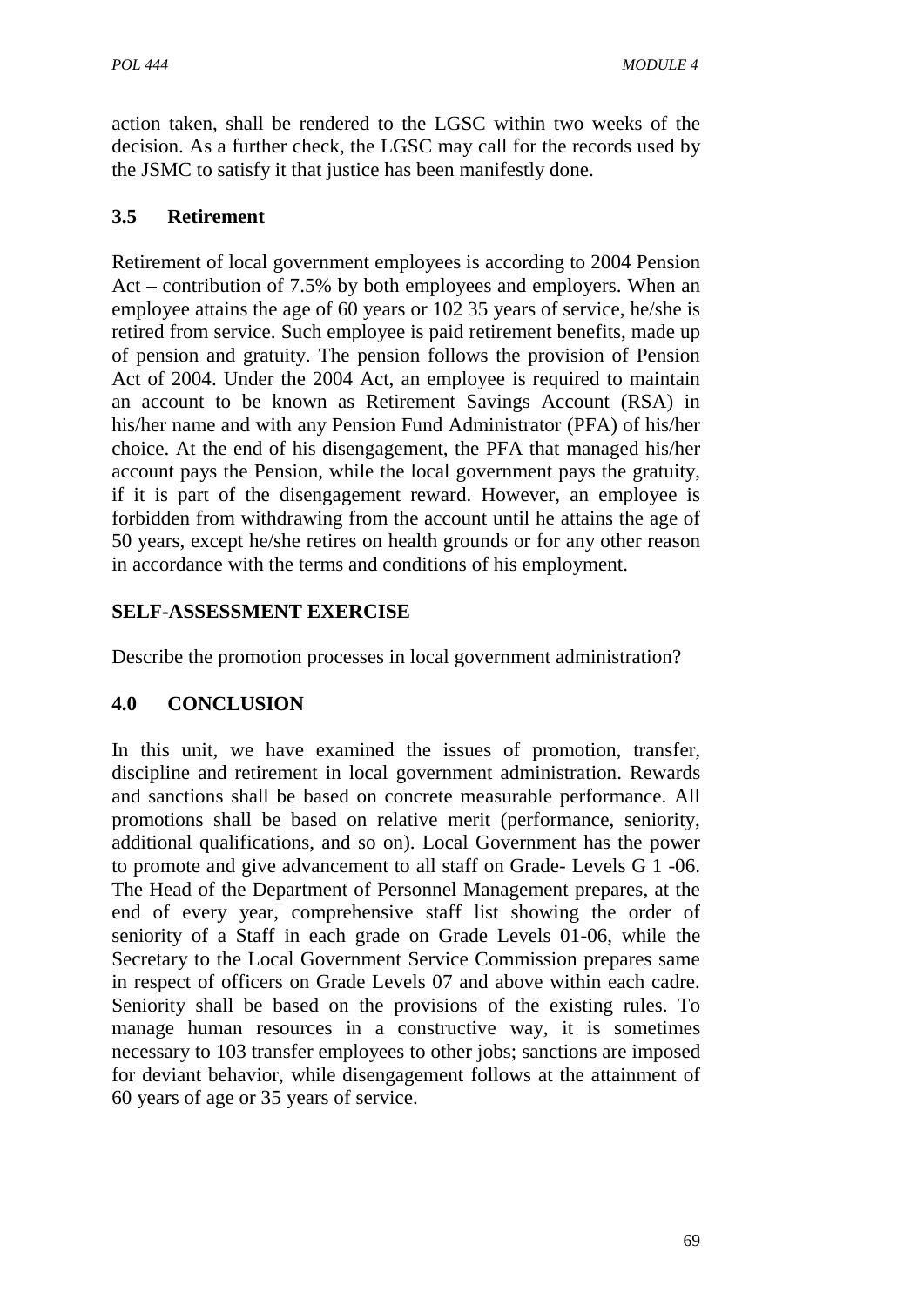action taken, shall be rendered to the LGSC within two weeks of the decision. As a further check, the LGSC may call for the records used by the JSMC to satisfy it that justice has been manifestly done.

## 3.5 Retirement

Retirement of local government employees is according to 2004 Pension Act – contribution of 7.5% by both employees and employers. When an employee attains the age of 60 years or 102 35 years of service, he/she is retired from service. Such employee is paid retirement benefits, made up of pension and gratuity. The pension follows the provision of Pension Act of 2004. Under the 2004 Act, an employee is required to maintain an account to be known as Retirement Savings Account (RSA) in his/her name and with any Pension Fund Administrator (PFA) of his/her choice. At the end of his disengagement, the PFA that managed his/her account pays the Pension, while the local government pays the gratuity, if it is part of the disengagement reward. However, an employee is forbidden from withdrawing from the account until he attains the age of 50 years, except he/she retires on health grounds or for any other reason in accordance with the terms and conditions of his employment.

## SELF-ASSESSMENT EXERCISE

Describe the promotion processes in local government administration?

## 4.0 CONCLUSION

In this unit, we have examined the issues of promotion, transfer, discipline and retirement in local government administration. Rewards and sanctions shall be based on concrete measurable performance. All promotions shall be based on relative merit (performance, seniority, additional qualifications, and so on). Local Government has the power to promote and give advancement to all staff on Grade- Levels G 1 -06. The Head of the Department of Personnel Management prepares, at the end of every year, comprehensive staff list showing the order of seniority of a Staff in each grade on Grade Levels 01-06, while the Secretary to the Local Government Service Commission prepares same in respect of officers on Grade Levels 07 and above within each cadre. Seniority shall be based on the provisions of the existing rules. To manage human resources in a constructive way, it is sometimes necessary to 103 transfer employees to other jobs; sanctions are imposed for deviant behavior, while disengagement follows at the attainment of 60 years of age or 35 years of service.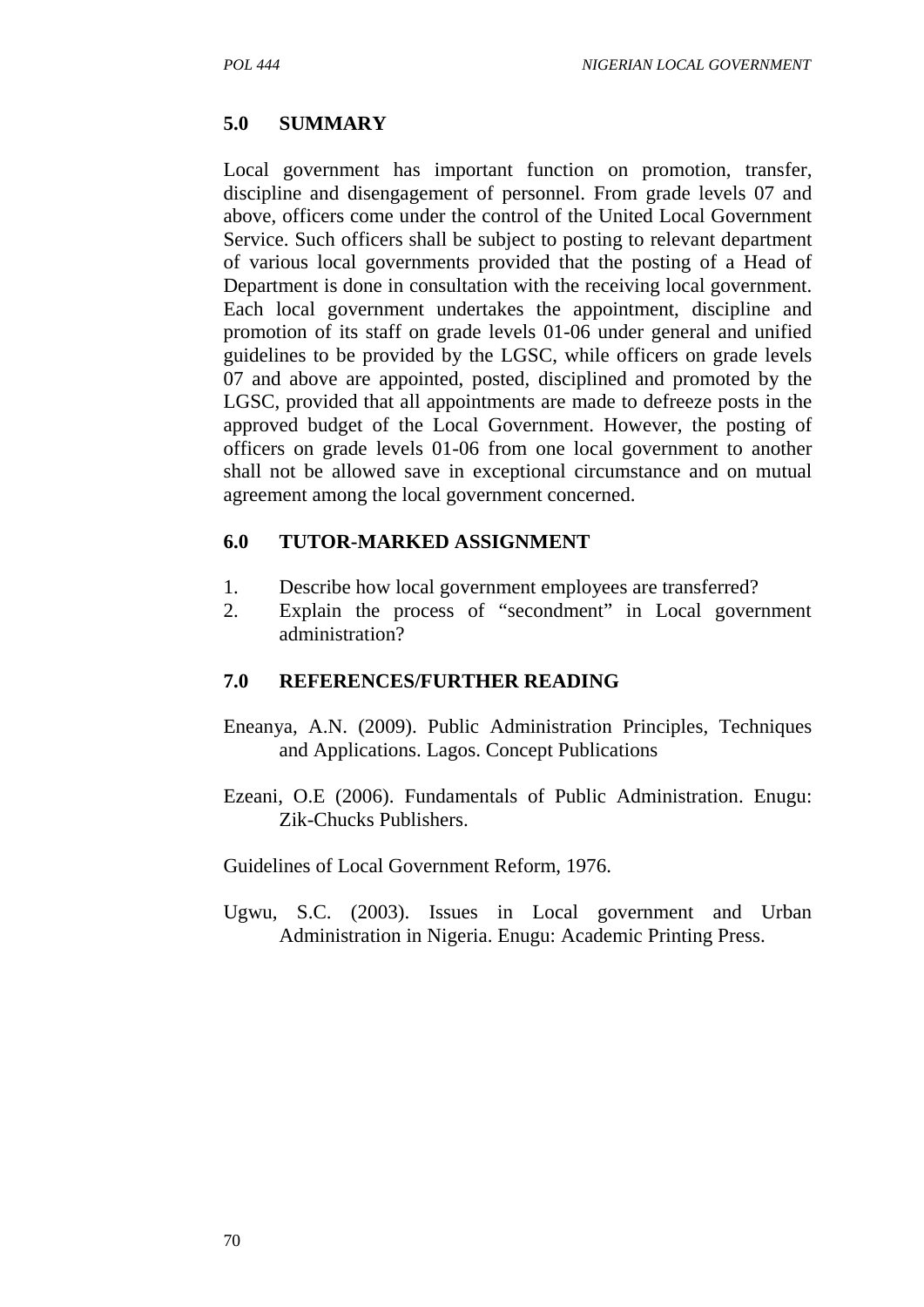## 5.0 SUMMARY

Local government has important function on promotion, transfer, discipline and disengagement of personnel. From grade levels 07 and above, officers come under the control of the United Local Government Service. Such officers shall be subject to posting to relevant department of various local governments provided that the posting of a Head of Department is done in consultation with the receiving local government. Each local government undertakes the appointment, discipline and promotion of its staff on grade levels 01-06 under general and unified guidelines to be provided by the LGSC, while officers on grade levels 07 and above are appointed, posted, disciplined and promoted by the LGSC, provided that all appointments are made to defreeze posts in the approved budget of the Local Government. However, the posting of officers on grade levels 01-06 from one local government to another shall not be allowed save in exceptional circumstance and on mutual agreement among the local government concerned.

## 6.0 TUTOR-MARKED ASSIGNMENT

1. Describe how local government employees are transferred?
2. Explain the process of "secondment" in Local government administration?

## 7.0 REFERENCES/FURTHER READING

Eneanya, A.N. (2009). Public Administration Principles, Techniques and Applications. Lagos. Concept Publications

Ezeani, O.E (2006). Fundamentals of Public Administration. Enugu: Zik-Chucks Publishers.

Guidelines of Local Government Reform, 1976.

Ugwu, S.C. (2003). Issues in Local government and Urban Administration in Nigeria. Enugu: Academic Printing Press.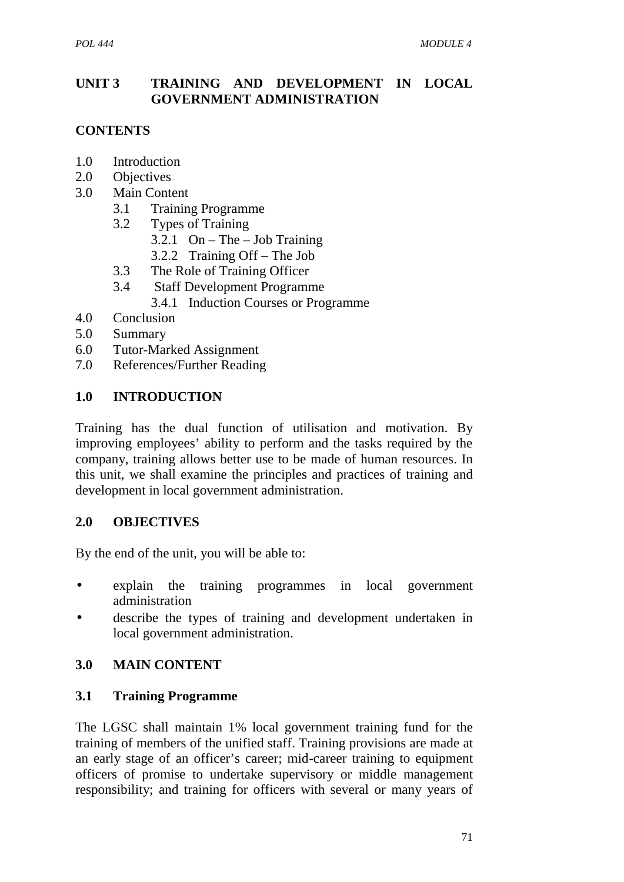## UNIT 3 TRAINING AND DEVELOPMENT IN LOCAL GOVERNMENT ADMINISTRATION

**CONTENTS**

1.0 Introduction
2.0 Objectives
3.0 Main Content
  3.1 Training Programme
  3.2 Types of Training
    3.2.1 On – The – Job Training
    3.2.2 Training Off – The Job
  3.3 The Role of Training Officer
  3.4 Staff Development Programme
    3.4.1 Induction Courses or Programme
4.0 Conclusion
5.0 Summary
6.0 Tutor-Marked Assignment
7.0 References/Further Reading

### 1.0 INTRODUCTION

Training has the dual function of utilisation and motivation. By improving employees' ability to perform and the tasks required by the company, training allows better use to be made of human resources. In this unit, we shall examine the principles and practices of training and development in local government administration.

### 2.0 OBJECTIVES

By the end of the unit, you will be able to:

- explain the training programmes in local government administration
- describe the types of training and development undertaken in local government administration.

### 3.0 MAIN CONTENT

### 3.1 Training Programme

The LGSC shall maintain 1% local government training fund for the training of members of the unified staff. Training provisions are made at an early stage of an officer's career; mid-career training to equipment officers of promise to undertake supervisory or middle management responsibility; and training for officers with several or many years of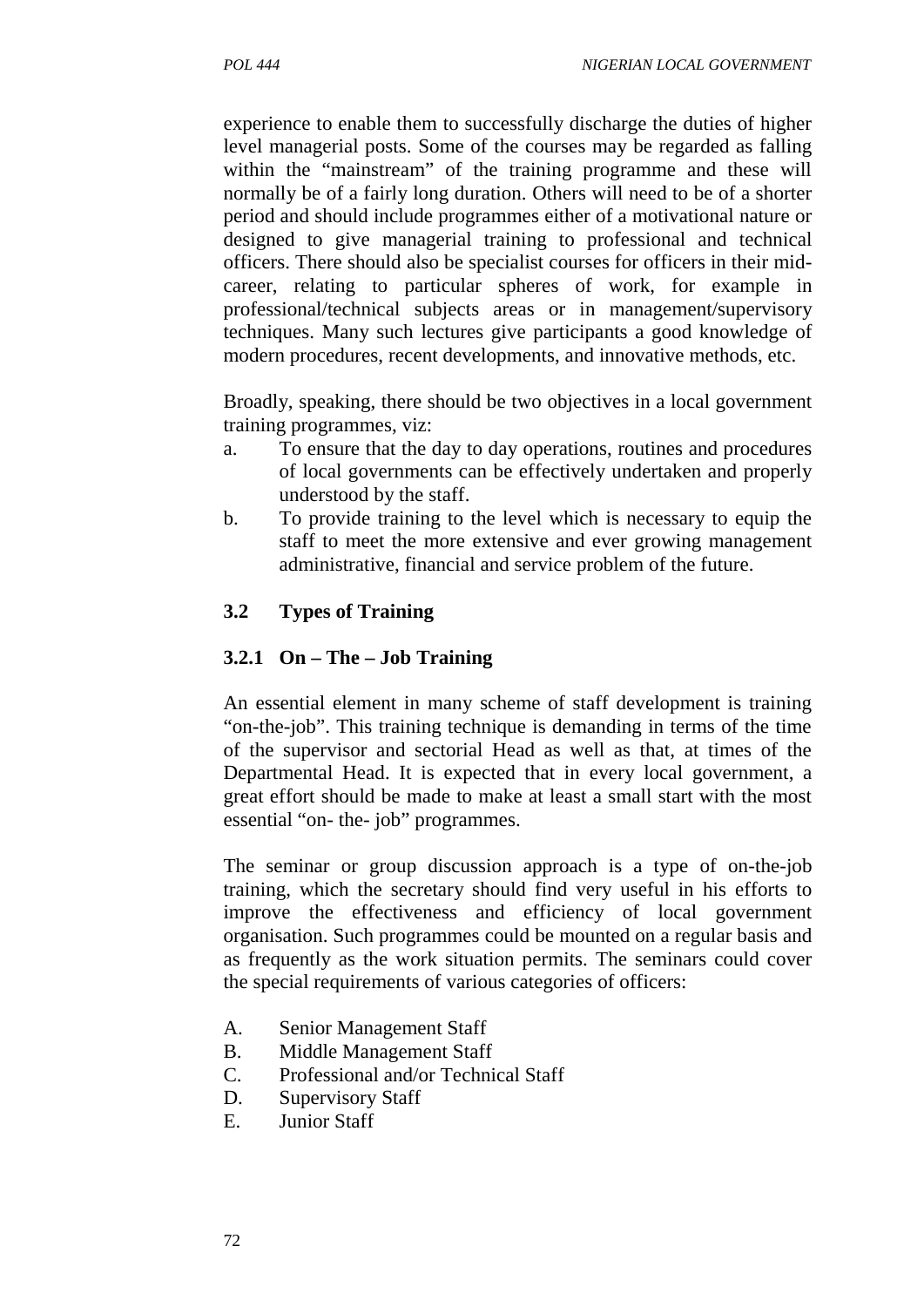experience to enable them to successfully discharge the duties of higher level managerial posts. Some of the courses may be regarded as falling within the "mainstream" of the training programme and these will normally be of a fairly long duration. Others will need to be of a shorter period and should include programmes either of a motivational nature or designed to give managerial training to professional and technical officers. There should also be specialist courses for officers in their mid-career, relating to particular spheres of work, for example in professional/technical subjects areas or in management/supervisory techniques. Many such lectures give participants a good knowledge of modern procedures, recent developments, and innovative methods, etc.

Broadly, speaking, there should be two objectives in a local government training programmes, viz:

a. To ensure that the day to day operations, routines and procedures of local governments can be effectively undertaken and properly understood by the staff.
b. To provide training to the level which is necessary to equip the staff to meet the more extensive and ever growing management administrative, financial and service problem of the future.

### 3.2 Types of Training

#### 3.2.1 On – The – Job Training

An essential element in many scheme of staff development is training "on-the-job". This training technique is demanding in terms of the time of the supervisor and sectorial Head as well as that, at times of the Departmental Head. It is expected that in every local government, a great effort should be made to make at least a small start with the most essential "on- the- job" programmes.

The seminar or group discussion approach is a type of on-the-job training, which the secretary should find very useful in his efforts to improve the effectiveness and efficiency of local government organisation. Such programmes could be mounted on a regular basis and as frequently as the work situation permits. The seminars could cover the special requirements of various categories of officers:

A. Senior Management Staff
B. Middle Management Staff
C. Professional and/or Technical Staff
D. Supervisory Staff
E. Junior Staff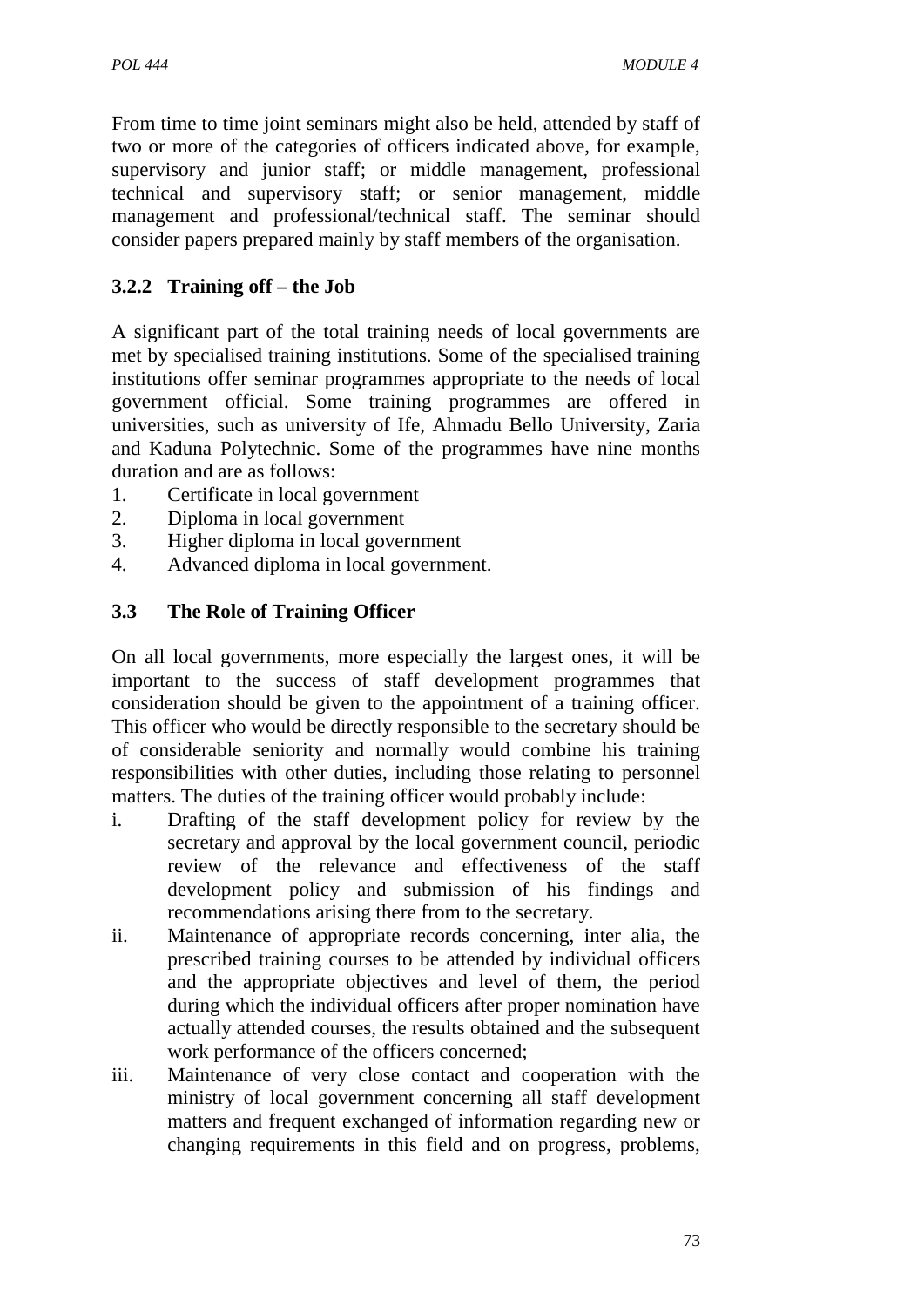From time to time joint seminars might also be held, attended by staff of two or more of the categories of officers indicated above, for example, supervisory and junior staff; or middle management, professional technical and supervisory staff; or senior management, middle management and professional/technical staff. The seminar should consider papers prepared mainly by staff members of the organisation.

### 3.2.2 Training off – the Job

A significant part of the total training needs of local governments are met by specialised training institutions. Some of the specialised training institutions offer seminar programmes appropriate to the needs of local government official. Some training programmes are offered in universities, such as university of Ife, Ahmadu Bello University, Zaria and Kaduna Polytechnic. Some of the programmes have nine months duration and are as follows:

1. Certificate in local government
2. Diploma in local government
3. Higher diploma in local government
4. Advanced diploma in local government.

## 3.3 The Role of Training Officer

On all local governments, more especially the largest ones, it will be important to the success of staff development programmes that consideration should be given to the appointment of a training officer. This officer who would be directly responsible to the secretary should be of considerable seniority and normally would combine his training responsibilities with other duties, including those relating to personnel matters. The duties of the training officer would probably include:

i. Drafting of the staff development policy for review by the secretary and approval by the local government council, periodic review of the relevance and effectiveness of the staff development policy and submission of his findings and recommendations arising there from to the secretary.
ii. Maintenance of appropriate records concerning, inter alia, the prescribed training courses to be attended by individual officers and the appropriate objectives and level of them, the period during which the individual officers after proper nomination have actually attended courses, the results obtained and the subsequent work performance of the officers concerned;
iii. Maintenance of very close contact and cooperation with the ministry of local government concerning all staff development matters and frequent exchanged of information regarding new or changing requirements in this field and on progress, problems,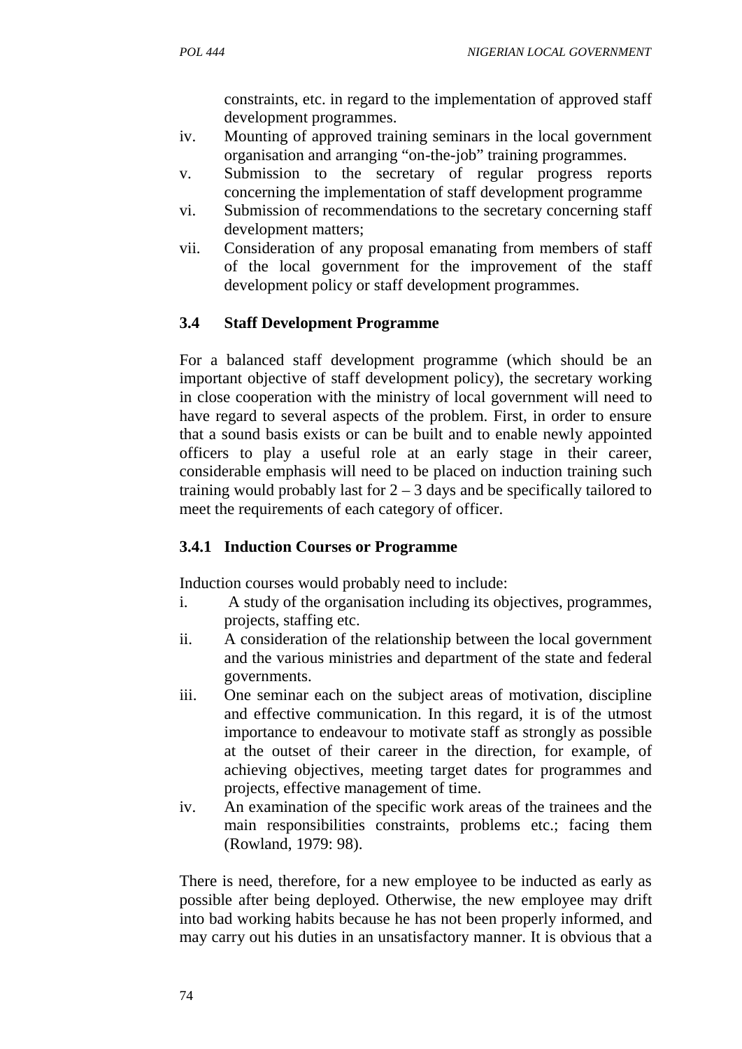constraints, etc. in regard to the implementation of approved staff development programmes.

iv. Mounting of approved training seminars in the local government organisation and arranging "on-the-job" training programmes.
v. Submission to the secretary of regular progress reports concerning the implementation of staff development programme
vi. Submission of recommendations to the secretary concerning staff development matters;
vii. Consideration of any proposal emanating from members of staff of the local government for the improvement of the staff development policy or staff development programmes.

### 3.4 Staff Development Programme

For a balanced staff development programme (which should be an important objective of staff development policy), the secretary working in close cooperation with the ministry of local government will need to have regard to several aspects of the problem. First, in order to ensure that a sound basis exists or can be built and to enable newly appointed officers to play a useful role at an early stage in their career, considerable emphasis will need to be placed on induction training such training would probably last for 2 – 3 days and be specifically tailored to meet the requirements of each category of officer.

#### 3.4.1 Induction Courses or Programme

Induction courses would probably need to include:

i. A study of the organisation including its objectives, programmes, projects, staffing etc.
ii. A consideration of the relationship between the local government and the various ministries and department of the state and federal governments.
iii. One seminar each on the subject areas of motivation, discipline and effective communication. In this regard, it is of the utmost importance to endeavour to motivate staff as strongly as possible at the outset of their career in the direction, for example, of achieving objectives, meeting target dates for programmes and projects, effective management of time.
iv. An examination of the specific work areas of the trainees and the main responsibilities constraints, problems etc.; facing them (Rowland, 1979: 98).

There is need, therefore, for a new employee to be inducted as early as possible after being deployed. Otherwise, the new employee may drift into bad working habits because he has not been properly informed, and may carry out his duties in an unsatisfactory manner. It is obvious that a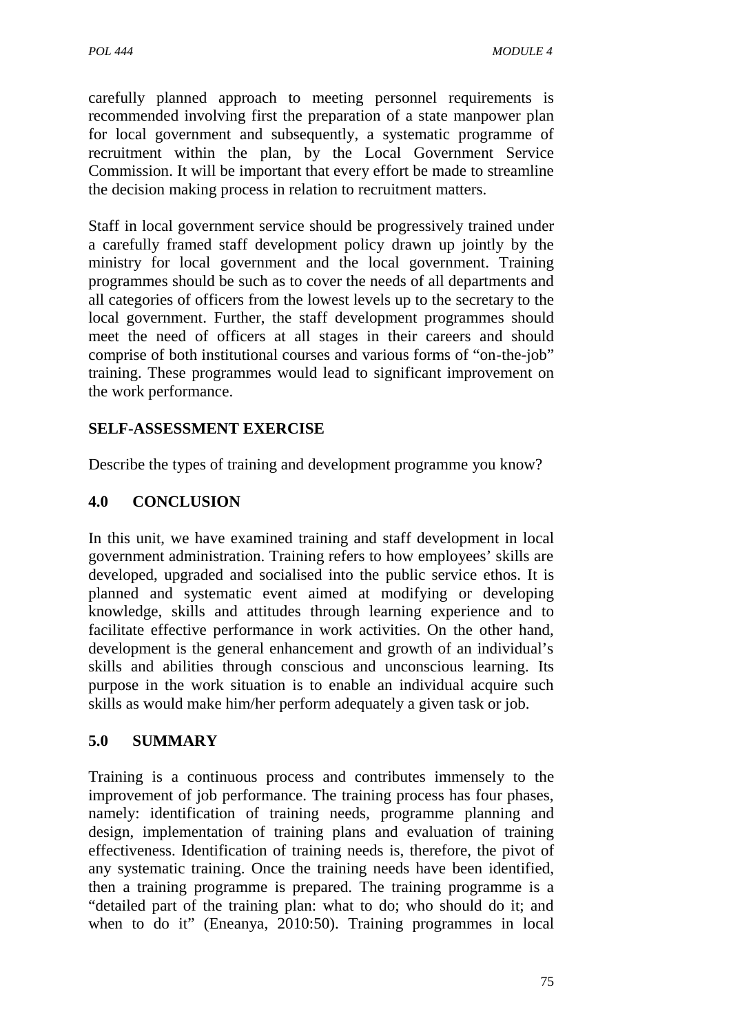carefully planned approach to meeting personnel requirements is recommended involving first the preparation of a state manpower plan for local government and subsequently, a systematic programme of recruitment within the plan, by the Local Government Service Commission. It will be important that every effort be made to streamline the decision making process in relation to recruitment matters.

Staff in local government service should be progressively trained under a carefully framed staff development policy drawn up jointly by the ministry for local government and the local government. Training programmes should be such as to cover the needs of all departments and all categories of officers from the lowest levels up to the secretary to the local government. Further, the staff development programmes should meet the need of officers at all stages in their careers and should comprise of both institutional courses and various forms of "on-the-job" training. These programmes would lead to significant improvement on the work performance.

**SELF-ASSESSMENT EXERCISE**

Describe the types of training and development programme you know?

## 4.0 CONCLUSION

In this unit, we have examined training and staff development in local government administration. Training refers to how employees' skills are developed, upgraded and socialised into the public service ethos. It is planned and systematic event aimed at modifying or developing knowledge, skills and attitudes through learning experience and to facilitate effective performance in work activities. On the other hand, development is the general enhancement and growth of an individual's skills and abilities through conscious and unconscious learning. Its purpose in the work situation is to enable an individual acquire such skills as would make him/her perform adequately a given task or job.

## 5.0 SUMMARY

Training is a continuous process and contributes immensely to the improvement of job performance. The training process has four phases, namely: identification of training needs, programme planning and design, implementation of training plans and evaluation of training effectiveness. Identification of training needs is, therefore, the pivot of any systematic training. Once the training needs have been identified, then a training programme is prepared. The training programme is a "detailed part of the training plan: what to do; who should do it; and when to do it" (Eneanya, 2010:50). Training programmes in local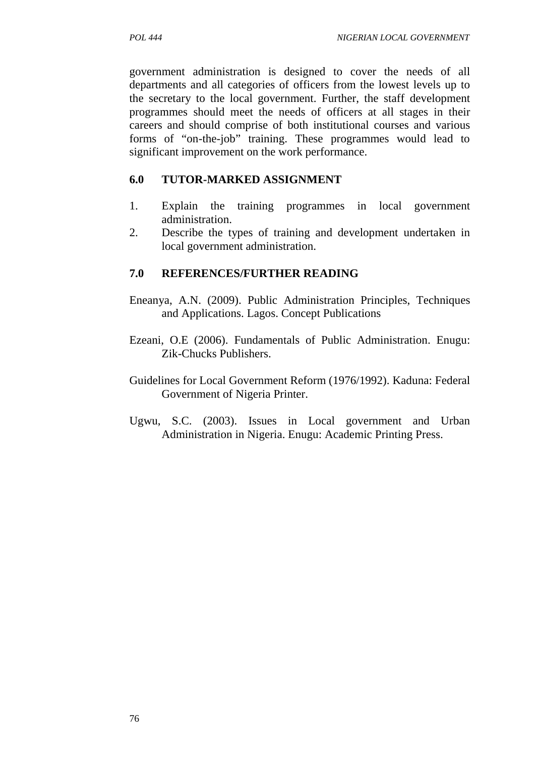government administration is designed to cover the needs of all departments and all categories of officers from the lowest levels up to the secretary to the local government. Further, the staff development programmes should meet the needs of officers at all stages in their careers and should comprise of both institutional courses and various forms of "on-the-job" training. These programmes would lead to significant improvement on the work performance.

## 6.0 TUTOR-MARKED ASSIGNMENT

1. Explain the training programmes in local government administration.
2. Describe the types of training and development undertaken in local government administration.

## 7.0 REFERENCES/FURTHER READING

Eneanya, A.N. (2009). Public Administration Principles, Techniques and Applications. Lagos. Concept Publications

Ezeani, O.E (2006). Fundamentals of Public Administration. Enugu: Zik-Chucks Publishers.

Guidelines for Local Government Reform (1976/1992). Kaduna: Federal Government of Nigeria Printer.

Ugwu, S.C. (2003). Issues in Local government and Urban Administration in Nigeria. Enugu: Academic Printing Press.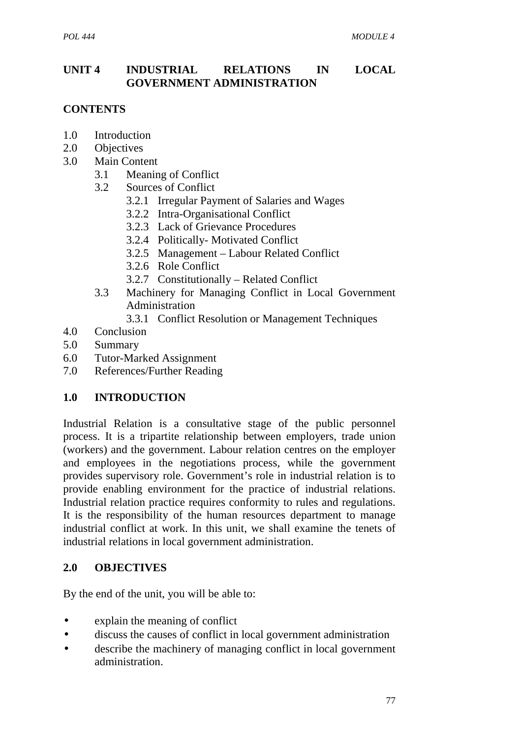## UNIT 4 INDUSTRIAL RELATIONS IN LOCAL GOVERNMENT ADMINISTRATION

### CONTENTS

1.0 Introduction
2.0 Objectives
3.0 Main Content
    - 3.1 Meaning of Conflict
    - 3.2 Sources of Conflict
        - 3.2.1 Irregular Payment of Salaries and Wages
        - 3.2.2 Intra-Organisational Conflict
        - 3.2.3 Lack of Grievance Procedures
        - 3.2.4 Politically- Motivated Conflict
        - 3.2.5 Management – Labour Related Conflict
        - 3.2.6 Role Conflict
        - 3.2.7 Constitutionally – Related Conflict
    - 3.3 Machinery for Managing Conflict in Local Government Administration
        - 3.3.1 Conflict Resolution or Management Techniques

4.0 Conclusion
5.0 Summary
6.0 Tutor-Marked Assignment
7.0 References/Further Reading

### 1.0 INTRODUCTION

Industrial Relation is a consultative stage of the public personnel process. It is a tripartite relationship between employers, trade union (workers) and the government. Labour relation centres on the employer and employees in the negotiations process, while the government provides supervisory role. Government's role in industrial relation is to provide enabling environment for the practice of industrial relations. Industrial relation practice requires conformity to rules and regulations. It is the responsibility of the human resources department to manage industrial conflict at work. In this unit, we shall examine the tenets of industrial relations in local government administration.

### 2.0 OBJECTIVES

By the end of the unit, you will be able to:

- explain the meaning of conflict
- discuss the causes of conflict in local government administration
- describe the machinery of managing conflict in local government administration.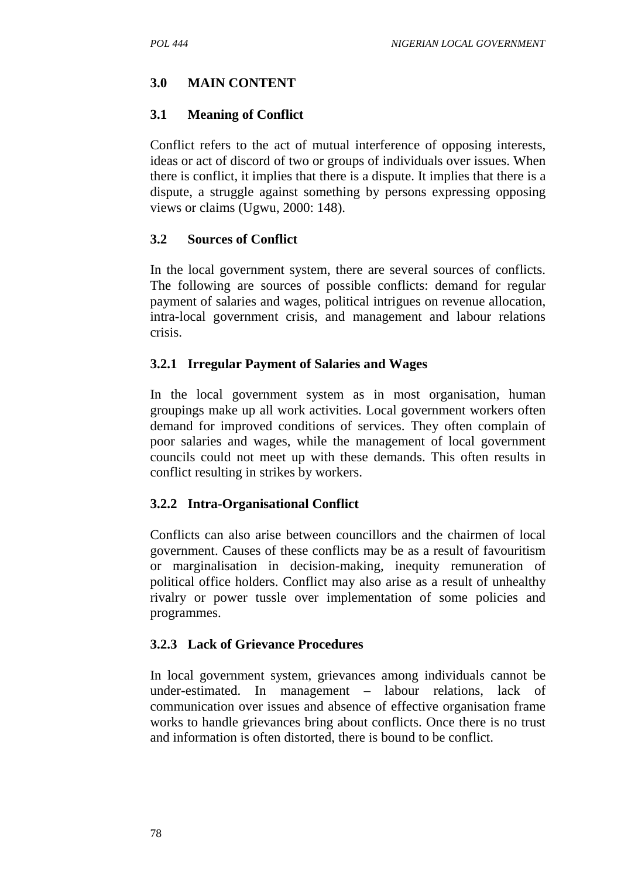## 3.0 MAIN CONTENT

### 3.1 Meaning of Conflict

Conflict refers to the act of mutual interference of opposing interests, ideas or act of discord of two or groups of individuals over issues. When there is conflict, it implies that there is a dispute. It implies that there is a dispute, a struggle against something by persons expressing opposing views or claims (Ugwu, 2000: 148).

### 3.2 Sources of Conflict

In the local government system, there are several sources of conflicts. The following are sources of possible conflicts: demand for regular payment of salaries and wages, political intrigues on revenue allocation, intra-local government crisis, and management and labour relations crisis.

#### 3.2.1 Irregular Payment of Salaries and Wages

In the local government system as in most organisation, human groupings make up all work activities. Local government workers often demand for improved conditions of services. They often complain of poor salaries and wages, while the management of local government councils could not meet up with these demands. This often results in conflict resulting in strikes by workers.

#### 3.2.2 Intra-Organisational Conflict

Conflicts can also arise between councillors and the chairmen of local government. Causes of these conflicts may be as a result of favouritism or marginalisation in decision-making, inequity remuneration of political office holders. Conflict may also arise as a result of unhealthy rivalry or power tussle over implementation of some policies and programmes.

#### 3.2.3 Lack of Grievance Procedures

In local government system, grievances among individuals cannot be under-estimated. In management – labour relations, lack of communication over issues and absence of effective organisation frame works to handle grievances bring about conflicts. Once there is no trust and information is often distorted, there is bound to be conflict.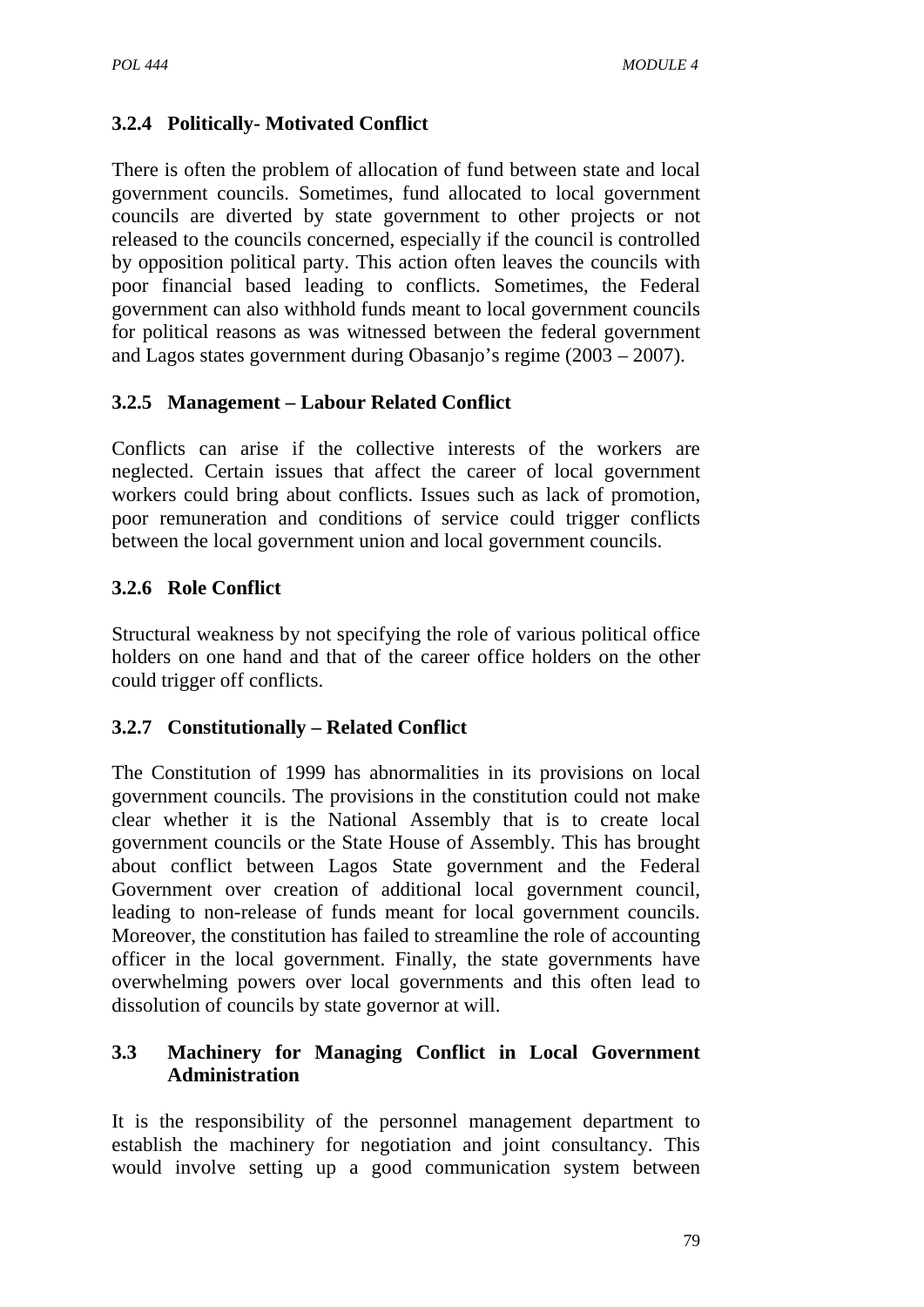### 3.2.4 Politically- Motivated Conflict

There is often the problem of allocation of fund between state and local government councils. Sometimes, fund allocated to local government councils are diverted by state government to other projects or not released to the councils concerned, especially if the council is controlled by opposition political party. This action often leaves the councils with poor financial based leading to conflicts. Sometimes, the Federal government can also withhold funds meant to local government councils for political reasons as was witnessed between the federal government and Lagos states government during Obasanjo's regime (2003 – 2007).

### 3.2.5 Management – Labour Related Conflict

Conflicts can arise if the collective interests of the workers are neglected. Certain issues that affect the career of local government workers could bring about conflicts. Issues such as lack of promotion, poor remuneration and conditions of service could trigger conflicts between the local government union and local government councils.

### 3.2.6 Role Conflict

Structural weakness by not specifying the role of various political office holders on one hand and that of the career office holders on the other could trigger off conflicts.

### 3.2.7 Constitutionally – Related Conflict

The Constitution of 1999 has abnormalities in its provisions on local government councils. The provisions in the constitution could not make clear whether it is the National Assembly that is to create local government councils or the State House of Assembly. This has brought about conflict between Lagos State government and the Federal Government over creation of additional local government council, leading to non-release of funds meant for local government councils. Moreover, the constitution has failed to streamline the role of accounting officer in the local government. Finally, the state governments have overwhelming powers over local governments and this often lead to dissolution of councils by state governor at will.

## 3.3 Machinery for Managing Conflict in Local Government Administration

It is the responsibility of the personnel management department to establish the machinery for negotiation and joint consultancy. This would involve setting up a good communication system between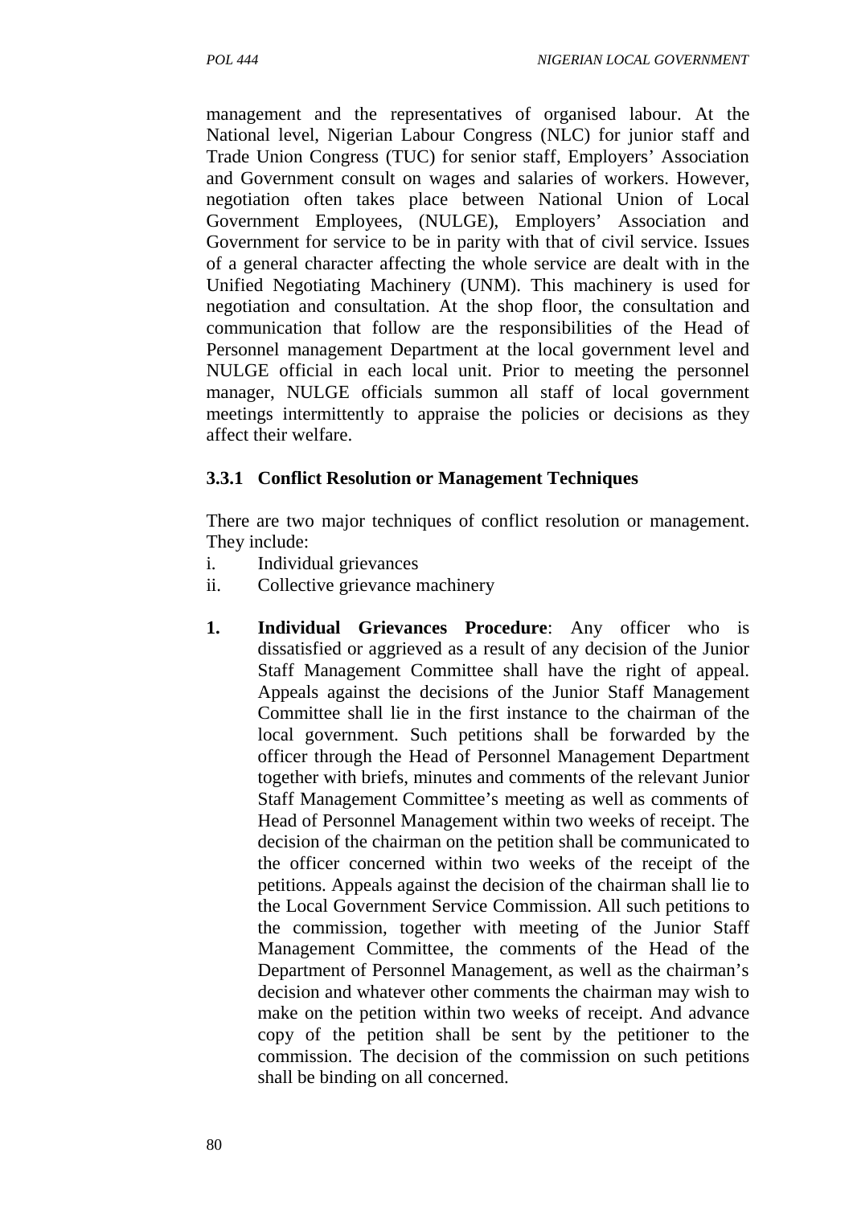management and the representatives of organised labour. At the National level, Nigerian Labour Congress (NLC) for junior staff and Trade Union Congress (TUC) for senior staff, Employers' Association and Government consult on wages and salaries of workers. However, negotiation often takes place between National Union of Local Government Employees, (NULGE), Employers' Association and Government for service to be in parity with that of civil service. Issues of a general character affecting the whole service are dealt with in the Unified Negotiating Machinery (UNM). This machinery is used for negotiation and consultation. At the shop floor, the consultation and communication that follow are the responsibilities of the Head of Personnel management Department at the local government level and NULGE official in each local unit. Prior to meeting the personnel manager, NULGE officials summon all staff of local government meetings intermittently to appraise the policies or decisions as they affect their welfare.

### 3.3.1 Conflict Resolution or Management Techniques

There are two major techniques of conflict resolution or management. They include:

i. Individual grievances
ii. Collective grievance machinery

1. **Individual Grievances Procedure**: Any officer who is dissatisfied or aggrieved as a result of any decision of the Junior Staff Management Committee shall have the right of appeal. Appeals against the decisions of the Junior Staff Management Committee shall lie in the first instance to the chairman of the local government. Such petitions shall be forwarded by the officer through the Head of Personnel Management Department together with briefs, minutes and comments of the relevant Junior Staff Management Committee's meeting as well as comments of Head of Personnel Management within two weeks of receipt. The decision of the chairman on the petition shall be communicated to the officer concerned within two weeks of the receipt of the petitions. Appeals against the decision of the chairman shall lie to the Local Government Service Commission. All such petitions to the commission, together with meeting of the Junior Staff Management Committee, the comments of the Head of the Department of Personnel Management, as well as the chairman's decision and whatever other comments the chairman may wish to make on the petition within two weeks of receipt. And advance copy of the petition shall be sent by the petitioner to the commission. The decision of the commission on such petitions shall be binding on all concerned.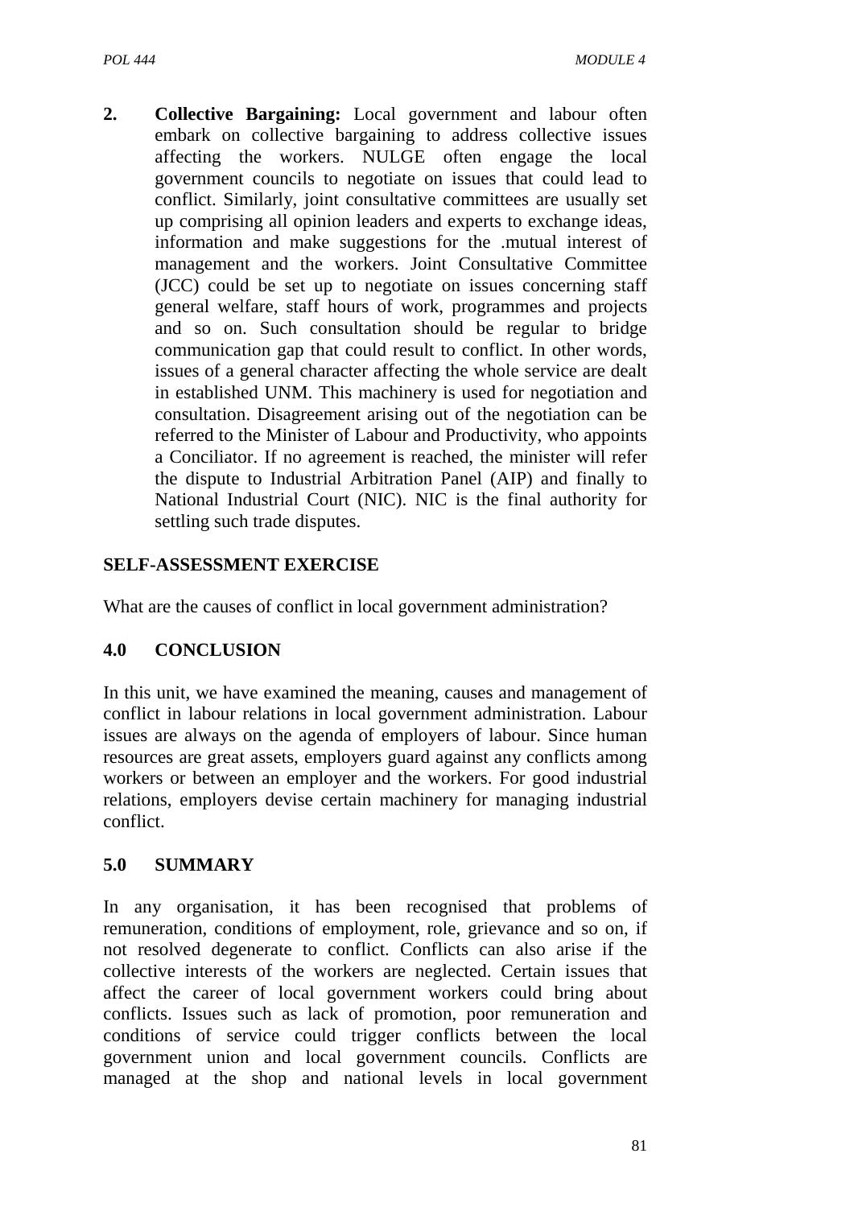2. **Collective Bargaining:** Local government and labour often embark on collective bargaining to address collective issues affecting the workers. NULGE often engage the local government councils to negotiate on issues that could lead to conflict. Similarly, joint consultative committees are usually set up comprising all opinion leaders and experts to exchange ideas, information and make suggestions for the .mutual interest of management and the workers. Joint Consultative Committee (JCC) could be set up to negotiate on issues concerning staff general welfare, staff hours of work, programmes and projects and so on. Such consultation should be regular to bridge communication gap that could result to conflict. In other words, issues of a general character affecting the whole service are dealt in established UNM. This machinery is used for negotiation and consultation. Disagreement arising out of the negotiation can be referred to the Minister of Labour and Productivity, who appoints a Conciliator. If no agreement is reached, the minister will refer the dispute to Industrial Arbitration Panel (AIP) and finally to National Industrial Court (NIC). NIC is the final authority for settling such trade disputes.

## SELF-ASSESSMENT EXERCISE

What are the causes of conflict in local government administration?

## 4.0 CONCLUSION

In this unit, we have examined the meaning, causes and management of conflict in labour relations in local government administration. Labour issues are always on the agenda of employers of labour. Since human resources are great assets, employers guard against any conflicts among workers or between an employer and the workers. For good industrial relations, employers devise certain machinery for managing industrial conflict.

## 5.0 SUMMARY

In any organisation, it has been recognised that problems of remuneration, conditions of employment, role, grievance and so on, if not resolved degenerate to conflict. Conflicts can also arise if the collective interests of the workers are neglected. Certain issues that affect the career of local government workers could bring about conflicts. Issues such as lack of promotion, poor remuneration and conditions of service could trigger conflicts between the local government union and local government councils. Conflicts are managed at the shop and national levels in local government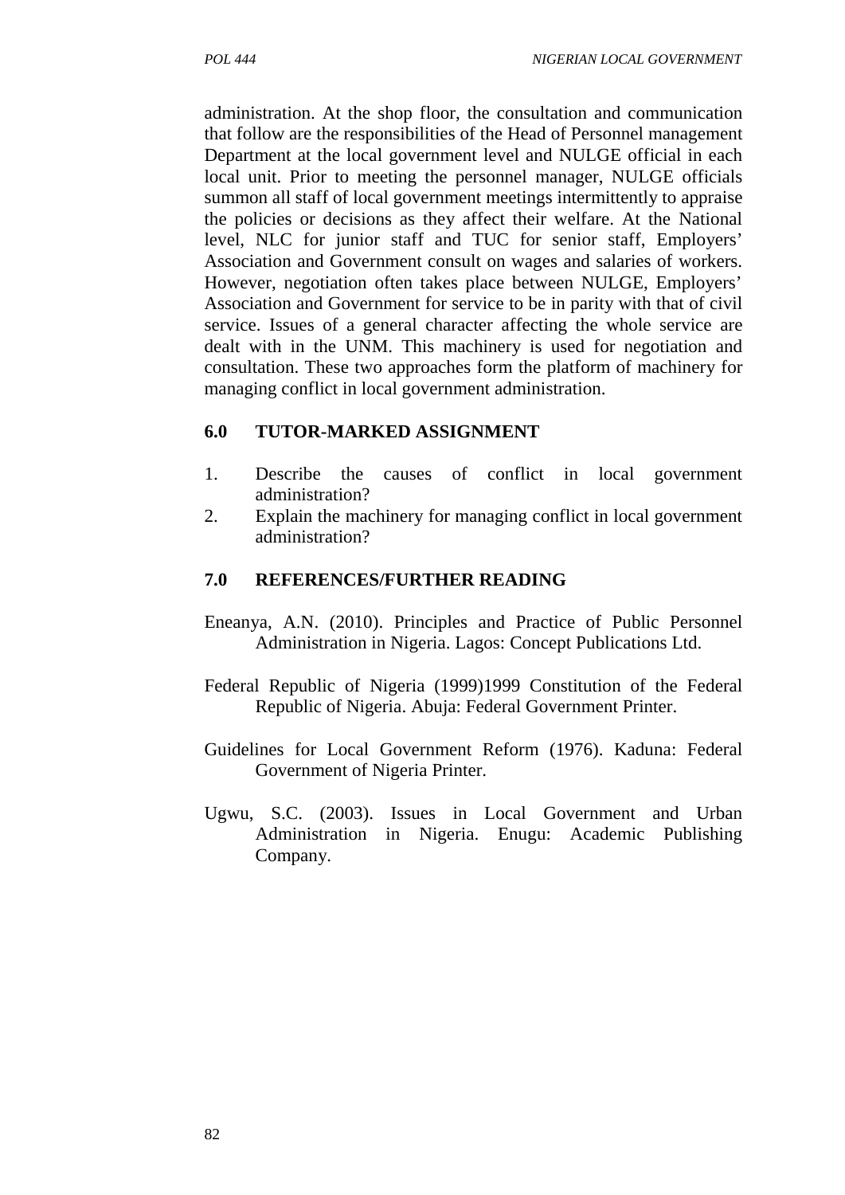administration. At the shop floor, the consultation and communication that follow are the responsibilities of the Head of Personnel management Department at the local government level and NULGE official in each local unit. Prior to meeting the personnel manager, NULGE officials summon all staff of local government meetings intermittently to appraise the policies or decisions as they affect their welfare. At the National level, NLC for junior staff and TUC for senior staff, Employers' Association and Government consult on wages and salaries of workers. However, negotiation often takes place between NULGE, Employers' Association and Government for service to be in parity with that of civil service. Issues of a general character affecting the whole service are dealt with in the UNM. This machinery is used for negotiation and consultation. These two approaches form the platform of machinery for managing conflict in local government administration.

## 6.0 TUTOR-MARKED ASSIGNMENT

1. Describe the causes of conflict in local government administration?
2. Explain the machinery for managing conflict in local government administration?

## 7.0 REFERENCES/FURTHER READING

Eneanya, A.N. (2010). Principles and Practice of Public Personnel Administration in Nigeria. Lagos: Concept Publications Ltd.

Federal Republic of Nigeria (1999)1999 Constitution of the Federal Republic of Nigeria. Abuja: Federal Government Printer.

Guidelines for Local Government Reform (1976). Kaduna: Federal Government of Nigeria Printer.

Ugwu, S.C. (2003). Issues in Local Government and Urban Administration in Nigeria. Enugu: Academic Publishing Company.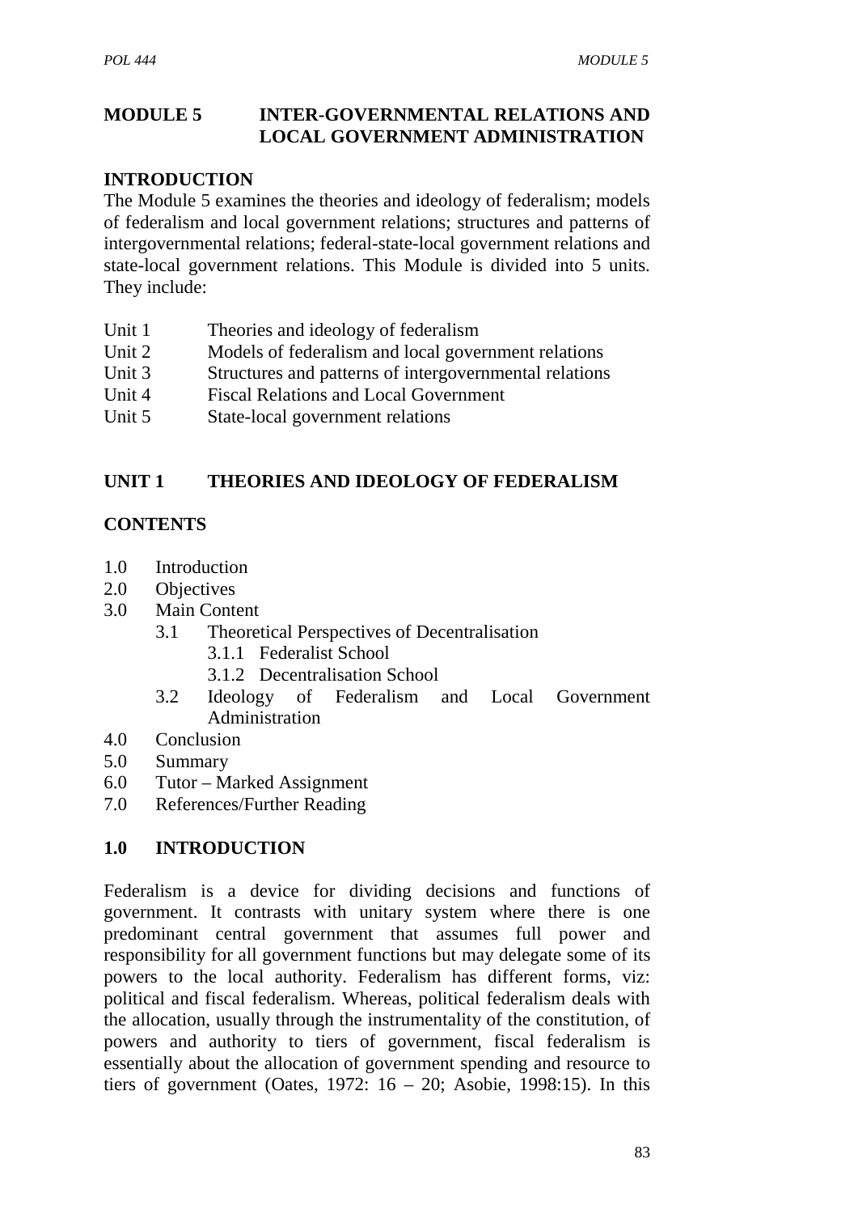# MODULE 5 INTER-GOVERNMENTAL RELATIONS AND LOCAL GOVERNMENT ADMINISTRATION

## INTRODUCTION

The Module 5 examines the theories and ideology of federalism; models of federalism and local government relations; structures and patterns of intergovernmental relations; federal-state-local government relations and state-local government relations. This Module is divided into 5 units. They include:

- Unit 1 Theories and ideology of federalism
- Unit 2 Models of federalism and local government relations
- Unit 3 Structures and patterns of intergovernmental relations
- Unit 4 Fiscal Relations and Local Government
- Unit 5 State-local government relations

## UNIT 1 THEORIES AND IDEOLOGY OF FEDERALISM

### CONTENTS

- 1.0 Introduction
- 2.0 Objectives
- 3.0 Main Content
  - 3.1 Theoretical Perspectives of Decentralisation
    - 3.1.1 Federalist School
    - 3.1.2 Decentralisation School
  - 3.2 Ideology of Federalism and Local Government Administration
- 4.0 Conclusion
- 5.0 Summary
- 6.0 Tutor – Marked Assignment
- 7.0 References/Further Reading

### 1.0 INTRODUCTION

Federalism is a device for dividing decisions and functions of government. It contrasts with unitary system where there is one predominant central government that assumes full power and responsibility for all government functions but may delegate some of its powers to the local authority. Federalism has different forms, viz: political and fiscal federalism. Whereas, political federalism deals with the allocation, usually through the instrumentality of the constitution, of powers and authority to tiers of government, fiscal federalism is essentially about the allocation of government spending and resource to tiers of government (Oates, 1972: 16 – 20; Asobie, 1998:15). In this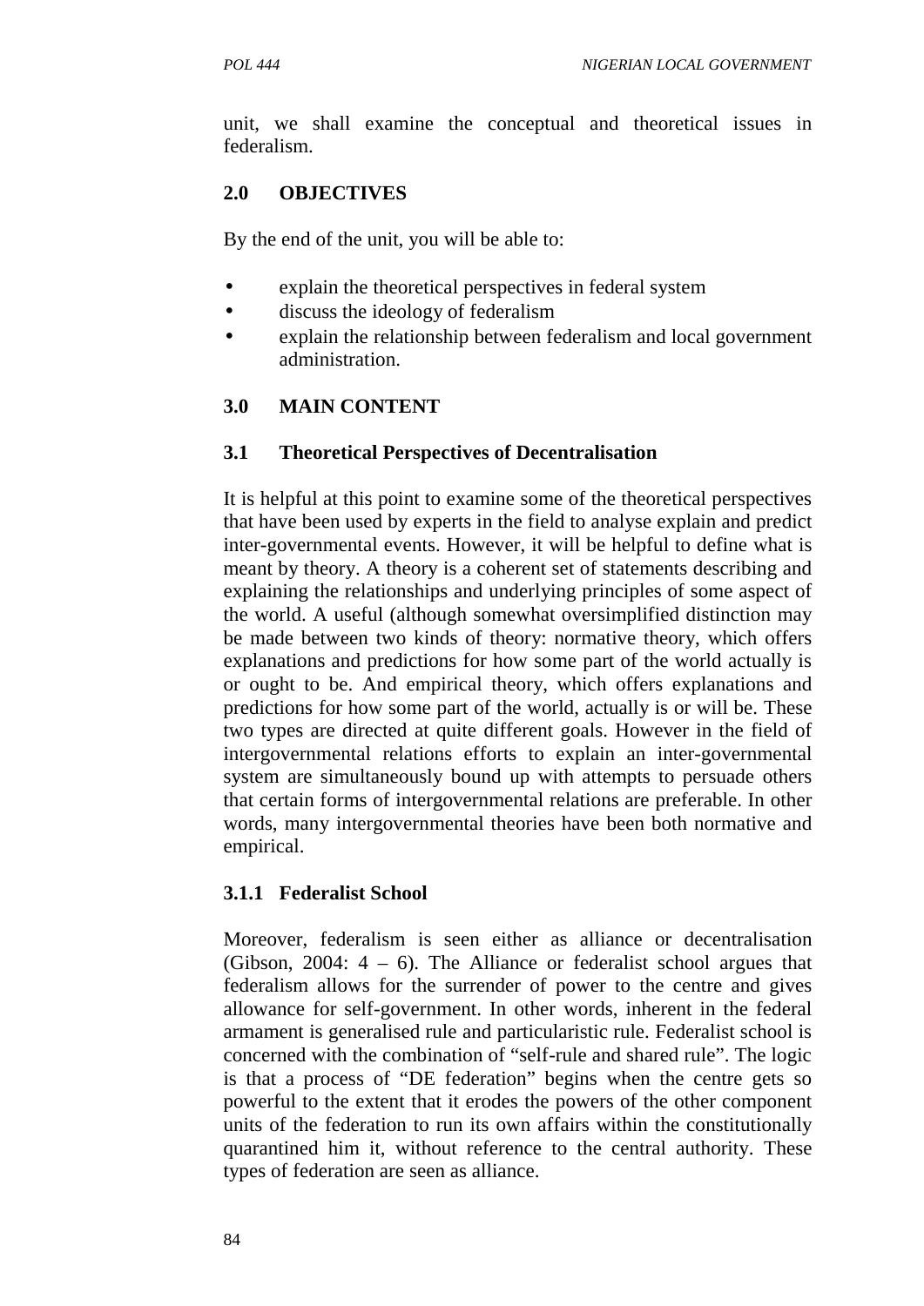unit, we shall examine the conceptual and theoretical issues in federalism.

## 2.0 OBJECTIVES

By the end of the unit, you will be able to:

- explain the theoretical perspectives in federal system
- discuss the ideology of federalism
- explain the relationship between federalism and local government administration.

## 3.0 MAIN CONTENT

### 3.1 Theoretical Perspectives of Decentralisation

It is helpful at this point to examine some of the theoretical perspectives that have been used by experts in the field to analyse explain and predict inter-governmental events. However, it will be helpful to define what is meant by theory. A theory is a coherent set of statements describing and explaining the relationships and underlying principles of some aspect of the world. A useful (although somewhat oversimplified distinction may be made between two kinds of theory: normative theory, which offers explanations and predictions for how some part of the world actually is or ought to be. And empirical theory, which offers explanations and predictions for how some part of the world, actually is or will be. These two types are directed at quite different goals. However in the field of intergovernmental relations efforts to explain an inter-governmental system are simultaneously bound up with attempts to persuade others that certain forms of intergovernmental relations are preferable. In other words, many intergovernmental theories have been both normative and empirical.

#### 3.1.1 Federalist School

Moreover, federalism is seen either as alliance or decentralisation (Gibson, 2004: 4 – 6). The Alliance or federalist school argues that federalism allows for the surrender of power to the centre and gives allowance for self-government. In other words, inherent in the federal armament is generalised rule and particularistic rule. Federalist school is concerned with the combination of "self-rule and shared rule". The logic is that a process of "DE federation" begins when the centre gets so powerful to the extent that it erodes the powers of the other component units of the federation to run its own affairs within the constitutionally quarantined him it, without reference to the central authority. These types of federation are seen as alliance.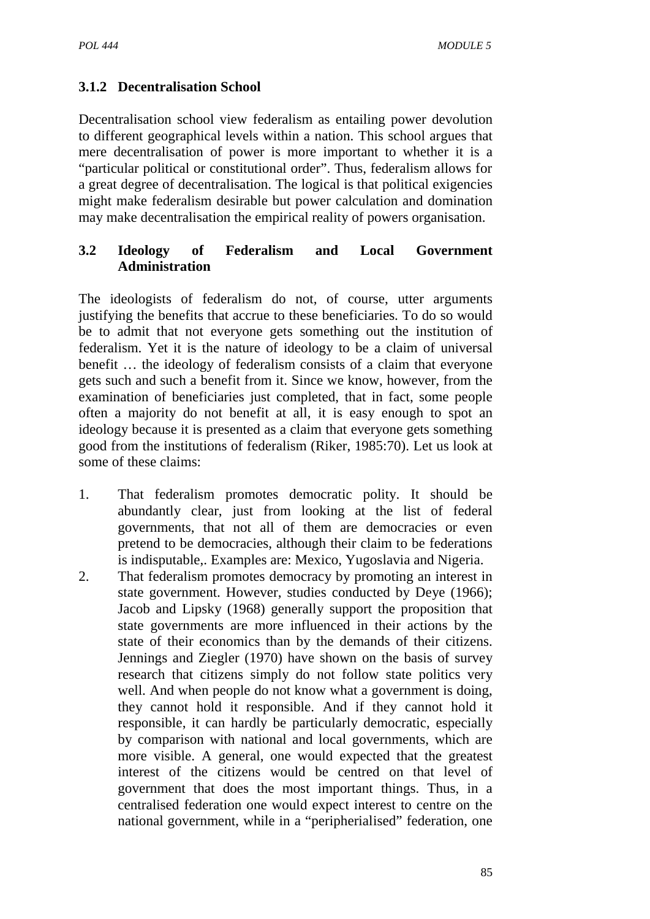### 3.1.2 Decentralisation School

Decentralisation school view federalism as entailing power devolution to different geographical levels within a nation. This school argues that mere decentralisation of power is more important to whether it is a "particular political or constitutional order". Thus, federalism allows for a great degree of decentralisation. The logical is that political exigencies might make federalism desirable but power calculation and domination may make decentralisation the empirical reality of powers organisation.

## 3.2 Ideology of Federalism and Local Government Administration

The ideologists of federalism do not, of course, utter arguments justifying the benefits that accrue to these beneficiaries. To do so would be to admit that not everyone gets something out the institution of federalism. Yet it is the nature of ideology to be a claim of universal benefit … the ideology of federalism consists of a claim that everyone gets such and such a benefit from it. Since we know, however, from the examination of beneficiaries just completed, that in fact, some people often a majority do not benefit at all, it is easy enough to spot an ideology because it is presented as a claim that everyone gets something good from the institutions of federalism (Riker, 1985:70). Let us look at some of these claims:

1. That federalism promotes democratic polity. It should be abundantly clear, just from looking at the list of federal governments, that not all of them are democracies or even pretend to be democracies, although their claim to be federations is indisputable,. Examples are: Mexico, Yugoslavia and Nigeria.
2. That federalism promotes democracy by promoting an interest in state government. However, studies conducted by Deye (1966); Jacob and Lipsky (1968) generally support the proposition that state governments are more influenced in their actions by the state of their economics than by the demands of their citizens. Jennings and Ziegler (1970) have shown on the basis of survey research that citizens simply do not follow state politics very well. And when people do not know what a government is doing, they cannot hold it responsible. And if they cannot hold it responsible, it can hardly be particularly democratic, especially by comparison with national and local governments, which are more visible. A general, one would expected that the greatest interest of the citizens would be centred on that level of government that does the most important things. Thus, in a centralised federation one would expect interest to centre on the national government, while in a "peripherialised" federation, one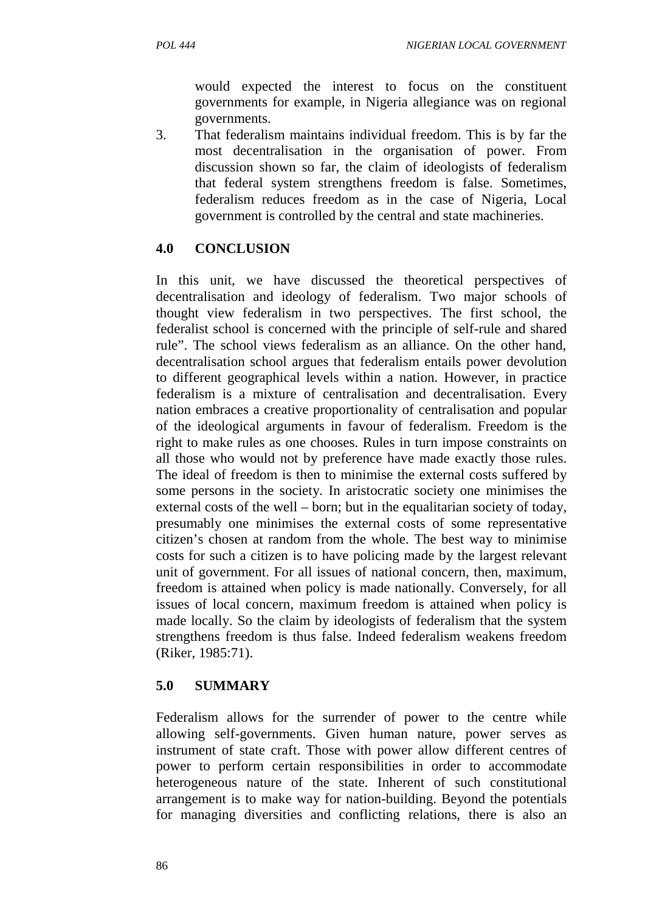would expected the interest to focus on the constituent governments for example, in Nigeria allegiance was on regional governments.

3. That federalism maintains individual freedom. This is by far the most decentralisation in the organisation of power. From discussion shown so far, the claim of ideologists of federalism that federal system strengthens freedom is false. Sometimes, federalism reduces freedom as in the case of Nigeria, Local government is controlled by the central and state machineries.

## 4.0 CONCLUSION

In this unit, we have discussed the theoretical perspectives of decentralisation and ideology of federalism. Two major schools of thought view federalism in two perspectives. The first school, the federalist school is concerned with the principle of self-rule and shared rule". The school views federalism as an alliance. On the other hand, decentralisation school argues that federalism entails power devolution to different geographical levels within a nation. However, in practice federalism is a mixture of centralisation and decentralisation. Every nation embraces a creative proportionality of centralisation and popular of the ideological arguments in favour of federalism. Freedom is the right to make rules as one chooses. Rules in turn impose constraints on all those who would not by preference have made exactly those rules. The ideal of freedom is then to minimise the external costs suffered by some persons in the society. In aristocratic society one minimises the external costs of the well – born; but in the equalitarian society of today, presumably one minimises the external costs of some representative citizen's chosen at random from the whole. The best way to minimise costs for such a citizen is to have policing made by the largest relevant unit of government. For all issues of national concern, then, maximum, freedom is attained when policy is made nationally. Conversely, for all issues of local concern, maximum freedom is attained when policy is made locally. So the claim by ideologists of federalism that the system strengthens freedom is thus false. Indeed federalism weakens freedom (Riker, 1985:71).

## 5.0 SUMMARY

Federalism allows for the surrender of power to the centre while allowing self-governments. Given human nature, power serves as instrument of state craft. Those with power allow different centres of power to perform certain responsibilities in order to accommodate heterogeneous nature of the state. Inherent of such constitutional arrangement is to make way for nation-building. Beyond the potentials for managing diversities and conflicting relations, there is also an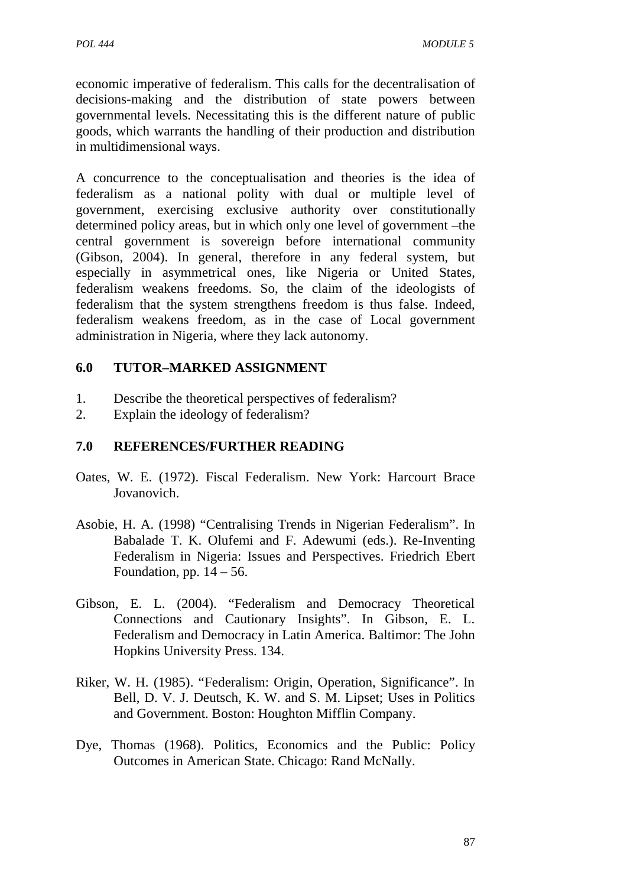economic imperative of federalism. This calls for the decentralisation of decisions-making and the distribution of state powers between governmental levels. Necessitating this is the different nature of public goods, which warrants the handling of their production and distribution in multidimensional ways.

A concurrence to the conceptualisation and theories is the idea of federalism as a national polity with dual or multiple level of government, exercising exclusive authority over constitutionally determined policy areas, but in which only one level of government –the central government is sovereign before international community (Gibson, 2004). In general, therefore in any federal system, but especially in asymmetrical ones, like Nigeria or United States, federalism weakens freedoms. So, the claim of the ideologists of federalism that the system strengthens freedom is thus false. Indeed, federalism weakens freedom, as in the case of Local government administration in Nigeria, where they lack autonomy.

## 6.0 TUTOR–MARKED ASSIGNMENT

1. Describe the theoretical perspectives of federalism?
2. Explain the ideology of federalism?

## 7.0 REFERENCES/FURTHER READING

Oates, W. E. (1972). Fiscal Federalism. New York: Harcourt Brace Jovanovich.

Asobie, H. A. (1998) "Centralising Trends in Nigerian Federalism". In Babalade T. K. Olufemi and F. Adewumi (eds.). Re-Inventing Federalism in Nigeria: Issues and Perspectives. Friedrich Ebert Foundation, pp. 14 – 56.

Gibson, E. L. (2004). "Federalism and Democracy Theoretical Connections and Cautionary Insights". In Gibson, E. L. Federalism and Democracy in Latin America. Baltimor: The John Hopkins University Press. 134.

Riker, W. H. (1985). "Federalism: Origin, Operation, Significance". In Bell, D. V. J. Deutsch, K. W. and S. M. Lipset; Uses in Politics and Government. Boston: Houghton Mifflin Company.

Dye, Thomas (1968). Politics, Economics and the Public: Policy Outcomes in American State. Chicago: Rand McNally.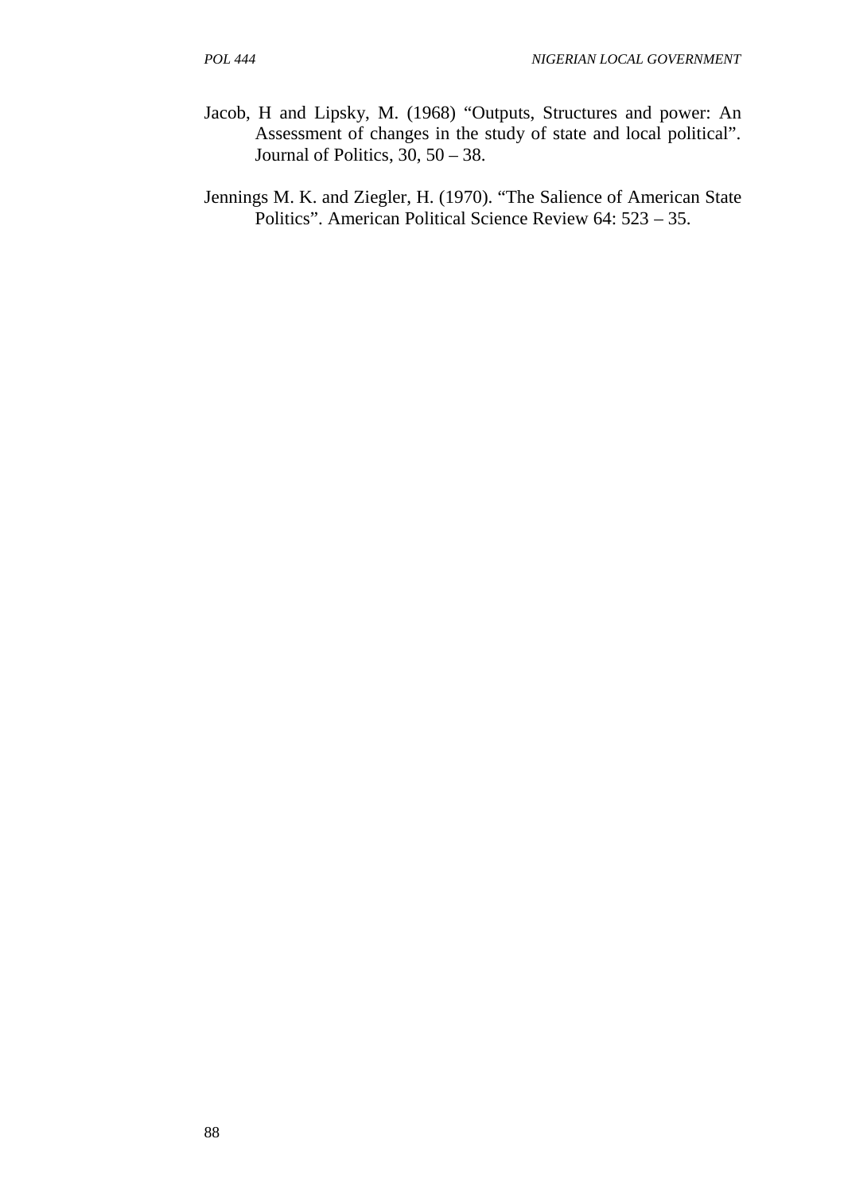Jacob, H and Lipsky, M. (1968) "Outputs, Structures and power: An Assessment of changes in the study of state and local political". Journal of Politics, 30, 50 – 38.

Jennings M. K. and Ziegler, H. (1970). "The Salience of American State Politics". American Political Science Review 64: 523 – 35.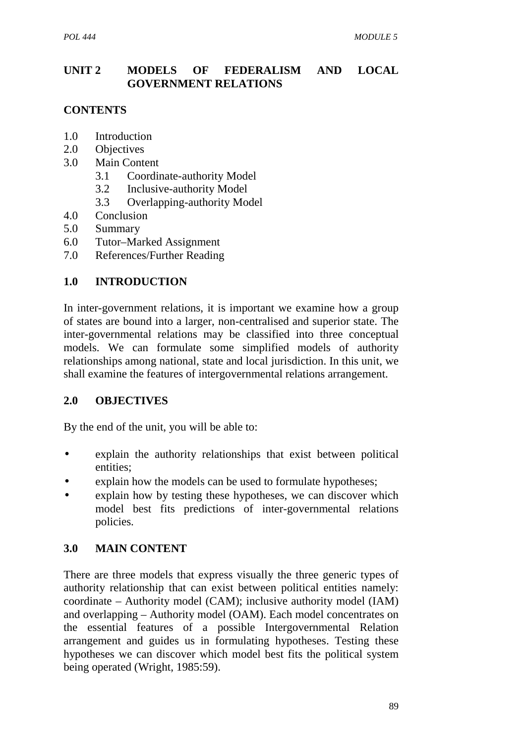## UNIT 2 MODELS OF FEDERALISM AND LOCAL GOVERNMENT RELATIONS

### CONTENTS

1.0 Introduction
2.0 Objectives
3.0 Main Content
    3.1 Coordinate-authority Model
    3.2 Inclusive-authority Model
    3.3 Overlapping-authority Model
4.0 Conclusion
5.0 Summary
6.0 Tutor–Marked Assignment
7.0 References/Further Reading

### 1.0 INTRODUCTION

In inter-government relations, it is important we examine how a group of states are bound into a larger, non-centralised and superior state. The inter-governmental relations may be classified into three conceptual models. We can formulate some simplified models of authority relationships among national, state and local jurisdiction. In this unit, we shall examine the features of intergovernmental relations arrangement.

### 2.0 OBJECTIVES

By the end of the unit, you will be able to:

- explain the authority relationships that exist between political entities;
- explain how the models can be used to formulate hypotheses;
- explain how by testing these hypotheses, we can discover which model best fits predictions of inter-governmental relations policies.

### 3.0 MAIN CONTENT

There are three models that express visually the three generic types of authority relationship that can exist between political entities namely: coordinate – Authority model (CAM); inclusive authority model (IAM) and overlapping – Authority model (OAM). Each model concentrates on the essential features of a possible Intergovernmental Relation arrangement and guides us in formulating hypotheses. Testing these hypotheses we can discover which model best fits the political system being operated (Wright, 1985:59).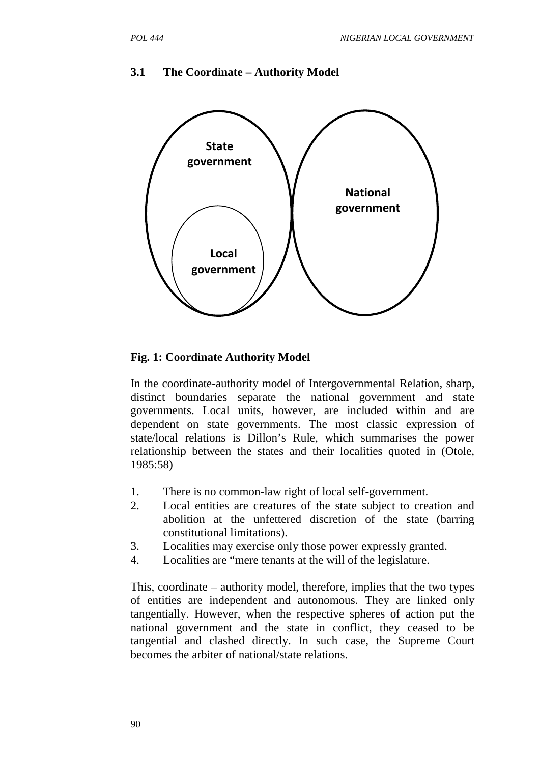### 3.1 The Coordinate – Authority Model

State government

National government

Local government

**Fig. 1: Coordinate Authority Model**

In the coordinate-authority model of Intergovernmental Relation, sharp, distinct boundaries separate the national government and state governments. Local units, however, are included within and are dependent on state governments. The most classic expression of state/local relations is Dillon's Rule, which summarises the power relationship between the states and their localities quoted in (Otole, 1985:58)

1. There is no common-law right of local self-government.
2. Local entities are creatures of the state subject to creation and abolition at the unfettered discretion of the state (barring constitutional limitations).
3. Localities may exercise only those power expressly granted.
4. Localities are "mere tenants at the will of the legislature.

This, coordinate – authority model, therefore, implies that the two types of entities are independent and autonomous. They are linked only tangentially. However, when the respective spheres of action put the national government and the state in conflict, they ceased to be tangential and clashed directly. In such case, the Supreme Court becomes the arbiter of national/state relations.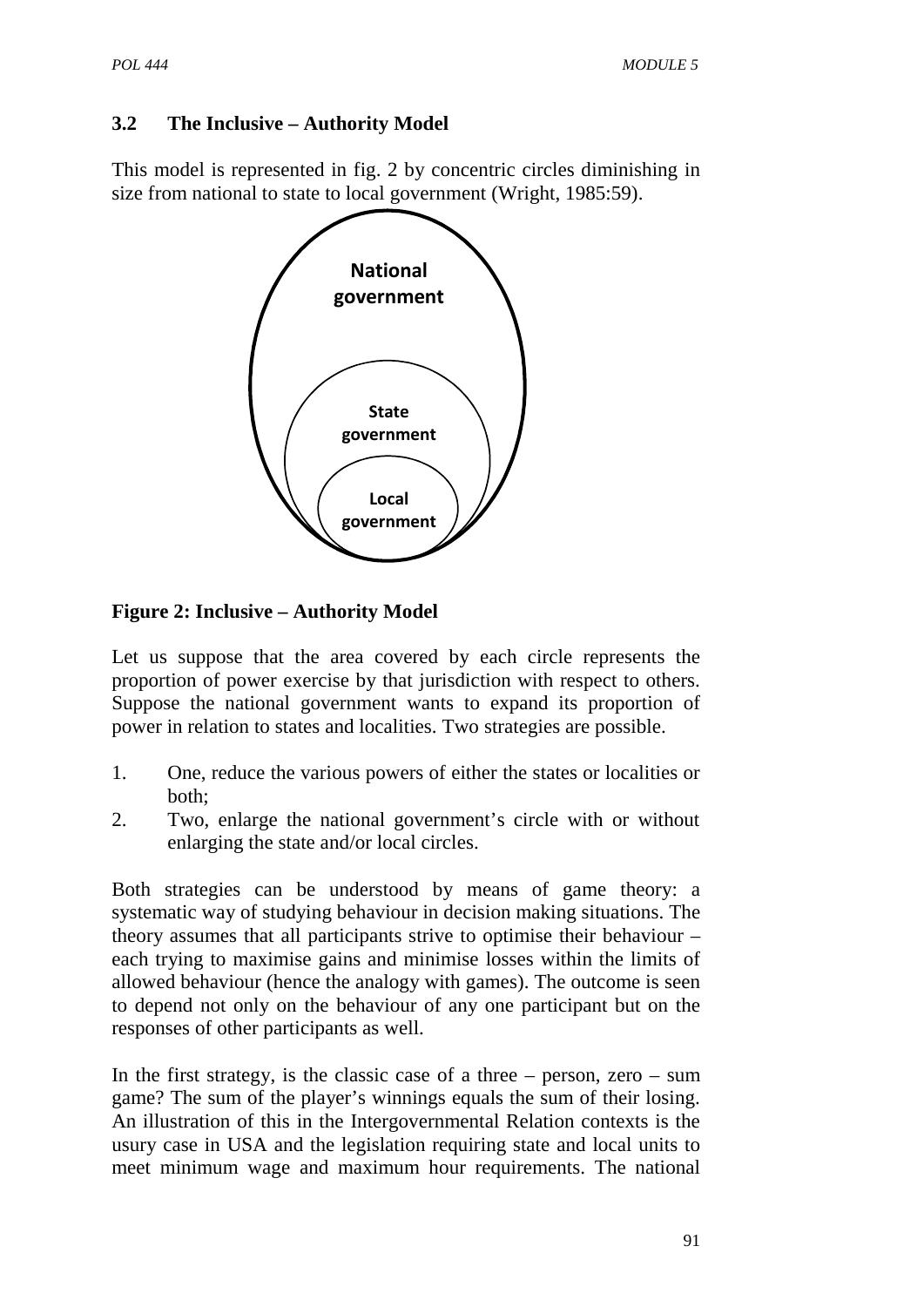### 3.2 The Inclusive – Authority Model

This model is represented in fig. 2 by concentric circles diminishing in size from national to state to local government (Wright, 1985:59).

National government

State government

Local government

**Figure 2: Inclusive – Authority Model**

Let us suppose that the area covered by each circle represents the proportion of power exercise by that jurisdiction with respect to others. Suppose the national government wants to expand its proportion of power in relation to states and localities. Two strategies are possible.

1. One, reduce the various powers of either the states or localities or both;
2. Two, enlarge the national government's circle with or without enlarging the state and/or local circles.

Both strategies can be understood by means of game theory: a systematic way of studying behaviour in decision making situations. The theory assumes that all participants strive to optimise their behaviour – each trying to maximise gains and minimise losses within the limits of allowed behaviour (hence the analogy with games). The outcome is seen to depend not only on the behaviour of any one participant but on the responses of other participants as well.

In the first strategy, is the classic case of a three – person, zero – sum game? The sum of the player's winnings equals the sum of their losing. An illustration of this in the Intergovernmental Relation contexts is the usury case in USA and the legislation requiring state and local units to meet minimum wage and maximum hour requirements. The national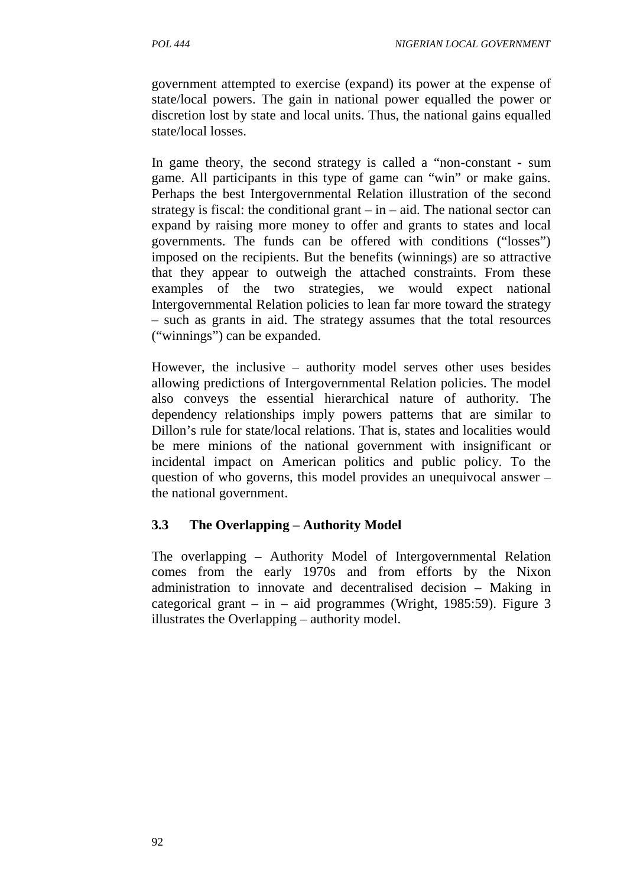government attempted to exercise (expand) its power at the expense of state/local powers. The gain in national power equalled the power or discretion lost by state and local units. Thus, the national gains equalled state/local losses.

In game theory, the second strategy is called a "non-constant - sum game. All participants in this type of game can "win" or make gains. Perhaps the best Intergovernmental Relation illustration of the second strategy is fiscal: the conditional grant – in – aid. The national sector can expand by raising more money to offer and grants to states and local governments. The funds can be offered with conditions ("losses") imposed on the recipients. But the benefits (winnings) are so attractive that they appear to outweigh the attached constraints. From these examples of the two strategies, we would expect national Intergovernmental Relation policies to lean far more toward the strategy – such as grants in aid. The strategy assumes that the total resources ("winnings") can be expanded.

However, the inclusive – authority model serves other uses besides allowing predictions of Intergovernmental Relation policies. The model also conveys the essential hierarchical nature of authority. The dependency relationships imply powers patterns that are similar to Dillon's rule for state/local relations. That is, states and localities would be mere minions of the national government with insignificant or incidental impact on American politics and public policy. To the question of who governs, this model provides an unequivocal answer – the national government.

### 3.3 The Overlapping – Authority Model

The overlapping – Authority Model of Intergovernmental Relation comes from the early 1970s and from efforts by the Nixon administration to innovate and decentralised decision – Making in categorical grant – in – aid programmes (Wright, 1985:59). Figure 3 illustrates the Overlapping – authority model.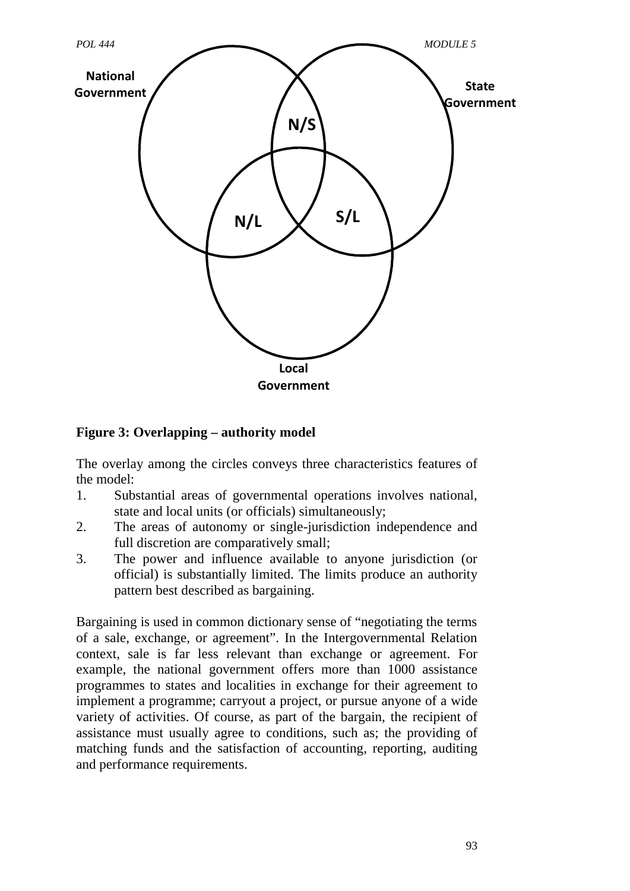National Government

State Government

N/S

N/L

S/L

Local Government

**Figure 3: Overlapping – authority model**

The overlay among the circles conveys three characteristics features of the model:

1. Substantial areas of governmental operations involves national, state and local units (or officials) simultaneously;
2. The areas of autonomy or single-jurisdiction independence and full discretion are comparatively small;
3. The power and influence available to anyone jurisdiction (or official) is substantially limited. The limits produce an authority pattern best described as bargaining.

Bargaining is used in common dictionary sense of "negotiating the terms of a sale, exchange, or agreement". In the Intergovernmental Relation context, sale is far less relevant than exchange or agreement. For example, the national government offers more than 1000 assistance programmes to states and localities in exchange for their agreement to implement a programme; carryout a project, or pursue anyone of a wide variety of activities. Of course, as part of the bargain, the recipient of assistance must usually agree to conditions, such as; the providing of matching funds and the satisfaction of accounting, reporting, auditing and performance requirements.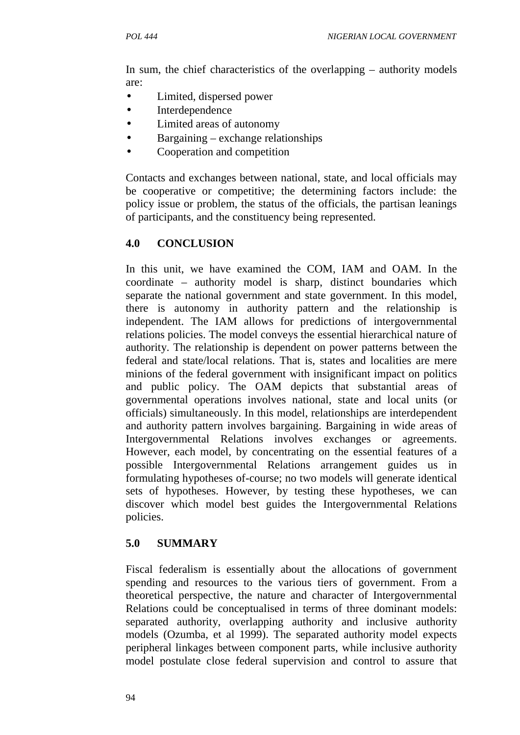In sum, the chief characteristics of the overlapping – authority models are:

- Limited, dispersed power
- Interdependence
- Limited areas of autonomy
- Bargaining – exchange relationships
- Cooperation and competition

Contacts and exchanges between national, state, and local officials may be cooperative or competitive; the determining factors include: the policy issue or problem, the status of the officials, the partisan leanings of participants, and the constituency being represented.

## 4.0 CONCLUSION

In this unit, we have examined the COM, IAM and OAM. In the coordinate – authority model is sharp, distinct boundaries which separate the national government and state government. In this model, there is autonomy in authority pattern and the relationship is independent. The IAM allows for predictions of intergovernmental relations policies. The model conveys the essential hierarchical nature of authority. The relationship is dependent on power patterns between the federal and state/local relations. That is, states and localities are mere minions of the federal government with insignificant impact on politics and public policy. The OAM depicts that substantial areas of governmental operations involves national, state and local units (or officials) simultaneously. In this model, relationships are interdependent and authority pattern involves bargaining. Bargaining in wide areas of Intergovernmental Relations involves exchanges or agreements. However, each model, by concentrating on the essential features of a possible Intergovernmental Relations arrangement guides us in formulating hypotheses of-course; no two models will generate identical sets of hypotheses. However, by testing these hypotheses, we can discover which model best guides the Intergovernmental Relations policies.

## 5.0 SUMMARY

Fiscal federalism is essentially about the allocations of government spending and resources to the various tiers of government. From a theoretical perspective, the nature and character of Intergovernmental Relations could be conceptualised in terms of three dominant models: separated authority, overlapping authority and inclusive authority models (Ozumba, et al 1999). The separated authority model expects peripheral linkages between component parts, while inclusive authority model postulate close federal supervision and control to assure that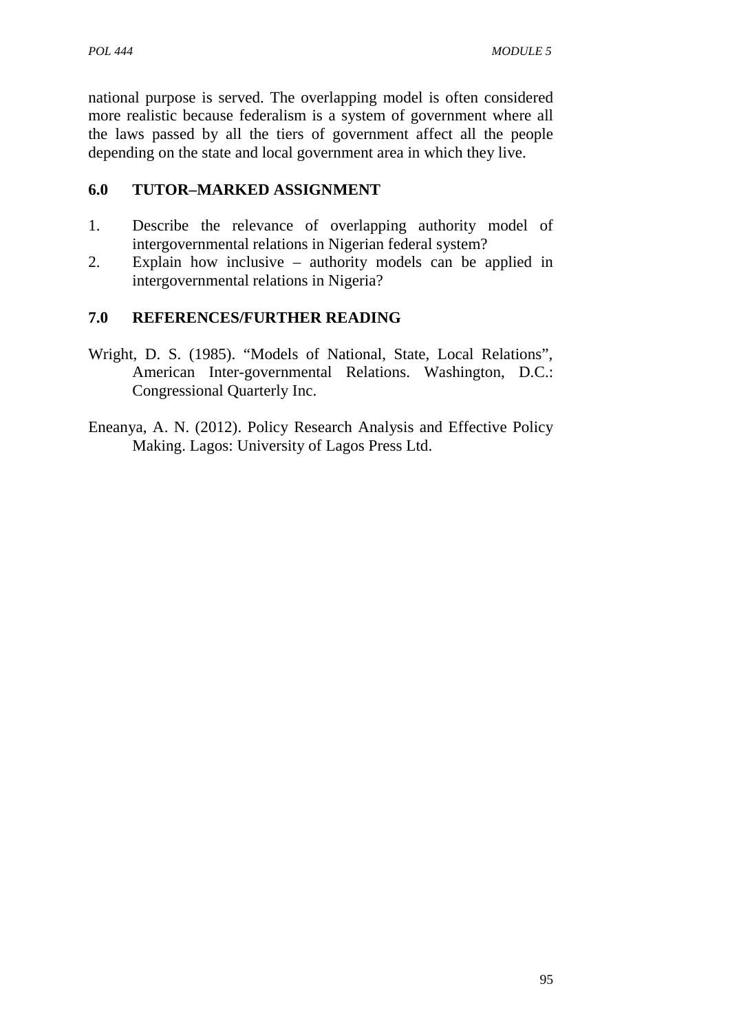national purpose is served. The overlapping model is often considered more realistic because federalism is a system of government where all the laws passed by all the tiers of government affect all the people depending on the state and local government area in which they live.

## 6.0 TUTOR–MARKED ASSIGNMENT

1. Describe the relevance of overlapping authority model of intergovernmental relations in Nigerian federal system?
2. Explain how inclusive – authority models can be applied in intergovernmental relations in Nigeria?

## 7.0 REFERENCES/FURTHER READING

Wright, D. S. (1985). "Models of National, State, Local Relations", American Inter-governmental Relations. Washington, D.C.: Congressional Quarterly Inc.

Eneanya, A. N. (2012). Policy Research Analysis and Effective Policy Making. Lagos: University of Lagos Press Ltd.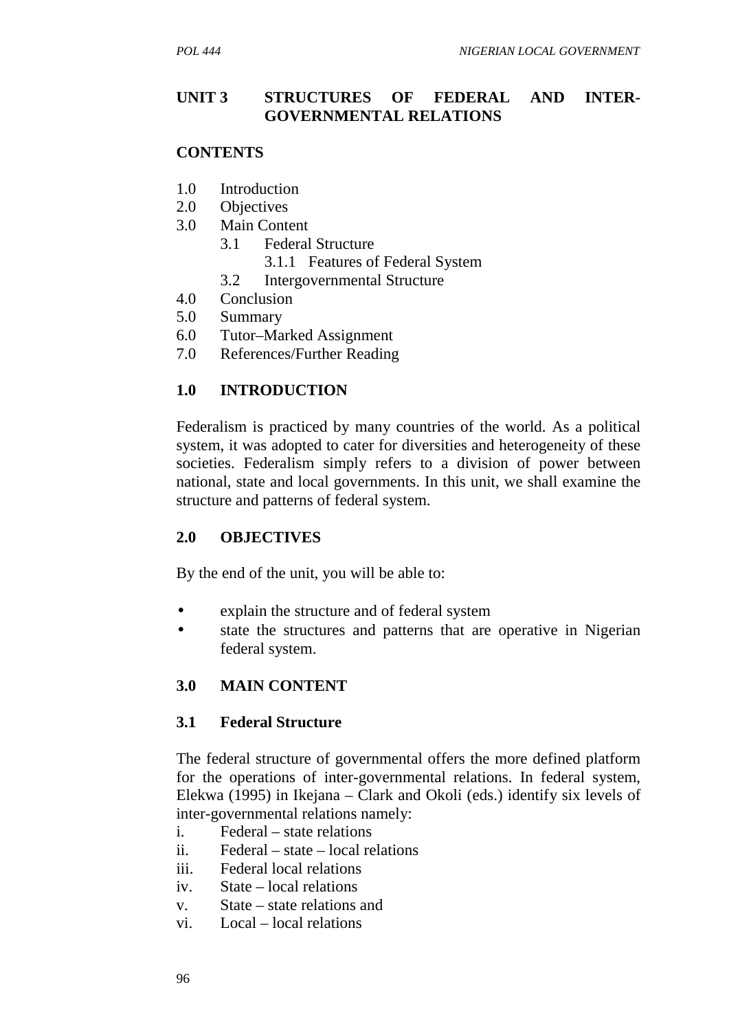## UNIT 3 STRUCTURES OF FEDERAL AND INTER-GOVERNMENTAL RELATIONS

### CONTENTS

1.0 Introduction
2.0 Objectives
3.0 Main Content
    3.1 Federal Structure
        3.1.1 Features of Federal System
    3.2 Intergovernmental Structure
4.0 Conclusion
5.0 Summary
6.0 Tutor–Marked Assignment
7.0 References/Further Reading

### 1.0 INTRODUCTION

Federalism is practiced by many countries of the world. As a political system, it was adopted to cater for diversities and heterogeneity of these societies. Federalism simply refers to a division of power between national, state and local governments. In this unit, we shall examine the structure and patterns of federal system.

### 2.0 OBJECTIVES

By the end of the unit, you will be able to:

- explain the structure and of federal system
- state the structures and patterns that are operative in Nigerian federal system.

### 3.0 MAIN CONTENT

### 3.1 Federal Structure

The federal structure of governmental offers the more defined platform for the operations of inter-governmental relations. In federal system, Elekwa (1995) in Ikejana – Clark and Okoli (eds.) identify six levels of inter-governmental relations namely:

i. Federal – state relations
ii. Federal – state – local relations
iii. Federal local relations
iv. State – local relations
v. State – state relations and
vi. Local – local relations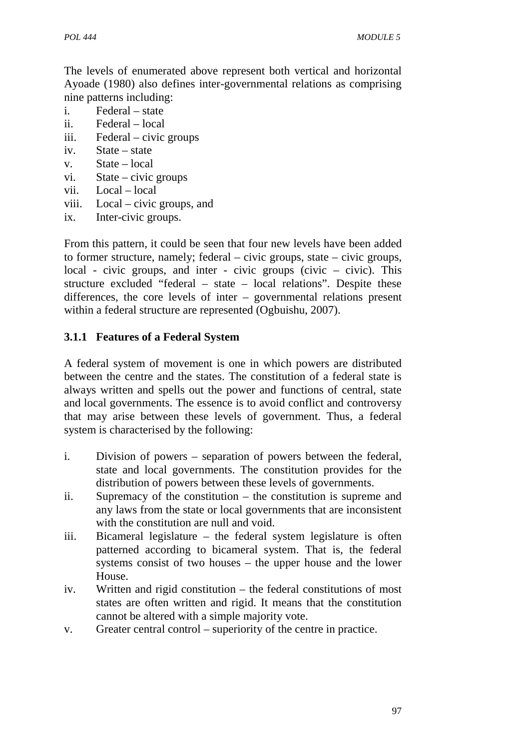The levels of enumerated above represent both vertical and horizontal Ayoade (1980) also defines inter-governmental relations as comprising nine patterns including:

i. Federal – state
ii. Federal – local
iii. Federal – civic groups
iv. State – state
v. State – local
vi. State – civic groups
vii. Local – local
viii. Local – civic groups, and
ix. Inter-civic groups.

From this pattern, it could be seen that four new levels have been added to former structure, namely; federal – civic groups, state – civic groups, local - civic groups, and inter - civic groups (civic – civic). This structure excluded "federal – state – local relations". Despite these differences, the core levels of inter – governmental relations present within a federal structure are represented (Ogbuishu, 2007).

### 3.1.1 Features of a Federal System

A federal system of movement is one in which powers are distributed between the centre and the states. The constitution of a federal state is always written and spells out the power and functions of central, state and local governments. The essence is to avoid conflict and controversy that may arise between these levels of government. Thus, a federal system is characterised by the following:

i. Division of powers – separation of powers between the federal, state and local governments. The constitution provides for the distribution of powers between these levels of governments.
ii. Supremacy of the constitution – the constitution is supreme and any laws from the state or local governments that are inconsistent with the constitution are null and void.
iii. Bicameral legislature – the federal system legislature is often patterned according to bicameral system. That is, the federal systems consist of two houses – the upper house and the lower House.
iv. Written and rigid constitution – the federal constitutions of most states are often written and rigid. It means that the constitution cannot be altered with a simple majority vote.
v. Greater central control – superiority of the centre in practice.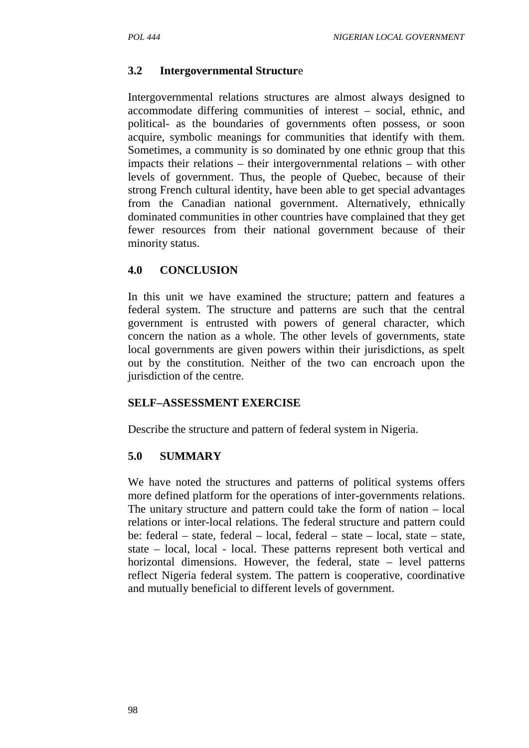### 3.2 Intergovernmental Structure

Intergovernmental relations structures are almost always designed to accommodate differing communities of interest – social, ethnic, and political- as the boundaries of governments often possess, or soon acquire, symbolic meanings for communities that identify with them. Sometimes, a community is so dominated by one ethnic group that this impacts their relations – their intergovernmental relations – with other levels of government. Thus, the people of Quebec, because of their strong French cultural identity, have been able to get special advantages from the Canadian national government. Alternatively, ethnically dominated communities in other countries have complained that they get fewer resources from their national government because of their minority status.

## 4.0 CONCLUSION

In this unit we have examined the structure; pattern and features a federal system. The structure and patterns are such that the central government is entrusted with powers of general character, which concern the nation as a whole. The other levels of governments, state local governments are given powers within their jurisdictions, as spelt out by the constitution. Neither of the two can encroach upon the jurisdiction of the centre.

### SELF–ASSESSMENT EXERCISE

Describe the structure and pattern of federal system in Nigeria.

## 5.0 SUMMARY

We have noted the structures and patterns of political systems offers more defined platform for the operations of inter-governments relations. The unitary structure and pattern could take the form of nation – local relations or inter-local relations. The federal structure and pattern could be: federal – state, federal – local, federal – state – local, state – state, state – local, local - local. These patterns represent both vertical and horizontal dimensions. However, the federal, state – level patterns reflect Nigeria federal system. The pattern is cooperative, coordinative and mutually beneficial to different levels of government.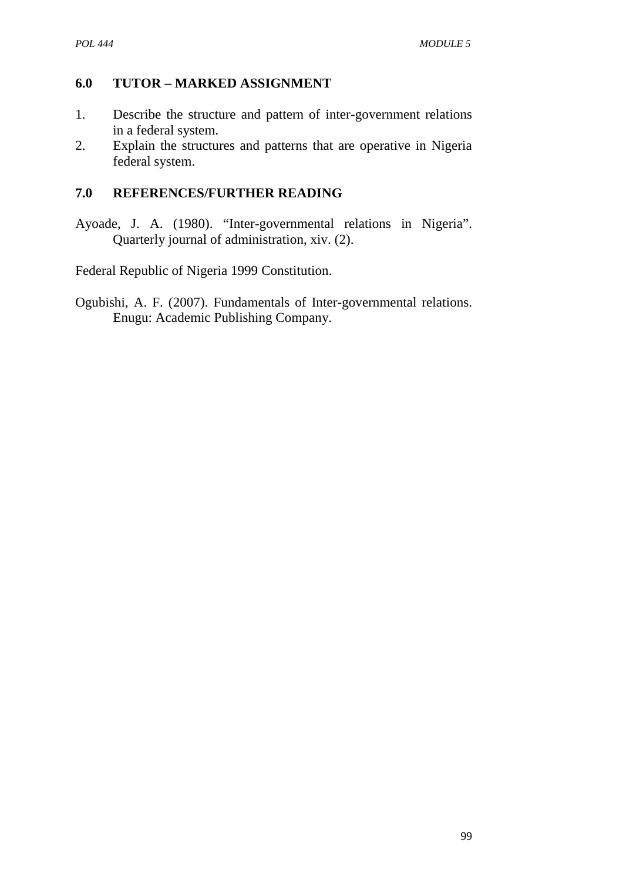## 6.0 TUTOR – MARKED ASSIGNMENT

1. Describe the structure and pattern of inter-government relations in a federal system.
2. Explain the structures and patterns that are operative in Nigeria federal system.

## 7.0 REFERENCES/FURTHER READING

Ayoade, J. A. (1980). "Inter-governmental relations in Nigeria". Quarterly journal of administration, xiv. (2).

Federal Republic of Nigeria 1999 Constitution.

Ogubishi, A. F. (2007). Fundamentals of Inter-governmental relations. Enugu: Academic Publishing Company.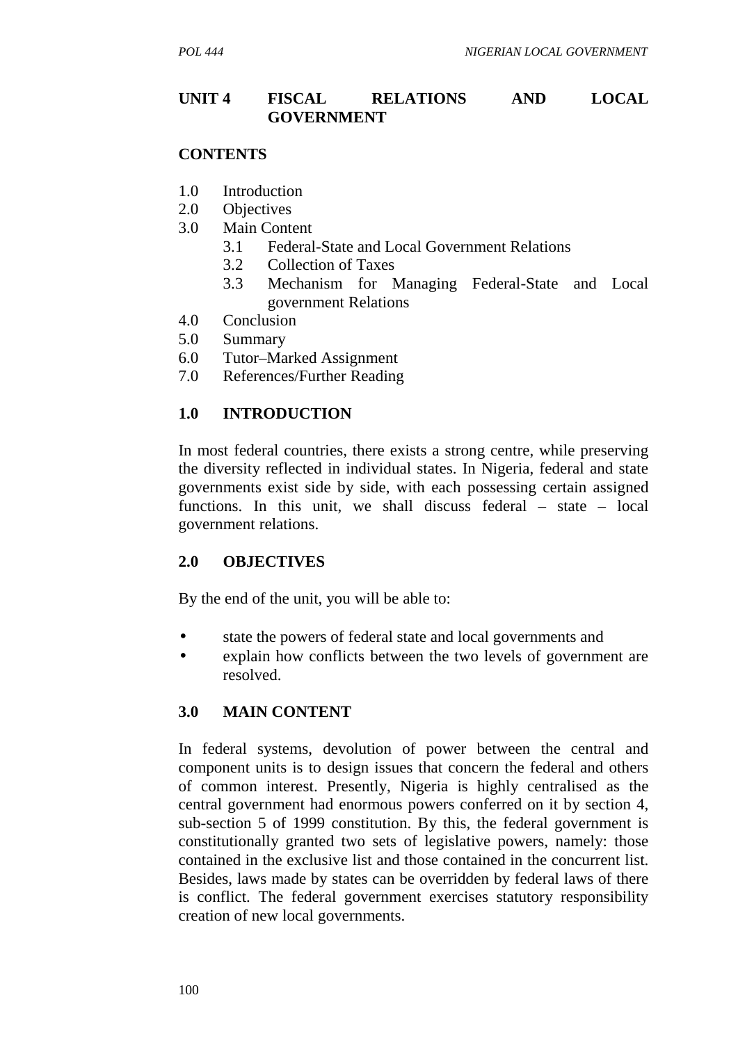## UNIT 4 FISCAL RELATIONS AND LOCAL GOVERNMENT

**CONTENTS**

1.0 Introduction
2.0 Objectives
3.0 Main Content
    3.1 Federal-State and Local Government Relations
    3.2 Collection of Taxes
    3.3 Mechanism for Managing Federal-State and Local government Relations
4.0 Conclusion
5.0 Summary
6.0 Tutor–Marked Assignment
7.0 References/Further Reading

### 1.0 INTRODUCTION

In most federal countries, there exists a strong centre, while preserving the diversity reflected in individual states. In Nigeria, federal and state governments exist side by side, with each possessing certain assigned functions. In this unit, we shall discuss federal – state – local government relations.

### 2.0 OBJECTIVES

By the end of the unit, you will be able to:

- state the powers of federal state and local governments and
- explain how conflicts between the two levels of government are resolved.

### 3.0 MAIN CONTENT

In federal systems, devolution of power between the central and component units is to design issues that concern the federal and others of common interest. Presently, Nigeria is highly centralised as the central government had enormous powers conferred on it by section 4, sub-section 5 of 1999 constitution. By this, the federal government is constitutionally granted two sets of legislative powers, namely: those contained in the exclusive list and those contained in the concurrent list. Besides, laws made by states can be overridden by federal laws of there is conflict. The federal government exercises statutory responsibility creation of new local governments.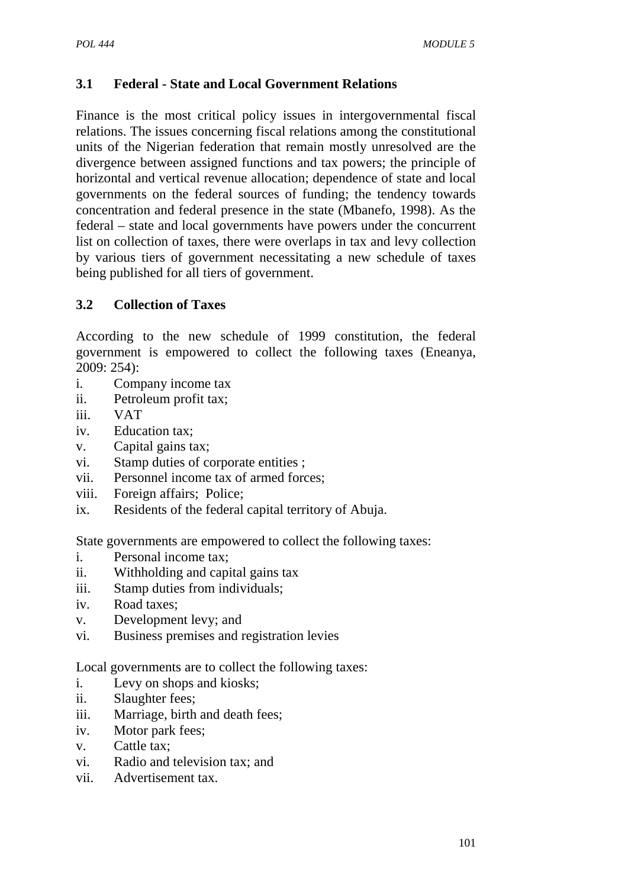### 3.1 Federal - State and Local Government Relations

Finance is the most critical policy issues in intergovernmental fiscal relations. The issues concerning fiscal relations among the constitutional units of the Nigerian federation that remain mostly unresolved are the divergence between assigned functions and tax powers; the principle of horizontal and vertical revenue allocation; dependence of state and local governments on the federal sources of funding; the tendency towards concentration and federal presence in the state (Mbanefo, 1998). As the federal – state and local governments have powers under the concurrent list on collection of taxes, there were overlaps in tax and levy collection by various tiers of government necessitating a new schedule of taxes being published for all tiers of government.

### 3.2 Collection of Taxes

According to the new schedule of 1999 constitution, the federal government is empowered to collect the following taxes (Eneanya, 2009: 254):

i. Company income tax
ii. Petroleum profit tax;
iii. VAT
iv. Education tax;
v. Capital gains tax;
vi. Stamp duties of corporate entities ;
vii. Personnel income tax of armed forces;
viii. Foreign affairs; Police;
ix. Residents of the federal capital territory of Abuja.

State governments are empowered to collect the following taxes:

i. Personal income tax;
ii. Withholding and capital gains tax
iii. Stamp duties from individuals;
iv. Road taxes;
v. Development levy; and
vi. Business premises and registration levies

Local governments are to collect the following taxes:

i. Levy on shops and kiosks;
ii. Slaughter fees;
iii. Marriage, birth and death fees;
iv. Motor park fees;
v. Cattle tax;
vi. Radio and television tax; and
vii. Advertisement tax.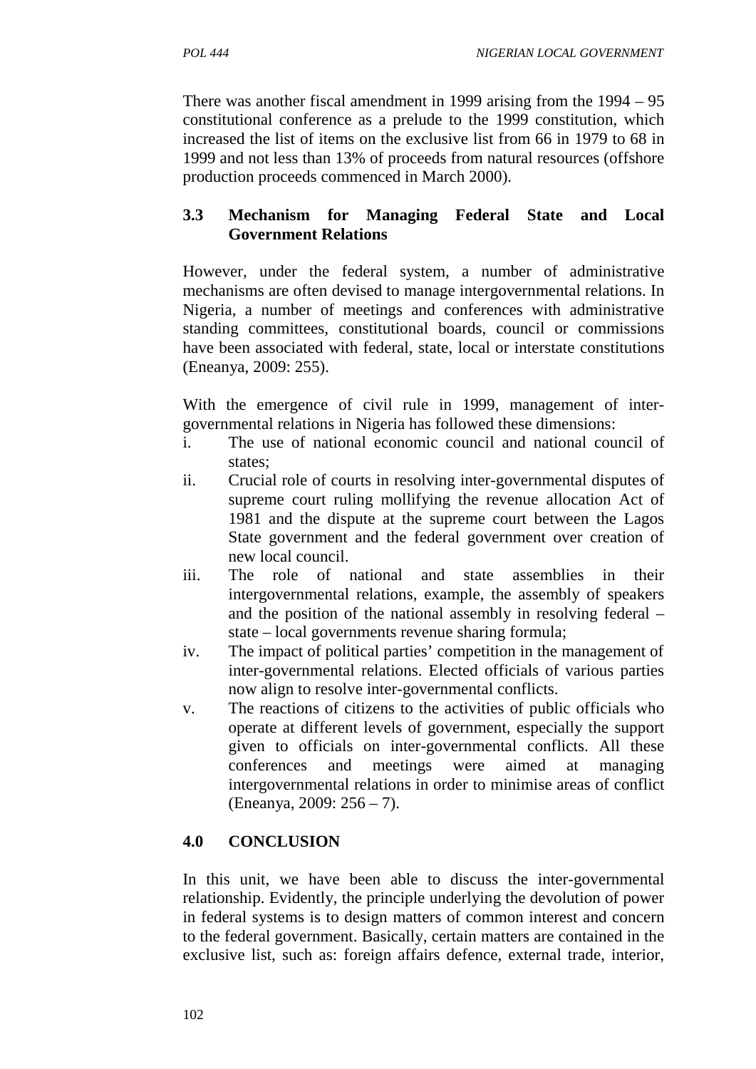There was another fiscal amendment in 1999 arising from the 1994 – 95 constitutional conference as a prelude to the 1999 constitution, which increased the list of items on the exclusive list from 66 in 1979 to 68 in 1999 and not less than 13% of proceeds from natural resources (offshore production proceeds commenced in March 2000).

### 3.3 Mechanism for Managing Federal State and Local Government Relations

However, under the federal system, a number of administrative mechanisms are often devised to manage intergovernmental relations. In Nigeria, a number of meetings and conferences with administrative standing committees, constitutional boards, council or commissions have been associated with federal, state, local or interstate constitutions (Eneanya, 2009: 255).

With the emergence of civil rule in 1999, management of inter-governmental relations in Nigeria has followed these dimensions:

i. The use of national economic council and national council of states;
ii. Crucial role of courts in resolving inter-governmental disputes of supreme court ruling mollifying the revenue allocation Act of 1981 and the dispute at the supreme court between the Lagos State government and the federal government over creation of new local council.
iii. The role of national and state assemblies in their intergovernmental relations, example, the assembly of speakers and the position of the national assembly in resolving federal – state – local governments revenue sharing formula;
iv. The impact of political parties' competition in the management of inter-governmental relations. Elected officials of various parties now align to resolve inter-governmental conflicts.
v. The reactions of citizens to the activities of public officials who operate at different levels of government, especially the support given to officials on inter-governmental conflicts. All these conferences and meetings were aimed at managing intergovernmental relations in order to minimise areas of conflict (Eneanya, 2009: 256 – 7).

## 4.0 CONCLUSION

In this unit, we have been able to discuss the inter-governmental relationship. Evidently, the principle underlying the devolution of power in federal systems is to design matters of common interest and concern to the federal government. Basically, certain matters are contained in the exclusive list, such as: foreign affairs defence, external trade, interior,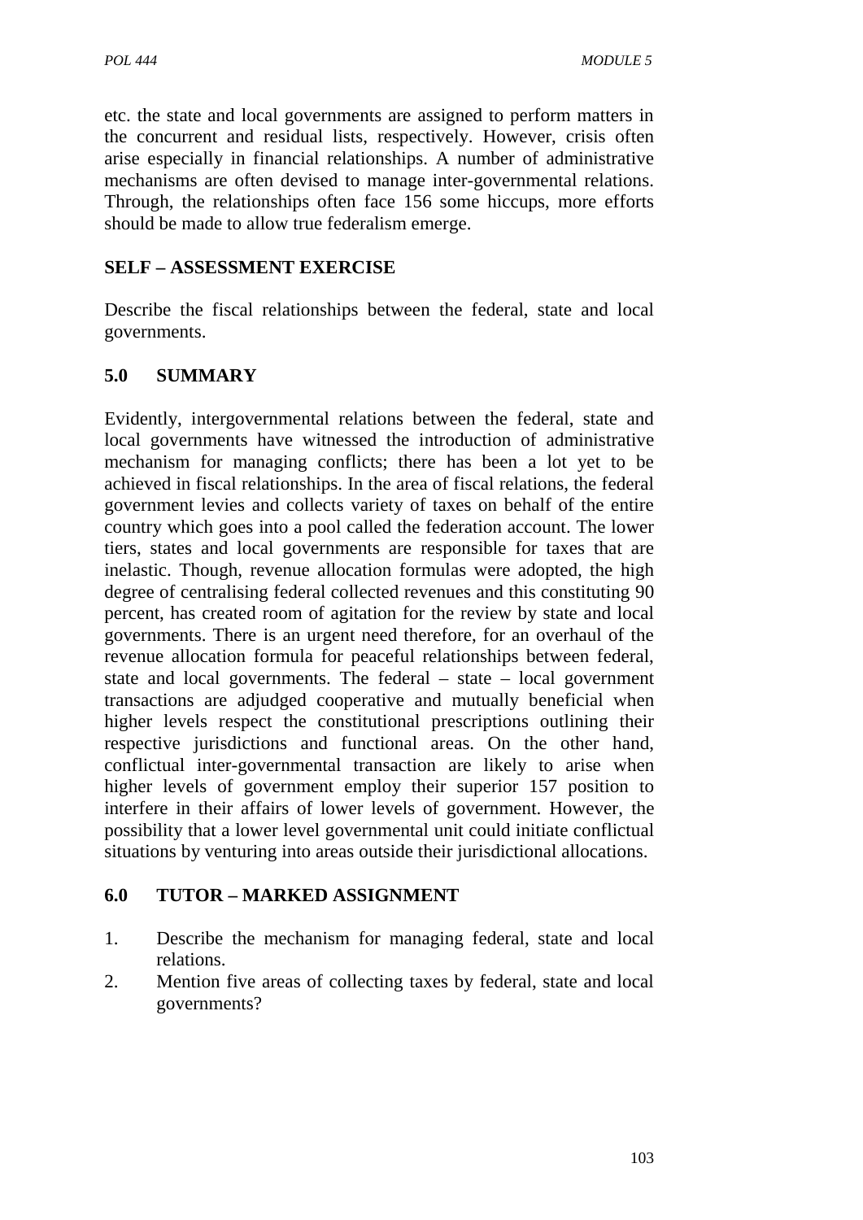etc. the state and local governments are assigned to perform matters in the concurrent and residual lists, respectively. However, crisis often arise especially in financial relationships. A number of administrative mechanisms are often devised to manage inter-governmental relations. Through, the relationships often face 156 some hiccups, more efforts should be made to allow true federalism emerge.

## SELF – ASSESSMENT EXERCISE

Describe the fiscal relationships between the federal, state and local governments.

## 5.0 SUMMARY

Evidently, intergovernmental relations between the federal, state and local governments have witnessed the introduction of administrative mechanism for managing conflicts; there has been a lot yet to be achieved in fiscal relationships. In the area of fiscal relations, the federal government levies and collects variety of taxes on behalf of the entire country which goes into a pool called the federation account. The lower tiers, states and local governments are responsible for taxes that are inelastic. Though, revenue allocation formulas were adopted, the high degree of centralising federal collected revenues and this constituting 90 percent, has created room of agitation for the review by state and local governments. There is an urgent need therefore, for an overhaul of the revenue allocation formula for peaceful relationships between federal, state and local governments. The federal – state – local government transactions are adjudged cooperative and mutually beneficial when higher levels respect the constitutional prescriptions outlining their respective jurisdictions and functional areas. On the other hand, conflictual inter-governmental transaction are likely to arise when higher levels of government employ their superior 157 position to interfere in their affairs of lower levels of government. However, the possibility that a lower level governmental unit could initiate conflictual situations by venturing into areas outside their jurisdictional allocations.

## 6.0 TUTOR – MARKED ASSIGNMENT

1. Describe the mechanism for managing federal, state and local relations.
2. Mention five areas of collecting taxes by federal, state and local governments?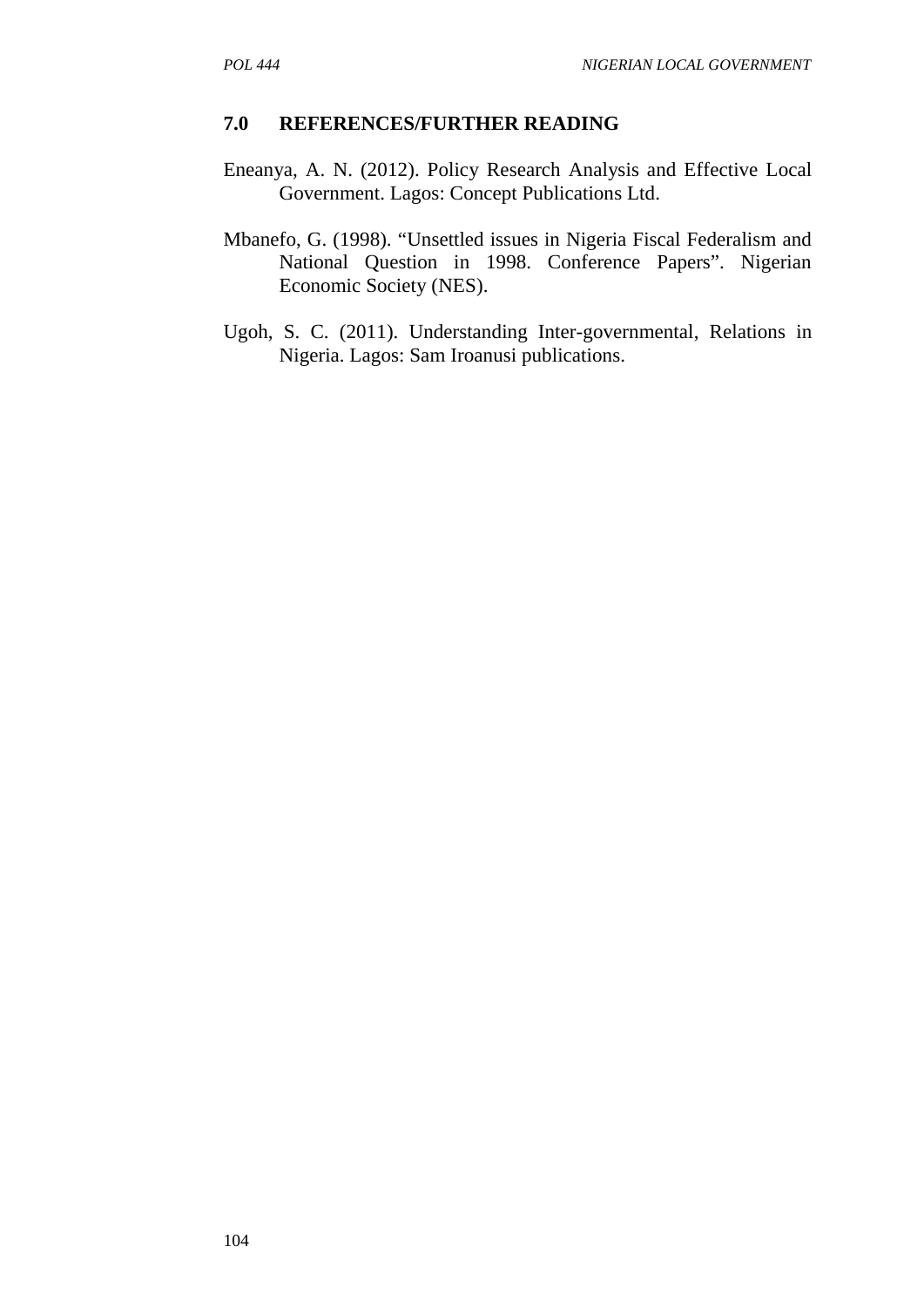## 7.0 REFERENCES/FURTHER READING

Eneanya, A. N. (2012). Policy Research Analysis and Effective Local Government. Lagos: Concept Publications Ltd.

Mbanefo, G. (1998). "Unsettled issues in Nigeria Fiscal Federalism and National Question in 1998. Conference Papers". Nigerian Economic Society (NES).

Ugoh, S. C. (2011). Understanding Inter-governmental, Relations in Nigeria. Lagos: Sam Iroanusi publications.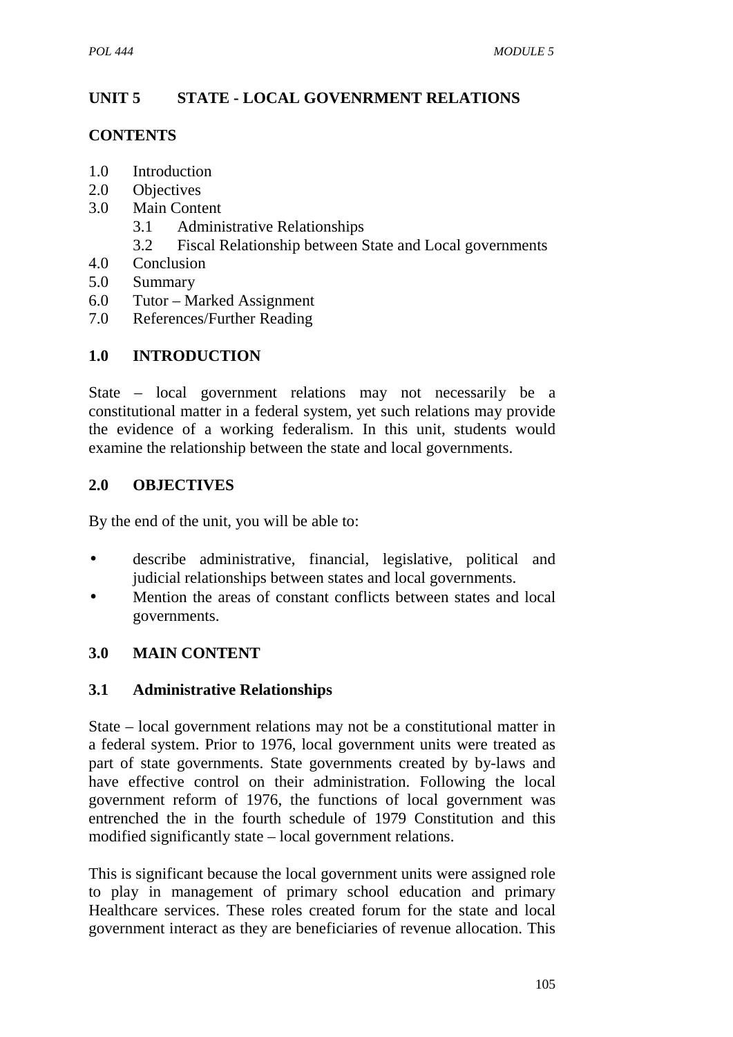## UNIT 5 STATE - LOCAL GOVENRMENT RELATIONS

### CONTENTS

1.0 Introduction
2.0 Objectives
3.0 Main Content
    3.1 Administrative Relationships
    3.2 Fiscal Relationship between State and Local governments
4.0 Conclusion
5.0 Summary
6.0 Tutor – Marked Assignment
7.0 References/Further Reading

### 1.0 INTRODUCTION

State – local government relations may not necessarily be a constitutional matter in a federal system, yet such relations may provide the evidence of a working federalism. In this unit, students would examine the relationship between the state and local governments.

### 2.0 OBJECTIVES

By the end of the unit, you will be able to:

- describe administrative, financial, legislative, political and judicial relationships between states and local governments.
- Mention the areas of constant conflicts between states and local governments.

### 3.0 MAIN CONTENT

#### 3.1 Administrative Relationships

State – local government relations may not be a constitutional matter in a federal system. Prior to 1976, local government units were treated as part of state governments. State governments created by by-laws and have effective control on their administration. Following the local government reform of 1976, the functions of local government was entrenched the in the fourth schedule of 1979 Constitution and this modified significantly state – local government relations.

This is significant because the local government units were assigned role to play in management of primary school education and primary Healthcare services. These roles created forum for the state and local government interact as they are beneficiaries of revenue allocation. This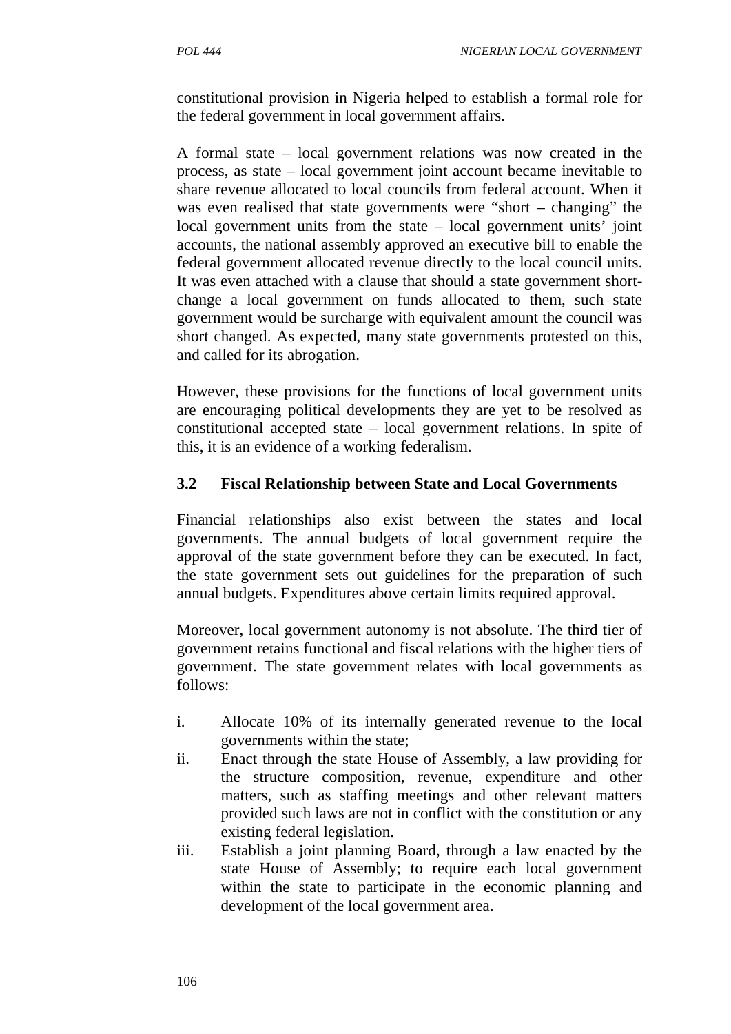constitutional provision in Nigeria helped to establish a formal role for the federal government in local government affairs.

A formal state – local government relations was now created in the process, as state – local government joint account became inevitable to share revenue allocated to local councils from federal account. When it was even realised that state governments were "short – changing" the local government units from the state – local government units' joint accounts, the national assembly approved an executive bill to enable the federal government allocated revenue directly to the local council units. It was even attached with a clause that should a state government short-change a local government on funds allocated to them, such state government would be surcharge with equivalent amount the council was short changed. As expected, many state governments protested on this, and called for its abrogation.

However, these provisions for the functions of local government units are encouraging political developments they are yet to be resolved as constitutional accepted state – local government relations. In spite of this, it is an evidence of a working federalism.

### 3.2 Fiscal Relationship between State and Local Governments

Financial relationships also exist between the states and local governments. The annual budgets of local government require the approval of the state government before they can be executed. In fact, the state government sets out guidelines for the preparation of such annual budgets. Expenditures above certain limits required approval.

Moreover, local government autonomy is not absolute. The third tier of government retains functional and fiscal relations with the higher tiers of government. The state government relates with local governments as follows:

i. Allocate 10% of its internally generated revenue to the local governments within the state;
ii. Enact through the state House of Assembly, a law providing for the structure composition, revenue, expenditure and other matters, such as staffing meetings and other relevant matters provided such laws are not in conflict with the constitution or any existing federal legislation.
iii. Establish a joint planning Board, through a law enacted by the state House of Assembly; to require each local government within the state to participate in the economic planning and development of the local government area.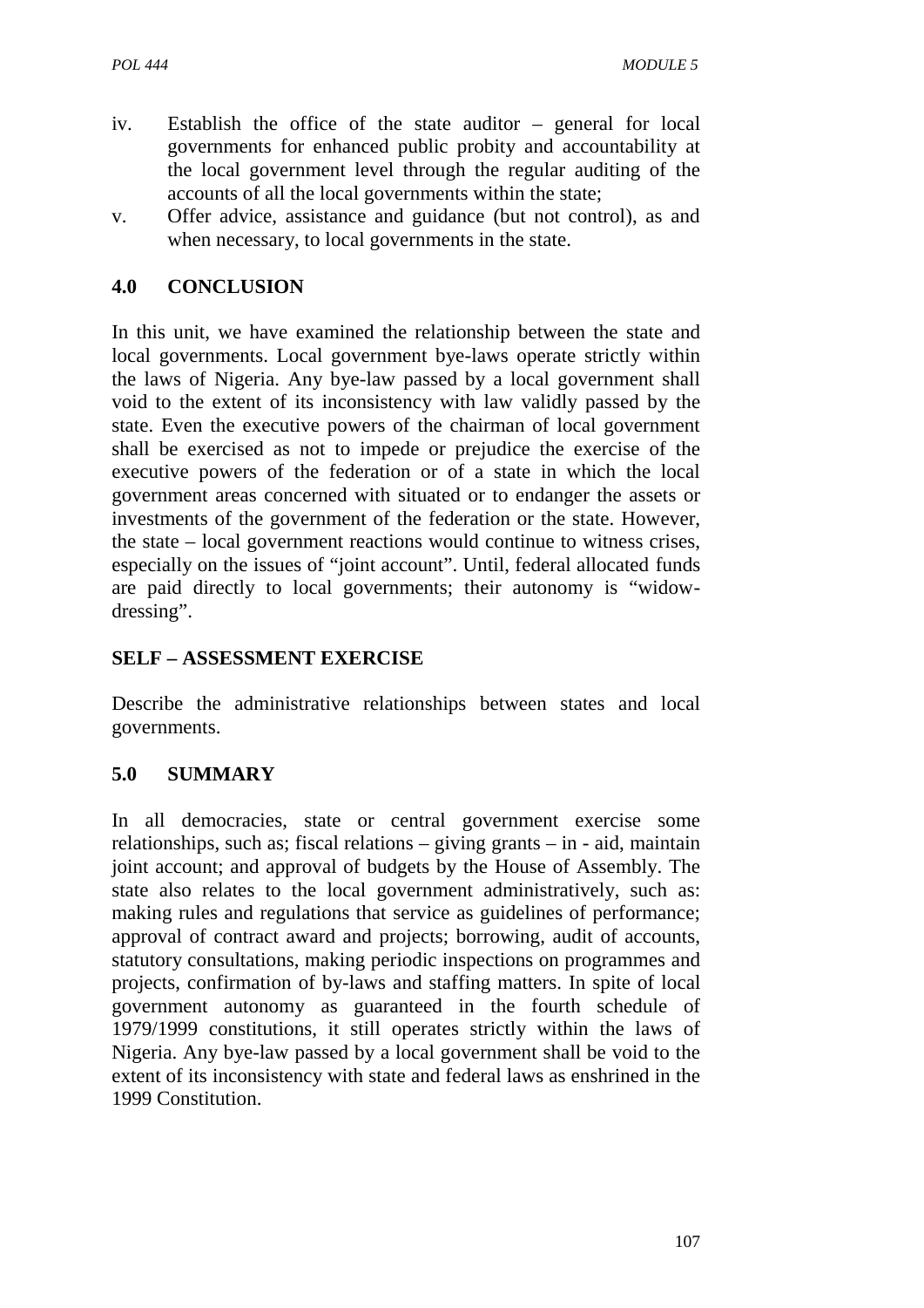iv. Establish the office of the state auditor – general for local governments for enhanced public probity and accountability at the local government level through the regular auditing of the accounts of all the local governments within the state;

v. Offer advice, assistance and guidance (but not control), as and when necessary, to local governments in the state.

## 4.0 CONCLUSION

In this unit, we have examined the relationship between the state and local governments. Local government bye-laws operate strictly within the laws of Nigeria. Any bye-law passed by a local government shall void to the extent of its inconsistency with law validly passed by the state. Even the executive powers of the chairman of local government shall be exercised as not to impede or prejudice the exercise of the executive powers of the federation or of a state in which the local government areas concerned with situated or to endanger the assets or investments of the government of the federation or the state. However, the state – local government reactions would continue to witness crises, especially on the issues of "joint account". Until, federal allocated funds are paid directly to local governments; their autonomy is "widow-dressing".

## SELF – ASSESSMENT EXERCISE

Describe the administrative relationships between states and local governments.

## 5.0 SUMMARY

In all democracies, state or central government exercise some relationships, such as; fiscal relations – giving grants – in - aid, maintain joint account; and approval of budgets by the House of Assembly. The state also relates to the local government administratively, such as: making rules and regulations that service as guidelines of performance; approval of contract award and projects; borrowing, audit of accounts, statutory consultations, making periodic inspections on programmes and projects, confirmation of by-laws and staffing matters. In spite of local government autonomy as guaranteed in the fourth schedule of 1979/1999 constitutions, it still operates strictly within the laws of Nigeria. Any bye-law passed by a local government shall be void to the extent of its inconsistency with state and federal laws as enshrined in the 1999 Constitution.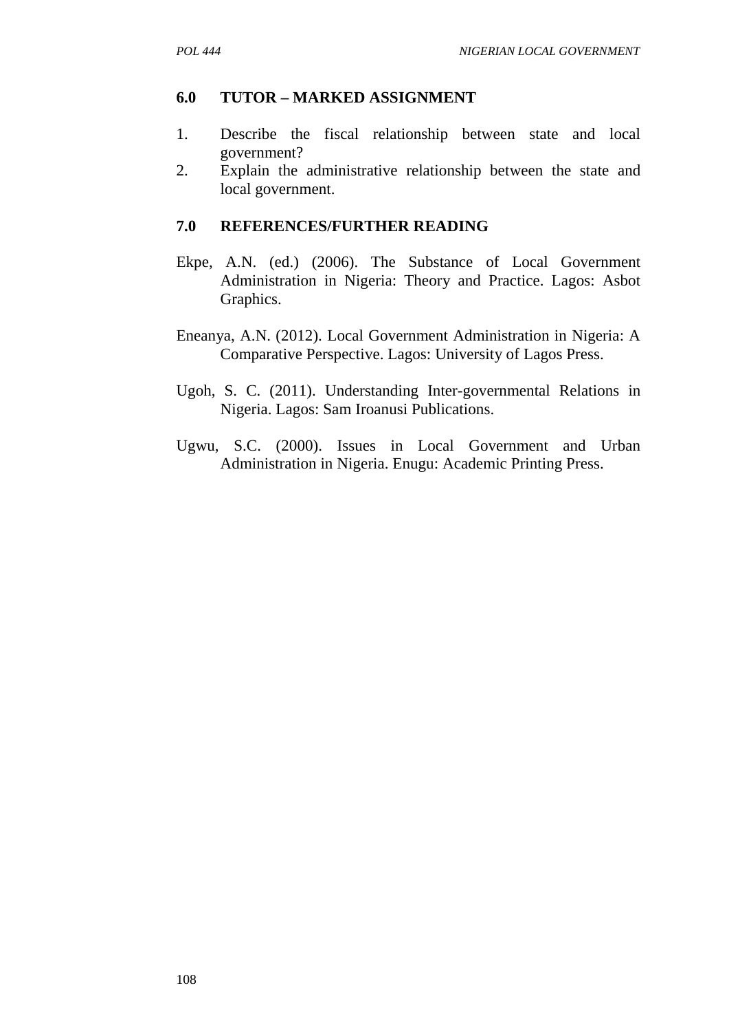## 6.0 TUTOR – MARKED ASSIGNMENT

1. Describe the fiscal relationship between state and local government?
2. Explain the administrative relationship between the state and local government.

## 7.0 REFERENCES/FURTHER READING

Ekpe, A.N. (ed.) (2006). The Substance of Local Government Administration in Nigeria: Theory and Practice. Lagos: Asbot Graphics.

Eneanya, A.N. (2012). Local Government Administration in Nigeria: A Comparative Perspective. Lagos: University of Lagos Press.

Ugoh, S. C. (2011). Understanding Inter-governmental Relations in Nigeria. Lagos: Sam Iroanusi Publications.

Ugwu, S.C. (2000). Issues in Local Government and Urban Administration in Nigeria. Enugu: Academic Printing Press.